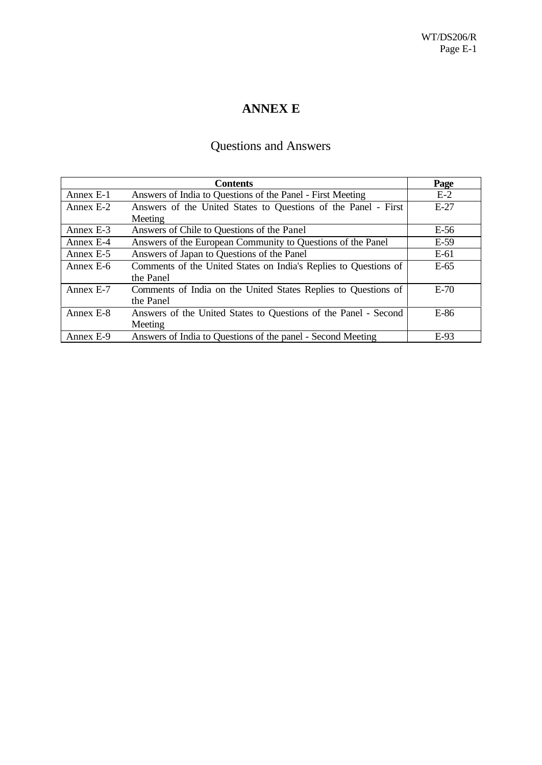# ANNEX E

## Questions and Answers

| Contents | | Page |
|---|---|---|
| Annex E-1 | Answers of India to Questions of the Panel - First Meeting | E-2 |
| Annex E-2 | Answers of the United States to Questions of the Panel - First Meeting | E-27 |
| Annex E-3 | Answers of Chile to Questions of the Panel | E-56 |
| Annex E-4 | Answers of the European Community to Questions of the Panel | E-59 |
| Annex E-5 | Answers of Japan to Questions of the Panel | E-61 |
| Annex E-6 | Comments of the United States on India's Replies to Questions of the Panel | E-65 |
| Annex E-7 | Comments of India on the United States Replies to Questions of the Panel | E-70 |
| Annex E-8 | Answers of the United States to Questions of the Panel - Second Meeting | E-86 |
| Annex E-9 | Answers of India to Questions of the panel - Second Meeting | E-93 |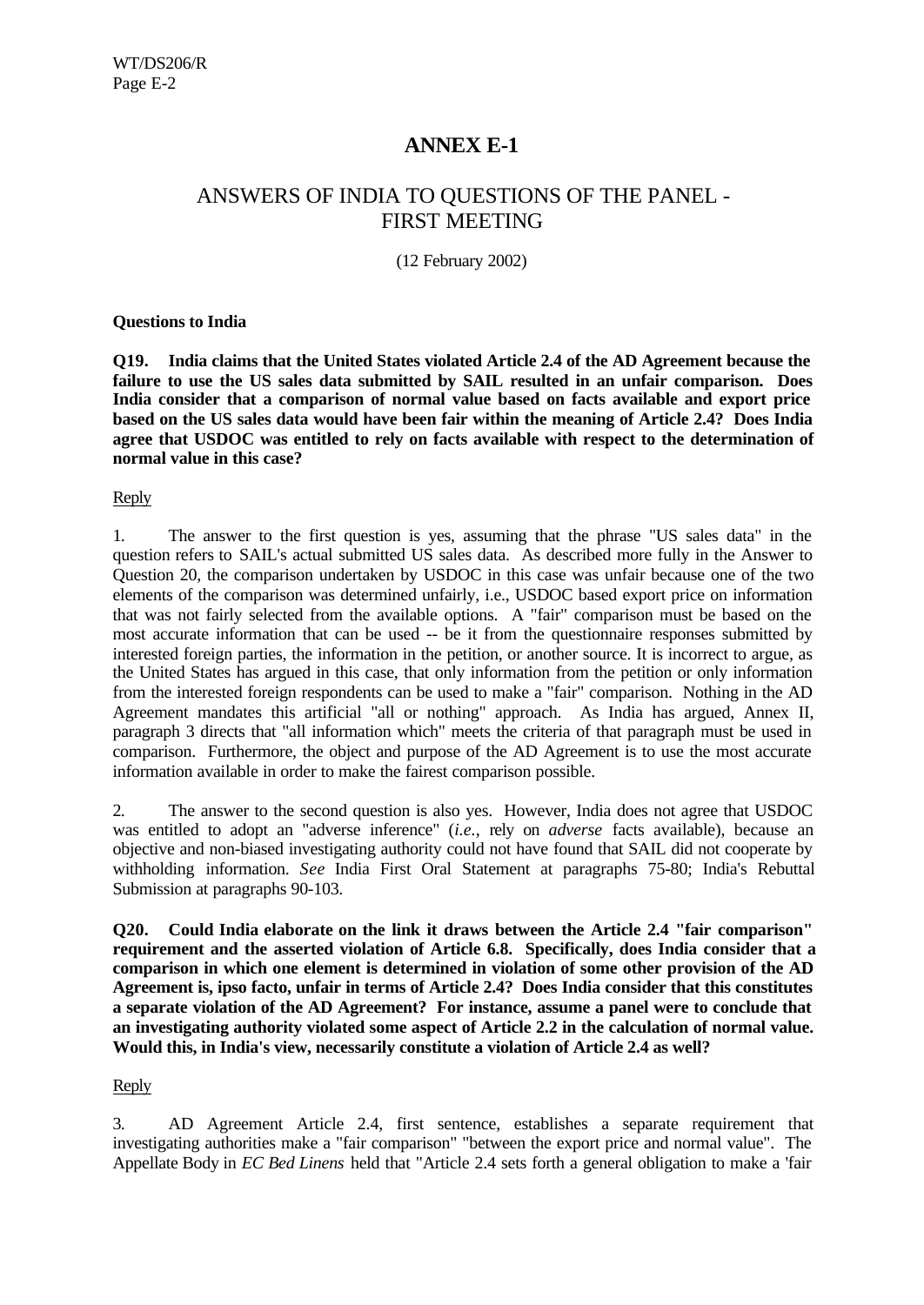# ANNEX E-1

## ANSWERS OF INDIA TO QUESTIONS OF THE PANEL - FIRST MEETING

(12 February 2002)

**Questions to India**

**Q19. India claims that the United States violated Article 2.4 of the AD Agreement because the failure to use the US sales data submitted by SAIL resulted in an unfair comparison. Does India consider that a comparison of normal value based on facts available and export price based on the US sales data would have been fair within the meaning of Article 2.4? Does India agree that USDOC was entitled to rely on facts available with respect to the determination of normal value in this case?**

Reply

1. The answer to the first question is yes, assuming that the phrase "US sales data" in the question refers to SAIL's actual submitted US sales data. As described more fully in the Answer to Question 20, the comparison undertaken by USDOC in this case was unfair because one of the two elements of the comparison was determined unfairly, i.e., USDOC based export price on information that was not fairly selected from the available options. A "fair" comparison must be based on the most accurate information that can be used -- be it from the questionnaire responses submitted by interested foreign parties, the information in the petition, or another source. It is incorrect to argue, as the United States has argued in this case, that only information from the petition or only information from the interested foreign respondents can be used to make a "fair" comparison. Nothing in the AD Agreement mandates this artificial "all or nothing" approach. As India has argued, Annex II, paragraph 3 directs that "all information which" meets the criteria of that paragraph must be used in comparison. Furthermore, the object and purpose of the AD Agreement is to use the most accurate information available in order to make the fairest comparison possible.

2. The answer to the second question is also yes. However, India does not agree that USDOC was entitled to adopt an "adverse inference" (*i.e.,* rely on *adverse* facts available), because an objective and non-biased investigating authority could not have found that SAIL did not cooperate by withholding information. *See* India First Oral Statement at paragraphs 75-80; India's Rebuttal Submission at paragraphs 90-103.

**Q20. Could India elaborate on the link it draws between the Article 2.4 "fair comparison" requirement and the asserted violation of Article 6.8. Specifically, does India consider that a comparison in which one element is determined in violation of some other provision of the AD Agreement is, ipso facto, unfair in terms of Article 2.4? Does India consider that this constitutes a separate violation of the AD Agreement? For instance, assume a panel were to conclude that an investigating authority violated some aspect of Article 2.2 in the calculation of normal value. Would this, in India's view, necessarily constitute a violation of Article 2.4 as well?**

Reply

3. AD Agreement Article 2.4, first sentence, establishes a separate requirement that investigating authorities make a "fair comparison" "between the export price and normal value". The Appellate Body in *EC Bed Linens* held that "Article 2.4 sets forth a general obligation to make a 'fair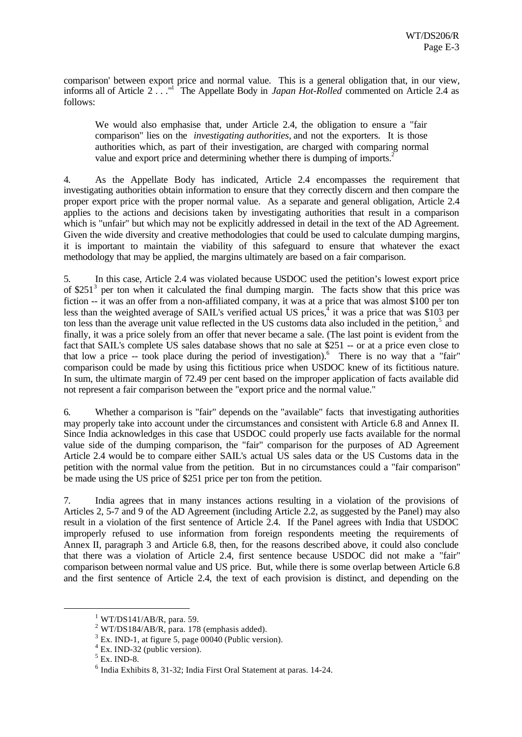comparison' between export price and normal value. This is a general obligation that, in our view, informs all of Article 2 . . ."[1] The Appellate Body in *Japan Hot-Rolled* commented on Article 2.4 as follows:

> We would also emphasise that, under Article 2.4, the obligation to ensure a "fair comparison" lies on the *investigating authorities*, and not the exporters. It is those authorities which, as part of their investigation, are charged with comparing normal value and export price and determining whether there is dumping of imports.[2]

4. As the Appellate Body has indicated, Article 2.4 encompasses the requirement that investigating authorities obtain information to ensure that they correctly discern and then compare the proper export price with the proper normal value. As a separate and general obligation, Article 2.4 applies to the actions and decisions taken by investigating authorities that result in a comparison which is "unfair" but which may not be explicitly addressed in detail in the text of the AD Agreement. Given the wide diversity and creative methodologies that could be used to calculate dumping margins, it is important to maintain the viability of this safeguard to ensure that whatever the exact methodology that may be applied, the margins ultimately are based on a fair comparison.

5. In this case, Article 2.4 was violated because USDOC used the petition's lowest export price of $251[3] per ton when it calculated the final dumping margin. The facts show that this price was fiction -- it was an offer from a non-affiliated company, it was at a price that was almost $100 per ton less than the weighted average of SAIL's verified actual US prices,[4] it was a price that was $103 per ton less than the average unit value reflected in the US customs data also included in the petition,[5] and finally, it was a price solely from an offer that never became a sale. (The last point is evident from the fact that SAIL's complete US sales database shows that no sale at $251 -- or at a price even close to that low a price -- took place during the period of investigation).[6] There is no way that a "fair" comparison could be made by using this fictitious price when USDOC knew of its fictitious nature. In sum, the ultimate margin of 72.49 per cent based on the improper application of facts available did not represent a fair comparison between the "export price and the normal value."

6. Whether a comparison is "fair" depends on the "available" facts that investigating authorities may properly take into account under the circumstances and consistent with Article 6.8 and Annex II. Since India acknowledges in this case that USDOC could properly use facts available for the normal value side of the dumping comparison, the "fair" comparison for the purposes of AD Agreement Article 2.4 would be to compare either SAIL's actual US sales data or the US Customs data in the petition with the normal value from the petition. But in no circumstances could a "fair comparison" be made using the US price of $251 price per ton from the petition.

7. India agrees that in many instances actions resulting in a violation of the provisions of Articles 2, 5-7 and 9 of the AD Agreement (including Article 2.2, as suggested by the Panel) may also result in a violation of the first sentence of Article 2.4. If the Panel agrees with India that USDOC improperly refused to use information from foreign respondents meeting the requirements of Annex II, paragraph 3 and Article 6.8, then, for the reasons described above, it could also conclude that there was a violation of Article 2.4, first sentence because USDOC did not make a "fair" comparison between normal value and US price. But, while there is some overlap between Article 6.8 and the first sentence of Article 2.4, the text of each provision is distinct, and depending on the

---

[1] WT/DS141/AB/R, para. 59.

[2] WT/DS184/AB/R, para. 178 (emphasis added).

[3] Ex. IND-1, at figure 5, page 00040 (Public version).

[4] Ex. IND-32 (public version).

[5] Ex. IND-8.

[6] India Exhibits 8, 31-32; India First Oral Statement at paras. 14-24.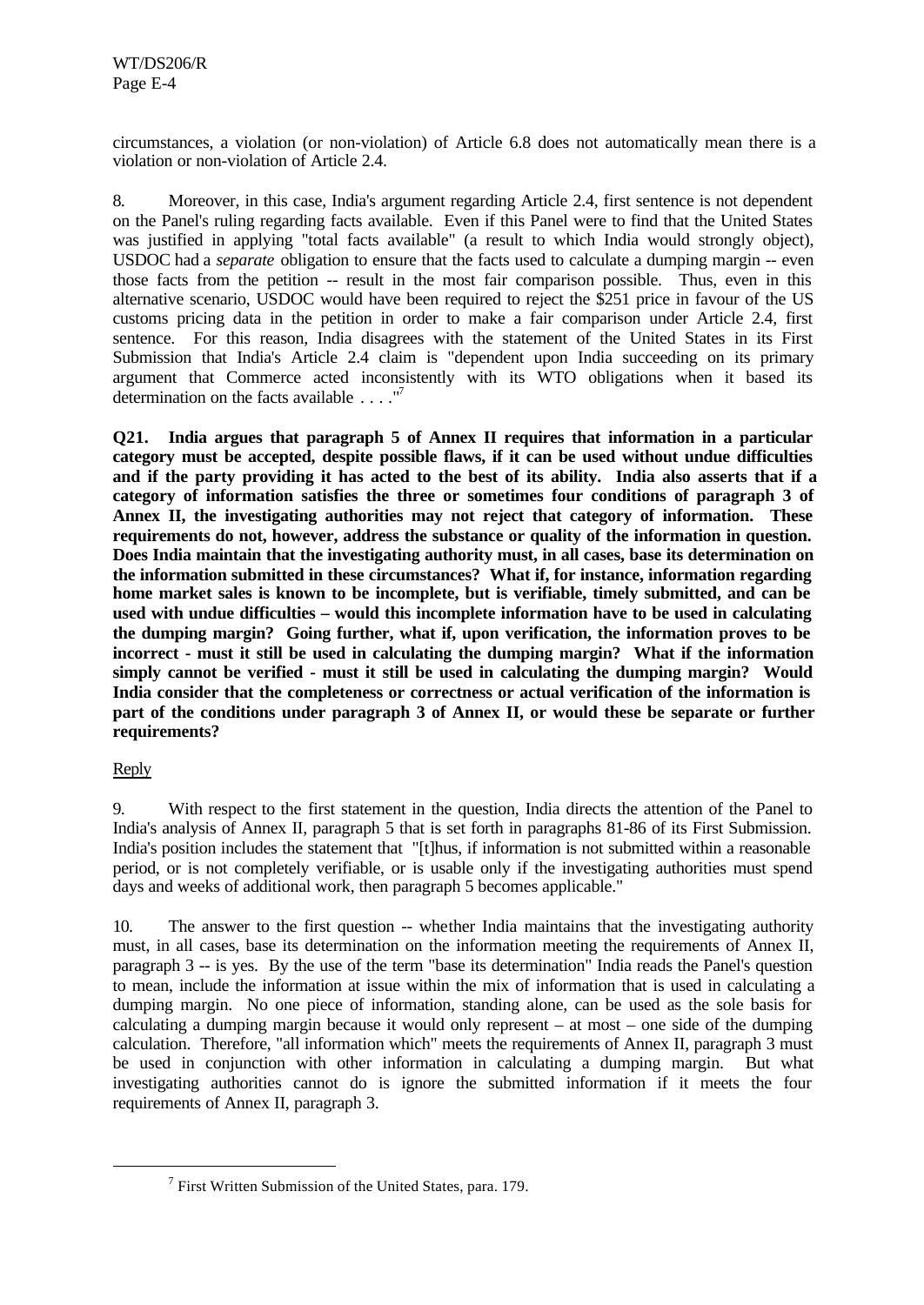circumstances, a violation (or non-violation) of Article 6.8 does not automatically mean there is a violation or non-violation of Article 2.4.

8. Moreover, in this case, India's argument regarding Article 2.4, first sentence is not dependent on the Panel's ruling regarding facts available. Even if this Panel were to find that the United States was justified in applying "total facts available" (a result to which India would strongly object), USDOC had a *separate* obligation to ensure that the facts used to calculate a dumping margin -- even those facts from the petition -- result in the most fair comparison possible. Thus, even in this alternative scenario, USDOC would have been required to reject the $251 price in favour of the US customs pricing data in the petition in order to make a fair comparison under Article 2.4, first sentence. For this reason, India disagrees with the statement of the United States in its First Submission that India's Article 2.4 claim is "dependent upon India succeeding on its primary argument that Commerce acted inconsistently with its WTO obligations when it based its determination on the facts available . . . ."[7]

**Q21. India argues that paragraph 5 of Annex II requires that information in a particular category must be accepted, despite possible flaws, if it can be used without undue difficulties and if the party providing it has acted to the best of its ability. India also asserts that if a category of information satisfies the three or sometimes four conditions of paragraph 3 of Annex II, the investigating authorities may not reject that category of information. These requirements do not, however, address the substance or quality of the information in question. Does India maintain that the investigating authority must, in all cases, base its determination on the information submitted in these circumstances? What if, for instance, information regarding home market sales is known to be incomplete, but is verifiable, timely submitted, and can be used with undue difficulties – would this incomplete information have to be used in calculating the dumping margin? Going further, what if, upon verification, the information proves to be incorrect - must it still be used in calculating the dumping margin? What if the information simply cannot be verified - must it still be used in calculating the dumping margin? Would India consider that the completeness or correctness or actual verification of the information is part of the conditions under paragraph 3 of Annex II, or would these be separate or further requirements?**

Reply

9. With respect to the first statement in the question, India directs the attention of the Panel to India's analysis of Annex II, paragraph 5 that is set forth in paragraphs 81-86 of its First Submission. India's position includes the statement that "[t]hus, if information is not submitted within a reasonable period, or is not completely verifiable, or is usable only if the investigating authorities must spend days and weeks of additional work, then paragraph 5 becomes applicable."

10. The answer to the first question -- whether India maintains that the investigating authority must, in all cases, base its determination on the information meeting the requirements of Annex II, paragraph 3 -- is yes. By the use of the term "base its determination" India reads the Panel's question to mean, include the information at issue within the mix of information that is used in calculating a dumping margin. No one piece of information, standing alone, can be used as the sole basis for calculating a dumping margin because it would only represent – at most – one side of the dumping calculation. Therefore, "all information which" meets the requirements of Annex II, paragraph 3 must be used in conjunction with other information in calculating a dumping margin. But what investigating authorities cannot do is ignore the submitted information if it meets the four requirements of Annex II, paragraph 3.

[7] First Written Submission of the United States, para. 179.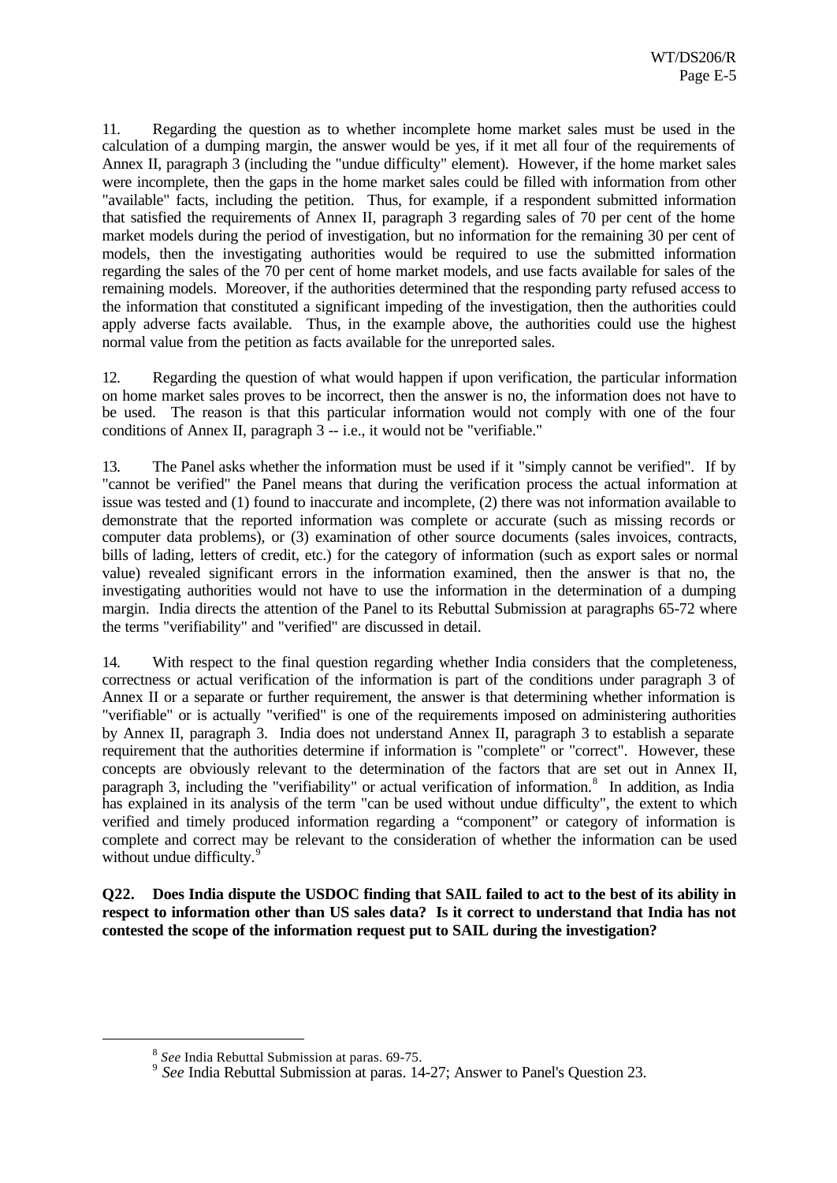11. Regarding the question as to whether incomplete home market sales must be used in the calculation of a dumping margin, the answer would be yes, if it met all four of the requirements of Annex II, paragraph 3 (including the "undue difficulty" element). However, if the home market sales were incomplete, then the gaps in the home market sales could be filled with information from other "available" facts, including the petition. Thus, for example, if a respondent submitted information that satisfied the requirements of Annex II, paragraph 3 regarding sales of 70 per cent of the home market models during the period of investigation, but no information for the remaining 30 per cent of models, then the investigating authorities would be required to use the submitted information regarding the sales of the 70 per cent of home market models, and use facts available for sales of the remaining models. Moreover, if the authorities determined that the responding party refused access to the information that constituted a significant impeding of the investigation, then the authorities could apply adverse facts available. Thus, in the example above, the authorities could use the highest normal value from the petition as facts available for the unreported sales.

12. Regarding the question of what would happen if upon verification, the particular information on home market sales proves to be incorrect, then the answer is no, the information does not have to be used. The reason is that this particular information would not comply with one of the four conditions of Annex II, paragraph 3 -- i.e., it would not be "verifiable."

13. The Panel asks whether the information must be used if it "simply cannot be verified". If by "cannot be verified" the Panel means that during the verification process the actual information at issue was tested and (1) found to inaccurate and incomplete, (2) there was not information available to demonstrate that the reported information was complete or accurate (such as missing records or computer data problems), or (3) examination of other source documents (sales invoices, contracts, bills of lading, letters of credit, etc.) for the category of information (such as export sales or normal value) revealed significant errors in the information examined, then the answer is that no, the investigating authorities would not have to use the information in the determination of a dumping margin. India directs the attention of the Panel to its Rebuttal Submission at paragraphs 65-72 where the terms "verifiability" and "verified" are discussed in detail.

14. With respect to the final question regarding whether India considers that the completeness, correctness or actual verification of the information is part of the conditions under paragraph 3 of Annex II or a separate or further requirement, the answer is that determining whether information is "verifiable" or is actually "verified" is one of the requirements imposed on administering authorities by Annex II, paragraph 3. India does not understand Annex II, paragraph 3 to establish a separate requirement that the authorities determine if information is "complete" or "correct". However, these concepts are obviously relevant to the determination of the factors that are set out in Annex II, paragraph 3, including the "verifiability" or actual verification of information.[8] In addition, as India has explained in its analysis of the term "can be used without undue difficulty", the extent to which verified and timely produced information regarding a "component" or category of information is complete and correct may be relevant to the consideration of whether the information can be used without undue difficulty.[9]

**Q22. Does India dispute the USDOC finding that SAIL failed to act to the best of its ability in respect to information other than US sales data? Is it correct to understand that India has not contested the scope of the information request put to SAIL during the investigation?**

---

[8] *See* India Rebuttal Submission at paras. 69-75.

[9] *See* India Rebuttal Submission at paras. 14-27; Answer to Panel's Question 23.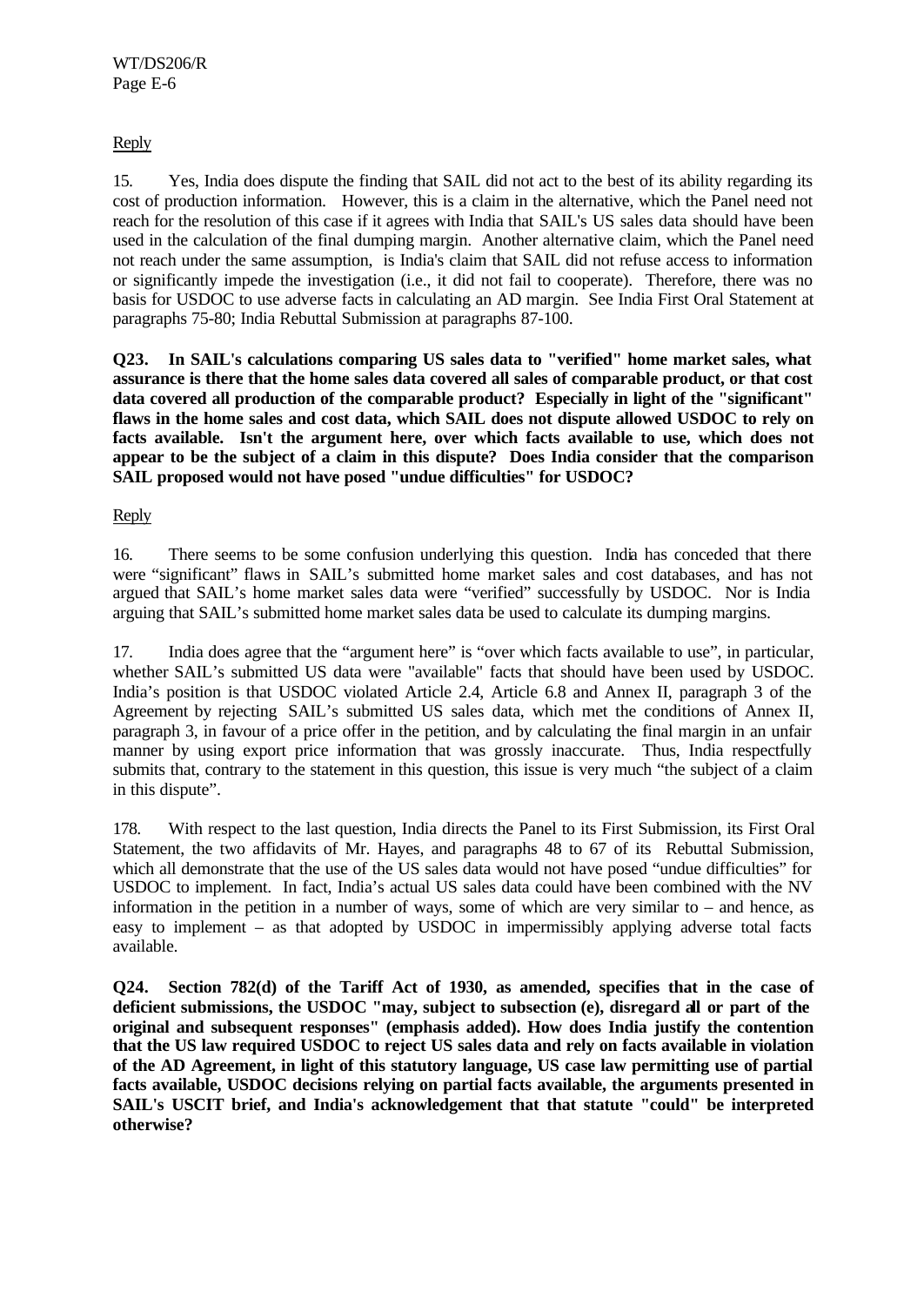Reply

15. Yes, India does dispute the finding that SAIL did not act to the best of its ability regarding its cost of production information. However, this is a claim in the alternative, which the Panel need not reach for the resolution of this case if it agrees with India that SAIL's US sales data should have been used in the calculation of the final dumping margin. Another alternative claim, which the Panel need not reach under the same assumption, is India's claim that SAIL did not refuse access to information or significantly impede the investigation (i.e., it did not fail to cooperate). Therefore, there was no basis for USDOC to use adverse facts in calculating an AD margin. See India First Oral Statement at paragraphs 75-80; India Rebuttal Submission at paragraphs 87-100.

**Q23. In SAIL's calculations comparing US sales data to "verified" home market sales, what assurance is there that the home sales data covered all sales of comparable product, or that cost data covered all production of the comparable product? Especially in light of the "significant" flaws in the home sales and cost data, which SAIL does not dispute allowed USDOC to rely on facts available. Isn't the argument here, over which facts available to use, which does not appear to be the subject of a claim in this dispute? Does India consider that the comparison SAIL proposed would not have posed "undue difficulties" for USDOC?**

Reply

16. There seems to be some confusion underlying this question. India has conceded that there were "significant" flaws in SAIL's submitted home market sales and cost databases, and has not argued that SAIL's home market sales data were "verified" successfully by USDOC. Nor is India arguing that SAIL's submitted home market sales data be used to calculate its dumping margins.

17. India does agree that the "argument here" is "over which facts available to use", in particular, whether SAIL's submitted US data were "available" facts that should have been used by USDOC. India's position is that USDOC violated Article 2.4, Article 6.8 and Annex II, paragraph 3 of the Agreement by rejecting SAIL's submitted US sales data, which met the conditions of Annex II, paragraph 3, in favour of a price offer in the petition, and by calculating the final margin in an unfair manner by using export price information that was grossly inaccurate. Thus, India respectfully submits that, contrary to the statement in this question, this issue is very much "the subject of a claim in this dispute".

178. With respect to the last question, India directs the Panel to its First Submission, its First Oral Statement, the two affidavits of Mr. Hayes, and paragraphs 48 to 67 of its Rebuttal Submission, which all demonstrate that the use of the US sales data would not have posed "undue difficulties" for USDOC to implement. In fact, India's actual US sales data could have been combined with the NV information in the petition in a number of ways, some of which are very similar to – and hence, as easy to implement – as that adopted by USDOC in impermissibly applying adverse total facts available.

**Q24. Section 782(d) of the Tariff Act of 1930, as amended, specifies that in the case of deficient submissions, the USDOC "may, subject to subsection (e), disregard all or part of the original and subsequent responses" (emphasis added). How does India justify the contention that the US law required USDOC to reject US sales data and rely on facts available in violation of the AD Agreement, in light of this statutory language, US case law permitting use of partial facts available, USDOC decisions relying on partial facts available, the arguments presented in SAIL's USCIT brief, and India's acknowledgement that that statute "could" be interpreted otherwise?**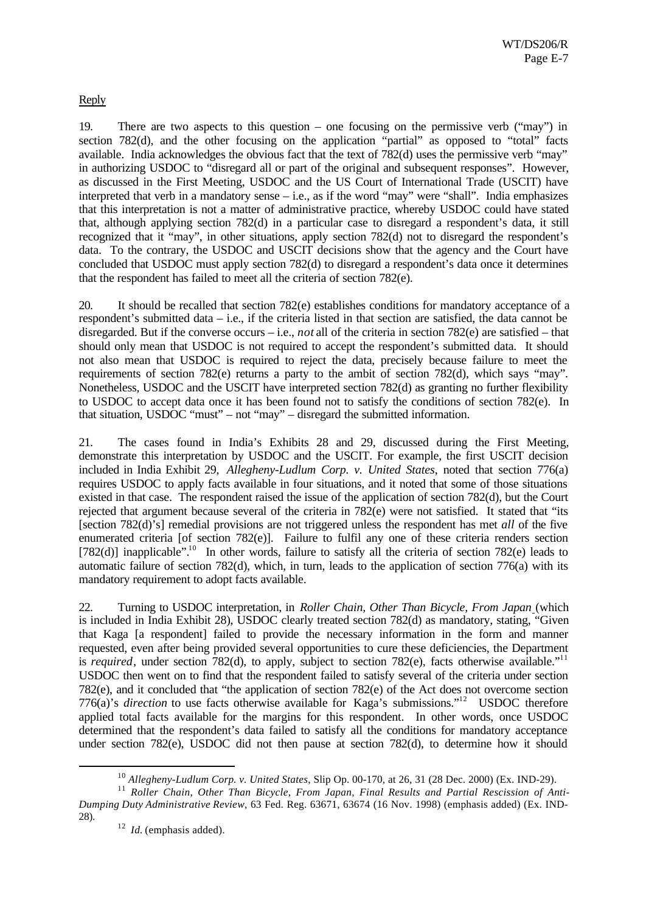Reply

19. There are two aspects to this question – one focusing on the permissive verb ("may") in section 782(d), and the other focusing on the application "partial" as opposed to "total" facts available. India acknowledges the obvious fact that the text of 782(d) uses the permissive verb "may" in authorizing USDOC to "disregard all or part of the original and subsequent responses". However, as discussed in the First Meeting, USDOC and the US Court of International Trade (USCIT) have interpreted that verb in a mandatory sense – i.e., as if the word "may" were "shall". India emphasizes that this interpretation is not a matter of administrative practice, whereby USDOC could have stated that, although applying section 782(d) in a particular case to disregard a respondent's data, it still recognized that it "may", in other situations, apply section 782(d) not to disregard the respondent's data. To the contrary, the USDOC and USCIT decisions show that the agency and the Court have concluded that USDOC must apply section 782(d) to disregard a respondent's data once it determines that the respondent has failed to meet all the criteria of section 782(e).

20. It should be recalled that section 782(e) establishes conditions for mandatory acceptance of a respondent's submitted data – i.e., if the criteria listed in that section are satisfied, the data cannot be disregarded. But if the converse occurs – i.e., *not* all of the criteria in section 782(e) are satisfied – that should only mean that USDOC is not required to accept the respondent's submitted data. It should not also mean that USDOC is required to reject the data, precisely because failure to meet the requirements of section 782(e) returns a party to the ambit of section 782(d), which says "may". Nonetheless, USDOC and the USCIT have interpreted section 782(d) as granting no further flexibility to USDOC to accept data once it has been found not to satisfy the conditions of section 782(e). In that situation, USDOC "must" – not "may" – disregard the submitted information.

21. The cases found in India's Exhibits 28 and 29, discussed during the First Meeting, demonstrate this interpretation by USDOC and the USCIT. For example, the first USCIT decision included in India Exhibit 29, *Allegheny-Ludlum Corp. v. United States*, noted that section 776(a) requires USDOC to apply facts available in four situations, and it noted that some of those situations existed in that case. The respondent raised the issue of the application of section 782(d), but the Court rejected that argument because several of the criteria in 782(e) were not satisfied. It stated that "its [section 782(d)'s] remedial provisions are not triggered unless the respondent has met *all* of the five enumerated criteria [of section 782(e)]. Failure to fulfil any one of these criteria renders section [782(d)] inapplicable".[10] In other words, failure to satisfy all the criteria of section 782(e) leads to automatic failure of section 782(d), which, in turn, leads to the application of section 776(a) with its mandatory requirement to adopt facts available.

22. Turning to USDOC interpretation, in *Roller Chain, Other Than Bicycle, From Japan* (which is included in India Exhibit 28), USDOC clearly treated section 782(d) as mandatory, stating, "Given that Kaga [a respondent] failed to provide the necessary information in the form and manner requested, even after being provided several opportunities to cure these deficiencies, the Department is *required*, under section 782(d), to apply, subject to section 782(e), facts otherwise available."[11] USDOC then went on to find that the respondent failed to satisfy several of the criteria under section 782(e), and it concluded that "the application of section 782(e) of the Act does not overcome section 776(a)'s *direction* to use facts otherwise available for Kaga's submissions."[12] USDOC therefore applied total facts available for the margins for this respondent. In other words, once USDOC determined that the respondent's data failed to satisfy all the conditions for mandatory acceptance under section 782(e), USDOC did not then pause at section 782(d), to determine how it should

---

[10] *Allegheny-Ludlum Corp. v. United States*, Slip Op. 00-170, at 26, 31 (28 Dec. 2000) (Ex. IND-29).

[11] *Roller Chain, Other Than Bicycle, From Japan, Final Results and Partial Rescission of Anti-Dumping Duty Administrative Review*, 63 Fed. Reg. 63671, 63674 (16 Nov. 1998) (emphasis added) (Ex. IND-28).

[12] *Id.* (emphasis added).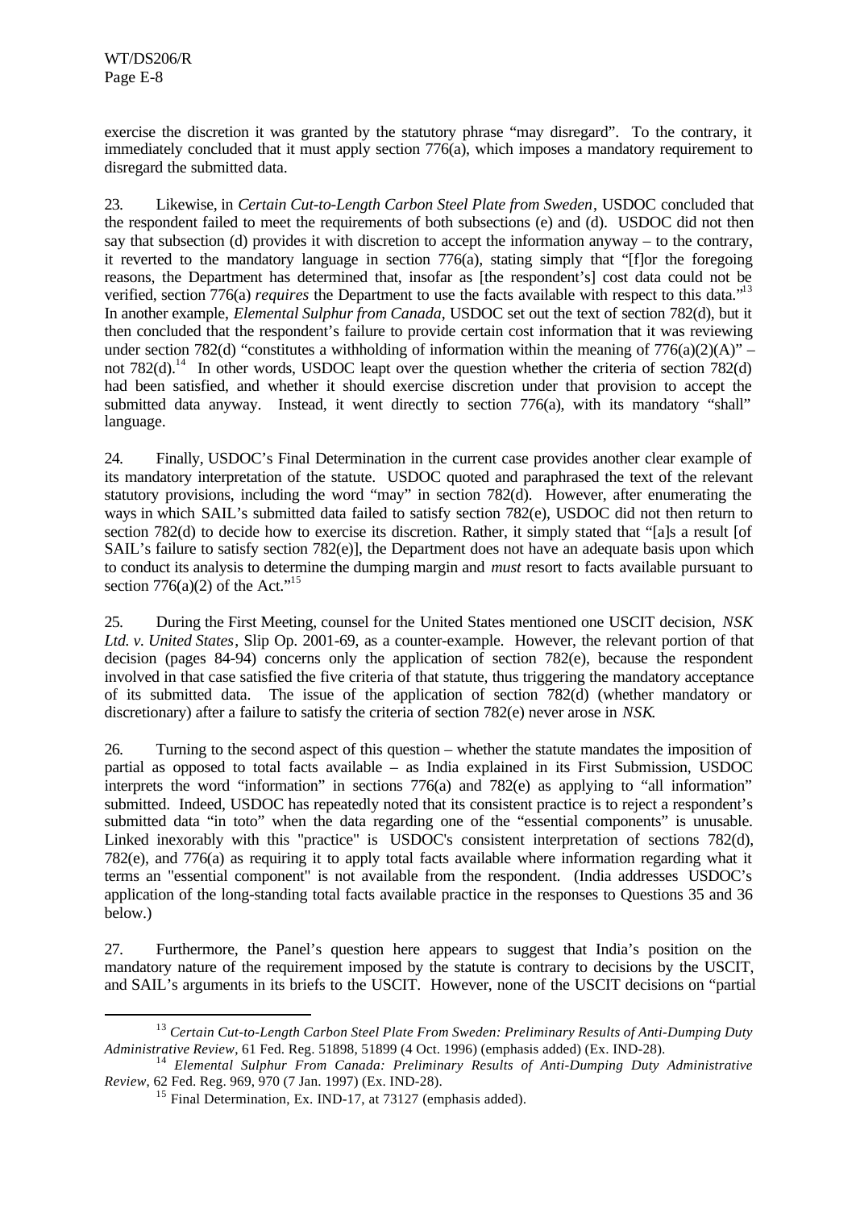exercise the discretion it was granted by the statutory phrase "may disregard". To the contrary, it immediately concluded that it must apply section 776(a), which imposes a mandatory requirement to disregard the submitted data.

23. Likewise, in *Certain Cut-to-Length Carbon Steel Plate from Sweden*, USDOC concluded that the respondent failed to meet the requirements of both subsections (e) and (d). USDOC did not then say that subsection (d) provides it with discretion to accept the information anyway – to the contrary, it reverted to the mandatory language in section 776(a), stating simply that "[f]or the foregoing reasons, the Department has determined that, insofar as [the respondent's] cost data could not be verified, section 776(a) *requires* the Department to use the facts available with respect to this data."[13] In another example, *Elemental Sulphur from Canada*, USDOC set out the text of section 782(d), but it then concluded that the respondent's failure to provide certain cost information that it was reviewing under section 782(d) "constitutes a withholding of information within the meaning of 776(a)(2)(A)" – not 782(d).[14] In other words, USDOC leapt over the question whether the criteria of section 782(d) had been satisfied, and whether it should exercise discretion under that provision to accept the submitted data anyway. Instead, it went directly to section 776(a), with its mandatory "shall" language.

24. Finally, USDOC's Final Determination in the current case provides another clear example of its mandatory interpretation of the statute. USDOC quoted and paraphrased the text of the relevant statutory provisions, including the word "may" in section 782(d). However, after enumerating the ways in which SAIL's submitted data failed to satisfy section 782(e), USDOC did not then return to section 782(d) to decide how to exercise its discretion. Rather, it simply stated that "[a]s a result [of SAIL's failure to satisfy section 782(e)], the Department does not have an adequate basis upon which to conduct its analysis to determine the dumping margin and *must* resort to facts available pursuant to section 776(a)(2) of the Act."[15]

25. During the First Meeting, counsel for the United States mentioned one USCIT decision, *NSK Ltd. v. United States*, Slip Op. 2001-69, as a counter-example. However, the relevant portion of that decision (pages 84-94) concerns only the application of section 782(e), because the respondent involved in that case satisfied the five criteria of that statute, thus triggering the mandatory acceptance of its submitted data. The issue of the application of section 782(d) (whether mandatory or discretionary) after a failure to satisfy the criteria of section 782(e) never arose in *NSK*.

26. Turning to the second aspect of this question – whether the statute mandates the imposition of partial as opposed to total facts available – as India explained in its First Submission, USDOC interprets the word "information" in sections 776(a) and 782(e) as applying to "all information" submitted. Indeed, USDOC has repeatedly noted that its consistent practice is to reject a respondent's submitted data "in toto" when the data regarding one of the "essential components" is unusable. Linked inexorably with this "practice" is USDOC's consistent interpretation of sections 782(d), 782(e), and 776(a) as requiring it to apply total facts available where information regarding what it terms an "essential component" is not available from the respondent. (India addresses USDOC's application of the long-standing total facts available practice in the responses to Questions 35 and 36 below.)

27. Furthermore, the Panel's question here appears to suggest that India's position on the mandatory nature of the requirement imposed by the statute is contrary to decisions by the USCIT, and SAIL's arguments in its briefs to the USCIT. However, none of the USCIT decisions on "partial

---

[13] *Certain Cut-to-Length Carbon Steel Plate From Sweden: Preliminary Results of Anti-Dumping Duty Administrative Review*, 61 Fed. Reg. 51898, 51899 (4 Oct. 1996) (emphasis added) (Ex. IND-28).

[14] *Elemental Sulphur From Canada: Preliminary Results of Anti-Dumping Duty Administrative Review*, 62 Fed. Reg. 969, 970 (7 Jan. 1997) (Ex. IND-28).

[15] Final Determination, Ex. IND-17, at 73127 (emphasis added).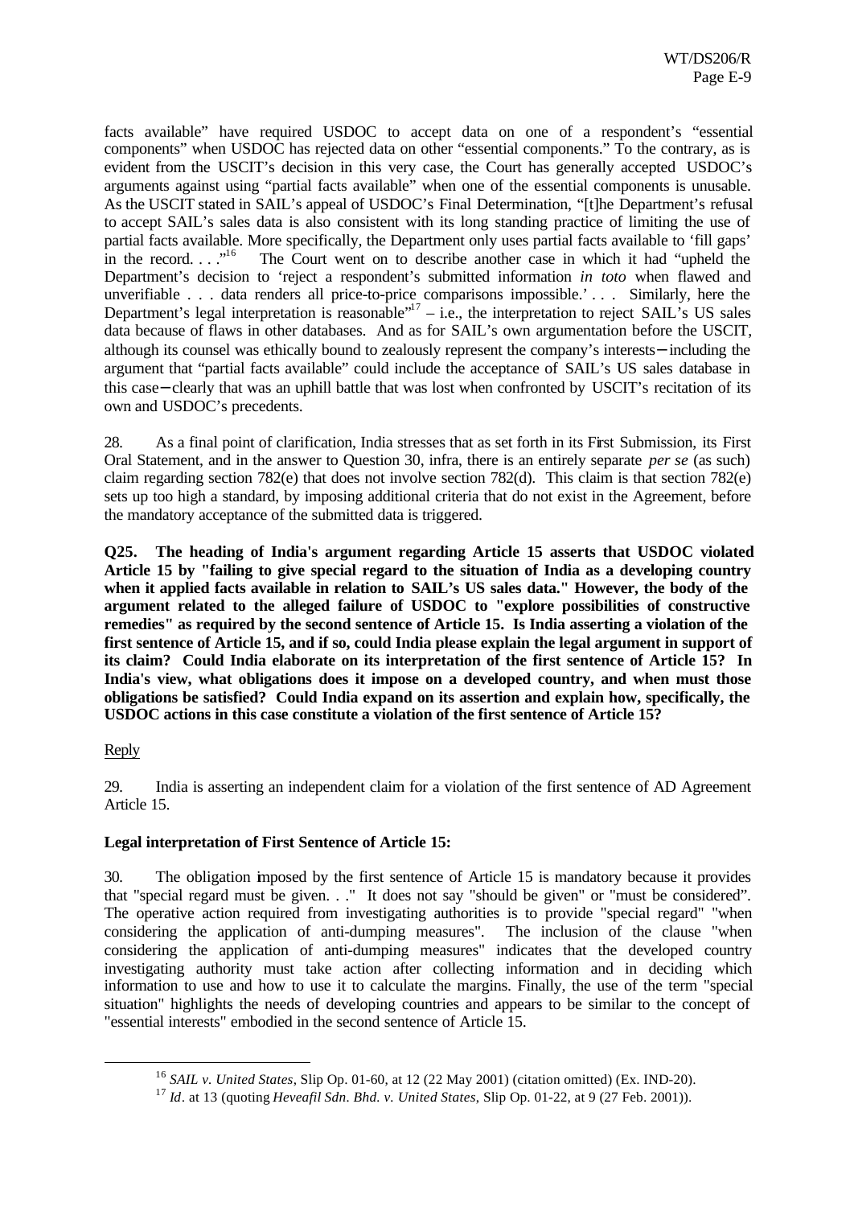facts available" have required USDOC to accept data on one of a respondent's "essential components" when USDOC has rejected data on other "essential components." To the contrary, as is evident from the USCIT's decision in this very case, the Court has generally accepted USDOC's arguments against using "partial facts available" when one of the essential components is unusable. As the USCIT stated in SAIL's appeal of USDOC's Final Determination, "[t]he Department's refusal to accept SAIL's sales data is also consistent with its long standing practice of limiting the use of partial facts available. More specifically, the Department only uses partial facts available to 'fill gaps' in the record. . . ."[16] The Court went on to describe another case in which it had "upheld the Department's decision to 'reject a respondent's submitted information *in toto* when flawed and unverifiable . . . data renders all price-to-price comparisons impossible.' . . . Similarly, here the Department's legal interpretation is reasonable"[17] – i.e., the interpretation to reject SAIL's US sales data because of flaws in other databases. And as for SAIL's own argumentation before the USCIT, although its counsel was ethically bound to zealously represent the company's interests—including the argument that "partial facts available" could include the acceptance of SAIL's US sales database in this case—clearly that was an uphill battle that was lost when confronted by USCIT's recitation of its own and USDOC's precedents.

28. As a final point of clarification, India stresses that as set forth in its First Submission, its First Oral Statement, and in the answer to Question 30, infra, there is an entirely separate *per se* (as such) claim regarding section 782(e) that does not involve section 782(d). This claim is that section 782(e) sets up too high a standard, by imposing additional criteria that do not exist in the Agreement, before the mandatory acceptance of the submitted data is triggered.

**Q25. The heading of India's argument regarding Article 15 asserts that USDOC violated Article 15 by "failing to give special regard to the situation of India as a developing country when it applied facts available in relation to SAIL's US sales data." However, the body of the argument related to the alleged failure of USDOC to "explore possibilities of constructive remedies" as required by the second sentence of Article 15. Is India asserting a violation of the first sentence of Article 15, and if so, could India please explain the legal argument in support of its claim? Could India elaborate on its interpretation of the first sentence of Article 15? In India's view, what obligations does it impose on a developed country, and when must those obligations be satisfied? Could India expand on its assertion and explain how, specifically, the USDOC actions in this case constitute a violation of the first sentence of Article 15?**

Reply

29. India is asserting an independent claim for a violation of the first sentence of AD Agreement Article 15.

**Legal interpretation of First Sentence of Article 15:**

30. The obligation imposed by the first sentence of Article 15 is mandatory because it provides that "special regard must be given. . ." It does not say "should be given" or "must be considered". The operative action required from investigating authorities is to provide "special regard" "when considering the application of anti-dumping measures". The inclusion of the clause "when considering the application of anti-dumping measures" indicates that the developed country investigating authority must take action after collecting information and in deciding which information to use and how to use it to calculate the margins. Finally, the use of the term "special situation" highlights the needs of developing countries and appears to be similar to the concept of "essential interests" embodied in the second sentence of Article 15.

---

[16] *SAIL v. United States*, Slip Op. 01-60, at 12 (22 May 2001) (citation omitted) (Ex. IND-20).

[17] *Id*. at 13 (quoting *Heveafil Sdn. Bhd. v. United States*, Slip Op. 01-22, at 9 (27 Feb. 2001)).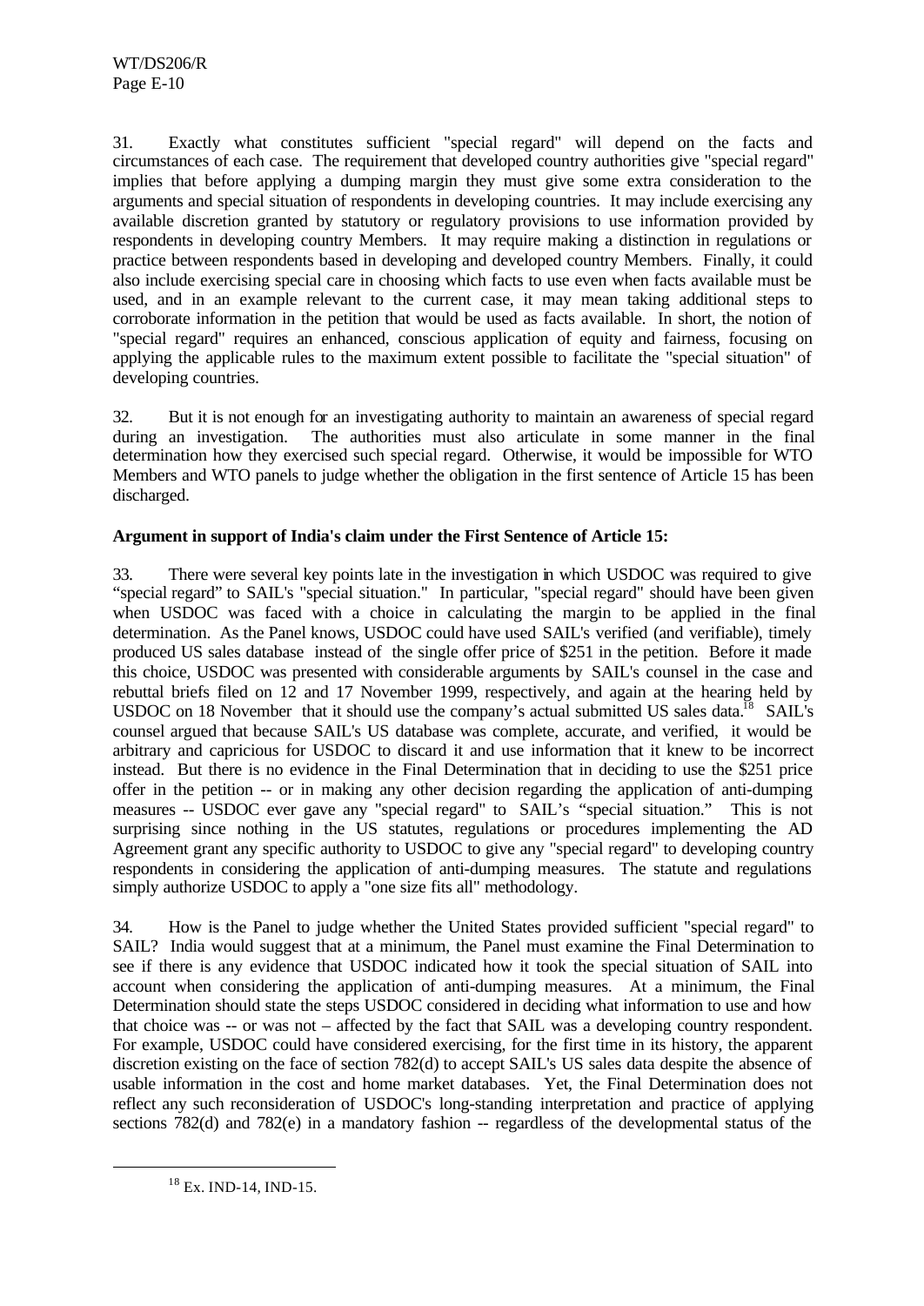31. Exactly what constitutes sufficient "special regard" will depend on the facts and circumstances of each case. The requirement that developed country authorities give "special regard" implies that before applying a dumping margin they must give some extra consideration to the arguments and special situation of respondents in developing countries. It may include exercising any available discretion granted by statutory or regulatory provisions to use information provided by respondents in developing country Members. It may require making a distinction in regulations or practice between respondents based in developing and developed country Members. Finally, it could also include exercising special care in choosing which facts to use even when facts available must be used, and in an example relevant to the current case, it may mean taking additional steps to corroborate information in the petition that would be used as facts available. In short, the notion of "special regard" requires an enhanced, conscious application of equity and fairness, focusing on applying the applicable rules to the maximum extent possible to facilitate the "special situation" of developing countries.

32. But it is not enough for an investigating authority to maintain an awareness of special regard during an investigation. The authorities must also articulate in some manner in the final determination how they exercised such special regard. Otherwise, it would be impossible for WTO Members and WTO panels to judge whether the obligation in the first sentence of Article 15 has been discharged.

**Argument in support of India's claim under the First Sentence of Article 15:**

33. There were several key points late in the investigation in which USDOC was required to give "special regard" to SAIL's "special situation." In particular, "special regard" should have been given when USDOC was faced with a choice in calculating the margin to be applied in the final determination. As the Panel knows, USDOC could have used SAIL's verified (and verifiable), timely produced US sales database instead of the single offer price of $251 in the petition. Before it made this choice, USDOC was presented with considerable arguments by SAIL's counsel in the case and rebuttal briefs filed on 12 and 17 November 1999, respectively, and again at the hearing held by USDOC on 18 November that it should use the company's actual submitted US sales data.[18] SAIL's counsel argued that because SAIL's US database was complete, accurate, and verified, it would be arbitrary and capricious for USDOC to discard it and use information that it knew to be incorrect instead. But there is no evidence in the Final Determination that in deciding to use the $251 price offer in the petition -- or in making any other decision regarding the application of anti-dumping measures -- USDOC ever gave any "special regard" to SAIL's "special situation." This is not surprising since nothing in the US statutes, regulations or procedures implementing the AD Agreement grant any specific authority to USDOC to give any "special regard" to developing country respondents in considering the application of anti-dumping measures. The statute and regulations simply authorize USDOC to apply a "one size fits all" methodology.

34. How is the Panel to judge whether the United States provided sufficient "special regard" to SAIL? India would suggest that at a minimum, the Panel must examine the Final Determination to see if there is any evidence that USDOC indicated how it took the special situation of SAIL into account when considering the application of anti-dumping measures. At a minimum, the Final Determination should state the steps USDOC considered in deciding what information to use and how that choice was -- or was not – affected by the fact that SAIL was a developing country respondent. For example, USDOC could have considered exercising, for the first time in its history, the apparent discretion existing on the face of section 782(d) to accept SAIL's US sales data despite the absence of usable information in the cost and home market databases. Yet, the Final Determination does not reflect any such reconsideration of USDOC's long-standing interpretation and practice of applying sections 782(d) and 782(e) in a mandatory fashion -- regardless of the developmental status of the

[18] Ex. IND-14, IND-15.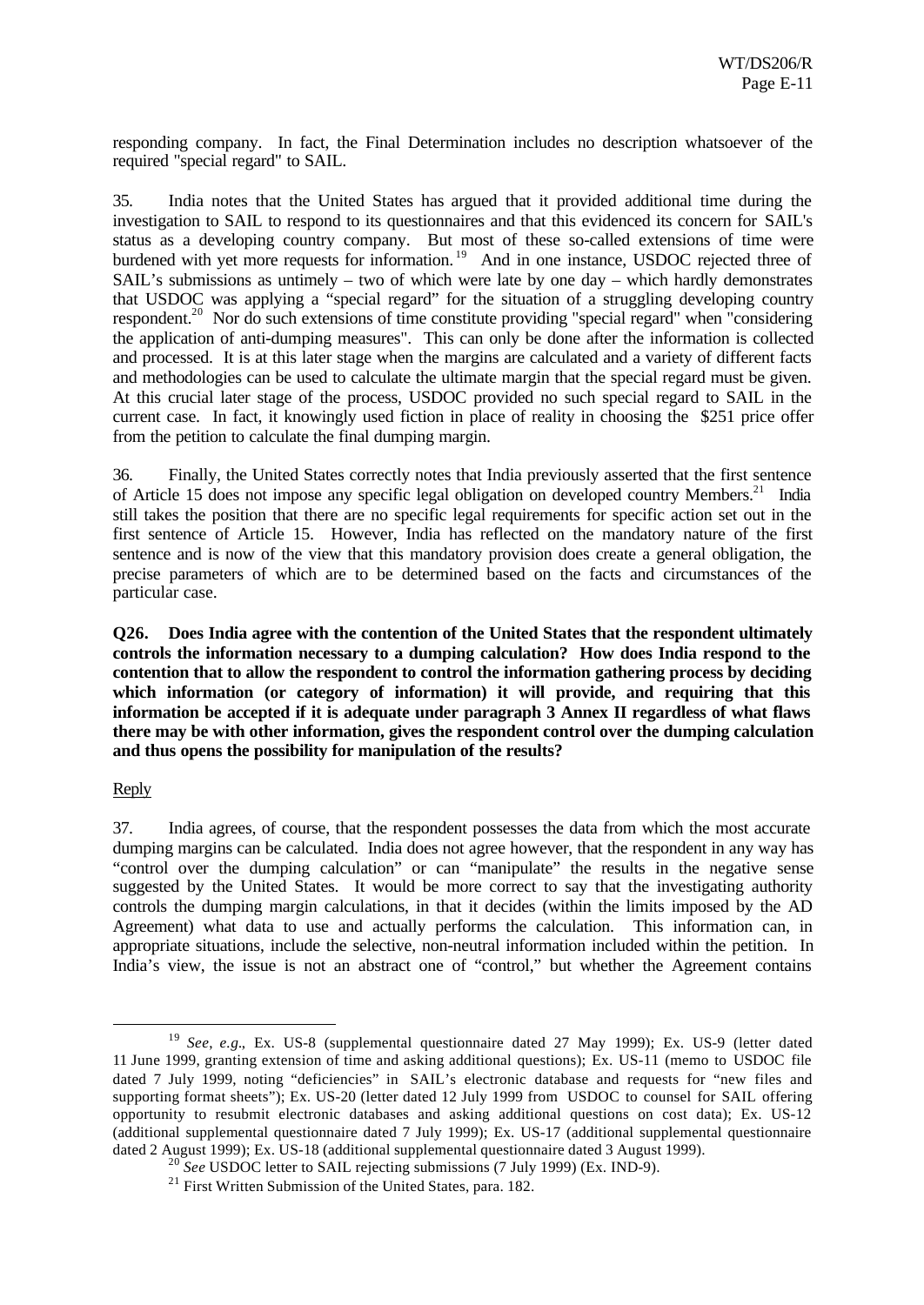responding company. In fact, the Final Determination includes no description whatsoever of the required "special regard" to SAIL.

35. India notes that the United States has argued that it provided additional time during the investigation to SAIL to respond to its questionnaires and that this evidenced its concern for SAIL's status as a developing country company. But most of these so-called extensions of time were burdened with yet more requests for information.[19] And in one instance, USDOC rejected three of SAIL's submissions as untimely – two of which were late by one day – which hardly demonstrates that USDOC was applying a "special regard" for the situation of a struggling developing country respondent.[20] Nor do such extensions of time constitute providing "special regard" when "considering the application of anti-dumping measures". This can only be done after the information is collected and processed. It is at this later stage when the margins are calculated and a variety of different facts and methodologies can be used to calculate the ultimate margin that the special regard must be given. At this crucial later stage of the process, USDOC provided no such special regard to SAIL in the current case. In fact, it knowingly used fiction in place of reality in choosing the $251 price offer from the petition to calculate the final dumping margin.

36. Finally, the United States correctly notes that India previously asserted that the first sentence of Article 15 does not impose any specific legal obligation on developed country Members.[21] India still takes the position that there are no specific legal requirements for specific action set out in the first sentence of Article 15. However, India has reflected on the mandatory nature of the first sentence and is now of the view that this mandatory provision does create a general obligation, the precise parameters of which are to be determined based on the facts and circumstances of the particular case.

**Q26. Does India agree with the contention of the United States that the respondent ultimately controls the information necessary to a dumping calculation? How does India respond to the contention that to allow the respondent to control the information gathering process by deciding which information (or category of information) it will provide, and requiring that this information be accepted if it is adequate under paragraph 3 Annex II regardless of what flaws there may be with other information, gives the respondent control over the dumping calculation and thus opens the possibility for manipulation of the results?**

Reply

37. India agrees, of course, that the respondent possesses the data from which the most accurate dumping margins can be calculated. India does not agree however, that the respondent in any way has "control over the dumping calculation" or can "manipulate" the results in the negative sense suggested by the United States. It would be more correct to say that the investigating authority controls the dumping margin calculations, in that it decides (within the limits imposed by the AD Agreement) what data to use and actually performs the calculation. This information can, in appropriate situations, include the selective, non-neutral information included within the petition. In India's view, the issue is not an abstract one of "control," but whether the Agreement contains

---

[19] *See*, *e.g.*, Ex. US-8 (supplemental questionnaire dated 27 May 1999); Ex. US-9 (letter dated 11 June 1999, granting extension of time and asking additional questions); Ex. US-11 (memo to USDOC file dated 7 July 1999, noting "deficiencies" in SAIL's electronic database and requests for "new files and supporting format sheets"); Ex. US-20 (letter dated 12 July 1999 from USDOC to counsel for SAIL offering opportunity to resubmit electronic databases and asking additional questions on cost data); Ex. US-12 (additional supplemental questionnaire dated 7 July 1999); Ex. US-17 (additional supplemental questionnaire dated 2 August 1999); Ex. US-18 (additional supplemental questionnaire dated 3 August 1999).

[20] *See* USDOC letter to SAIL rejecting submissions (7 July 1999) (Ex. IND-9).

[21] First Written Submission of the United States, para. 182.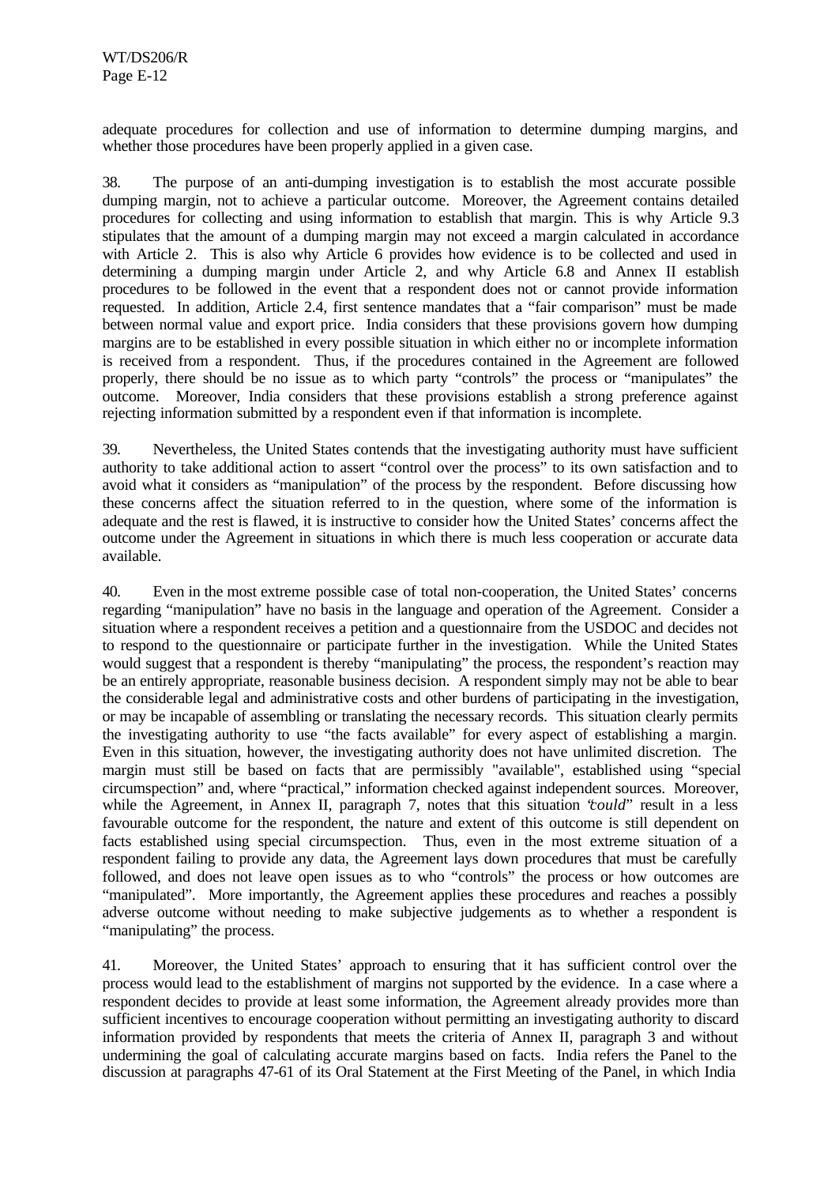adequate procedures for collection and use of information to determine dumping margins, and whether those procedures have been properly applied in a given case.

38. The purpose of an anti-dumping investigation is to establish the most accurate possible dumping margin, not to achieve a particular outcome. Moreover, the Agreement contains detailed procedures for collecting and using information to establish that margin. This is why Article 9.3 stipulates that the amount of a dumping margin may not exceed a margin calculated in accordance with Article 2. This is also why Article 6 provides how evidence is to be collected and used in determining a dumping margin under Article 2, and why Article 6.8 and Annex II establish procedures to be followed in the event that a respondent does not or cannot provide information requested. In addition, Article 2.4, first sentence mandates that a "fair comparison" must be made between normal value and export price. India considers that these provisions govern how dumping margins are to be established in every possible situation in which either no or incomplete information is received from a respondent. Thus, if the procedures contained in the Agreement are followed properly, there should be no issue as to which party "controls" the process or "manipulates" the outcome. Moreover, India considers that these provisions establish a strong preference against rejecting information submitted by a respondent even if that information is incomplete.

39. Nevertheless, the United States contends that the investigating authority must have sufficient authority to take additional action to assert "control over the process" to its own satisfaction and to avoid what it considers as "manipulation" of the process by the respondent. Before discussing how these concerns affect the situation referred to in the question, where some of the information is adequate and the rest is flawed, it is instructive to consider how the United States' concerns affect the outcome under the Agreement in situations in which there is much less cooperation or accurate data available.

40. Even in the most extreme possible case of total non-cooperation, the United States' concerns regarding "manipulation" have no basis in the language and operation of the Agreement. Consider a situation where a respondent receives a petition and a questionnaire from the USDOC and decides not to respond to the questionnaire or participate further in the investigation. While the United States would suggest that a respondent is thereby "manipulating" the process, the respondent's reaction may be an entirely appropriate, reasonable business decision. A respondent simply may not be able to bear the considerable legal and administrative costs and other burdens of participating in the investigation, or may be incapable of assembling or translating the necessary records. This situation clearly permits the investigating authority to use "the facts available" for every aspect of establishing a margin. Even in this situation, however, the investigating authority does not have unlimited discretion. The margin must still be based on facts that are permissibly "available", established using "special circumspection" and, where "practical," information checked against independent sources. Moreover, while the Agreement, in Annex II, paragraph 7, notes that this situation "*could*" result in a less favourable outcome for the respondent, the nature and extent of this outcome is still dependent on facts established using special circumspection. Thus, even in the most extreme situation of a respondent failing to provide any data, the Agreement lays down procedures that must be carefully followed, and does not leave open issues as to who "controls" the process or how outcomes are "manipulated". More importantly, the Agreement applies these procedures and reaches a possibly adverse outcome without needing to make subjective judgements as to whether a respondent is "manipulating" the process.

41. Moreover, the United States' approach to ensuring that it has sufficient control over the process would lead to the establishment of margins not supported by the evidence. In a case where a respondent decides to provide at least some information, the Agreement already provides more than sufficient incentives to encourage cooperation without permitting an investigating authority to discard information provided by respondents that meets the criteria of Annex II, paragraph 3 and without undermining the goal of calculating accurate margins based on facts. India refers the Panel to the discussion at paragraphs 47-61 of its Oral Statement at the First Meeting of the Panel, in which India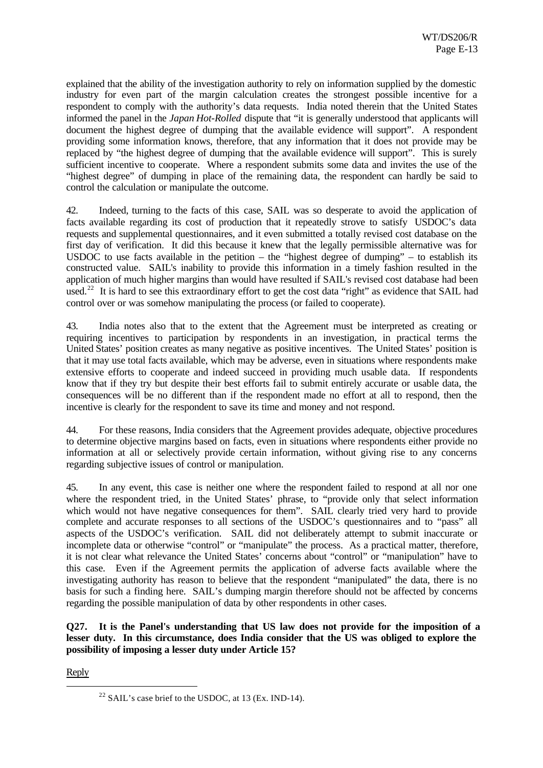explained that the ability of the investigation authority to rely on information supplied by the domestic industry for even part of the margin calculation creates the strongest possible incentive for a respondent to comply with the authority's data requests. India noted therein that the United States informed the panel in the *Japan Hot-Rolled* dispute that "it is generally understood that applicants will document the highest degree of dumping that the available evidence will support". A respondent providing some information knows, therefore, that any information that it does not provide may be replaced by "the highest degree of dumping that the available evidence will support". This is surely sufficient incentive to cooperate. Where a respondent submits some data and invites the use of the "highest degree" of dumping in place of the remaining data, the respondent can hardly be said to control the calculation or manipulate the outcome.

42. Indeed, turning to the facts of this case, SAIL was so desperate to avoid the application of facts available regarding its cost of production that it repeatedly strove to satisfy USDOC's data requests and supplemental questionnaires, and it even submitted a totally revised cost database on the first day of verification. It did this because it knew that the legally permissible alternative was for USDOC to use facts available in the petition – the "highest degree of dumping" – to establish its constructed value. SAIL's inability to provide this information in a timely fashion resulted in the application of much higher margins than would have resulted if SAIL's revised cost database had been used.[22] It is hard to see this extraordinary effort to get the cost data "right" as evidence that SAIL had control over or was somehow manipulating the process (or failed to cooperate).

43. India notes also that to the extent that the Agreement must be interpreted as creating or requiring incentives to participation by respondents in an investigation, in practical terms the United States' position creates as many negative as positive incentives. The United States' position is that it may use total facts available, which may be adverse, even in situations where respondents make extensive efforts to cooperate and indeed succeed in providing much usable data. If respondents know that if they try but despite their best efforts fail to submit entirely accurate or usable data, the consequences will be no different than if the respondent made no effort at all to respond, then the incentive is clearly for the respondent to save its time and money and not respond.

44. For these reasons, India considers that the Agreement provides adequate, objective procedures to determine objective margins based on facts, even in situations where respondents either provide no information at all or selectively provide certain information, without giving rise to any concerns regarding subjective issues of control or manipulation.

45. In any event, this case is neither one where the respondent failed to respond at all nor one where the respondent tried, in the United States' phrase, to "provide only that select information which would not have negative consequences for them". SAIL clearly tried very hard to provide complete and accurate responses to all sections of the USDOC's questionnaires and to "pass" all aspects of the USDOC's verification. SAIL did not deliberately attempt to submit inaccurate or incomplete data or otherwise "control" or "manipulate" the process. As a practical matter, therefore, it is not clear what relevance the United States' concerns about "control" or "manipulation" have to this case. Even if the Agreement permits the application of adverse facts available where the investigating authority has reason to believe that the respondent "manipulated" the data, there is no basis for such a finding here. SAIL's dumping margin therefore should not be affected by concerns regarding the possible manipulation of data by other respondents in other cases.

**Q27. It is the Panel's understanding that US law does not provide for the imposition of a lesser duty. In this circumstance, does India consider that the US was obliged to explore the possibility of imposing a lesser duty under Article 15?**

Reply

[22] SAIL's case brief to the USDOC, at 13 (Ex. IND-14).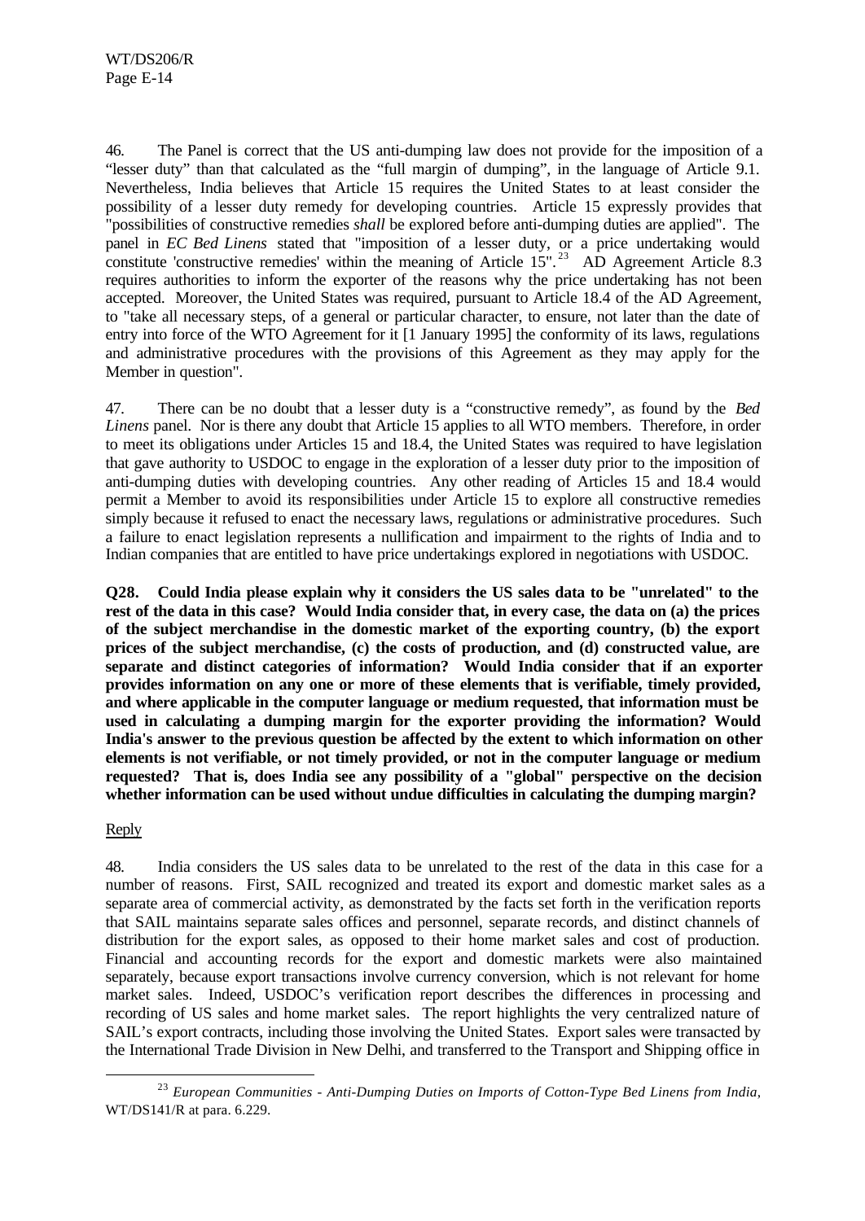46. The Panel is correct that the US anti-dumping law does not provide for the imposition of a "lesser duty" than that calculated as the "full margin of dumping", in the language of Article 9.1. Nevertheless, India believes that Article 15 requires the United States to at least consider the possibility of a lesser duty remedy for developing countries. Article 15 expressly provides that "possibilities of constructive remedies *shall* be explored before anti-dumping duties are applied". The panel in *EC Bed Linens* stated that "imposition of a lesser duty, or a price undertaking would constitute 'constructive remedies' within the meaning of Article 15".[23] AD Agreement Article 8.3 requires authorities to inform the exporter of the reasons why the price undertaking has not been accepted. Moreover, the United States was required, pursuant to Article 18.4 of the AD Agreement, to "take all necessary steps, of a general or particular character, to ensure, not later than the date of entry into force of the WTO Agreement for it [1 January 1995] the conformity of its laws, regulations and administrative procedures with the provisions of this Agreement as they may apply for the Member in question".

47. There can be no doubt that a lesser duty is a "constructive remedy", as found by the *Bed Linens* panel. Nor is there any doubt that Article 15 applies to all WTO members. Therefore, in order to meet its obligations under Articles 15 and 18.4, the United States was required to have legislation that gave authority to USDOC to engage in the exploration of a lesser duty prior to the imposition of anti-dumping duties with developing countries. Any other reading of Articles 15 and 18.4 would permit a Member to avoid its responsibilities under Article 15 to explore all constructive remedies simply because it refused to enact the necessary laws, regulations or administrative procedures. Such a failure to enact legislation represents a nullification and impairment to the rights of India and to Indian companies that are entitled to have price undertakings explored in negotiations with USDOC.

**Q28. Could India please explain why it considers the US sales data to be "unrelated" to the rest of the data in this case? Would India consider that, in every case, the data on (a) the prices of the subject merchandise in the domestic market of the exporting country, (b) the export prices of the subject merchandise, (c) the costs of production, and (d) constructed value, are separate and distinct categories of information? Would India consider that if an exporter provides information on any one or more of these elements that is verifiable, timely provided, and where applicable in the computer language or medium requested, that information must be used in calculating a dumping margin for the exporter providing the information? Would India's answer to the previous question be affected by the extent to which information on other elements is not verifiable, or not timely provided, or not in the computer language or medium requested? That is, does India see any possibility of a "global" perspective on the decision whether information can be used without undue difficulties in calculating the dumping margin?**

Reply

48. India considers the US sales data to be unrelated to the rest of the data in this case for a number of reasons. First, SAIL recognized and treated its export and domestic market sales as a separate area of commercial activity, as demonstrated by the facts set forth in the verification reports that SAIL maintains separate sales offices and personnel, separate records, and distinct channels of distribution for the export sales, as opposed to their home market sales and cost of production. Financial and accounting records for the export and domestic markets were also maintained separately, because export transactions involve currency conversion, which is not relevant for home market sales. Indeed, USDOC's verification report describes the differences in processing and recording of US sales and home market sales. The report highlights the very centralized nature of SAIL's export contracts, including those involving the United States. Export sales were transacted by the International Trade Division in New Delhi, and transferred to the Transport and Shipping office in

---

[23] *European Communities - Anti-Dumping Duties on Imports of Cotton-Type Bed Linens from India,* WT/DS141/R at para. 6.229.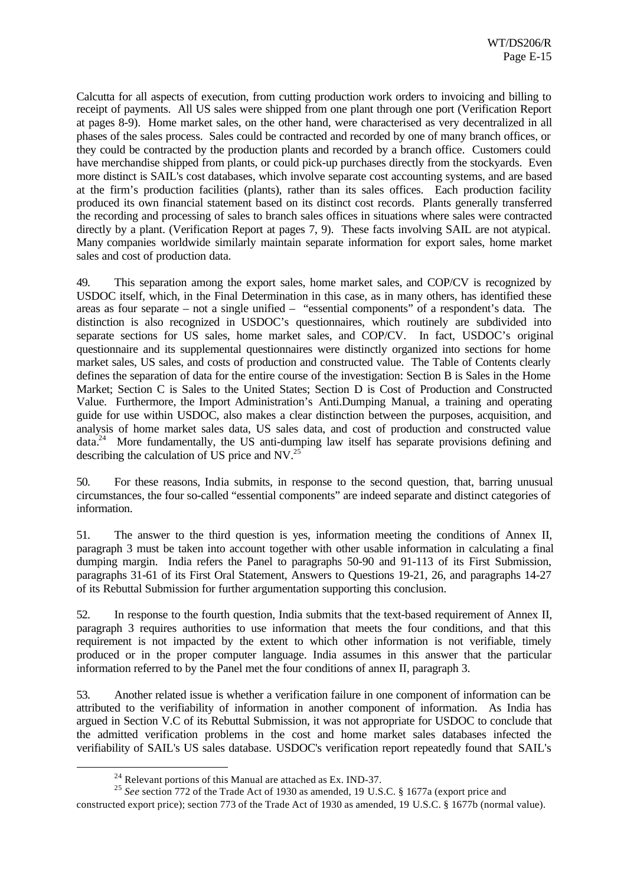Calcutta for all aspects of execution, from cutting production work orders to invoicing and billing to receipt of payments. All US sales were shipped from one plant through one port (Verification Report at pages 8-9). Home market sales, on the other hand, were characterised as very decentralized in all phases of the sales process. Sales could be contracted and recorded by one of many branch offices, or they could be contracted by the production plants and recorded by a branch office. Customers could have merchandise shipped from plants, or could pick-up purchases directly from the stockyards. Even more distinct is SAIL's cost databases, which involve separate cost accounting systems, and are based at the firm's production facilities (plants), rather than its sales offices. Each production facility produced its own financial statement based on its distinct cost records. Plants generally transferred the recording and processing of sales to branch sales offices in situations where sales were contracted directly by a plant. (Verification Report at pages 7, 9). These facts involving SAIL are not atypical. Many companies worldwide similarly maintain separate information for export sales, home market sales and cost of production data.

49. This separation among the export sales, home market sales, and COP/CV is recognized by USDOC itself, which, in the Final Determination in this case, as in many others, has identified these areas as four separate – not a single unified – "essential components" of a respondent's data. The distinction is also recognized in USDOC's questionnaires, which routinely are subdivided into separate sections for US sales, home market sales, and COP/CV. In fact, USDOC's original questionnaire and its supplemental questionnaires were distinctly organized into sections for home market sales, US sales, and costs of production and constructed value. The Table of Contents clearly defines the separation of data for the entire course of the investigation: Section B is Sales in the Home Market; Section C is Sales to the United States; Section D is Cost of Production and Constructed Value. Furthermore, the Import Administration's Anti.Dumping Manual, a training and operating guide for use within USDOC, also makes a clear distinction between the purposes, acquisition, and analysis of home market sales data, US sales data, and cost of production and constructed value data.[24] More fundamentally, the US anti-dumping law itself has separate provisions defining and describing the calculation of US price and NV.[25]

50. For these reasons, India submits, in response to the second question, that, barring unusual circumstances, the four so-called "essential components" are indeed separate and distinct categories of information.

51. The answer to the third question is yes, information meeting the conditions of Annex II, paragraph 3 must be taken into account together with other usable information in calculating a final dumping margin. India refers the Panel to paragraphs 50-90 and 91-113 of its First Submission, paragraphs 31-61 of its First Oral Statement, Answers to Questions 19-21, 26, and paragraphs 14-27 of its Rebuttal Submission for further argumentation supporting this conclusion.

52. In response to the fourth question, India submits that the text-based requirement of Annex II, paragraph 3 requires authorities to use information that meets the four conditions, and that this requirement is not impacted by the extent to which other information is not verifiable, timely produced or in the proper computer language. India assumes in this answer that the particular information referred to by the Panel met the four conditions of annex II, paragraph 3.

53. Another related issue is whether a verification failure in one component of information can be attributed to the verifiability of information in another component of information. As India has argued in Section V.C of its Rebuttal Submission, it was not appropriate for USDOC to conclude that the admitted verification problems in the cost and home market sales databases infected the verifiability of SAIL's US sales database. USDOC's verification report repeatedly found that SAIL's

---

[24] Relevant portions of this Manual are attached as Ex. IND-37.

[25] *See* section 772 of the Trade Act of 1930 as amended, 19 U.S.C. § 1677a (export price and constructed export price); section 773 of the Trade Act of 1930 as amended, 19 U.S.C. § 1677b (normal value).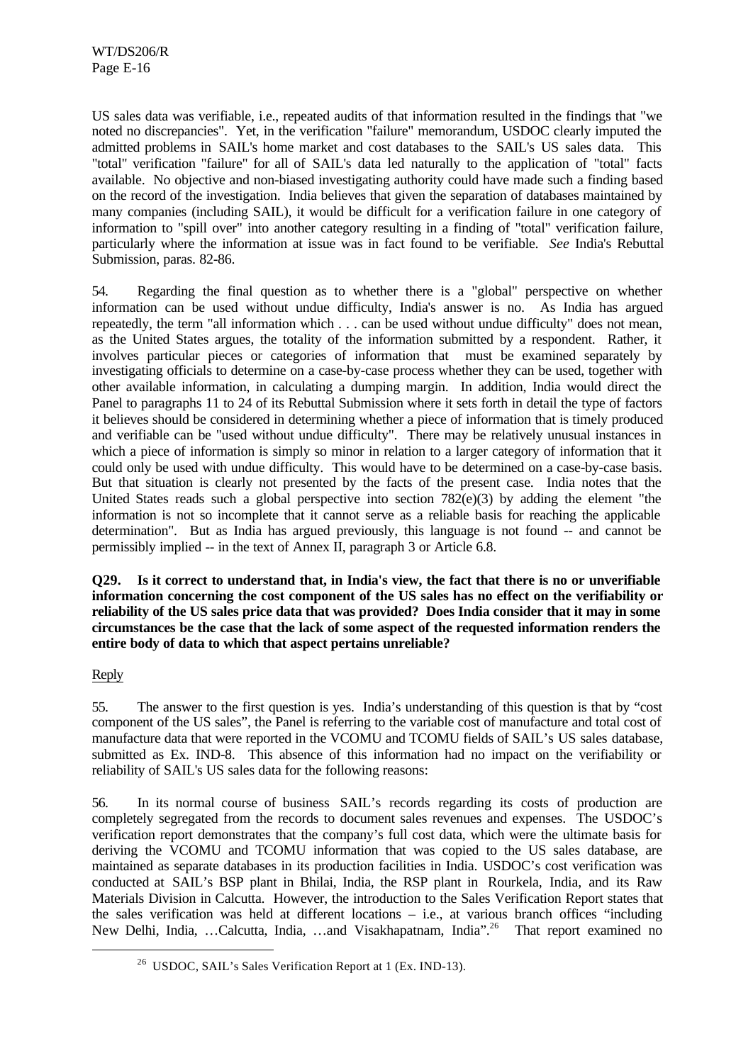US sales data was verifiable, i.e., repeated audits of that information resulted in the findings that "we noted no discrepancies". Yet, in the verification "failure" memorandum, USDOC clearly imputed the admitted problems in SAIL's home market and cost databases to the SAIL's US sales data. This "total" verification "failure" for all of SAIL's data led naturally to the application of "total" facts available. No objective and non-biased investigating authority could have made such a finding based on the record of the investigation. India believes that given the separation of databases maintained by many companies (including SAIL), it would be difficult for a verification failure in one category of information to "spill over" into another category resulting in a finding of "total" verification failure, particularly where the information at issue was in fact found to be verifiable. *See* India's Rebuttal Submission, paras. 82-86.

54. Regarding the final question as to whether there is a "global" perspective on whether information can be used without undue difficulty, India's answer is no. As India has argued repeatedly, the term "all information which . . . can be used without undue difficulty" does not mean, as the United States argues, the totality of the information submitted by a respondent. Rather, it involves particular pieces or categories of information that must be examined separately by investigating officials to determine on a case-by-case process whether they can be used, together with other available information, in calculating a dumping margin. In addition, India would direct the Panel to paragraphs 11 to 24 of its Rebuttal Submission where it sets forth in detail the type of factors it believes should be considered in determining whether a piece of information that is timely produced and verifiable can be "used without undue difficulty". There may be relatively unusual instances in which a piece of information is simply so minor in relation to a larger category of information that it could only be used with undue difficulty. This would have to be determined on a case-by-case basis. But that situation is clearly not presented by the facts of the present case. India notes that the United States reads such a global perspective into section 782(e)(3) by adding the element "the information is not so incomplete that it cannot serve as a reliable basis for reaching the applicable determination". But as India has argued previously, this language is not found -- and cannot be permissibly implied -- in the text of Annex II, paragraph 3 or Article 6.8.

**Q29. Is it correct to understand that, in India's view, the fact that there is no or unverifiable information concerning the cost component of the US sales has no effect on the verifiability or reliability of the US sales price data that was provided? Does India consider that it may in some circumstances be the case that the lack of some aspect of the requested information renders the entire body of data to which that aspect pertains unreliable?**

Reply

55. The answer to the first question is yes. India's understanding of this question is that by "cost component of the US sales", the Panel is referring to the variable cost of manufacture and total cost of manufacture data that were reported in the VCOMU and TCOMU fields of SAIL's US sales database, submitted as Ex. IND-8. This absence of this information had no impact on the verifiability or reliability of SAIL's US sales data for the following reasons:

56. In its normal course of business SAIL's records regarding its costs of production are completely segregated from the records to document sales revenues and expenses. The USDOC's verification report demonstrates that the company's full cost data, which were the ultimate basis for deriving the VCOMU and TCOMU information that was copied to the US sales database, are maintained as separate databases in its production facilities in India. USDOC's cost verification was conducted at SAIL's BSP plant in Bhilai, India, the RSP plant in Rourkela, India, and its Raw Materials Division in Calcutta. However, the introduction to the Sales Verification Report states that the sales verification was held at different locations – i.e., at various branch offices "including New Delhi, India, …Calcutta, India, …and Visakhapatnam, India".[26] That report examined no

[26] USDOC, SAIL's Sales Verification Report at 1 (Ex. IND-13).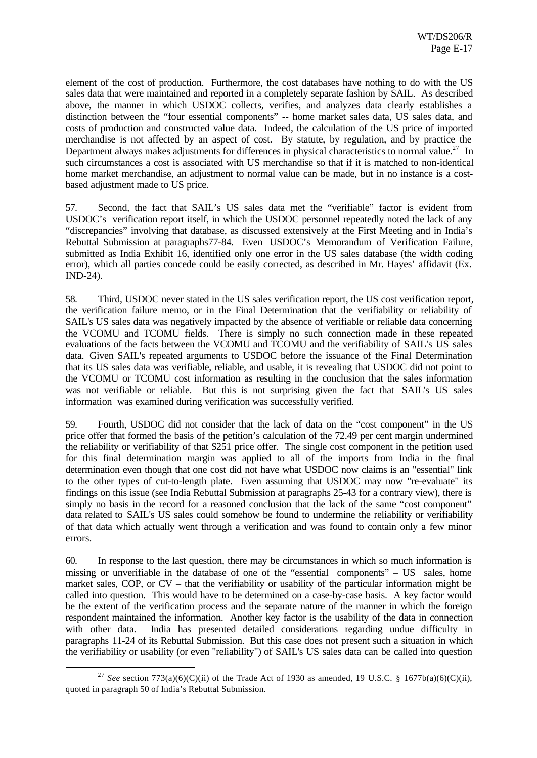element of the cost of production. Furthermore, the cost databases have nothing to do with the US sales data that were maintained and reported in a completely separate fashion by SAIL. As described above, the manner in which USDOC collects, verifies, and analyzes data clearly establishes a distinction between the "four essential components" -- home market sales data, US sales data, and costs of production and constructed value data. Indeed, the calculation of the US price of imported merchandise is not affected by an aspect of cost. By statute, by regulation, and by practice the Department always makes adjustments for differences in physical characteristics to normal value.[27] In such circumstances a cost is associated with US merchandise so that if it is matched to non-identical home market merchandise, an adjustment to normal value can be made, but in no instance is a cost-based adjustment made to US price.

57. Second, the fact that SAIL's US sales data met the "verifiable" factor is evident from USDOC's verification report itself, in which the USDOC personnel repeatedly noted the lack of any "discrepancies" involving that database, as discussed extensively at the First Meeting and in India's Rebuttal Submission at paragraphs77-84. Even USDOC's Memorandum of Verification Failure, submitted as India Exhibit 16, identified only one error in the US sales database (the width coding error), which all parties concede could be easily corrected, as described in Mr. Hayes' affidavit (Ex. IND-24).

58. Third, USDOC never stated in the US sales verification report, the US cost verification report, the verification failure memo, or in the Final Determination that the verifiability or reliability of SAIL's US sales data was negatively impacted by the absence of verifiable or reliable data concerning the VCOMU and TCOMU fields. There is simply no such connection made in these repeated evaluations of the facts between the VCOMU and TCOMU and the verifiability of SAIL's US sales data. Given SAIL's repeated arguments to USDOC before the issuance of the Final Determination that its US sales data was verifiable, reliable, and usable, it is revealing that USDOC did not point to the VCOMU or TCOMU cost information as resulting in the conclusion that the sales information was not verifiable or reliable. But this is not surprising given the fact that SAIL's US sales information was examined during verification was successfully verified.

59. Fourth, USDOC did not consider that the lack of data on the "cost component" in the US price offer that formed the basis of the petition's calculation of the 72.49 per cent margin undermined the reliability or verifiability of that $251 price offer. The single cost component in the petition used for this final determination margin was applied to all of the imports from India in the final determination even though that one cost did not have what USDOC now claims is an "essential" link to the other types of cut-to-length plate. Even assuming that USDOC may now "re-evaluate" its findings on this issue (see India Rebuttal Submission at paragraphs 25-43 for a contrary view), there is simply no basis in the record for a reasoned conclusion that the lack of the same "cost component" data related to SAIL's US sales could somehow be found to undermine the reliability or verifiability of that data which actually went through a verification and was found to contain only a few minor errors.

60. In response to the last question, there may be circumstances in which so much information is missing or unverifiable in the database of one of the "essential components" – US sales, home market sales, COP, or CV – that the verifiability or usability of the particular information might be called into question. This would have to be determined on a case-by-case basis. A key factor would be the extent of the verification process and the separate nature of the manner in which the foreign respondent maintained the information. Another key factor is the usability of the data in connection with other data. India has presented detailed considerations regarding undue difficulty in paragraphs 11-24 of its Rebuttal Submission. But this case does not present such a situation in which the verifiability or usability (or even "reliability") of SAIL's US sales data can be called into question

---

[27] *See* section 773(a)(6)(C)(ii) of the Trade Act of 1930 as amended, 19 U.S.C. § 1677b(a)(6)(C)(ii), quoted in paragraph 50 of India's Rebuttal Submission.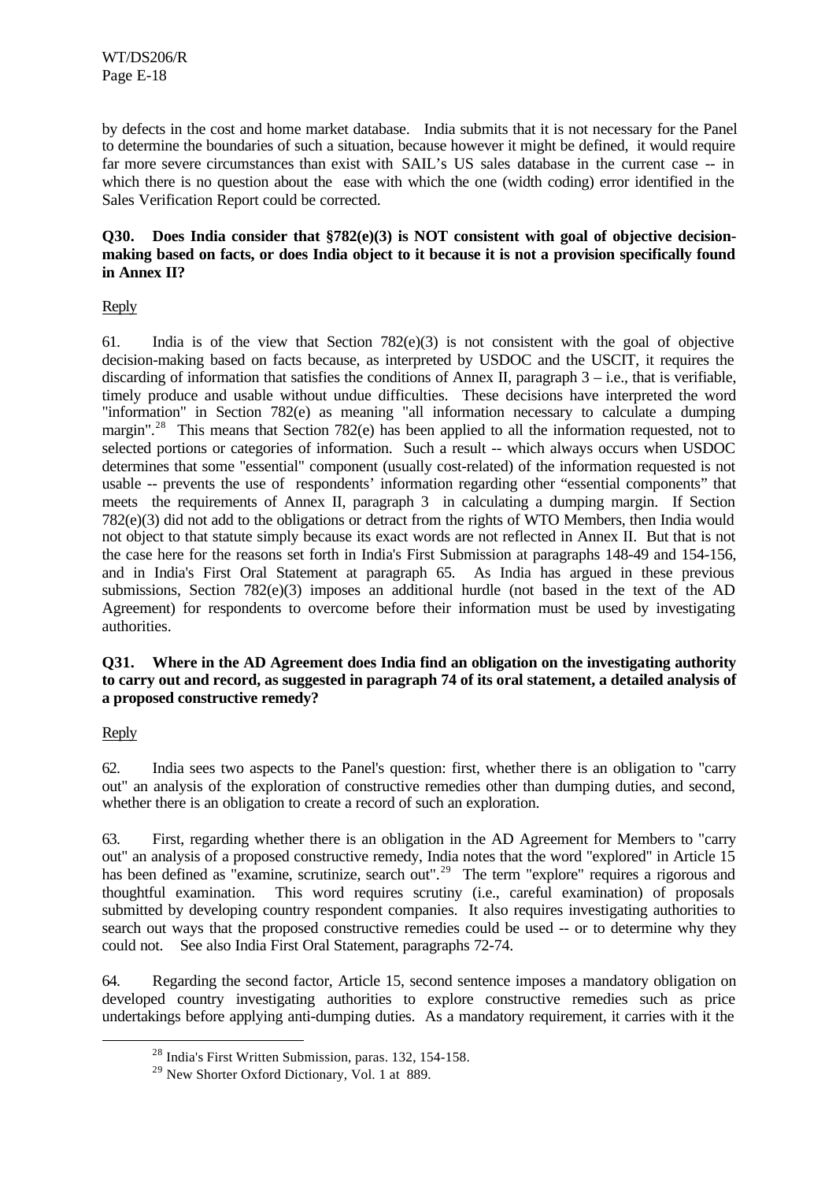by defects in the cost and home market database. India submits that it is not necessary for the Panel to determine the boundaries of such a situation, because however it might be defined, it would require far more severe circumstances than exist with SAIL's US sales database in the current case -- in which there is no question about the ease with which the one (width coding) error identified in the Sales Verification Report could be corrected.

**Q30. Does India consider that §782(e)(3) is NOT consistent with goal of objective decision-making based on facts, or does India object to it because it is not a provision specifically found in Annex II?**

Reply

61. India is of the view that Section 782(e)(3) is not consistent with the goal of objective decision-making based on facts because, as interpreted by USDOC and the USCIT, it requires the discarding of information that satisfies the conditions of Annex II, paragraph 3 – i.e., that is verifiable, timely produce and usable without undue difficulties. These decisions have interpreted the word "information" in Section 782(e) as meaning "all information necessary to calculate a dumping margin".[28] This means that Section 782(e) has been applied to all the information requested, not to selected portions or categories of information. Such a result -- which always occurs when USDOC determines that some "essential" component (usually cost-related) of the information requested is not usable -- prevents the use of respondents' information regarding other "essential components" that meets the requirements of Annex II, paragraph 3 in calculating a dumping margin. If Section 782(e)(3) did not add to the obligations or detract from the rights of WTO Members, then India would not object to that statute simply because its exact words are not reflected in Annex II. But that is not the case here for the reasons set forth in India's First Submission at paragraphs 148-49 and 154-156, and in India's First Oral Statement at paragraph 65. As India has argued in these previous submissions, Section 782(e)(3) imposes an additional hurdle (not based in the text of the AD Agreement) for respondents to overcome before their information must be used by investigating authorities.

**Q31. Where in the AD Agreement does India find an obligation on the investigating authority to carry out and record, as suggested in paragraph 74 of its oral statement, a detailed analysis of a proposed constructive remedy?**

Reply

62. India sees two aspects to the Panel's question: first, whether there is an obligation to "carry out" an analysis of the exploration of constructive remedies other than dumping duties, and second, whether there is an obligation to create a record of such an exploration.

63. First, regarding whether there is an obligation in the AD Agreement for Members to "carry out" an analysis of a proposed constructive remedy, India notes that the word "explored" in Article 15 has been defined as "examine, scrutinize, search out".[29] The term "explore" requires a rigorous and thoughtful examination. This word requires scrutiny (i.e., careful examination) of proposals submitted by developing country respondent companies. It also requires investigating authorities to search out ways that the proposed constructive remedies could be used -- or to determine why they could not. See also India First Oral Statement, paragraphs 72-74.

64. Regarding the second factor, Article 15, second sentence imposes a mandatory obligation on developed country investigating authorities to explore constructive remedies such as price undertakings before applying anti-dumping duties. As a mandatory requirement, it carries with it the

[28] India's First Written Submission, paras. 132, 154-158.

[29] New Shorter Oxford Dictionary, Vol. 1 at 889.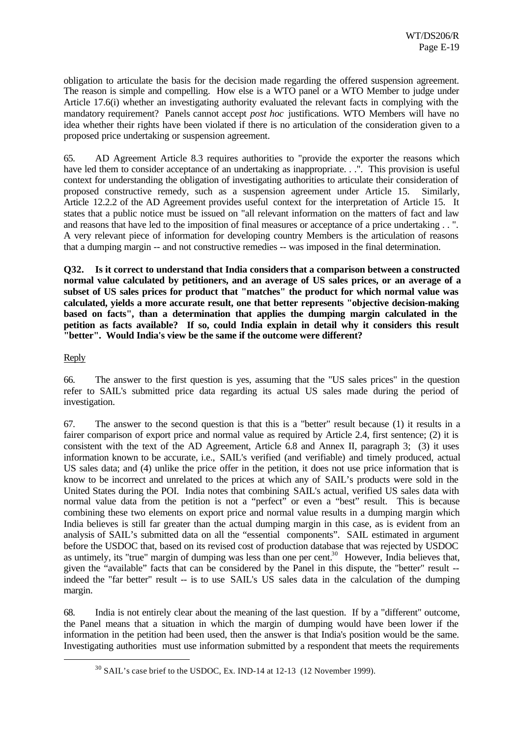obligation to articulate the basis for the decision made regarding the offered suspension agreement. The reason is simple and compelling. How else is a WTO panel or a WTO Member to judge under Article 17.6(i) whether an investigating authority evaluated the relevant facts in complying with the mandatory requirement? Panels cannot accept *post hoc* justifications. WTO Members will have no idea whether their rights have been violated if there is no articulation of the consideration given to a proposed price undertaking or suspension agreement.

65. AD Agreement Article 8.3 requires authorities to "provide the exporter the reasons which have led them to consider acceptance of an undertaking as inappropriate. . .". This provision is useful context for understanding the obligation of investigating authorities to articulate their consideration of proposed constructive remedy, such as a suspension agreement under Article 15. Similarly, Article 12.2.2 of the AD Agreement provides useful context for the interpretation of Article 15. It states that a public notice must be issued on "all relevant information on the matters of fact and law and reasons that have led to the imposition of final measures or acceptance of a price undertaking . . ". A very relevant piece of information for developing country Members is the articulation of reasons that a dumping margin -- and not constructive remedies -- was imposed in the final determination.

**Q32. Is it correct to understand that India considers that a comparison between a constructed normal value calculated by petitioners, and an average of US sales prices, or an average of a subset of US sales prices for product that "matches" the product for which normal value was calculated, yields a more accurate result, one that better represents "objective decision-making based on facts", than a determination that applies the dumping margin calculated in the petition as facts available? If so, could India explain in detail why it considers this result "better". Would India's view be the same if the outcome were different?**

Reply

66. The answer to the first question is yes, assuming that the "US sales prices" in the question refer to SAIL's submitted price data regarding its actual US sales made during the period of investigation.

67. The answer to the second question is that this is a "better" result because (1) it results in a fairer comparison of export price and normal value as required by Article 2.4, first sentence; (2) it is consistent with the text of the AD Agreement, Article 6.8 and Annex II, paragraph 3; (3) it uses information known to be accurate, i.e., SAIL's verified (and verifiable) and timely produced, actual US sales data; and (4) unlike the price offer in the petition, it does not use price information that is know to be incorrect and unrelated to the prices at which any of SAIL's products were sold in the United States during the POI. India notes that combining SAIL's actual, verified US sales data with normal value data from the petition is not a "perfect" or even a "best" result. This is because combining these two elements on export price and normal value results in a dumping margin which India believes is still far greater than the actual dumping margin in this case, as is evident from an analysis of SAIL's submitted data on all the "essential components". SAIL estimated in argument before the USDOC that, based on its revised cost of production database that was rejected by USDOC as untimely, its "true" margin of dumping was less than one per cent.[30] However, India believes that, given the "available" facts that can be considered by the Panel in this dispute, the "better" result -- indeed the "far better" result -- is to use SAIL's US sales data in the calculation of the dumping margin.

68. India is not entirely clear about the meaning of the last question. If by a "different" outcome, the Panel means that a situation in which the margin of dumping would have been lower if the information in the petition had been used, then the answer is that India's position would be the same. Investigating authorities must use information submitted by a respondent that meets the requirements

[30] SAIL's case brief to the USDOC, Ex. IND-14 at 12-13 (12 November 1999).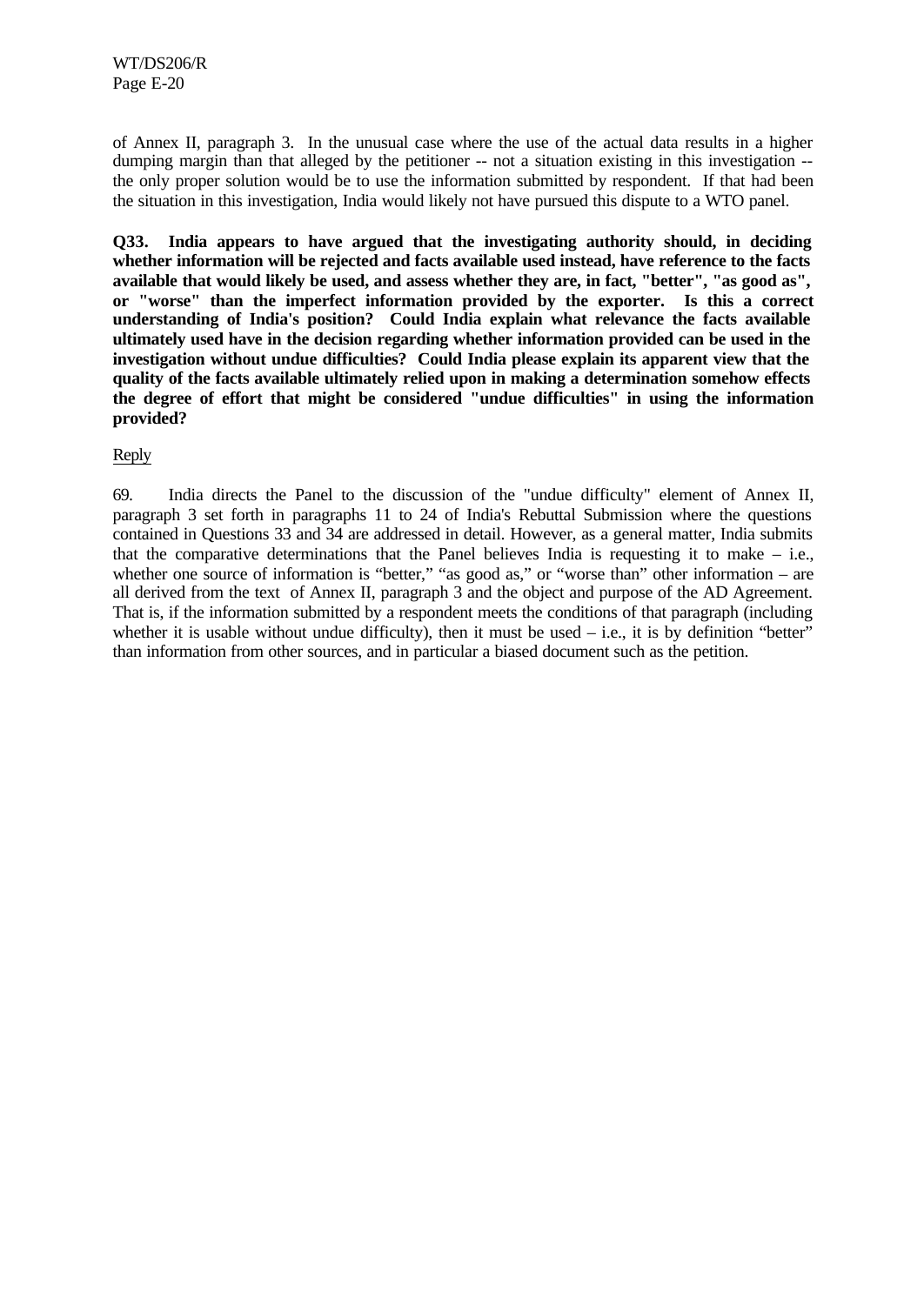of Annex II, paragraph 3. In the unusual case where the use of the actual data results in a higher dumping margin than that alleged by the petitioner -- not a situation existing in this investigation -- the only proper solution would be to use the information submitted by respondent. If that had been the situation in this investigation, India would likely not have pursued this dispute to a WTO panel.

**Q33. India appears to have argued that the investigating authority should, in deciding whether information will be rejected and facts available used instead, have reference to the facts available that would likely be used, and assess whether they are, in fact, "better", "as good as", or "worse" than the imperfect information provided by the exporter. Is this a correct understanding of India's position? Could India explain what relevance the facts available ultimately used have in the decision regarding whether information provided can be used in the investigation without undue difficulties? Could India please explain its apparent view that the quality of the facts available ultimately relied upon in making a determination somehow effects the degree of effort that might be considered "undue difficulties" in using the information provided?**

Reply

69. India directs the Panel to the discussion of the "undue difficulty" element of Annex II, paragraph 3 set forth in paragraphs 11 to 24 of India's Rebuttal Submission where the questions contained in Questions 33 and 34 are addressed in detail. However, as a general matter, India submits that the comparative determinations that the Panel believes India is requesting it to make – i.e., whether one source of information is "better," "as good as," or "worse than" other information – are all derived from the text of Annex II, paragraph 3 and the object and purpose of the AD Agreement. That is, if the information submitted by a respondent meets the conditions of that paragraph (including whether it is usable without undue difficulty), then it must be used – i.e., it is by definition "better" than information from other sources, and in particular a biased document such as the petition.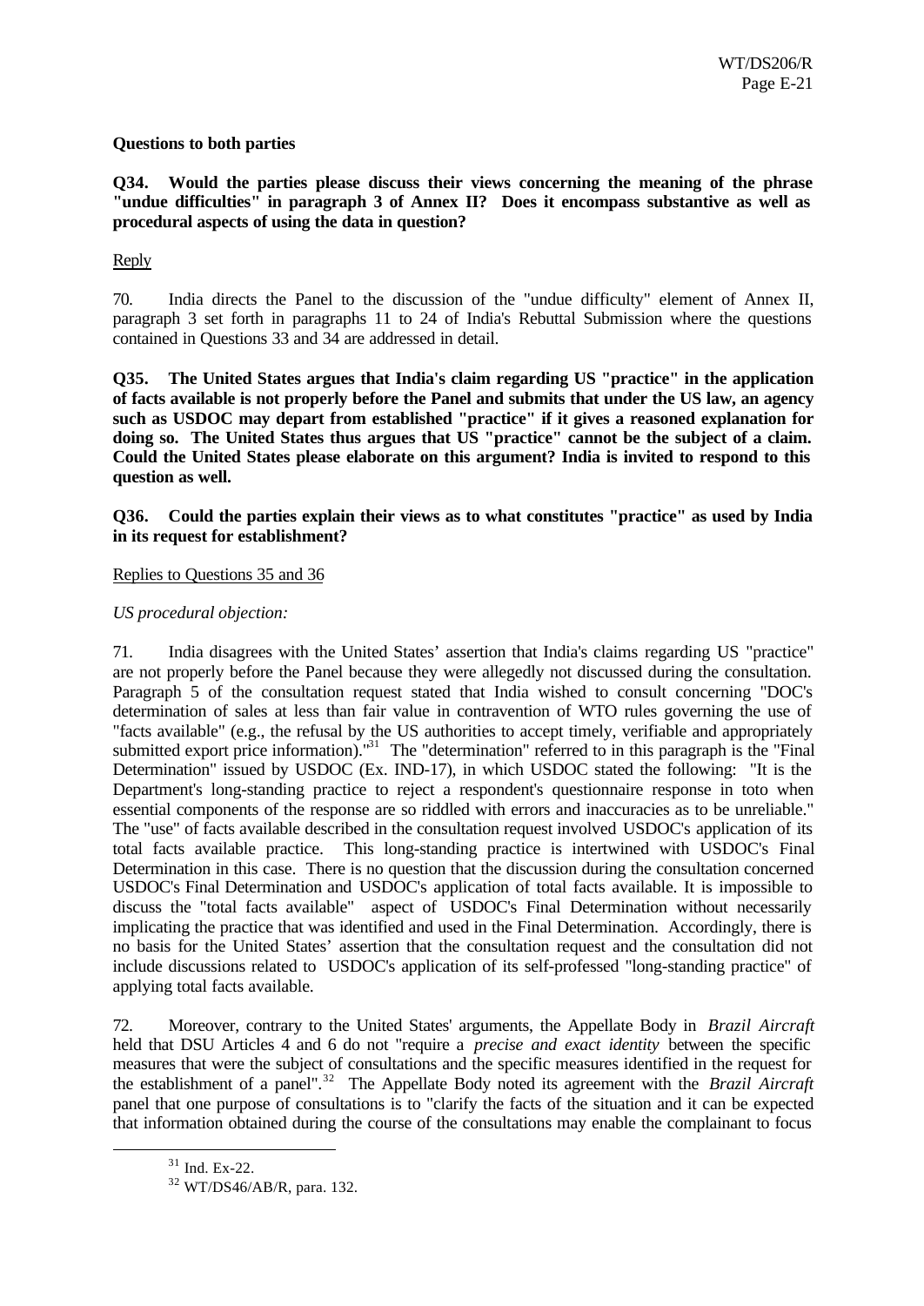**Questions to both parties**

**Q34. Would the parties please discuss their views concerning the meaning of the phrase "undue difficulties" in paragraph 3 of Annex II? Does it encompass substantive as well as procedural aspects of using the data in question?**

Reply

70. India directs the Panel to the discussion of the "undue difficulty" element of Annex II, paragraph 3 set forth in paragraphs 11 to 24 of India's Rebuttal Submission where the questions contained in Questions 33 and 34 are addressed in detail.

**Q35. The United States argues that India's claim regarding US "practice" in the application of facts available is not properly before the Panel and submits that under the US law, an agency such as USDOC may depart from established "practice" if it gives a reasoned explanation for doing so. The United States thus argues that US "practice" cannot be the subject of a claim. Could the United States please elaborate on this argument? India is invited to respond to this question as well.**

**Q36. Could the parties explain their views as to what constitutes "practice" as used by India in its request for establishment?**

Replies to Questions 35 and 36

*US procedural objection:*

71. India disagrees with the United States' assertion that India's claims regarding US "practice" are not properly before the Panel because they were allegedly not discussed during the consultation. Paragraph 5 of the consultation request stated that India wished to consult concerning "DOC's determination of sales at less than fair value in contravention of WTO rules governing the use of "facts available" (e.g., the refusal by the US authorities to accept timely, verifiable and appropriately submitted export price information)."[31] The "determination" referred to in this paragraph is the "Final Determination" issued by USDOC (Ex. IND-17), in which USDOC stated the following: "It is the Department's long-standing practice to reject a respondent's questionnaire response in toto when essential components of the response are so riddled with errors and inaccuracies as to be unreliable." The "use" of facts available described in the consultation request involved USDOC's application of its total facts available practice. This long-standing practice is intertwined with USDOC's Final Determination in this case. There is no question that the discussion during the consultation concerned USDOC's Final Determination and USDOC's application of total facts available. It is impossible to discuss the "total facts available" aspect of USDOC's Final Determination without necessarily implicating the practice that was identified and used in the Final Determination. Accordingly, there is no basis for the United States' assertion that the consultation request and the consultation did not include discussions related to USDOC's application of its self-professed "long-standing practice" of applying total facts available.

72. Moreover, contrary to the United States' arguments, the Appellate Body in *Brazil Aircraft* held that DSU Articles 4 and 6 do not "require a *precise and exact identity* between the specific measures that were the subject of consultations and the specific measures identified in the request for the establishment of a panel".[32] The Appellate Body noted its agreement with the *Brazil Aircraft* panel that one purpose of consultations is to "clarify the facts of the situation and it can be expected that information obtained during the course of the consultations may enable the complainant to focus

[31] Ind. Ex-22.

[32] WT/DS46/AB/R, para. 132.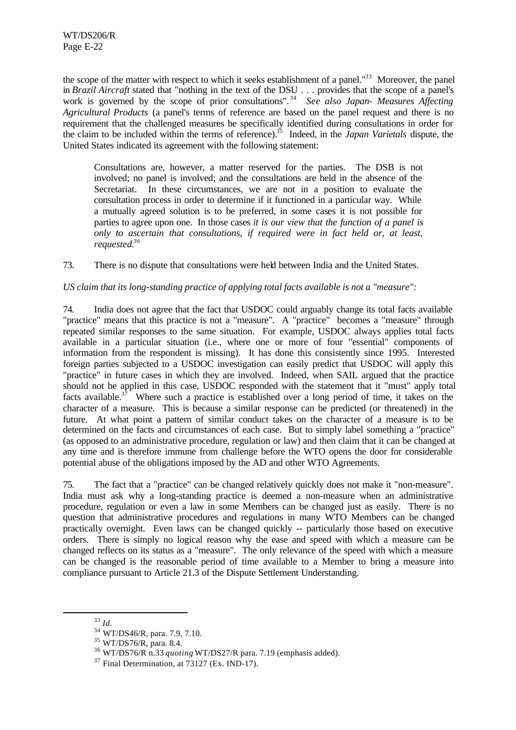the scope of the matter with respect to which it seeks establishment of a panel."[33] Moreover, the panel in *Brazil Aircraft* stated that "nothing in the text of the DSU . . . provides that the scope of a panel's work is governed by the scope of prior consultations".[34] *See also Japan- Measures Affecting Agricultural Products* (a panel's terms of reference are based on the panel request and there is no requirement that the challenged measures be specifically identified during consultations in order for the claim to be included within the terms of reference).[35] Indeed, in the *Japan Varietals* dispute, the United States indicated its agreement with the following statement:

> Consultations are, however, a matter reserved for the parties. The DSB is not involved; no panel is involved; and the consultations are held in the absence of the Secretariat. In these circumstances, we are not in a position to evaluate the consultation process in order to determine if it functioned in a particular way. While a mutually agreed solution is to be preferred, in some cases it is not possible for parties to agree upon one. In those cases *it is our view that the function of a panel is only to ascertain that consultations, if required were in fact held or, at least, requested.*[36]

73. There is no dispute that consultations were held between India and the United States.

*US claim that its long-standing practice of applying total facts available is not a "measure":*

74. India does not agree that the fact that USDOC could arguably change its total facts available "practice" means that this practice is not a "measure". A "practice" becomes a "measure" through repeated similar responses to the same situation. For example, USDOC always applies total facts available in a particular situation (i.e., where one or more of four "essential" components of information from the respondent is missing). It has done this consistently since 1995. Interested foreign parties subjected to a USDOC investigation can easily predict that USDOC will apply this "practice" in future cases in which they are involved. Indeed, when SAIL argued that the practice should not be applied in this case, USDOC responded with the statement that it "must" apply total facts available.[37] Where such a practice is established over a long period of time, it takes on the character of a measure. This is because a similar response can be predicted (or threatened) in the future. At what point a pattern of similar conduct takes on the character of a measure is to be determined on the facts and circumstances of each case. But to simply label something a "practice" (as opposed to an administrative procedure, regulation or law) and then claim that it can be changed at any time and is therefore immune from challenge before the WTO opens the door for considerable potential abuse of the obligations imposed by the AD and other WTO Agreements.

75. The fact that a "practice" can be changed relatively quickly does not make it "non-measure". India must ask why a long-standing practice is deemed a non-measure when an administrative procedure, regulation or even a law in some Members can be changed just as easily. There is no question that administrative procedures and regulations in many WTO Members can be changed practically overnight. Even laws can be changed quickly -- particularly those based on executive orders. There is simply no logical reason why the ease and speed with which a measure can be changed reflects on its status as a "measure". The only relevance of the speed with which a measure can be changed is the reasonable period of time available to a Member to bring a measure into compliance pursuant to Article 21.3 of the Dispute Settlement Understanding.

---

[33] *Id.*

[34] WT/DS46/R, para. 7.9, 7.10.

[35] WT/DS76/R, para. 8.4.

[36] WT/DS76/R n.33 *quoting* WT/DS27/R para. 7.19 (emphasis added).

[37] Final Determination, at 73127 (Ex. IND-17).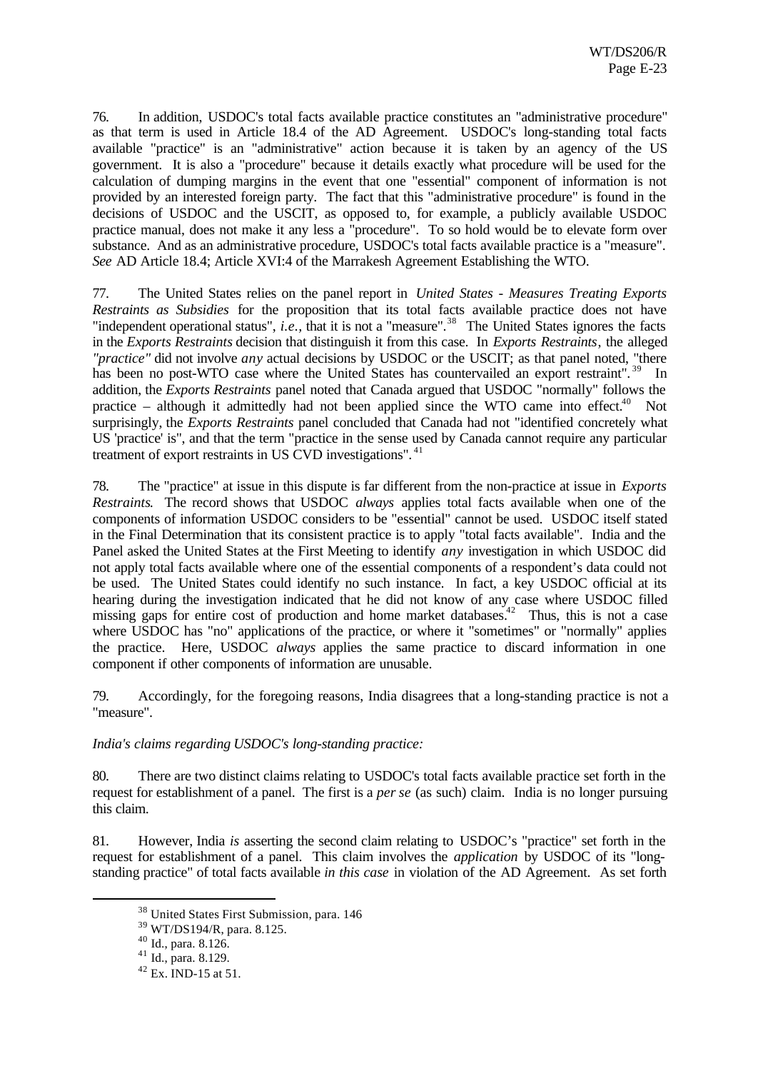76. In addition, USDOC's total facts available practice constitutes an "administrative procedure" as that term is used in Article 18.4 of the AD Agreement. USDOC's long-standing total facts available "practice" is an "administrative" action because it is taken by an agency of the US government. It is also a "procedure" because it details exactly what procedure will be used for the calculation of dumping margins in the event that one "essential" component of information is not provided by an interested foreign party. The fact that this "administrative procedure" is found in the decisions of USDOC and the USCIT, as opposed to, for example, a publicly available USDOC practice manual, does not make it any less a "procedure". To so hold would be to elevate form over substance. And as an administrative procedure, USDOC's total facts available practice is a "measure". *See* AD Article 18.4; Article XVI:4 of the Marrakesh Agreement Establishing the WTO.

77. The United States relies on the panel report in *United States - Measures Treating Exports Restraints as Subsidies* for the proposition that its total facts available practice does not have "independent operational status", *i.e.*, that it is not a "measure".[38] The United States ignores the facts in the *Exports Restraints* decision that distinguish it from this case. In *Exports Restraints*, the alleged *"practice"* did not involve *any* actual decisions by USDOC or the USCIT; as that panel noted, "there has been no post-WTO case where the United States has countervailed an export restraint".[39] In addition, the *Exports Restraints* panel noted that Canada argued that USDOC "normally" follows the practice – although it admittedly had not been applied since the WTO came into effect.[40] Not surprisingly, the *Exports Restraints* panel concluded that Canada had not "identified concretely what US 'practice' is", and that the term "practice in the sense used by Canada cannot require any particular treatment of export restraints in US CVD investigations".[41]

78. The "practice" at issue in this dispute is far different from the non-practice at issue in *Exports Restraints*. The record shows that USDOC *always* applies total facts available when one of the components of information USDOC considers to be "essential" cannot be used. USDOC itself stated in the Final Determination that its consistent practice is to apply "total facts available". India and the Panel asked the United States at the First Meeting to identify *any* investigation in which USDOC did not apply total facts available where one of the essential components of a respondent's data could not be used. The United States could identify no such instance. In fact, a key USDOC official at its hearing during the investigation indicated that he did not know of any case where USDOC filled missing gaps for entire cost of production and home market databases.[42] Thus, this is not a case where USDOC has "no" applications of the practice, or where it "sometimes" or "normally" applies the practice. Here, USDOC *always* applies the same practice to discard information in one component if other components of information are unusable.

79. Accordingly, for the foregoing reasons, India disagrees that a long-standing practice is not a "measure".

*India's claims regarding USDOC's long-standing practice:*

80. There are two distinct claims relating to USDOC's total facts available practice set forth in the request for establishment of a panel. The first is a *per se* (as such) claim. India is no longer pursuing this claim.

81. However, India *is* asserting the second claim relating to USDOC's "practice" set forth in the request for establishment of a panel. This claim involves the *application* by USDOC of its "long-standing practice" of total facts available *in this case* in violation of the AD Agreement. As set forth

---

[38] United States First Submission, para. 146

[39] WT/DS194/R, para. 8.125.

[40] Id., para. 8.126.

[41] Id., para. 8.129.

[42] Ex. IND-15 at 51.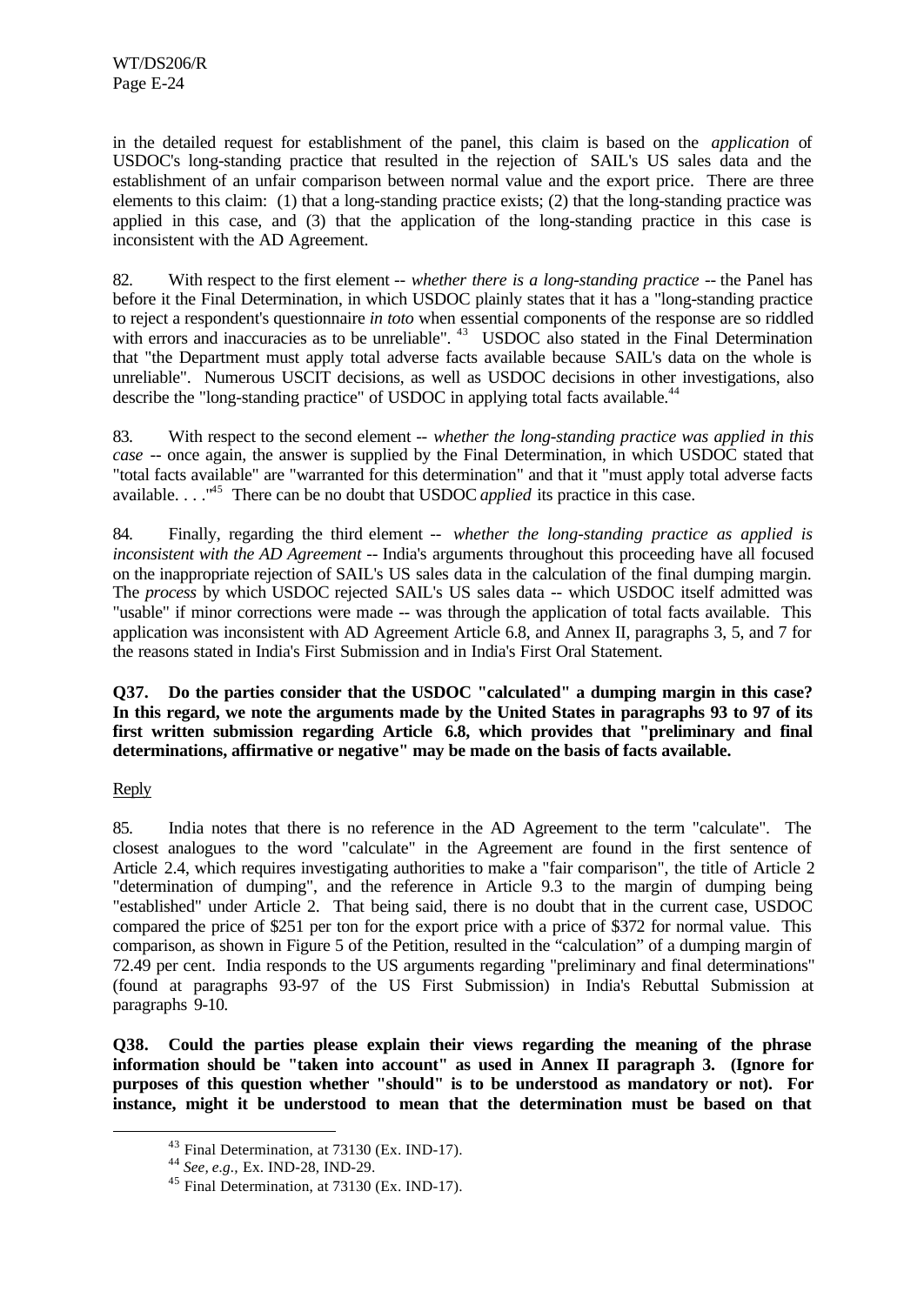in the detailed request for establishment of the panel, this claim is based on the *application* of USDOC's long-standing practice that resulted in the rejection of SAIL's US sales data and the establishment of an unfair comparison between normal value and the export price. There are three elements to this claim: (1) that a long-standing practice exists; (2) that the long-standing practice was applied in this case, and (3) that the application of the long-standing practice in this case is inconsistent with the AD Agreement.

82. With respect to the first element -- *whether there is a long-standing practice* -- the Panel has before it the Final Determination, in which USDOC plainly states that it has a "long-standing practice to reject a respondent's questionnaire *in toto* when essential components of the response are so riddled with errors and inaccuracies as to be unreliable".[43] USDOC also stated in the Final Determination that "the Department must apply total adverse facts available because SAIL's data on the whole is unreliable". Numerous USCIT decisions, as well as USDOC decisions in other investigations, also describe the "long-standing practice" of USDOC in applying total facts available.[44]

83. With respect to the second element -- *whether the long-standing practice was applied in this case* -- once again, the answer is supplied by the Final Determination, in which USDOC stated that "total facts available" are "warranted for this determination" and that it "must apply total adverse facts available. . . ."[45] There can be no doubt that USDOC *applied* its practice in this case.

84. Finally, regarding the third element -- *whether the long-standing practice as applied is inconsistent with the AD Agreement* -- India's arguments throughout this proceeding have all focused on the inappropriate rejection of SAIL's US sales data in the calculation of the final dumping margin. The *process* by which USDOC rejected SAIL's US sales data -- which USDOC itself admitted was "usable" if minor corrections were made -- was through the application of total facts available. This application was inconsistent with AD Agreement Article 6.8, and Annex II, paragraphs 3, 5, and 7 for the reasons stated in India's First Submission and in India's First Oral Statement.

**Q37. Do the parties consider that the USDOC "calculated" a dumping margin in this case? In this regard, we note the arguments made by the United States in paragraphs 93 to 97 of its first written submission regarding Article 6.8, which provides that "preliminary and final determinations, affirmative or negative" may be made on the basis of facts available.**

Reply

85. India notes that there is no reference in the AD Agreement to the term "calculate". The closest analogues to the word "calculate" in the Agreement are found in the first sentence of Article 2.4, which requires investigating authorities to make a "fair comparison", the title of Article 2 "determination of dumping", and the reference in Article 9.3 to the margin of dumping being "established" under Article 2. That being said, there is no doubt that in the current case, USDOC compared the price of $251 per ton for the export price with a price of $372 for normal value. This comparison, as shown in Figure 5 of the Petition, resulted in the "calculation" of a dumping margin of 72.49 per cent. India responds to the US arguments regarding "preliminary and final determinations" (found at paragraphs 93-97 of the US First Submission) in India's Rebuttal Submission at paragraphs 9-10.

**Q38. Could the parties please explain their views regarding the meaning of the phrase information should be "taken into account" as used in Annex II paragraph 3. (Ignore for purposes of this question whether "should" is to be understood as mandatory or not). For instance, might it be understood to mean that the determination must be based on that**

[43] Final Determination, at 73130 (Ex. IND-17).

[44] *See, e.g.,* Ex. IND-28, IND-29.

[45] Final Determination, at 73130 (Ex. IND-17).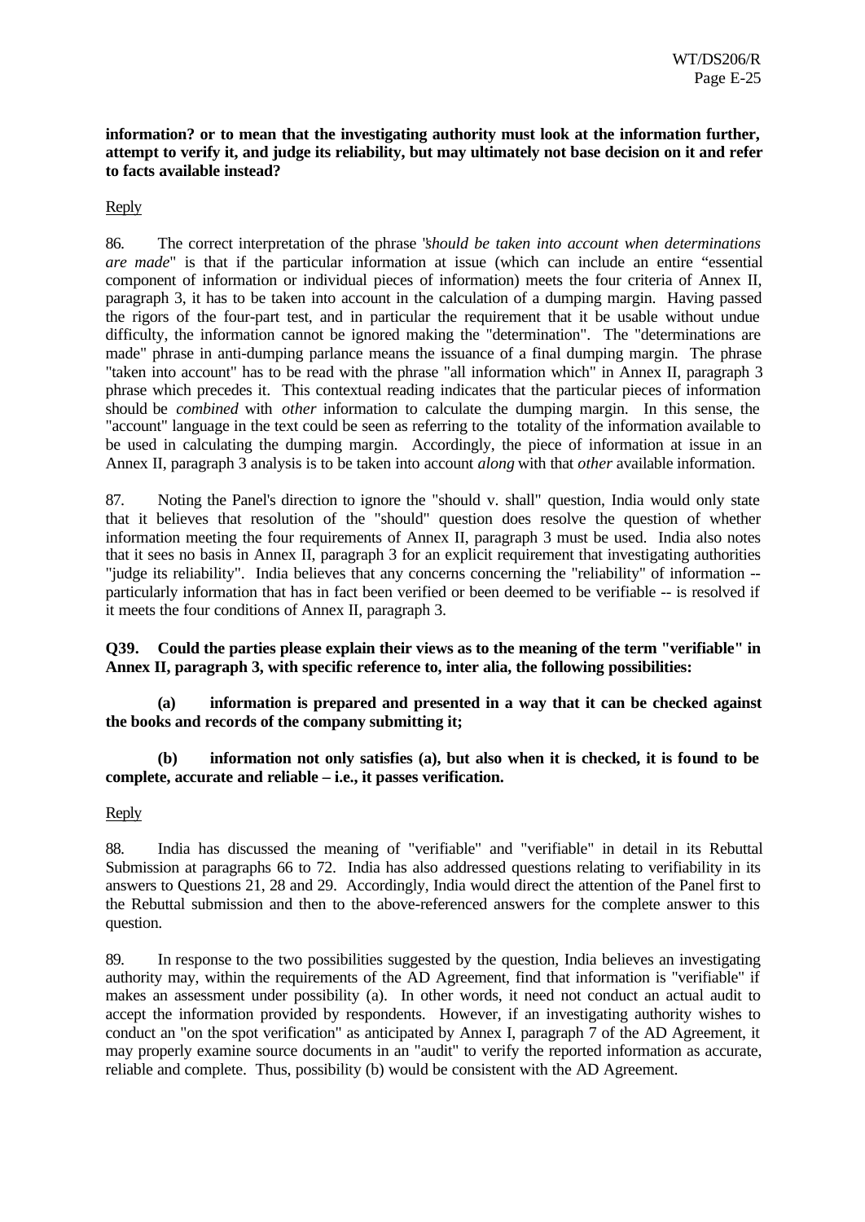**information? or to mean that the investigating authority must look at the information further, attempt to verify it, and judge its reliability, but may ultimately not base decision on it and refer to facts available instead?**

Reply

86. The correct interpretation of the phrase "*should be taken into account when determinations are made*" is that if the particular information at issue (which can include an entire "essential component of information or individual pieces of information) meets the four criteria of Annex II, paragraph 3, it has to be taken into account in the calculation of a dumping margin. Having passed the rigors of the four-part test, and in particular the requirement that it be usable without undue difficulty, the information cannot be ignored making the "determination". The "determinations are made" phrase in anti-dumping parlance means the issuance of a final dumping margin. The phrase "taken into account" has to be read with the phrase "all information which" in Annex II, paragraph 3 phrase which precedes it. This contextual reading indicates that the particular pieces of information should be *combined* with *other* information to calculate the dumping margin. In this sense, the "account" language in the text could be seen as referring to the totality of the information available to be used in calculating the dumping margin. Accordingly, the piece of information at issue in an Annex II, paragraph 3 analysis is to be taken into account *along* with that *other* available information.

87. Noting the Panel's direction to ignore the "should v. shall" question, India would only state that it believes that resolution of the "should" question does resolve the question of whether information meeting the four requirements of Annex II, paragraph 3 must be used. India also notes that it sees no basis in Annex II, paragraph 3 for an explicit requirement that investigating authorities "judge its reliability". India believes that any concerns concerning the "reliability" of information -- particularly information that has in fact been verified or been deemed to be verifiable -- is resolved if it meets the four conditions of Annex II, paragraph 3.

**Q39. Could the parties please explain their views as to the meaning of the term "verifiable" in Annex II, paragraph 3, with specific reference to, inter alia, the following possibilities:**

**(a) information is prepared and presented in a way that it can be checked against the books and records of the company submitting it;**

**(b) information not only satisfies (a), but also when it is checked, it is found to be complete, accurate and reliable – i.e., it passes verification.**

Reply

88. India has discussed the meaning of "verifiable" and "verifiable" in detail in its Rebuttal Submission at paragraphs 66 to 72. India has also addressed questions relating to verifiability in its answers to Questions 21, 28 and 29. Accordingly, India would direct the attention of the Panel first to the Rebuttal submission and then to the above-referenced answers for the complete answer to this question.

89. In response to the two possibilities suggested by the question, India believes an investigating authority may, within the requirements of the AD Agreement, find that information is "verifiable" if makes an assessment under possibility (a). In other words, it need not conduct an actual audit to accept the information provided by respondents. However, if an investigating authority wishes to conduct an "on the spot verification" as anticipated by Annex I, paragraph 7 of the AD Agreement, it may properly examine source documents in an "audit" to verify the reported information as accurate, reliable and complete. Thus, possibility (b) would be consistent with the AD Agreement.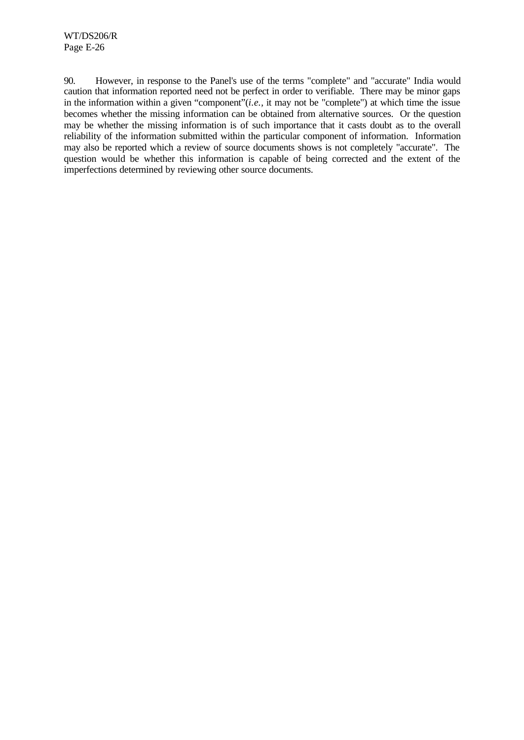90. However, in response to the Panel's use of the terms "complete" and "accurate" India would caution that information reported need not be perfect in order to verifiable. There may be minor gaps in the information within a given "component"(*i.e.*, it may not be "complete") at which time the issue becomes whether the missing information can be obtained from alternative sources. Or the question may be whether the missing information is of such importance that it casts doubt as to the overall reliability of the information submitted within the particular component of information. Information may also be reported which a review of source documents shows is not completely "accurate". The question would be whether this information is capable of being corrected and the extent of the imperfections determined by reviewing other source documents.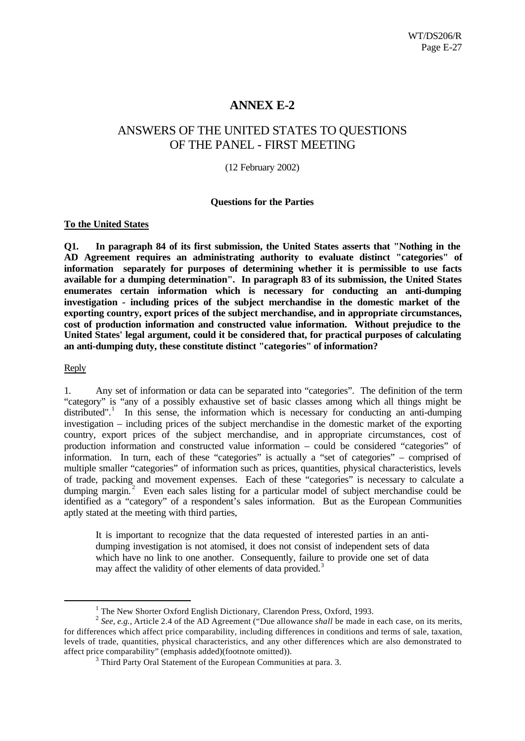# ANNEX E-2

## ANSWERS OF THE UNITED STATES TO QUESTIONS OF THE PANEL - FIRST MEETING

(12 February 2002)

**Questions for the Parties**

**To the United States**

**Q1. In paragraph 84 of its first submission, the United States asserts that "Nothing in the AD Agreement requires an administrating authority to evaluate distinct "categories" of information separately for purposes of determining whether it is permissible to use facts available for a dumping determination". In paragraph 83 of its submission, the United States enumerates certain information which is necessary for conducting an anti-dumping investigation - including prices of the subject merchandise in the domestic market of the exporting country, export prices of the subject merchandise, and in appropriate circumstances, cost of production information and constructed value information. Without prejudice to the United States' legal argument, could it be considered that, for practical purposes of calculating an anti-dumping duty, these constitute distinct "categories" of information?**

Reply

1. Any set of information or data can be separated into "categories". The definition of the term "category" is "any of a possibly exhaustive set of basic classes among which all things might be distributed".[1] In this sense, the information which is necessary for conducting an anti-dumping investigation – including prices of the subject merchandise in the domestic market of the exporting country, export prices of the subject merchandise, and in appropriate circumstances, cost of production information and constructed value information – could be considered "categories" of information. In turn, each of these "categories" is actually a "set of categories" – comprised of multiple smaller "categories" of information such as prices, quantities, physical characteristics, levels of trade, packing and movement expenses. Each of these "categories" is necessary to calculate a dumping margin.[2] Even each sales listing for a particular model of subject merchandise could be identified as a "category" of a respondent's sales information. But as the European Communities aptly stated at the meeting with third parties,

> It is important to recognize that the data requested of interested parties in an anti-dumping investigation is not atomised, it does not consist of independent sets of data which have no link to one another. Consequently, failure to provide one set of data may affect the validity of other elements of data provided.[3]

---

[1] The New Shorter Oxford English Dictionary, Clarendon Press, Oxford, 1993.

[2] *See, e.g.,* Article 2.4 of the AD Agreement ("Due allowance *shall* be made in each case, on its merits, for differences which affect price comparability, including differences in conditions and terms of sale, taxation, levels of trade, quantities, physical characteristics, and any other differences which are also demonstrated to affect price comparability" (emphasis added)(footnote omitted)).

[3] Third Party Oral Statement of the European Communities at para. 3.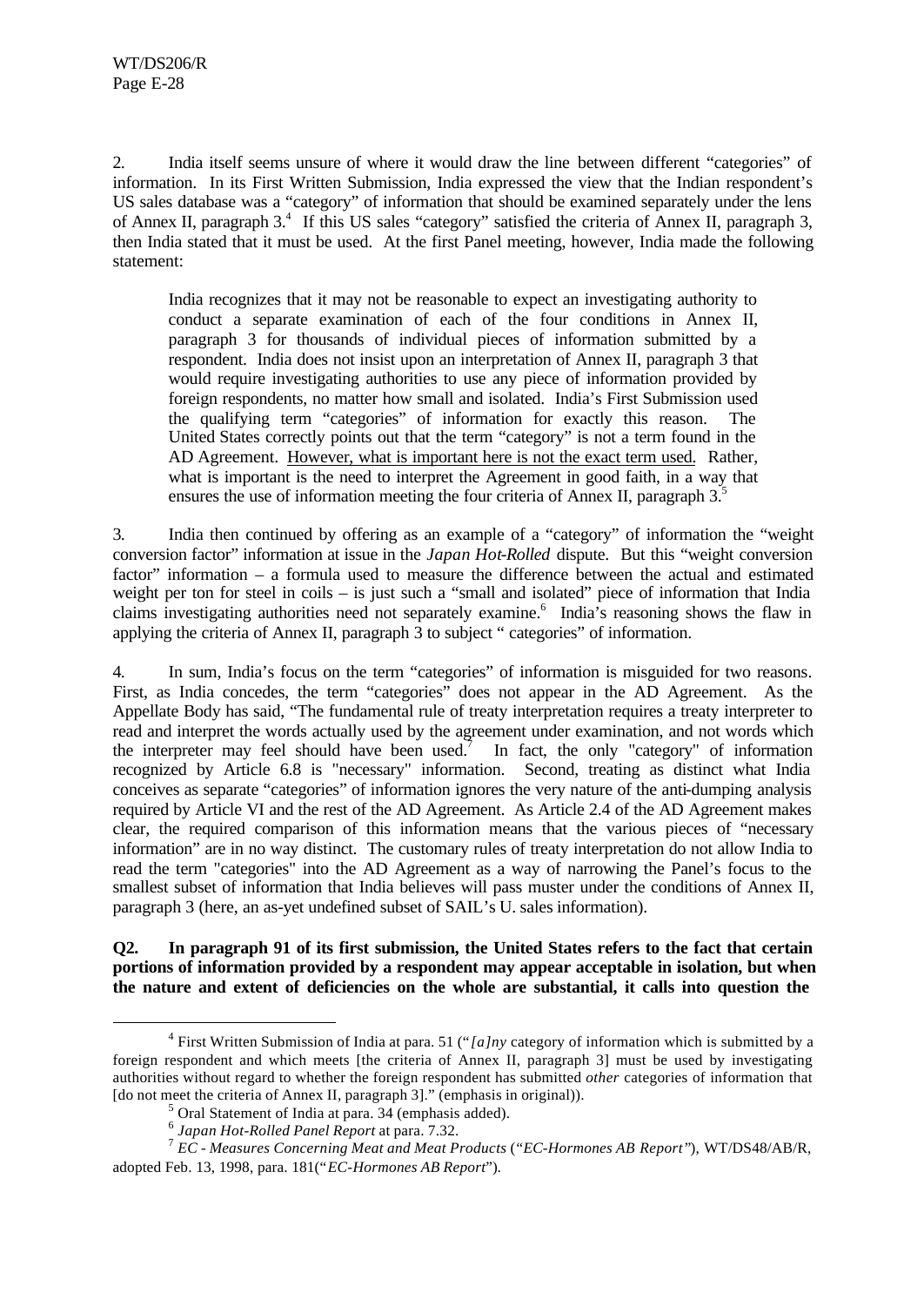2. India itself seems unsure of where it would draw the line between different "categories" of information. In its First Written Submission, India expressed the view that the Indian respondent's US sales database was a "category" of information that should be examined separately under the lens of Annex II, paragraph 3.[4] If this US sales "category" satisfied the criteria of Annex II, paragraph 3, then India stated that it must be used. At the first Panel meeting, however, India made the following statement:

> India recognizes that it may not be reasonable to expect an investigating authority to conduct a separate examination of each of the four conditions in Annex II, paragraph 3 for thousands of individual pieces of information submitted by a respondent. India does not insist upon an interpretation of Annex II, paragraph 3 that would require investigating authorities to use any piece of information provided by foreign respondents, no matter how small and isolated. India's First Submission used the qualifying term "categories" of information for exactly this reason. The United States correctly points out that the term "category" is not a term found in the AD Agreement. <u>However, what is important here is not the exact term used.</u> Rather, what is important is the need to interpret the Agreement in good faith, in a way that ensures the use of information meeting the four criteria of Annex II, paragraph 3.[5]

3. India then continued by offering as an example of a "category" of information the "weight conversion factor" information at issue in the *Japan Hot-Rolled* dispute. But this "weight conversion factor" information – a formula used to measure the difference between the actual and estimated weight per ton for steel in coils – is just such a "small and isolated" piece of information that India claims investigating authorities need not separately examine.[6] India's reasoning shows the flaw in applying the criteria of Annex II, paragraph 3 to subject " categories" of information.

4. In sum, India's focus on the term "categories" of information is misguided for two reasons. First, as India concedes, the term "categories" does not appear in the AD Agreement. As the Appellate Body has said, "The fundamental rule of treaty interpretation requires a treaty interpreter to read and interpret the words actually used by the agreement under examination, and not words which the interpreter may feel should have been used.[7] In fact, the only "category" of information recognized by Article 6.8 is "necessary" information. Second, treating as distinct what India conceives as separate "categories" of information ignores the very nature of the anti-dumping analysis required by Article VI and the rest of the AD Agreement. As Article 2.4 of the AD Agreement makes clear, the required comparison of this information means that the various pieces of "necessary information" are in no way distinct. The customary rules of treaty interpretation do not allow India to read the term "categories" into the AD Agreement as a way of narrowing the Panel's focus to the smallest subset of information that India believes will pass muster under the conditions of Annex II, paragraph 3 (here, an as-yet undefined subset of SAIL's U. sales information).

**Q2. In paragraph 91 of its first submission, the United States refers to the fact that certain portions of information provided by a respondent may appear acceptable in isolation, but when the nature and extent of deficiencies on the whole are substantial, it calls into question the**

---

[4] First Written Submission of India at para. 51 ("*[a]ny* category of information which is submitted by a foreign respondent and which meets [the criteria of Annex II, paragraph 3] must be used by investigating authorities without regard to whether the foreign respondent has submitted *other* categories of information that [do not meet the criteria of Annex II, paragraph 3]." (emphasis in original)).

[5] Oral Statement of India at para. 34 (emphasis added).

[6] *Japan Hot-Rolled Panel Report* at para. 7.32.

[7] *EC - Measures Concerning Meat and Meat Products* ("*EC-Hormones AB Report*"), WT/DS48/AB/R, adopted Feb. 13, 1998, para. 181("*EC-Hormones AB Report*").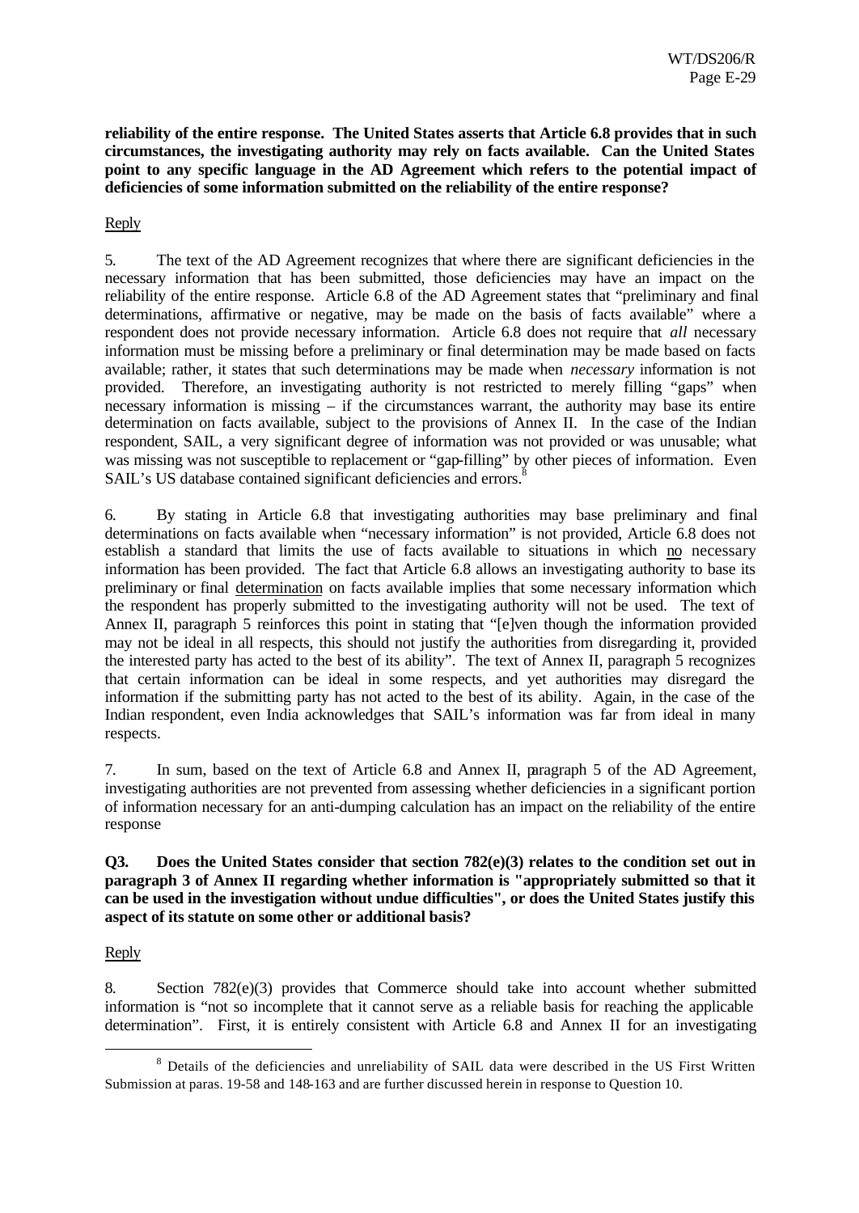**reliability of the entire response. The United States asserts that Article 6.8 provides that in such circumstances, the investigating authority may rely on facts available. Can the United States point to any specific language in the AD Agreement which refers to the potential impact of deficiencies of some information submitted on the reliability of the entire response?**

Reply

5. The text of the AD Agreement recognizes that where there are significant deficiencies in the necessary information that has been submitted, those deficiencies may have an impact on the reliability of the entire response. Article 6.8 of the AD Agreement states that "preliminary and final determinations, affirmative or negative, may be made on the basis of facts available" where a respondent does not provide necessary information. Article 6.8 does not require that *all* necessary information must be missing before a preliminary or final determination may be made based on facts available; rather, it states that such determinations may be made when *necessary* information is not provided. Therefore, an investigating authority is not restricted to merely filling "gaps" when necessary information is missing – if the circumstances warrant, the authority may base its entire determination on facts available, subject to the provisions of Annex II. In the case of the Indian respondent, SAIL, a very significant degree of information was not provided or was unusable; what was missing was not susceptible to replacement or "gap-filling" by other pieces of information. Even SAIL's US database contained significant deficiencies and errors.[8]

6. By stating in Article 6.8 that investigating authorities may base preliminary and final determinations on facts available when "necessary information" is not provided, Article 6.8 does not establish a standard that limits the use of facts available to situations in which no necessary information has been provided. The fact that Article 6.8 allows an investigating authority to base its preliminary or final determination on facts available implies that some necessary information which the respondent has properly submitted to the investigating authority will not be used. The text of Annex II, paragraph 5 reinforces this point in stating that "[e]ven though the information provided may not be ideal in all respects, this should not justify the authorities from disregarding it, provided the interested party has acted to the best of its ability". The text of Annex II, paragraph 5 recognizes that certain information can be ideal in some respects, and yet authorities may disregard the information if the submitting party has not acted to the best of its ability. Again, in the case of the Indian respondent, even India acknowledges that SAIL's information was far from ideal in many respects.

7. In sum, based on the text of Article 6.8 and Annex II, paragraph 5 of the AD Agreement, investigating authorities are not prevented from assessing whether deficiencies in a significant portion of information necessary for an anti-dumping calculation has an impact on the reliability of the entire response

**Q3. Does the United States consider that section 782(e)(3) relates to the condition set out in paragraph 3 of Annex II regarding whether information is "appropriately submitted so that it can be used in the investigation without undue difficulties", or does the United States justify this aspect of its statute on some other or additional basis?**

Reply

8. Section 782(e)(3) provides that Commerce should take into account whether submitted information is "not so incomplete that it cannot serve as a reliable basis for reaching the applicable determination". First, it is entirely consistent with Article 6.8 and Annex II for an investigating

[8] Details of the deficiencies and unreliability of SAIL data were described in the US First Written Submission at paras. 19-58 and 148-163 and are further discussed herein in response to Question 10.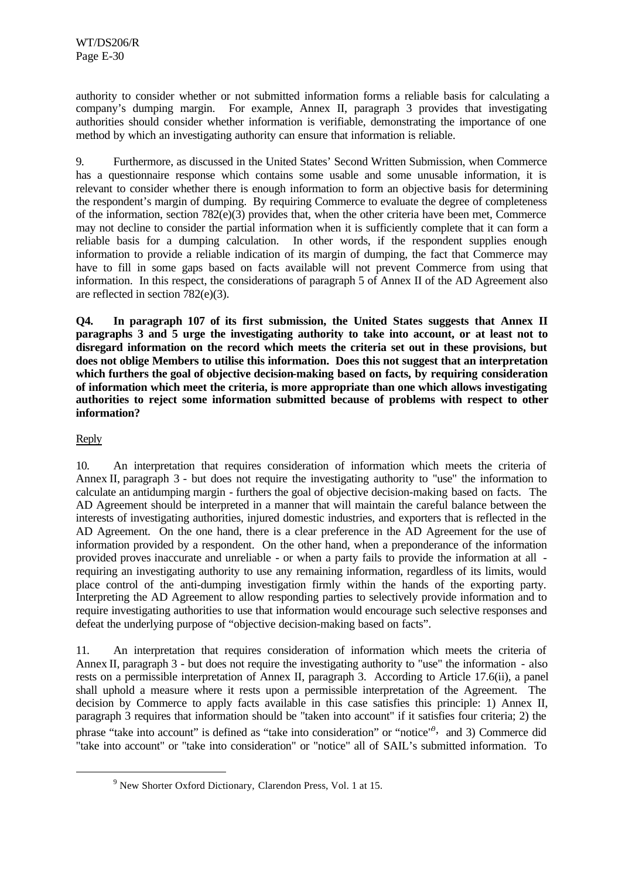authority to consider whether or not submitted information forms a reliable basis for calculating a company's dumping margin. For example, Annex II, paragraph 3 provides that investigating authorities should consider whether information is verifiable, demonstrating the importance of one method by which an investigating authority can ensure that information is reliable.

9. Furthermore, as discussed in the United States' Second Written Submission, when Commerce has a questionnaire response which contains some usable and some unusable information, it is relevant to consider whether there is enough information to form an objective basis for determining the respondent's margin of dumping. By requiring Commerce to evaluate the degree of completeness of the information, section 782(e)(3) provides that, when the other criteria have been met, Commerce may not decline to consider the partial information when it is sufficiently complete that it can form a reliable basis for a dumping calculation. In other words, if the respondent supplies enough information to provide a reliable indication of its margin of dumping, the fact that Commerce may have to fill in some gaps based on facts available will not prevent Commerce from using that information. In this respect, the considerations of paragraph 5 of Annex II of the AD Agreement also are reflected in section 782(e)(3).

**Q4. In paragraph 107 of its first submission, the United States suggests that Annex II paragraphs 3 and 5 urge the investigating authority to take into account, or at least not to disregard information on the record which meets the criteria set out in these provisions, but does not oblige Members to utilise this information. Does this not suggest that an interpretation which furthers the goal of objective decision-making based on facts, by requiring consideration of information which meet the criteria, is more appropriate than one which allows investigating authorities to reject some information submitted because of problems with respect to other information?**

Reply

10. An interpretation that requires consideration of information which meets the criteria of Annex II, paragraph 3 - but does not require the investigating authority to "use" the information to calculate an antidumping margin - furthers the goal of objective decision-making based on facts. The AD Agreement should be interpreted in a manner that will maintain the careful balance between the interests of investigating authorities, injured domestic industries, and exporters that is reflected in the AD Agreement. On the one hand, there is a clear preference in the AD Agreement for the use of information provided by a respondent. On the other hand, when a preponderance of the information provided proves inaccurate and unreliable - or when a party fails to provide the information at all - requiring an investigating authority to use any remaining information, regardless of its limits, would place control of the anti-dumping investigation firmly within the hands of the exporting party. Interpreting the AD Agreement to allow responding parties to selectively provide information and to require investigating authorities to use that information would encourage such selective responses and defeat the underlying purpose of "objective decision-making based on facts".

11. An interpretation that requires consideration of information which meets the criteria of Annex II, paragraph 3 - but does not require the investigating authority to "use" the information - also rests on a permissible interpretation of Annex II, paragraph 3. According to Article 17.6(ii), a panel shall uphold a measure where it rests upon a permissible interpretation of the Agreement. The decision by Commerce to apply facts available in this case satisfies this principle: 1) Annex II, paragraph 3 requires that information should be "taken into account" if it satisfies four criteria; 2) the phrase "take into account" is defined as "take into consideration" or "notice"[9], and 3) Commerce did "take into account" or "take into consideration" or "notice" all of SAIL's submitted information. To

[9] New Shorter Oxford Dictionary, Clarendon Press, Vol. 1 at 15.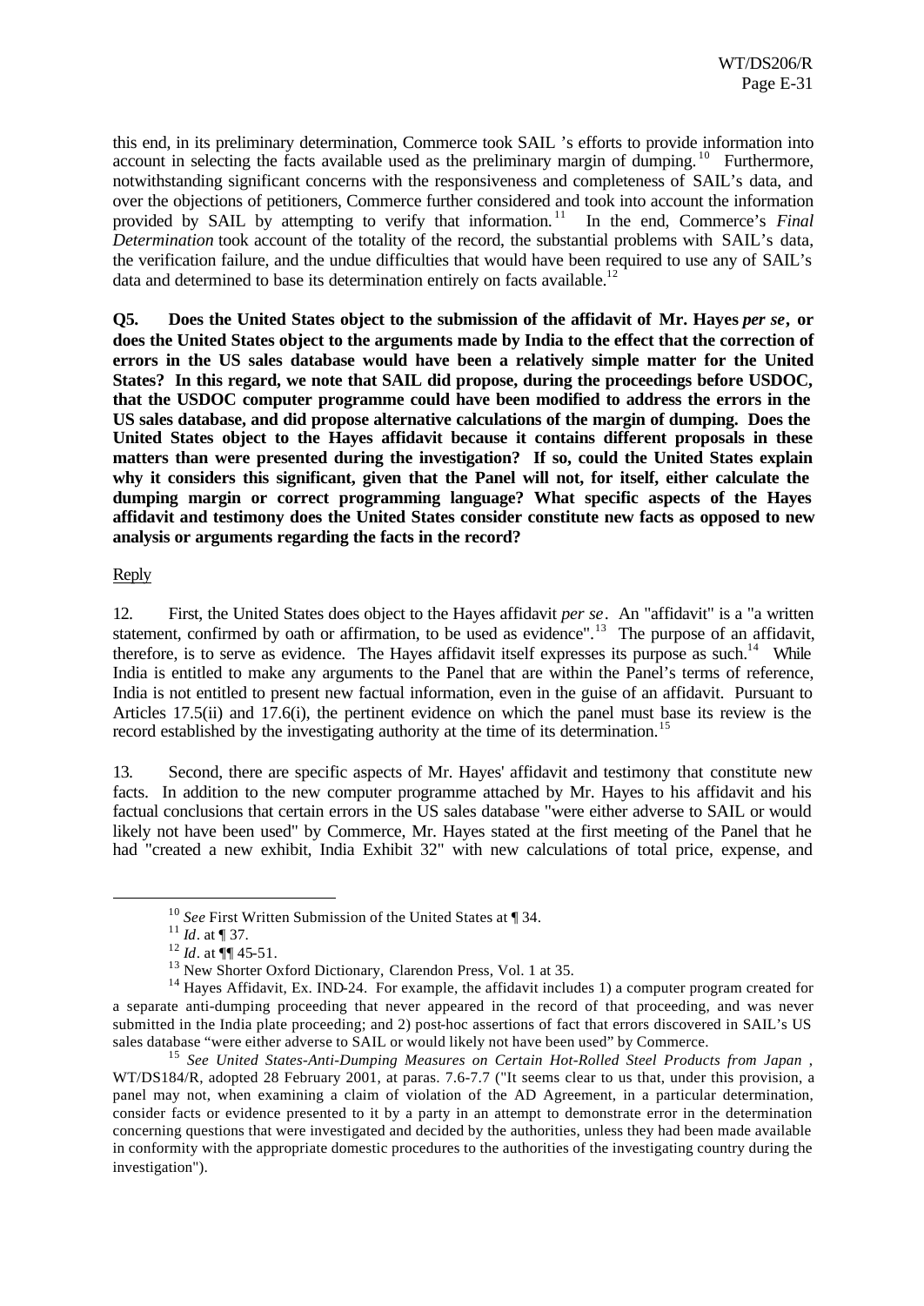this end, in its preliminary determination, Commerce took SAIL 's efforts to provide information into account in selecting the facts available used as the preliminary margin of dumping.[10] Furthermore, notwithstanding significant concerns with the responsiveness and completeness of SAIL's data, and over the objections of petitioners, Commerce further considered and took into account the information provided by SAIL by attempting to verify that information.[11] In the end, Commerce's *Final Determination* took account of the totality of the record, the substantial problems with SAIL's data, the verification failure, and the undue difficulties that would have been required to use any of SAIL's data and determined to base its determination entirely on facts available.[12]

**Q5. Does the United States object to the submission of the affidavit of Mr. Hayes *per se*, or does the United States object to the arguments made by India to the effect that the correction of errors in the US sales database would have been a relatively simple matter for the United States? In this regard, we note that SAIL did propose, during the proceedings before USDOC, that the USDOC computer programme could have been modified to address the errors in the US sales database, and did propose alternative calculations of the margin of dumping. Does the United States object to the Hayes affidavit because it contains different proposals in these matters than were presented during the investigation? If so, could the United States explain why it considers this significant, given that the Panel will not, for itself, either calculate the dumping margin or correct programming language? What specific aspects of the Hayes affidavit and testimony does the United States consider constitute new facts as opposed to new analysis or arguments regarding the facts in the record?**

Reply

12. First, the United States does object to the Hayes affidavit *per se*. An "affidavit" is a "a written statement, confirmed by oath or affirmation, to be used as evidence".[13] The purpose of an affidavit, therefore, is to serve as evidence. The Hayes affidavit itself expresses its purpose as such.[14] While India is entitled to make any arguments to the Panel that are within the Panel's terms of reference, India is not entitled to present new factual information, even in the guise of an affidavit. Pursuant to Articles 17.5(ii) and 17.6(i), the pertinent evidence on which the panel must base its review is the record established by the investigating authority at the time of its determination.[15]

13. Second, there are specific aspects of Mr. Hayes' affidavit and testimony that constitute new facts. In addition to the new computer programme attached by Mr. Hayes to his affidavit and his factual conclusions that certain errors in the US sales database "were either adverse to SAIL or would likely not have been used" by Commerce, Mr. Hayes stated at the first meeting of the Panel that he had "created a new exhibit, India Exhibit 32" with new calculations of total price, expense, and

---

[10] *See* First Written Submission of the United States at ¶ 34.

[11] *Id*. at ¶ 37.

[12] *Id*. at ¶¶ 45-51.

[13] New Shorter Oxford Dictionary, Clarendon Press, Vol. 1 at 35.

[14] Hayes Affidavit, Ex. IND-24. For example, the affidavit includes 1) a computer program created for a separate anti-dumping proceeding that never appeared in the record of that proceeding, and was never submitted in the India plate proceeding; and 2) post-hoc assertions of fact that errors discovered in SAIL's US sales database "were either adverse to SAIL or would likely not have been used" by Commerce.

[15] *See United States-Anti-Dumping Measures on Certain Hot-Rolled Steel Products from Japan* , WT/DS184/R, adopted 28 February 2001, at paras. 7.6-7.7 ("It seems clear to us that, under this provision, a panel may not, when examining a claim of violation of the AD Agreement, in a particular determination, consider facts or evidence presented to it by a party in an attempt to demonstrate error in the determination concerning questions that were investigated and decided by the authorities, unless they had been made available in conformity with the appropriate domestic procedures to the authorities of the investigating country during the investigation").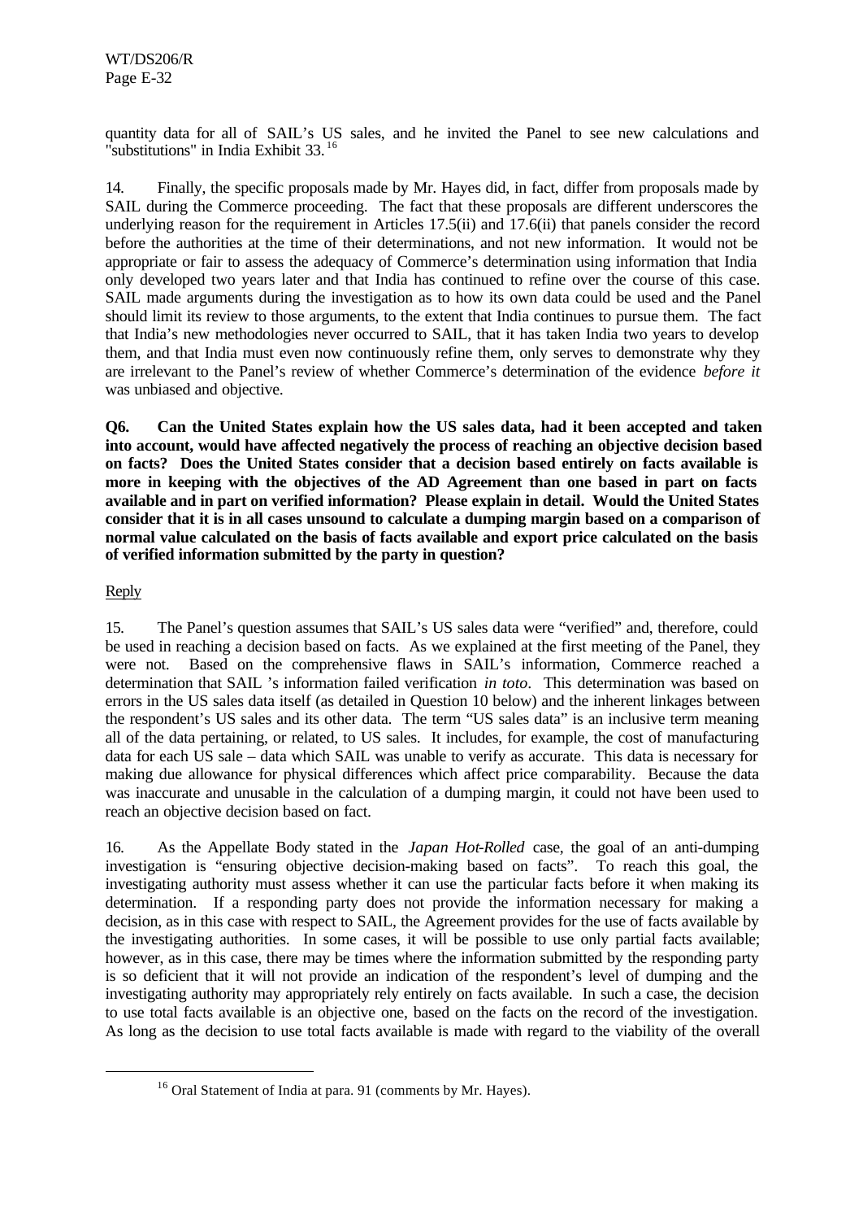quantity data for all of SAIL's US sales, and he invited the Panel to see new calculations and "substitutions" in India Exhibit 33.[16]

14. Finally, the specific proposals made by Mr. Hayes did, in fact, differ from proposals made by SAIL during the Commerce proceeding. The fact that these proposals are different underscores the underlying reason for the requirement in Articles 17.5(ii) and 17.6(ii) that panels consider the record before the authorities at the time of their determinations, and not new information. It would not be appropriate or fair to assess the adequacy of Commerce's determination using information that India only developed two years later and that India has continued to refine over the course of this case. SAIL made arguments during the investigation as to how its own data could be used and the Panel should limit its review to those arguments, to the extent that India continues to pursue them. The fact that India's new methodologies never occurred to SAIL, that it has taken India two years to develop them, and that India must even now continuously refine them, only serves to demonstrate why they are irrelevant to the Panel's review of whether Commerce's determination of the evidence *before it* was unbiased and objective.

**Q6. Can the United States explain how the US sales data, had it been accepted and taken into account, would have affected negatively the process of reaching an objective decision based on facts? Does the United States consider that a decision based entirely on facts available is more in keeping with the objectives of the AD Agreement than one based in part on facts available and in part on verified information? Please explain in detail. Would the United States consider that it is in all cases unsound to calculate a dumping margin based on a comparison of normal value calculated on the basis of facts available and export price calculated on the basis of verified information submitted by the party in question?**

Reply

15. The Panel's question assumes that SAIL's US sales data were "verified" and, therefore, could be used in reaching a decision based on facts. As we explained at the first meeting of the Panel, they were not. Based on the comprehensive flaws in SAIL's information, Commerce reached a determination that SAIL 's information failed verification *in toto*. This determination was based on errors in the US sales data itself (as detailed in Question 10 below) and the inherent linkages between the respondent's US sales and its other data. The term "US sales data" is an inclusive term meaning all of the data pertaining, or related, to US sales. It includes, for example, the cost of manufacturing data for each US sale – data which SAIL was unable to verify as accurate. This data is necessary for making due allowance for physical differences which affect price comparability. Because the data was inaccurate and unusable in the calculation of a dumping margin, it could not have been used to reach an objective decision based on fact.

16. As the Appellate Body stated in the *Japan Hot-Rolled* case, the goal of an anti-dumping investigation is "ensuring objective decision-making based on facts". To reach this goal, the investigating authority must assess whether it can use the particular facts before it when making its determination. If a responding party does not provide the information necessary for making a decision, as in this case with respect to SAIL, the Agreement provides for the use of facts available by the investigating authorities. In some cases, it will be possible to use only partial facts available; however, as in this case, there may be times where the information submitted by the responding party is so deficient that it will not provide an indication of the respondent's level of dumping and the investigating authority may appropriately rely entirely on facts available. In such a case, the decision to use total facts available is an objective one, based on the facts on the record of the investigation. As long as the decision to use total facts available is made with regard to the viability of the overall

[16] Oral Statement of India at para. 91 (comments by Mr. Hayes).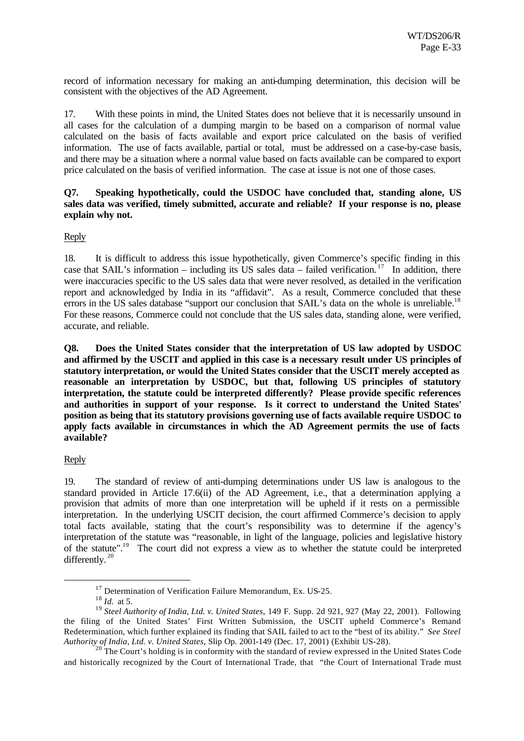record of information necessary for making an anti-dumping determination, this decision will be consistent with the objectives of the AD Agreement.

17. With these points in mind, the United States does not believe that it is necessarily unsound in all cases for the calculation of a dumping margin to be based on a comparison of normal value calculated on the basis of facts available and export price calculated on the basis of verified information. The use of facts available, partial or total, must be addressed on a case-by-case basis, and there may be a situation where a normal value based on facts available can be compared to export price calculated on the basis of verified information. The case at issue is not one of those cases.

**Q7. Speaking hypothetically, could the USDOC have concluded that, standing alone, US sales data was verified, timely submitted, accurate and reliable? If your response is no, please explain why not.**

Reply

18. It is difficult to address this issue hypothetically, given Commerce's specific finding in this case that SAIL's information – including its US sales data – failed verification.[17] In addition, there were inaccuracies specific to the US sales data that were never resolved, as detailed in the verification report and acknowledged by India in its "affidavit". As a result, Commerce concluded that these errors in the US sales database "support our conclusion that SAIL's data on the whole is unreliable.[18] For these reasons, Commerce could not conclude that the US sales data, standing alone, were verified, accurate, and reliable.

**Q8. Does the United States consider that the interpretation of US law adopted by USDOC and affirmed by the USCIT and applied in this case is a necessary result under US principles of statutory interpretation, or would the United States consider that the USCIT merely accepted as reasonable an interpretation by USDOC, but that, following US principles of statutory interpretation, the statute could be interpreted differently? Please provide specific references and authorities in support of your response. Is it correct to understand the United States' position as being that its statutory provisions governing use of facts available require USDOC to apply facts available in circumstances in which the AD Agreement permits the use of facts available?**

Reply

19. The standard of review of anti-dumping determinations under US law is analogous to the standard provided in Article 17.6(ii) of the AD Agreement, i.e., that a determination applying a provision that admits of more than one interpretation will be upheld if it rests on a permissible interpretation. In the underlying USCIT decision, the court affirmed Commerce's decision to apply total facts available, stating that the court's responsibility was to determine if the agency's interpretation of the statute was "reasonable, in light of the language, policies and legislative history of the statute".[19] The court did not express a view as to whether the statute could be interpreted differently.[20]

---

[17] Determination of Verification Failure Memorandum, Ex. US-25.

[18] *Id.* at 5.

[19] *Steel Authority of India, Ltd. v. United States*, 149 F. Supp. 2d 921, 927 (May 22, 2001). Following the filing of the United States' First Written Submission, the USCIT upheld Commerce's Remand Redetermination, which further explained its finding that SAIL failed to act to the "best of its ability." *See Steel Authority of India, Ltd. v. United States,* Slip Op. 2001-149 (Dec. 17, 2001) (Exhibit US-28).

[20] The Court's holding is in conformity with the standard of review expressed in the United States Code and historically recognized by the Court of International Trade, that "the Court of International Trade must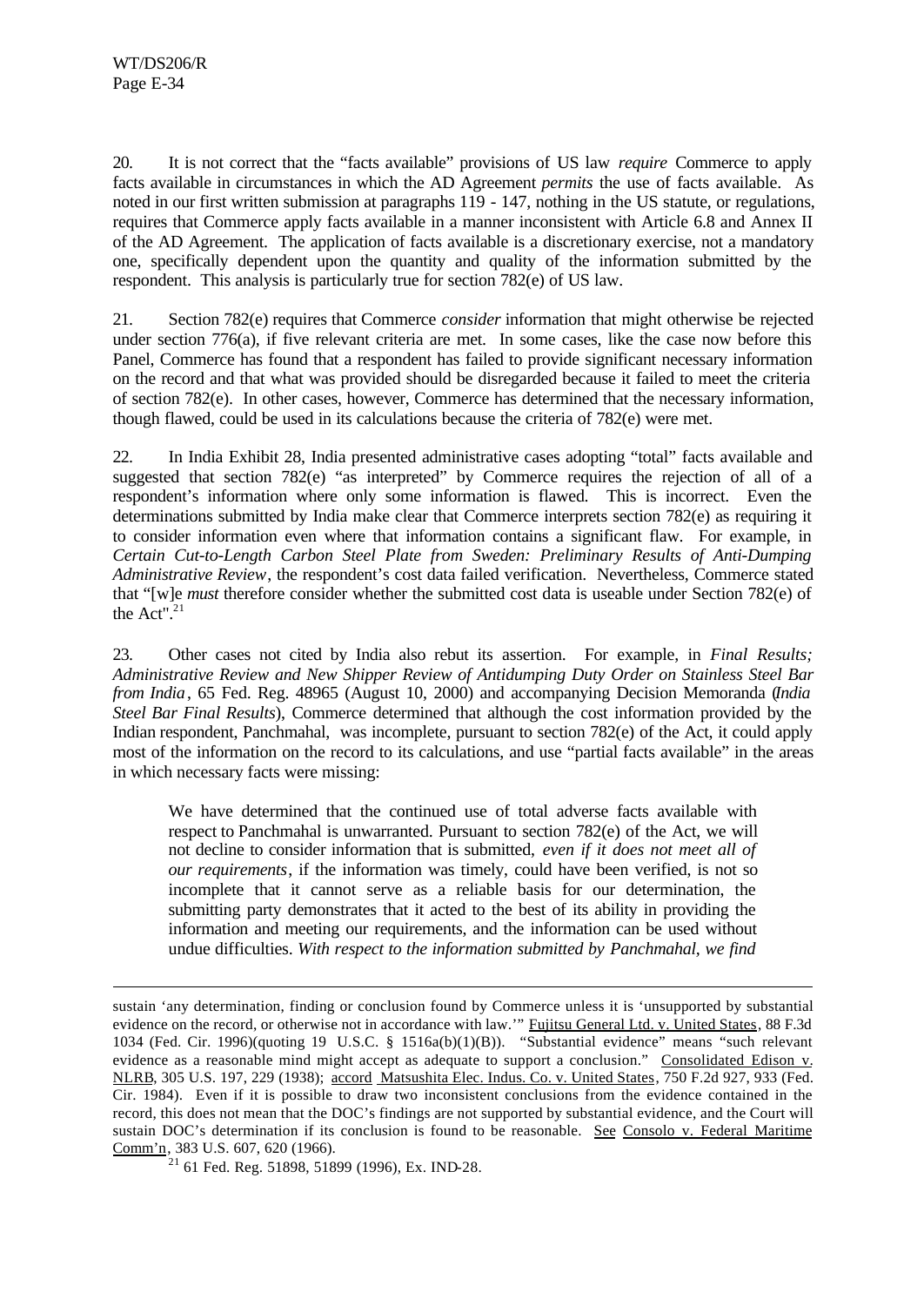20. It is not correct that the "facts available" provisions of US law *require* Commerce to apply facts available in circumstances in which the AD Agreement *permits* the use of facts available. As noted in our first written submission at paragraphs 119 - 147, nothing in the US statute, or regulations, requires that Commerce apply facts available in a manner inconsistent with Article 6.8 and Annex II of the AD Agreement. The application of facts available is a discretionary exercise, not a mandatory one, specifically dependent upon the quantity and quality of the information submitted by the respondent. This analysis is particularly true for section 782(e) of US law.

21. Section 782(e) requires that Commerce *consider* information that might otherwise be rejected under section 776(a), if five relevant criteria are met. In some cases, like the case now before this Panel, Commerce has found that a respondent has failed to provide significant necessary information on the record and that what was provided should be disregarded because it failed to meet the criteria of section 782(e). In other cases, however, Commerce has determined that the necessary information, though flawed, could be used in its calculations because the criteria of 782(e) were met.

22. In India Exhibit 28, India presented administrative cases adopting "total" facts available and suggested that section 782(e) "as interpreted" by Commerce requires the rejection of all of a respondent's information where only some information is flawed. This is incorrect. Even the determinations submitted by India make clear that Commerce interprets section 782(e) as requiring it to consider information even where that information contains a significant flaw. For example, in *Certain Cut-to-Length Carbon Steel Plate from Sweden: Preliminary Results of Anti-Dumping Administrative Review*, the respondent's cost data failed verification. Nevertheless, Commerce stated that "[w]e *must* therefore consider whether the submitted cost data is useable under Section 782(e) of the Act".[21]

23. Other cases not cited by India also rebut its assertion. For example, in *Final Results; Administrative Review and New Shipper Review of Antidumping Duty Order on Stainless Steel Bar from India*, 65 Fed. Reg. 48965 (August 10, 2000) and accompanying Decision Memoranda (*India Steel Bar Final Results*), Commerce determined that although the cost information provided by the Indian respondent, Panchmahal, was incomplete, pursuant to section 782(e) of the Act, it could apply most of the information on the record to its calculations, and use "partial facts available" in the areas in which necessary facts were missing:

> We have determined that the continued use of total adverse facts available with respect to Panchmahal is unwarranted. Pursuant to section 782(e) of the Act, we will not decline to consider information that is submitted, *even if it does not meet all of our requirements*, if the information was timely, could have been verified, is not so incomplete that it cannot serve as a reliable basis for our determination, the submitting party demonstrates that it acted to the best of its ability in providing the information and meeting our requirements, and the information can be used without undue difficulties. *With respect to the information submitted by Panchmahal, we find*

---

sustain 'any determination, finding or conclusion found by Commerce unless it is 'unsupported by substantial evidence on the record, or otherwise not in accordance with law.'" Fujitsu General Ltd. v. United States, 88 F.3d 1034 (Fed. Cir. 1996)(quoting 19 U.S.C. § 1516a(b)(1)(B)). "Substantial evidence" means "such relevant evidence as a reasonable mind might accept as adequate to support a conclusion." Consolidated Edison v. NLRB, 305 U.S. 197, 229 (1938); accord Matsushita Elec. Indus. Co. v. United States, 750 F.2d 927, 933 (Fed. Cir. 1984). Even if it is possible to draw two inconsistent conclusions from the evidence contained in the record, this does not mean that the DOC's findings are not supported by substantial evidence, and the Court will sustain DOC's determination if its conclusion is found to be reasonable. See Consolo v. Federal Maritime Comm'n, 383 U.S. 607, 620 (1966).

[21] 61 Fed. Reg. 51898, 51899 (1996), Ex. IND-28.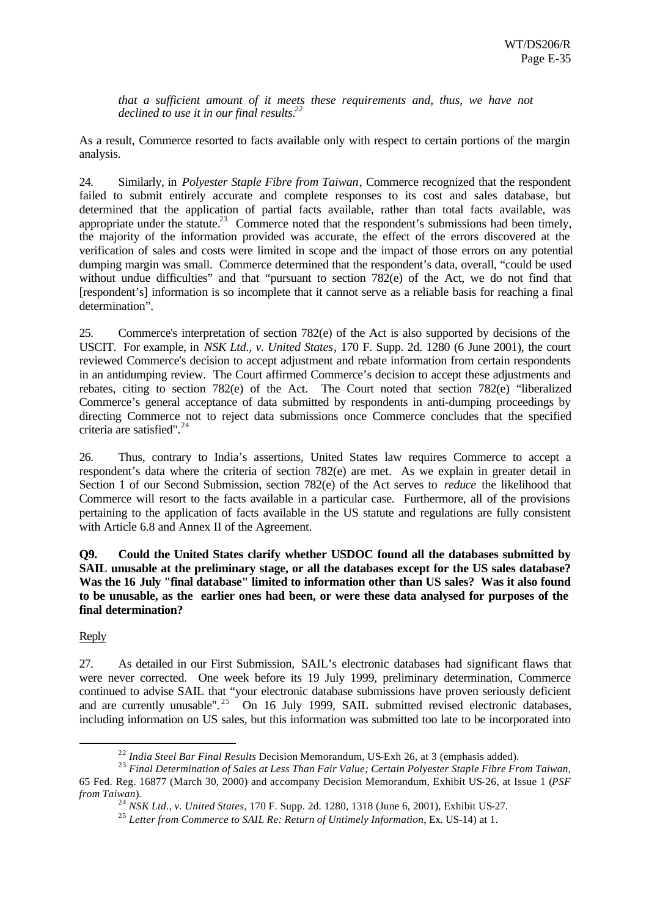*that a sufficient amount of it meets these requirements and, thus, we have not declined to use it in our final results.*[22]

As a result, Commerce resorted to facts available only with respect to certain portions of the margin analysis.

24. Similarly, in *Polyester Staple Fibre from Taiwan*, Commerce recognized that the respondent failed to submit entirely accurate and complete responses to its cost and sales database, but determined that the application of partial facts available, rather than total facts available, was appropriate under the statute.[23] Commerce noted that the respondent's submissions had been timely, the majority of the information provided was accurate, the effect of the errors discovered at the verification of sales and costs were limited in scope and the impact of those errors on any potential dumping margin was small. Commerce determined that the respondent's data, overall, "could be used without undue difficulties" and that "pursuant to section 782(e) of the Act, we do not find that [respondent's] information is so incomplete that it cannot serve as a reliable basis for reaching a final determination".

25. Commerce's interpretation of section 782(e) of the Act is also supported by decisions of the USCIT. For example, in *NSK Ltd., v. United States*, 170 F. Supp. 2d. 1280 (6 June 2001), the court reviewed Commerce's decision to accept adjustment and rebate information from certain respondents in an antidumping review. The Court affirmed Commerce's decision to accept these adjustments and rebates, citing to section 782(e) of the Act. The Court noted that section 782(e) "liberalized Commerce's general acceptance of data submitted by respondents in anti-dumping proceedings by directing Commerce not to reject data submissions once Commerce concludes that the specified criteria are satisfied".[24]

26. Thus, contrary to India's assertions, United States law requires Commerce to accept a respondent's data where the criteria of section 782(e) are met. As we explain in greater detail in Section 1 of our Second Submission, section 782(e) of the Act serves to *reduce* the likelihood that Commerce will resort to the facts available in a particular case. Furthermore, all of the provisions pertaining to the application of facts available in the US statute and regulations are fully consistent with Article 6.8 and Annex II of the Agreement.

**Q9. Could the United States clarify whether USDOC found all the databases submitted by SAIL unusable at the preliminary stage, or all the databases except for the US sales database? Was the 16 July "final database" limited to information other than US sales? Was it also found to be unusable, as the earlier ones had been, or were these data analysed for purposes of the final determination?**

Reply

27. As detailed in our First Submission, SAIL's electronic databases had significant flaws that were never corrected. One week before its 19 July 1999, preliminary determination, Commerce continued to advise SAIL that "your electronic database submissions have proven seriously deficient and are currently unusable".[25] On 16 July 1999, SAIL submitted revised electronic databases, including information on US sales, but this information was submitted too late to be incorporated into

---

[22] *India Steel Bar Final Results* Decision Memorandum, US-Exh 26, at 3 (emphasis added).

[23] *Final Determination of Sales at Less Than Fair Value; Certain Polyester Staple Fibre From Taiwan*, 65 Fed. Reg. 16877 (March 30, 2000) and accompany Decision Memorandum, Exhibit US-26, at Issue 1 (*PSF from Taiwan*).

[24] *NSK Ltd., v. United States*, 170 F. Supp. 2d. 1280, 1318 (June 6, 2001), Exhibit US-27.

[25] *Letter from Commerce to SAIL Re: Return of Untimely Information*, Ex. US-14) at 1.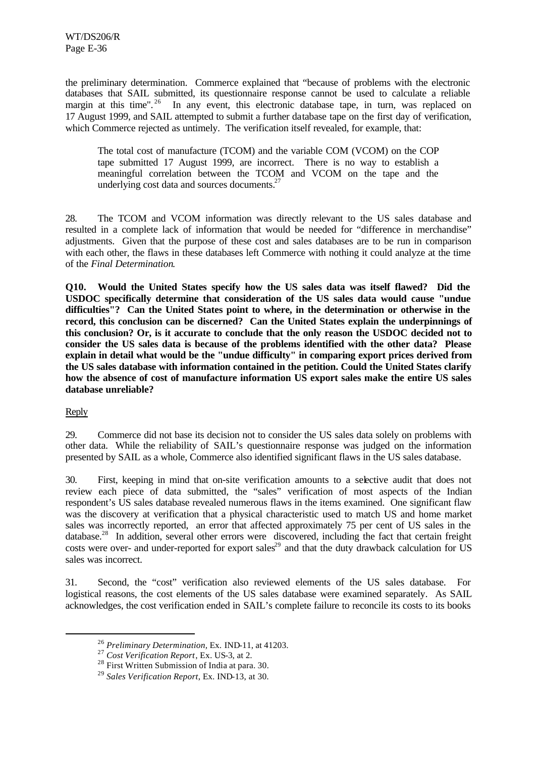the preliminary determination. Commerce explained that "because of problems with the electronic databases that SAIL submitted, its questionnaire response cannot be used to calculate a reliable margin at this time".[26] In any event, this electronic database tape, in turn, was replaced on 17 August 1999, and SAIL attempted to submit a further database tape on the first day of verification, which Commerce rejected as untimely. The verification itself revealed, for example, that:

> The total cost of manufacture (TCOM) and the variable COM (VCOM) on the COP tape submitted 17 August 1999, are incorrect. There is no way to establish a meaningful correlation between the TCOM and VCOM on the tape and the underlying cost data and sources documents.[27]

28. The TCOM and VCOM information was directly relevant to the US sales database and resulted in a complete lack of information that would be needed for "difference in merchandise" adjustments. Given that the purpose of these cost and sales databases are to be run in comparison with each other, the flaws in these databases left Commerce with nothing it could analyze at the time of the *Final Determination*.

**Q10. Would the United States specify how the US sales data was itself flawed? Did the USDOC specifically determine that consideration of the US sales data would cause "undue difficulties"? Can the United States point to where, in the determination or otherwise in the record, this conclusion can be discerned? Can the United States explain the underpinnings of this conclusion? Or, is it accurate to conclude that the only reason the USDOC decided not to consider the US sales data is because of the problems identified with the other data? Please explain in detail what would be the "undue difficulty" in comparing export prices derived from the US sales database with information contained in the petition. Could the United States clarify how the absence of cost of manufacture information US export sales make the entire US sales database unreliable?**

Reply

29. Commerce did not base its decision not to consider the US sales data solely on problems with other data. While the reliability of SAIL's questionnaire response was judged on the information presented by SAIL as a whole, Commerce also identified significant flaws in the US sales database.

30. First, keeping in mind that on-site verification amounts to a selective audit that does not review each piece of data submitted, the "sales" verification of most aspects of the Indian respondent's US sales database revealed numerous flaws in the items examined. One significant flaw was the discovery at verification that a physical characteristic used to match US and home market sales was incorrectly reported, an error that affected approximately 75 per cent of US sales in the database.[28] In addition, several other errors were discovered, including the fact that certain freight costs were over- and under-reported for export sales[29] and that the duty drawback calculation for US sales was incorrect.

31. Second, the "cost" verification also reviewed elements of the US sales database. For logistical reasons, the cost elements of the US sales database were examined separately. As SAIL acknowledges, the cost verification ended in SAIL's complete failure to reconcile its costs to its books

---

[26] *Preliminary Determination*, Ex. IND-11, at 41203.

[27] *Cost Verification Report*, Ex. US-3, at 2.

[28] First Written Submission of India at para. 30.

[29] *Sales Verification Report*, Ex. IND-13, at 30.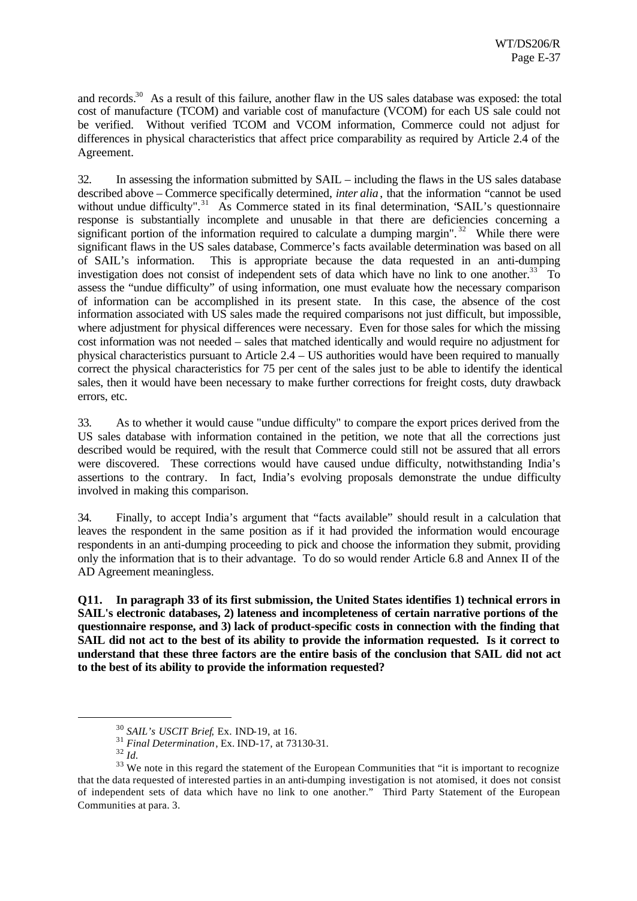and records.[30] As a result of this failure, another flaw in the US sales database was exposed: the total cost of manufacture (TCOM) and variable cost of manufacture (VCOM) for each US sale could not be verified. Without verified TCOM and VCOM information, Commerce could not adjust for differences in physical characteristics that affect price comparability as required by Article 2.4 of the Agreement.

32. In assessing the information submitted by SAIL – including the flaws in the US sales database described above – Commerce specifically determined, *inter alia*, that the information "cannot be used without undue difficulty".[31] As Commerce stated in its final determination, "SAIL's questionnaire response is substantially incomplete and unusable in that there are deficiencies concerning a significant portion of the information required to calculate a dumping margin".[32] While there were significant flaws in the US sales database, Commerce's facts available determination was based on all of SAIL's information. This is appropriate because the data requested in an anti-dumping investigation does not consist of independent sets of data which have no link to one another.[33] To assess the "undue difficulty" of using information, one must evaluate how the necessary comparison of information can be accomplished in its present state. In this case, the absence of the cost information associated with US sales made the required comparisons not just difficult, but impossible, where adjustment for physical differences were necessary. Even for those sales for which the missing cost information was not needed – sales that matched identically and would require no adjustment for physical characteristics pursuant to Article 2.4 – US authorities would have been required to manually correct the physical characteristics for 75 per cent of the sales just to be able to identify the identical sales, then it would have been necessary to make further corrections for freight costs, duty drawback errors, etc.

33. As to whether it would cause "undue difficulty" to compare the export prices derived from the US sales database with information contained in the petition, we note that all the corrections just described would be required, with the result that Commerce could still not be assured that all errors were discovered. These corrections would have caused undue difficulty, notwithstanding India's assertions to the contrary. In fact, India's evolving proposals demonstrate the undue difficulty involved in making this comparison.

34. Finally, to accept India's argument that "facts available" should result in a calculation that leaves the respondent in the same position as if it had provided the information would encourage respondents in an anti-dumping proceeding to pick and choose the information they submit, providing only the information that is to their advantage. To do so would render Article 6.8 and Annex II of the AD Agreement meaningless.

**Q11. In paragraph 33 of its first submission, the United States identifies 1) technical errors in SAIL's electronic databases, 2) lateness and incompleteness of certain narrative portions of the questionnaire response, and 3) lack of product-specific costs in connection with the finding that SAIL did not act to the best of its ability to provide the information requested. Is it correct to understand that these three factors are the entire basis of the conclusion that SAIL did not act to the best of its ability to provide the information requested?**

---

[30] *SAIL's USCIT Brief*, Ex. IND-19, at 16.

[31] *Final Determination*, Ex. IND-17, at 73130-31.

[32] *Id.*

[33] We note in this regard the statement of the European Communities that "it is important to recognize that the data requested of interested parties in an anti-dumping investigation is not atomised, it does not consist of independent sets of data which have no link to one another." Third Party Statement of the European Communities at para. 3.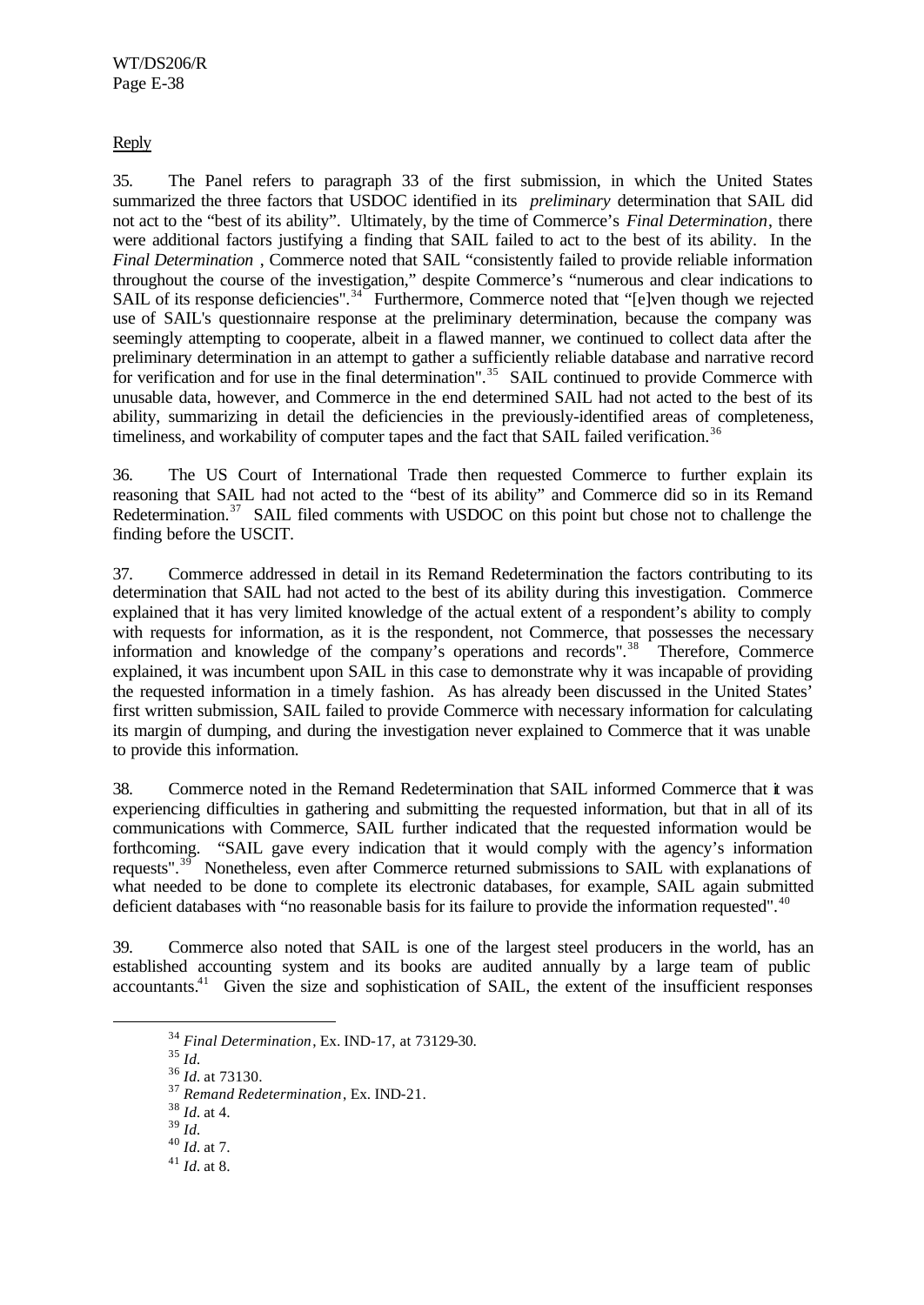Reply

35. The Panel refers to paragraph 33 of the first submission, in which the United States summarized the three factors that USDOC identified in its *preliminary* determination that SAIL did not act to the "best of its ability". Ultimately, by the time of Commerce's *Final Determination*, there were additional factors justifying a finding that SAIL failed to act to the best of its ability. In the *Final Determination* , Commerce noted that SAIL "consistently failed to provide reliable information throughout the course of the investigation," despite Commerce's "numerous and clear indications to SAIL of its response deficiencies".[34] Furthermore, Commerce noted that "[e]ven though we rejected use of SAIL's questionnaire response at the preliminary determination, because the company was seemingly attempting to cooperate, albeit in a flawed manner, we continued to collect data after the preliminary determination in an attempt to gather a sufficiently reliable database and narrative record for verification and for use in the final determination".[35] SAIL continued to provide Commerce with unusable data, however, and Commerce in the end determined SAIL had not acted to the best of its ability, summarizing in detail the deficiencies in the previously-identified areas of completeness, timeliness, and workability of computer tapes and the fact that SAIL failed verification.[36]

36. The US Court of International Trade then requested Commerce to further explain its reasoning that SAIL had not acted to the "best of its ability" and Commerce did so in its Remand Redetermination.[37] SAIL filed comments with USDOC on this point but chose not to challenge the finding before the USCIT.

37. Commerce addressed in detail in its Remand Redetermination the factors contributing to its determination that SAIL had not acted to the best of its ability during this investigation. Commerce explained that it has very limited knowledge of the actual extent of a respondent's ability to comply with requests for information, as it is the respondent, not Commerce, that possesses the necessary information and knowledge of the company's operations and records".[38] Therefore, Commerce explained, it was incumbent upon SAIL in this case to demonstrate why it was incapable of providing the requested information in a timely fashion. As has already been discussed in the United States' first written submission, SAIL failed to provide Commerce with necessary information for calculating its margin of dumping, and during the investigation never explained to Commerce that it was unable to provide this information.

38. Commerce noted in the Remand Redetermination that SAIL informed Commerce that it was experiencing difficulties in gathering and submitting the requested information, but that in all of its communications with Commerce, SAIL further indicated that the requested information would be forthcoming. "SAIL gave every indication that it would comply with the agency's information requests".[39] Nonetheless, even after Commerce returned submissions to SAIL with explanations of what needed to be done to complete its electronic databases, for example, SAIL again submitted deficient databases with "no reasonable basis for its failure to provide the information requested".[40]

39. Commerce also noted that SAIL is one of the largest steel producers in the world, has an established accounting system and its books are audited annually by a large team of public accountants.[41] Given the size and sophistication of SAIL, the extent of the insufficient responses

---

[34] *Final Determination*, Ex. IND-17, at 73129-30.

[35] *Id.*

[36] *Id.* at 73130.

[37] *Remand Redetermination*, Ex. IND-21.

[38] *Id.* at 4.

[39] *Id.*

[40] *Id.* at 7.

[41] *Id.* at 8.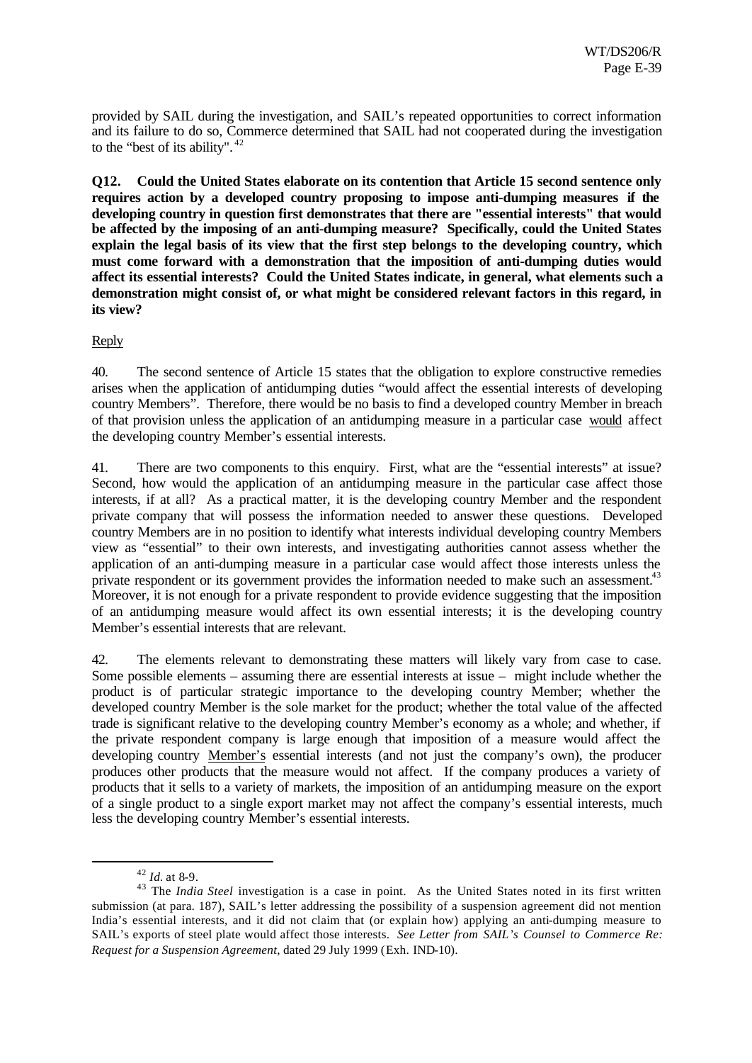provided by SAIL during the investigation, and SAIL's repeated opportunities to correct information and its failure to do so, Commerce determined that SAIL had not cooperated during the investigation to the "best of its ability".[42]

**Q12. Could the United States elaborate on its contention that Article 15 second sentence only requires action by a developed country proposing to impose anti-dumping measures if the developing country in question first demonstrates that there are "essential interests" that would be affected by the imposing of an anti-dumping measure? Specifically, could the United States explain the legal basis of its view that the first step belongs to the developing country, which must come forward with a demonstration that the imposition of anti-dumping duties would affect its essential interests? Could the United States indicate, in general, what elements such a demonstration might consist of, or what might be considered relevant factors in this regard, in its view?**

Reply

40. The second sentence of Article 15 states that the obligation to explore constructive remedies arises when the application of antidumping duties "would affect the essential interests of developing country Members". Therefore, there would be no basis to find a developed country Member in breach of that provision unless the application of an antidumping measure in a particular case would affect the developing country Member's essential interests.

41. There are two components to this enquiry. First, what are the "essential interests" at issue? Second, how would the application of an antidumping measure in the particular case affect those interests, if at all? As a practical matter, it is the developing country Member and the respondent private company that will possess the information needed to answer these questions. Developed country Members are in no position to identify what interests individual developing country Members view as "essential" to their own interests, and investigating authorities cannot assess whether the application of an anti-dumping measure in a particular case would affect those interests unless the private respondent or its government provides the information needed to make such an assessment.[43] Moreover, it is not enough for a private respondent to provide evidence suggesting that the imposition of an antidumping measure would affect its own essential interests; it is the developing country Member's essential interests that are relevant.

42. The elements relevant to demonstrating these matters will likely vary from case to case. Some possible elements – assuming there are essential interests at issue – might include whether the product is of particular strategic importance to the developing country Member; whether the developed country Member is the sole market for the product; whether the total value of the affected trade is significant relative to the developing country Member's economy as a whole; and whether, if the private respondent company is large enough that imposition of a measure would affect the developing country Member's essential interests (and not just the company's own), the producer produces other products that the measure would not affect. If the company produces a variety of products that it sells to a variety of markets, the imposition of an antidumping measure on the export of a single product to a single export market may not affect the company's essential interests, much less the developing country Member's essential interests.

---

[42] *Id.* at 8-9.

[43] The *India Steel* investigation is a case in point. As the United States noted in its first written submission (at para. 187), SAIL's letter addressing the possibility of a suspension agreement did not mention India's essential interests, and it did not claim that (or explain how) applying an anti-dumping measure to SAIL's exports of steel plate would affect those interests. *See Letter from SAIL's Counsel to Commerce Re: Request for a Suspension Agreement*, dated 29 July 1999 (Exh. IND-10).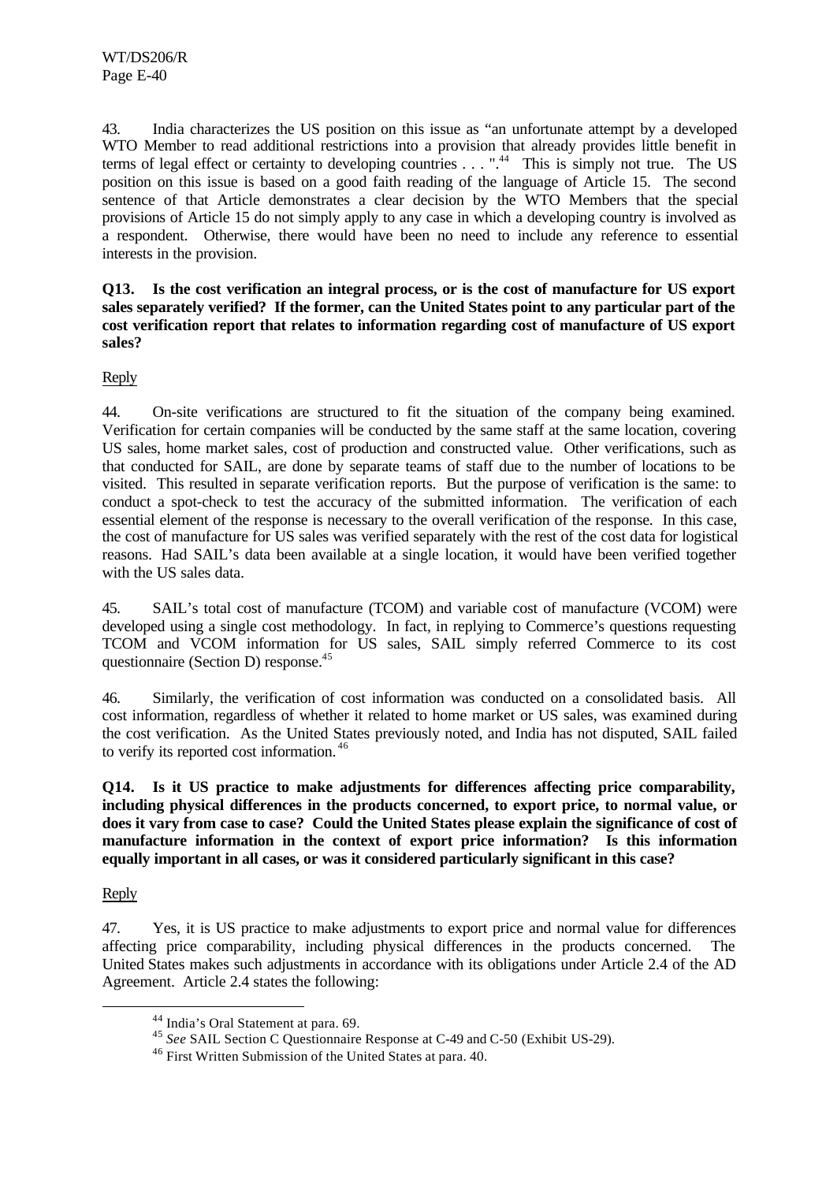43. India characterizes the US position on this issue as "an unfortunate attempt by a developed WTO Member to read additional restrictions into a provision that already provides little benefit in terms of legal effect or certainty to developing countries . . . ".[44] This is simply not true. The US position on this issue is based on a good faith reading of the language of Article 15. The second sentence of that Article demonstrates a clear decision by the WTO Members that the special provisions of Article 15 do not simply apply to any case in which a developing country is involved as a respondent. Otherwise, there would have been no need to include any reference to essential interests in the provision.

**Q13. Is the cost verification an integral process, or is the cost of manufacture for US export sales separately verified? If the former, can the United States point to any particular part of the cost verification report that relates to information regarding cost of manufacture of US export sales?**

Reply

44. On-site verifications are structured to fit the situation of the company being examined. Verification for certain companies will be conducted by the same staff at the same location, covering US sales, home market sales, cost of production and constructed value. Other verifications, such as that conducted for SAIL, are done by separate teams of staff due to the number of locations to be visited. This resulted in separate verification reports. But the purpose of verification is the same: to conduct a spot-check to test the accuracy of the submitted information. The verification of each essential element of the response is necessary to the overall verification of the response. In this case, the cost of manufacture for US sales was verified separately with the rest of the cost data for logistical reasons. Had SAIL's data been available at a single location, it would have been verified together with the US sales data.

45. SAIL's total cost of manufacture (TCOM) and variable cost of manufacture (VCOM) were developed using a single cost methodology. In fact, in replying to Commerce's questions requesting TCOM and VCOM information for US sales, SAIL simply referred Commerce to its cost questionnaire (Section D) response.[45]

46. Similarly, the verification of cost information was conducted on a consolidated basis. All cost information, regardless of whether it related to home market or US sales, was examined during the cost verification. As the United States previously noted, and India has not disputed, SAIL failed to verify its reported cost information.[46]

**Q14. Is it US practice to make adjustments for differences affecting price comparability, including physical differences in the products concerned, to export price, to normal value, or does it vary from case to case? Could the United States please explain the significance of cost of manufacture information in the context of export price information? Is this information equally important in all cases, or was it considered particularly significant in this case?**

Reply

47. Yes, it is US practice to make adjustments to export price and normal value for differences affecting price comparability, including physical differences in the products concerned. The United States makes such adjustments in accordance with its obligations under Article 2.4 of the AD Agreement. Article 2.4 states the following:

---

[44] India's Oral Statement at para. 69.

[45] *See* SAIL Section C Questionnaire Response at C-49 and C-50 (Exhibit US-29).

[46] First Written Submission of the United States at para. 40.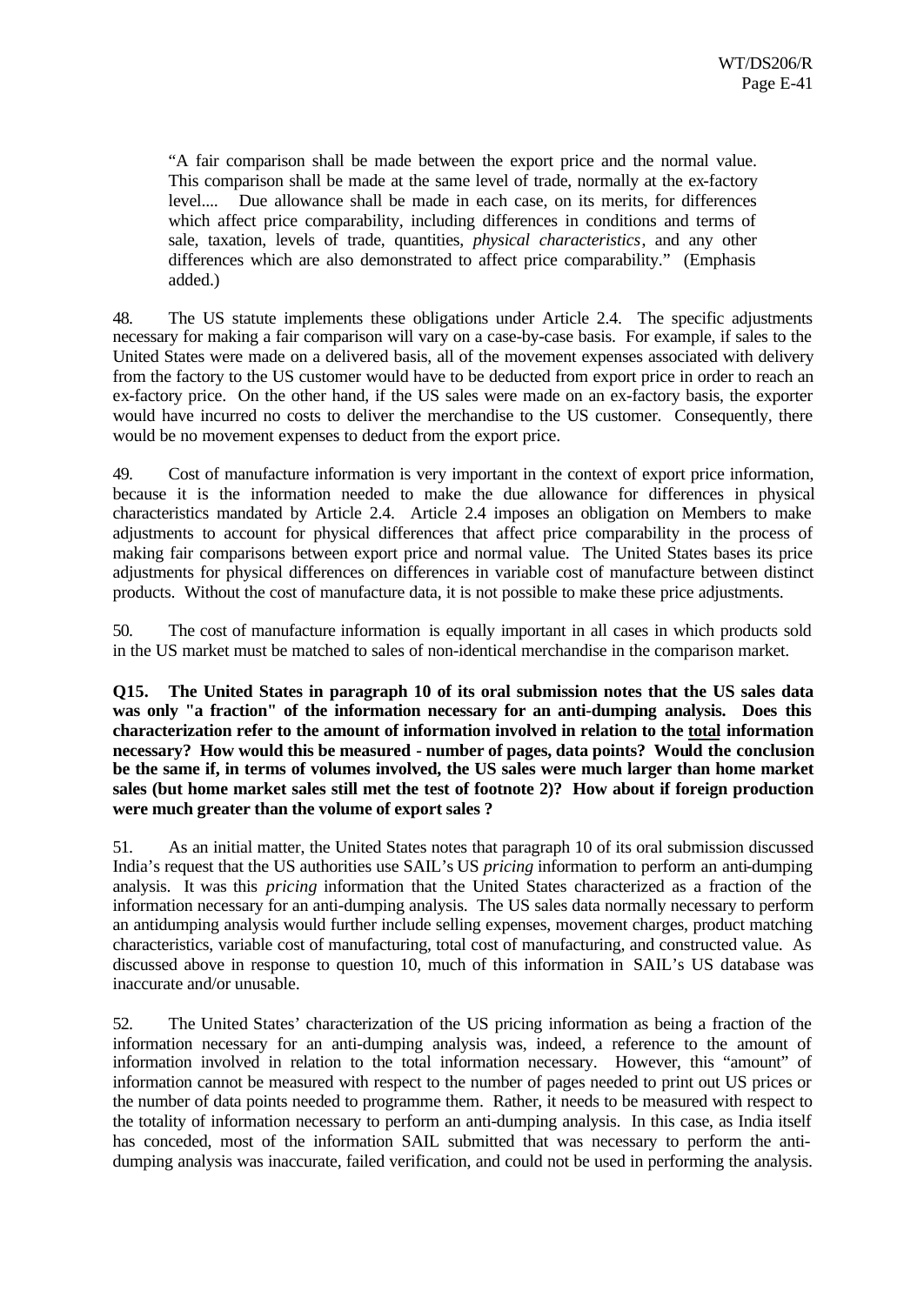> "A fair comparison shall be made between the export price and the normal value. This comparison shall be made at the same level of trade, normally at the ex-factory level.... Due allowance shall be made in each case, on its merits, for differences which affect price comparability, including differences in conditions and terms of sale, taxation, levels of trade, quantities, *physical characteristics*, and any other differences which are also demonstrated to affect price comparability." (Emphasis added.)

48. The US statute implements these obligations under Article 2.4. The specific adjustments necessary for making a fair comparison will vary on a case-by-case basis. For example, if sales to the United States were made on a delivered basis, all of the movement expenses associated with delivery from the factory to the US customer would have to be deducted from export price in order to reach an ex-factory price. On the other hand, if the US sales were made on an ex-factory basis, the exporter would have incurred no costs to deliver the merchandise to the US customer. Consequently, there would be no movement expenses to deduct from the export price.

49. Cost of manufacture information is very important in the context of export price information, because it is the information needed to make the due allowance for differences in physical characteristics mandated by Article 2.4. Article 2.4 imposes an obligation on Members to make adjustments to account for physical differences that affect price comparability in the process of making fair comparisons between export price and normal value. The United States bases its price adjustments for physical differences on differences in variable cost of manufacture between distinct products. Without the cost of manufacture data, it is not possible to make these price adjustments.

50. The cost of manufacture information is equally important in all cases in which products sold in the US market must be matched to sales of non-identical merchandise in the comparison market.

**Q15. The United States in paragraph 10 of its oral submission notes that the US sales data was only "a fraction" of the information necessary for an anti-dumping analysis. Does this characterization refer to the amount of information involved in relation to the <u>total</u> information necessary? How would this be measured - number of pages, data points? Would the conclusion be the same if, in terms of volumes involved, the US sales were much larger than home market sales (but home market sales still met the test of footnote 2)? How about if foreign production were much greater than the volume of export sales ?**

51. As an initial matter, the United States notes that paragraph 10 of its oral submission discussed India's request that the US authorities use SAIL's US *pricing* information to perform an anti-dumping analysis. It was this *pricing* information that the United States characterized as a fraction of the information necessary for an anti-dumping analysis. The US sales data normally necessary to perform an antidumping analysis would further include selling expenses, movement charges, product matching characteristics, variable cost of manufacturing, total cost of manufacturing, and constructed value. As discussed above in response to question 10, much of this information in SAIL's US database was inaccurate and/or unusable.

52. The United States' characterization of the US pricing information as being a fraction of the information necessary for an anti-dumping analysis was, indeed, a reference to the amount of information involved in relation to the total information necessary. However, this "amount" of information cannot be measured with respect to the number of pages needed to print out US prices or the number of data points needed to programme them. Rather, it needs to be measured with respect to the totality of information necessary to perform an anti-dumping analysis. In this case, as India itself has conceded, most of the information SAIL submitted that was necessary to perform the anti-dumping analysis was inaccurate, failed verification, and could not be used in performing the analysis.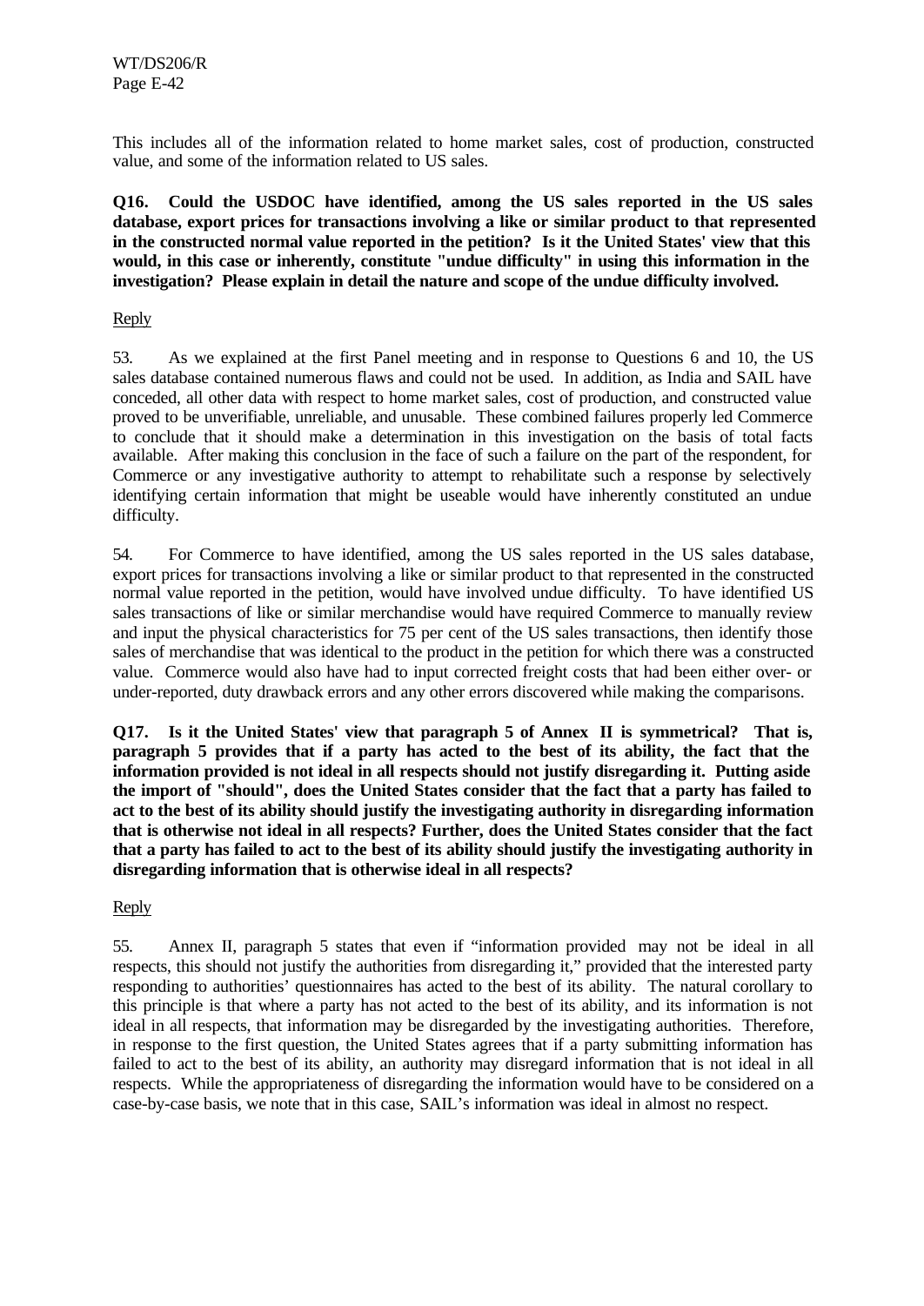This includes all of the information related to home market sales, cost of production, constructed value, and some of the information related to US sales.

**Q16. Could the USDOC have identified, among the US sales reported in the US sales database, export prices for transactions involving a like or similar product to that represented in the constructed normal value reported in the petition? Is it the United States' view that this would, in this case or inherently, constitute "undue difficulty" in using this information in the investigation? Please explain in detail the nature and scope of the undue difficulty involved.**

Reply

53. As we explained at the first Panel meeting and in response to Questions 6 and 10, the US sales database contained numerous flaws and could not be used. In addition, as India and SAIL have conceded, all other data with respect to home market sales, cost of production, and constructed value proved to be unverifiable, unreliable, and unusable. These combined failures properly led Commerce to conclude that it should make a determination in this investigation on the basis of total facts available. After making this conclusion in the face of such a failure on the part of the respondent, for Commerce or any investigative authority to attempt to rehabilitate such a response by selectively identifying certain information that might be useable would have inherently constituted an undue difficulty.

54. For Commerce to have identified, among the US sales reported in the US sales database, export prices for transactions involving a like or similar product to that represented in the constructed normal value reported in the petition, would have involved undue difficulty. To have identified US sales transactions of like or similar merchandise would have required Commerce to manually review and input the physical characteristics for 75 per cent of the US sales transactions, then identify those sales of merchandise that was identical to the product in the petition for which there was a constructed value. Commerce would also have had to input corrected freight costs that had been either over- or under-reported, duty drawback errors and any other errors discovered while making the comparisons.

**Q17. Is it the United States' view that paragraph 5 of Annex II is symmetrical? That is, paragraph 5 provides that if a party has acted to the best of its ability, the fact that the information provided is not ideal in all respects should not justify disregarding it. Putting aside the import of "should", does the United States consider that the fact that a party has failed to act to the best of its ability should justify the investigating authority in disregarding information that is otherwise not ideal in all respects? Further, does the United States consider that the fact that a party has failed to act to the best of its ability should justify the investigating authority in disregarding information that is otherwise ideal in all respects?**

Reply

55. Annex II, paragraph 5 states that even if "information provided may not be ideal in all respects, this should not justify the authorities from disregarding it," provided that the interested party responding to authorities' questionnaires has acted to the best of its ability. The natural corollary to this principle is that where a party has not acted to the best of its ability, and its information is not ideal in all respects, that information may be disregarded by the investigating authorities. Therefore, in response to the first question, the United States agrees that if a party submitting information has failed to act to the best of its ability, an authority may disregard information that is not ideal in all respects. While the appropriateness of disregarding the information would have to be considered on a case-by-case basis, we note that in this case, SAIL's information was ideal in almost no respect.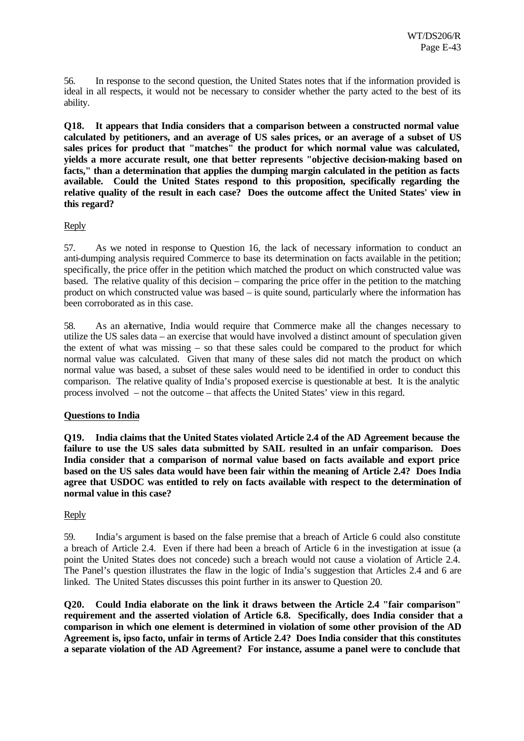56. In response to the second question, the United States notes that if the information provided is ideal in all respects, it would not be necessary to consider whether the party acted to the best of its ability.

**Q18. It appears that India considers that a comparison between a constructed normal value calculated by petitioners, and an average of US sales prices, or an average of a subset of US sales prices for product that "matches" the product for which normal value was calculated, yields a more accurate result, one that better represents "objective decision-making based on facts," than a determination that applies the dumping margin calculated in the petition as facts available. Could the United States respond to this proposition, specifically regarding the relative quality of the result in each case? Does the outcome affect the United States' view in this regard?**

Reply

57. As we noted in response to Question 16, the lack of necessary information to conduct an anti-dumping analysis required Commerce to base its determination on facts available in the petition; specifically, the price offer in the petition which matched the product on which constructed value was based. The relative quality of this decision – comparing the price offer in the petition to the matching product on which constructed value was based – is quite sound, particularly where the information has been corroborated as in this case.

58. As an alternative, India would require that Commerce make all the changes necessary to utilize the US sales data – an exercise that would have involved a distinct amount of speculation given the extent of what was missing – so that these sales could be compared to the product for which normal value was calculated. Given that many of these sales did not match the product on which normal value was based, a subset of these sales would need to be identified in order to conduct this comparison. The relative quality of India's proposed exercise is questionable at best. It is the analytic process involved – not the outcome – that affects the United States' view in this regard.

**Questions to India**

**Q19. India claims that the United States violated Article 2.4 of the AD Agreement because the failure to use the US sales data submitted by SAIL resulted in an unfair comparison. Does India consider that a comparison of normal value based on facts available and export price based on the US sales data would have been fair within the meaning of Article 2.4? Does India agree that USDOC was entitled to rely on facts available with respect to the determination of normal value in this case?**

Reply

59. India's argument is based on the false premise that a breach of Article 6 could also constitute a breach of Article 2.4. Even if there had been a breach of Article 6 in the investigation at issue (a point the United States does not concede) such a breach would not cause a violation of Article 2.4. The Panel's question illustrates the flaw in the logic of India's suggestion that Articles 2.4 and 6 are linked. The United States discusses this point further in its answer to Question 20.

**Q20. Could India elaborate on the link it draws between the Article 2.4 "fair comparison" requirement and the asserted violation of Article 6.8. Specifically, does India consider that a comparison in which one element is determined in violation of some other provision of the AD Agreement is, ipso facto, unfair in terms of Article 2.4? Does India consider that this constitutes a separate violation of the AD Agreement? For instance, assume a panel were to conclude that**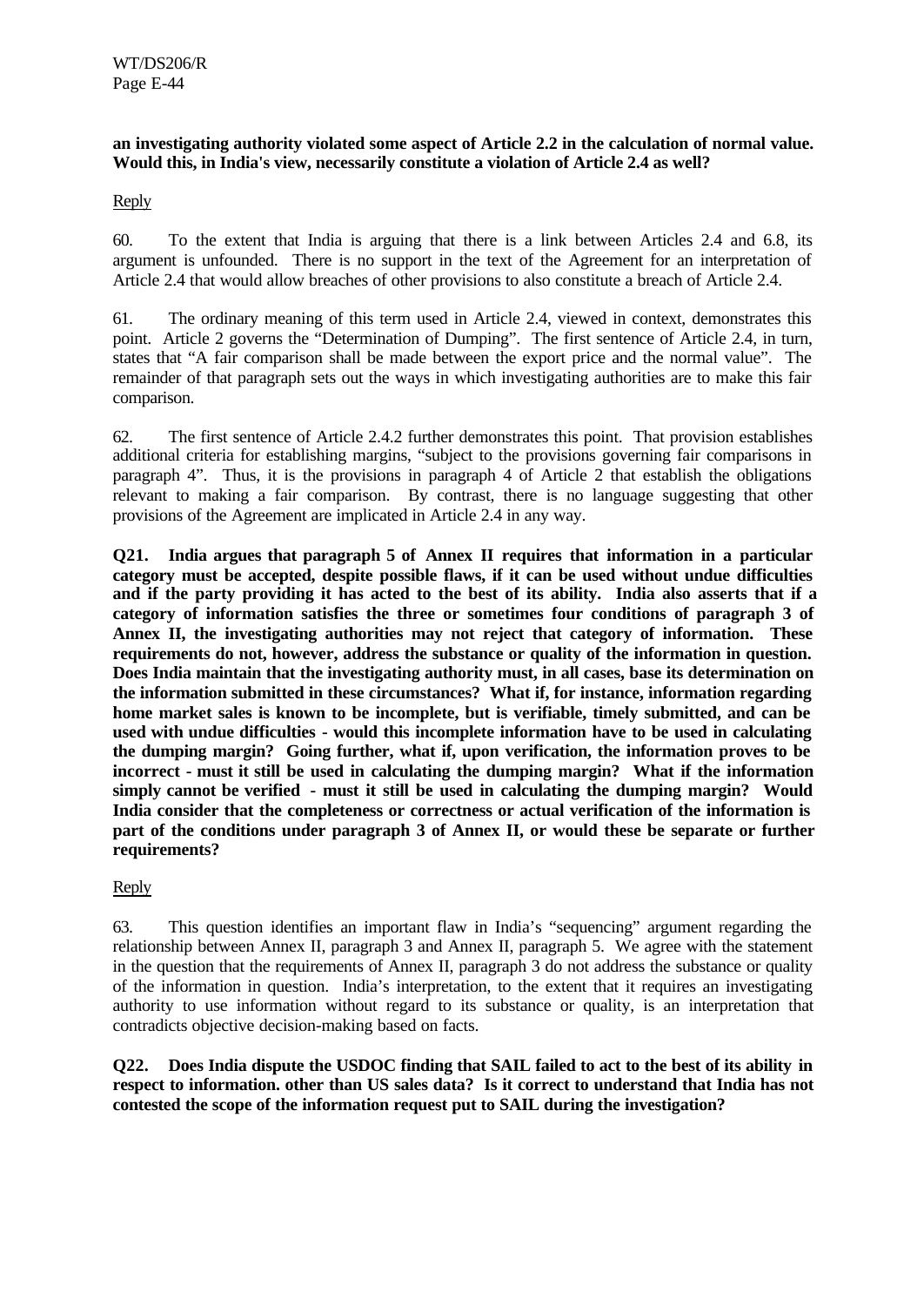**an investigating authority violated some aspect of Article 2.2 in the calculation of normal value. Would this, in India's view, necessarily constitute a violation of Article 2.4 as well?**

Reply

60. To the extent that India is arguing that there is a link between Articles 2.4 and 6.8, its argument is unfounded. There is no support in the text of the Agreement for an interpretation of Article 2.4 that would allow breaches of other provisions to also constitute a breach of Article 2.4.

61. The ordinary meaning of this term used in Article 2.4, viewed in context, demonstrates this point. Article 2 governs the "Determination of Dumping". The first sentence of Article 2.4, in turn, states that "A fair comparison shall be made between the export price and the normal value". The remainder of that paragraph sets out the ways in which investigating authorities are to make this fair comparison.

62. The first sentence of Article 2.4.2 further demonstrates this point. That provision establishes additional criteria for establishing margins, "subject to the provisions governing fair comparisons in paragraph 4". Thus, it is the provisions in paragraph 4 of Article 2 that establish the obligations relevant to making a fair comparison. By contrast, there is no language suggesting that other provisions of the Agreement are implicated in Article 2.4 in any way.

**Q21. India argues that paragraph 5 of Annex II requires that information in a particular category must be accepted, despite possible flaws, if it can be used without undue difficulties and if the party providing it has acted to the best of its ability. India also asserts that if a category of information satisfies the three or sometimes four conditions of paragraph 3 of Annex II, the investigating authorities may not reject that category of information. These requirements do not, however, address the substance or quality of the information in question. Does India maintain that the investigating authority must, in all cases, base its determination on the information submitted in these circumstances? What if, for instance, information regarding home market sales is known to be incomplete, but is verifiable, timely submitted, and can be used with undue difficulties - would this incomplete information have to be used in calculating the dumping margin? Going further, what if, upon verification, the information proves to be incorrect - must it still be used in calculating the dumping margin? What if the information simply cannot be verified - must it still be used in calculating the dumping margin? Would India consider that the completeness or correctness or actual verification of the information is part of the conditions under paragraph 3 of Annex II, or would these be separate or further requirements?**

Reply

63. This question identifies an important flaw in India's "sequencing" argument regarding the relationship between Annex II, paragraph 3 and Annex II, paragraph 5. We agree with the statement in the question that the requirements of Annex II, paragraph 3 do not address the substance or quality of the information in question. India's interpretation, to the extent that it requires an investigating authority to use information without regard to its substance or quality, is an interpretation that contradicts objective decision-making based on facts.

**Q22. Does India dispute the USDOC finding that SAIL failed to act to the best of its ability in respect to information. other than US sales data? Is it correct to understand that India has not contested the scope of the information request put to SAIL during the investigation?**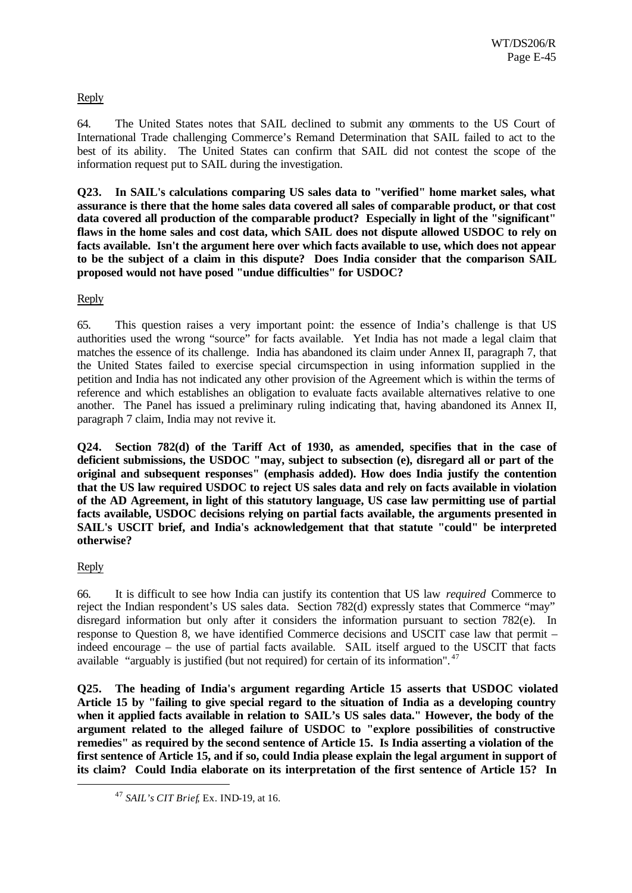Reply

64. The United States notes that SAIL declined to submit any comments to the US Court of International Trade challenging Commerce's Remand Determination that SAIL failed to act to the best of its ability. The United States can confirm that SAIL did not contest the scope of the information request put to SAIL during the investigation.

**Q23. In SAIL's calculations comparing US sales data to "verified" home market sales, what assurance is there that the home sales data covered all sales of comparable product, or that cost data covered all production of the comparable product? Especially in light of the "significant" flaws in the home sales and cost data, which SAIL does not dispute allowed USDOC to rely on facts available. Isn't the argument here over which facts available to use, which does not appear to be the subject of a claim in this dispute? Does India consider that the comparison SAIL proposed would not have posed "undue difficulties" for USDOC?**

Reply

65. This question raises a very important point: the essence of India's challenge is that US authorities used the wrong "source" for facts available. Yet India has not made a legal claim that matches the essence of its challenge. India has abandoned its claim under Annex II, paragraph 7, that the United States failed to exercise special circumspection in using information supplied in the petition and India has not indicated any other provision of the Agreement which is within the terms of reference and which establishes an obligation to evaluate facts available alternatives relative to one another. The Panel has issued a preliminary ruling indicating that, having abandoned its Annex II, paragraph 7 claim, India may not revive it.

**Q24. Section 782(d) of the Tariff Act of 1930, as amended, specifies that in the case of deficient submissions, the USDOC "may, subject to subsection (e), disregard all or part of the original and subsequent responses" (emphasis added). How does India justify the contention that the US law required USDOC to reject US sales data and rely on facts available in violation of the AD Agreement, in light of this statutory language, US case law permitting use of partial facts available, USDOC decisions relying on partial facts available, the arguments presented in SAIL's USCIT brief, and India's acknowledgement that that statute "could" be interpreted otherwise?**

Reply

66. It is difficult to see how India can justify its contention that US law *required* Commerce to reject the Indian respondent's US sales data. Section 782(d) expressly states that Commerce "may" disregard information but only after it considers the information pursuant to section 782(e). In response to Question 8, we have identified Commerce decisions and USCIT case law that permit – indeed encourage – the use of partial facts available. SAIL itself argued to the USCIT that facts available "arguably is justified (but not required) for certain of its information".[47]

**Q25. The heading of India's argument regarding Article 15 asserts that USDOC violated Article 15 by "failing to give special regard to the situation of India as a developing country when it applied facts available in relation to SAIL's US sales data." However, the body of the argument related to the alleged failure of USDOC to "explore possibilities of constructive remedies" as required by the second sentence of Article 15. Is India asserting a violation of the first sentence of Article 15, and if so, could India please explain the legal argument in support of its claim? Could India elaborate on its interpretation of the first sentence of Article 15? In**

[47] *SAIL's CIT Brief*, Ex. IND-19, at 16.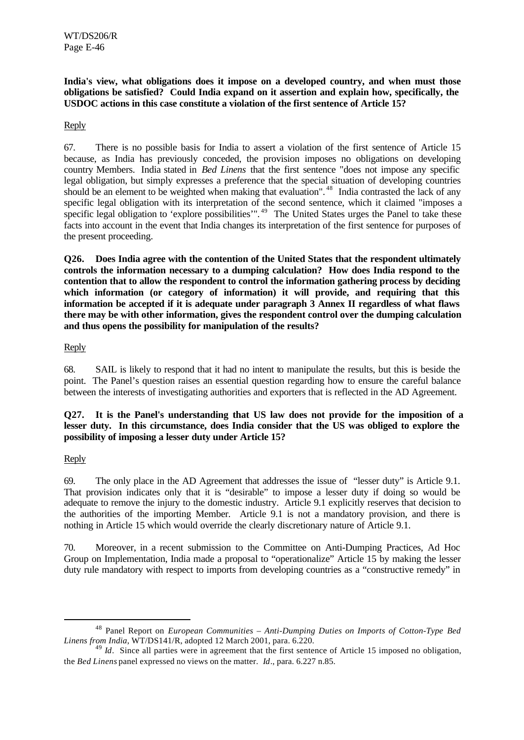**India's view, what obligations does it impose on a developed country, and when must those obligations be satisfied? Could India expand on it assertion and explain how, specifically, the USDOC actions in this case constitute a violation of the first sentence of Article 15?**

Reply

67. There is no possible basis for India to assert a violation of the first sentence of Article 15 because, as India has previously conceded, the provision imposes no obligations on developing country Members. India stated in *Bed Linens* that the first sentence "does not impose any specific legal obligation, but simply expresses a preference that the special situation of developing countries should be an element to be weighted when making that evaluation".[48] India contrasted the lack of any specific legal obligation with its interpretation of the second sentence, which it claimed "imposes a specific legal obligation to 'explore possibilities'".[49] The United States urges the Panel to take these facts into account in the event that India changes its interpretation of the first sentence for purposes of the present proceeding.

**Q26. Does India agree with the contention of the United States that the respondent ultimately controls the information necessary to a dumping calculation? How does India respond to the contention that to allow the respondent to control the information gathering process by deciding which information (or category of information) it will provide, and requiring that this information be accepted if it is adequate under paragraph 3 Annex II regardless of what flaws there may be with other information, gives the respondent control over the dumping calculation and thus opens the possibility for manipulation of the results?**

Reply

68. SAIL is likely to respond that it had no intent to manipulate the results, but this is beside the point. The Panel's question raises an essential question regarding how to ensure the careful balance between the interests of investigating authorities and exporters that is reflected in the AD Agreement.

**Q27. It is the Panel's understanding that US law does not provide for the imposition of a lesser duty. In this circumstance, does India consider that the US was obliged to explore the possibility of imposing a lesser duty under Article 15?**

Reply

69. The only place in the AD Agreement that addresses the issue of "lesser duty" is Article 9.1. That provision indicates only that it is "desirable" to impose a lesser duty if doing so would be adequate to remove the injury to the domestic industry. Article 9.1 explicitly reserves that decision to the authorities of the importing Member. Article 9.1 is not a mandatory provision, and there is nothing in Article 15 which would override the clearly discretionary nature of Article 9.1.

70. Moreover, in a recent submission to the Committee on Anti-Dumping Practices, Ad Hoc Group on Implementation, India made a proposal to "operationalize" Article 15 by making the lesser duty rule mandatory with respect to imports from developing countries as a "constructive remedy" in

---

[48] Panel Report on *European Communities – Anti-Dumping Duties on Imports of Cotton-Type Bed Linens from India*, WT/DS141/R, adopted 12 March 2001, para. 6.220.

[49] *Id*. Since all parties were in agreement that the first sentence of Article 15 imposed no obligation, the *Bed Linens* panel expressed no views on the matter. *Id*., para. 6.227 n.85.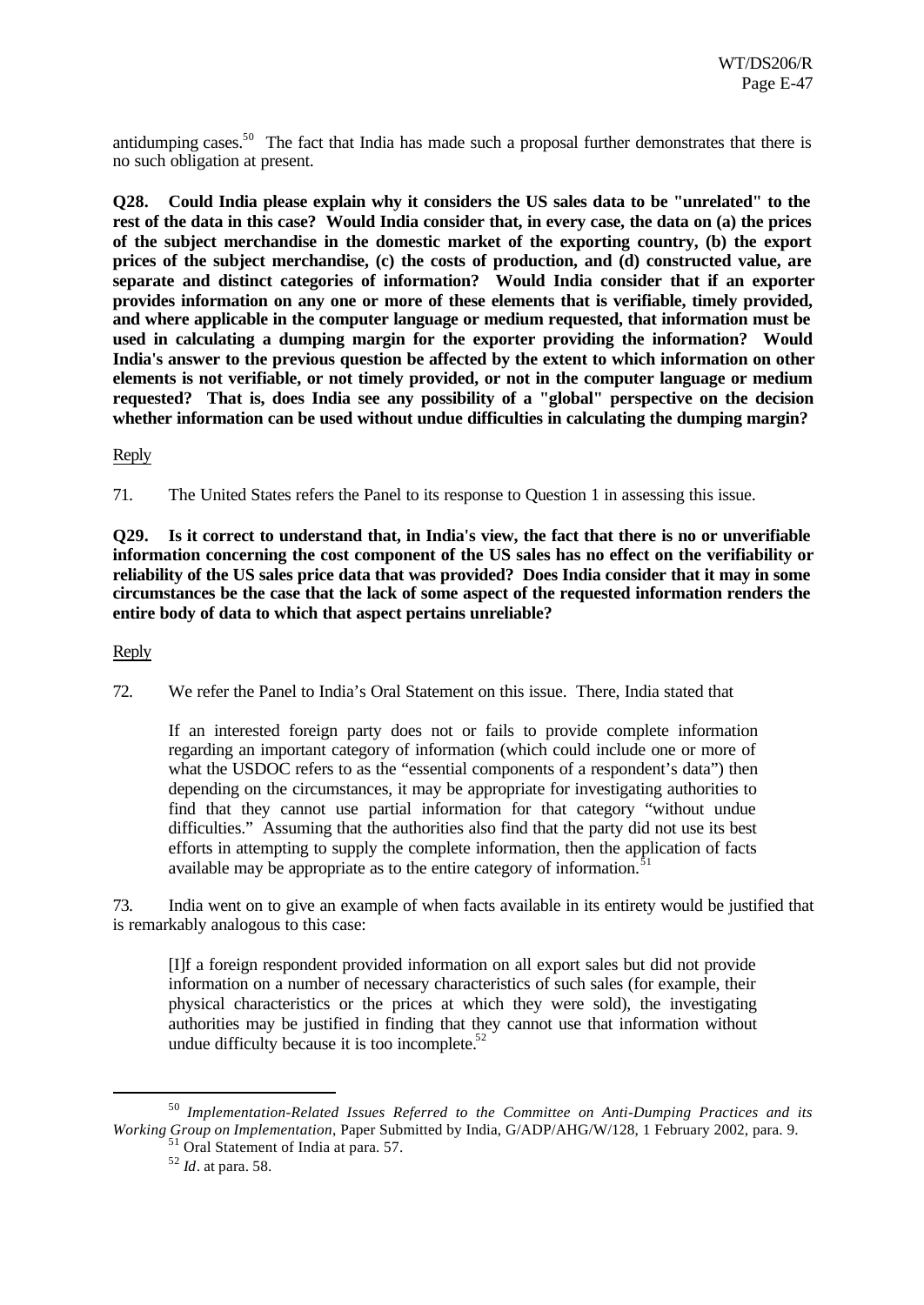antidumping cases.[50] The fact that India has made such a proposal further demonstrates that there is no such obligation at present.

**Q28. Could India please explain why it considers the US sales data to be "unrelated" to the rest of the data in this case? Would India consider that, in every case, the data on (a) the prices of the subject merchandise in the domestic market of the exporting country, (b) the export prices of the subject merchandise, (c) the costs of production, and (d) constructed value, are separate and distinct categories of information? Would India consider that if an exporter provides information on any one or more of these elements that is verifiable, timely provided, and where applicable in the computer language or medium requested, that information must be used in calculating a dumping margin for the exporter providing the information? Would India's answer to the previous question be affected by the extent to which information on other elements is not verifiable, or not timely provided, or not in the computer language or medium requested? That is, does India see any possibility of a "global" perspective on the decision whether information can be used without undue difficulties in calculating the dumping margin?**

Reply

71. The United States refers the Panel to its response to Question 1 in assessing this issue.

**Q29. Is it correct to understand that, in India's view, the fact that there is no or unverifiable information concerning the cost component of the US sales has no effect on the verifiability or reliability of the US sales price data that was provided? Does India consider that it may in some circumstances be the case that the lack of some aspect of the requested information renders the entire body of data to which that aspect pertains unreliable?**

Reply

72. We refer the Panel to India's Oral Statement on this issue. There, India stated that

> If an interested foreign party does not or fails to provide complete information regarding an important category of information (which could include one or more of what the USDOC refers to as the "essential components of a respondent's data") then depending on the circumstances, it may be appropriate for investigating authorities to find that they cannot use partial information for that category "without undue difficulties." Assuming that the authorities also find that the party did not use its best efforts in attempting to supply the complete information, then the application of facts available may be appropriate as to the entire category of information.[51]

73. India went on to give an example of when facts available in its entirety would be justified that is remarkably analogous to this case:

> [I]f a foreign respondent provided information on all export sales but did not provide information on a number of necessary characteristics of such sales (for example, their physical characteristics or the prices at which they were sold), the investigating authorities may be justified in finding that they cannot use that information without undue difficulty because it is too incomplete.[52]

---

[50] *Implementation-Related Issues Referred to the Committee on Anti-Dumping Practices and its Working Group on Implementation*, Paper Submitted by India, G/ADP/AHG/W/128, 1 February 2002, para. 9.

[51] Oral Statement of India at para. 57.

[52] *Id*. at para. 58.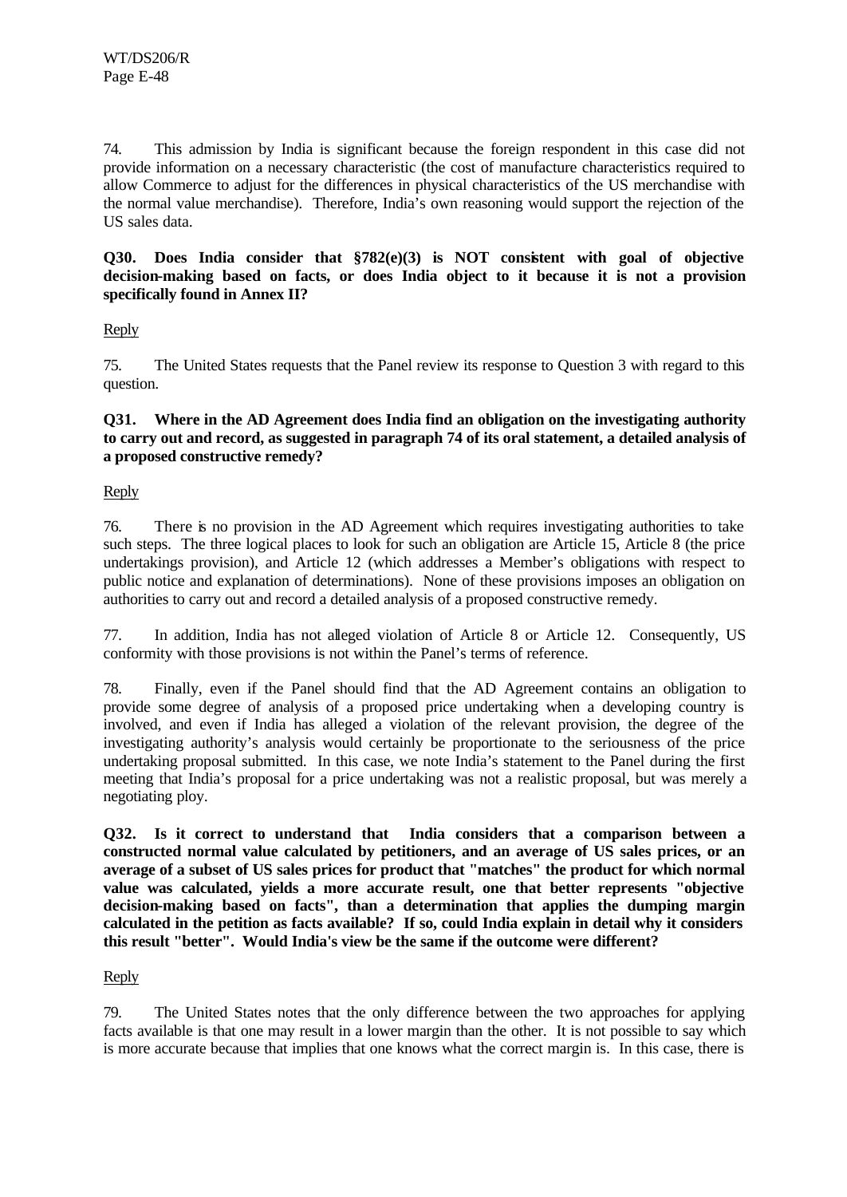74. This admission by India is significant because the foreign respondent in this case did not provide information on a necessary characteristic (the cost of manufacture characteristics required to allow Commerce to adjust for the differences in physical characteristics of the US merchandise with the normal value merchandise). Therefore, India's own reasoning would support the rejection of the US sales data.

**Q30. Does India consider that §782(e)(3) is NOT consistent with goal of objective decision-making based on facts, or does India object to it because it is not a provision specifically found in Annex II?**

Reply

75. The United States requests that the Panel review its response to Question 3 with regard to this question.

**Q31. Where in the AD Agreement does India find an obligation on the investigating authority to carry out and record, as suggested in paragraph 74 of its oral statement, a detailed analysis of a proposed constructive remedy?**

Reply

76. There is no provision in the AD Agreement which requires investigating authorities to take such steps. The three logical places to look for such an obligation are Article 15, Article 8 (the price undertakings provision), and Article 12 (which addresses a Member's obligations with respect to public notice and explanation of determinations). None of these provisions imposes an obligation on authorities to carry out and record a detailed analysis of a proposed constructive remedy.

77. In addition, India has not alleged violation of Article 8 or Article 12. Consequently, US conformity with those provisions is not within the Panel's terms of reference.

78. Finally, even if the Panel should find that the AD Agreement contains an obligation to provide some degree of analysis of a proposed price undertaking when a developing country is involved, and even if India has alleged a violation of the relevant provision, the degree of the investigating authority's analysis would certainly be proportionate to the seriousness of the price undertaking proposal submitted. In this case, we note India's statement to the Panel during the first meeting that India's proposal for a price undertaking was not a realistic proposal, but was merely a negotiating ploy.

**Q32. Is it correct to understand that India considers that a comparison between a constructed normal value calculated by petitioners, and an average of US sales prices, or an average of a subset of US sales prices for product that "matches" the product for which normal value was calculated, yields a more accurate result, one that better represents "objective decision-making based on facts", than a determination that applies the dumping margin calculated in the petition as facts available? If so, could India explain in detail why it considers this result "better". Would India's view be the same if the outcome were different?**

Reply

79. The United States notes that the only difference between the two approaches for applying facts available is that one may result in a lower margin than the other. It is not possible to say which is more accurate because that implies that one knows what the correct margin is. In this case, there is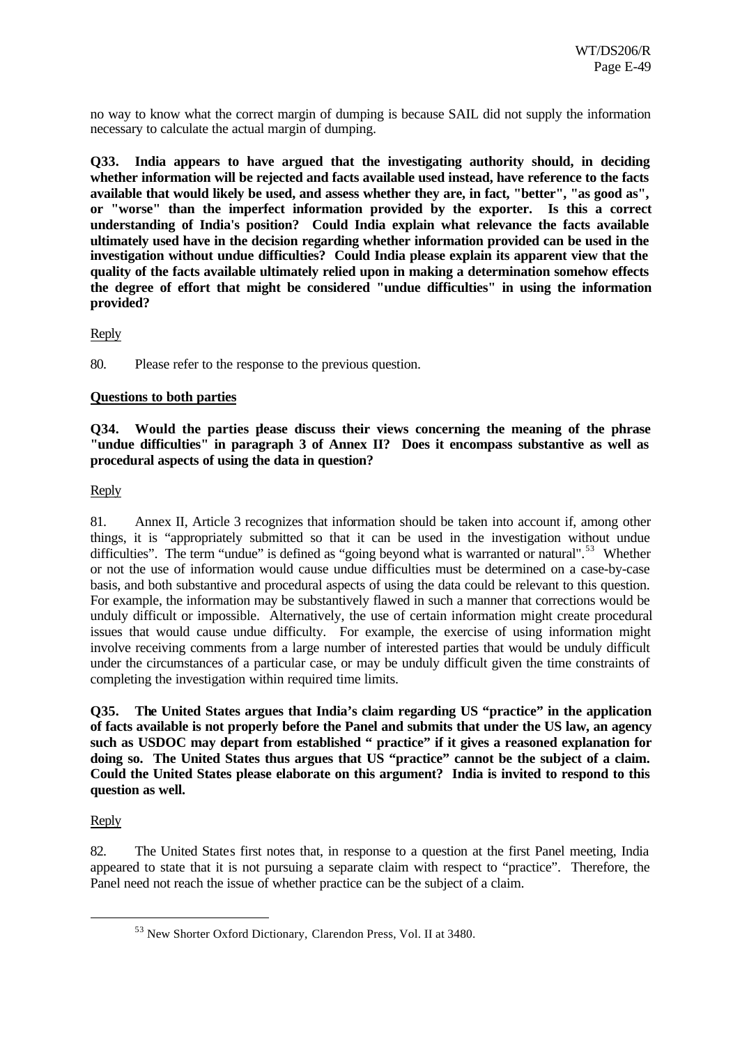no way to know what the correct margin of dumping is because SAIL did not supply the information necessary to calculate the actual margin of dumping.

**Q33. India appears to have argued that the investigating authority should, in deciding whether information will be rejected and facts available used instead, have reference to the facts available that would likely be used, and assess whether they are, in fact, "better", "as good as", or "worse" than the imperfect information provided by the exporter. Is this a correct understanding of India's position? Could India explain what relevance the facts available ultimately used have in the decision regarding whether information provided can be used in the investigation without undue difficulties? Could India please explain its apparent view that the quality of the facts available ultimately relied upon in making a determination somehow effects the degree of effort that might be considered "undue difficulties" in using the information provided?**

Reply

80. Please refer to the response to the previous question.

**Questions to both parties**

**Q34. Would the parties please discuss their views concerning the meaning of the phrase "undue difficulties" in paragraph 3 of Annex II? Does it encompass substantive as well as procedural aspects of using the data in question?**

Reply

81. Annex II, Article 3 recognizes that information should be taken into account if, among other things, it is "appropriately submitted so that it can be used in the investigation without undue difficulties". The term "undue" is defined as "going beyond what is warranted or natural".[53] Whether or not the use of information would cause undue difficulties must be determined on a case-by-case basis, and both substantive and procedural aspects of using the data could be relevant to this question. For example, the information may be substantively flawed in such a manner that corrections would be unduly difficult or impossible. Alternatively, the use of certain information might create procedural issues that would cause undue difficulty. For example, the exercise of using information might involve receiving comments from a large number of interested parties that would be unduly difficult under the circumstances of a particular case, or may be unduly difficult given the time constraints of completing the investigation within required time limits.

**Q35. The United States argues that India's claim regarding US "practice" in the application of facts available is not properly before the Panel and submits that under the US law, an agency such as USDOC may depart from established " practice" if it gives a reasoned explanation for doing so. The United States thus argues that US "practice" cannot be the subject of a claim. Could the United States please elaborate on this argument? India is invited to respond to this question as well.**

Reply

82. The United States first notes that, in response to a question at the first Panel meeting, India appeared to state that it is not pursuing a separate claim with respect to "practice". Therefore, the Panel need not reach the issue of whether practice can be the subject of a claim.

[53] New Shorter Oxford Dictionary, Clarendon Press, Vol. II at 3480.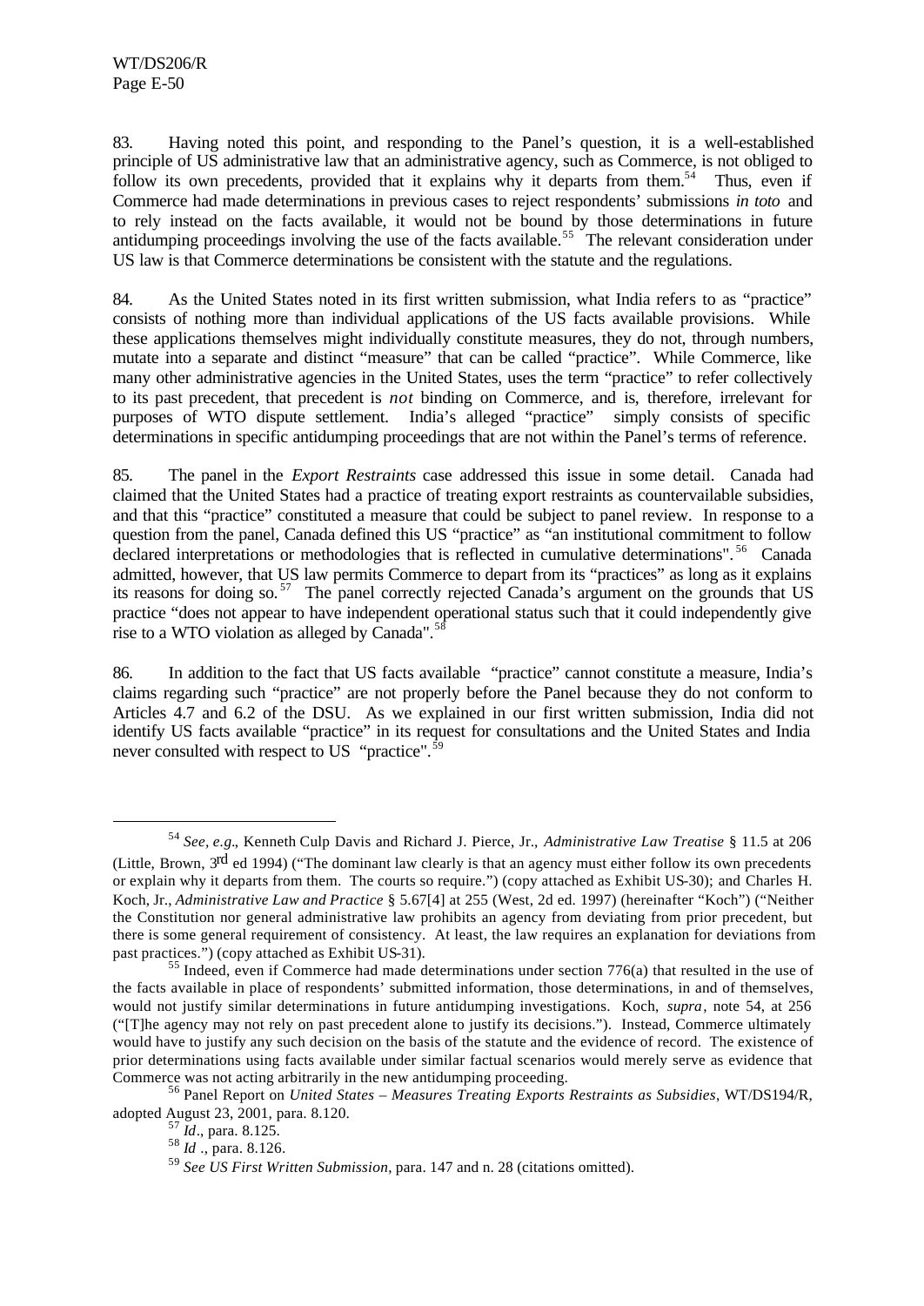83. Having noted this point, and responding to the Panel's question, it is a well-established principle of US administrative law that an administrative agency, such as Commerce, is not obliged to follow its own precedents, provided that it explains why it departs from them.[54] Thus, even if Commerce had made determinations in previous cases to reject respondents' submissions *in toto* and to rely instead on the facts available, it would not be bound by those determinations in future antidumping proceedings involving the use of the facts available.[55] The relevant consideration under US law is that Commerce determinations be consistent with the statute and the regulations.

84. As the United States noted in its first written submission, what India refers to as "practice" consists of nothing more than individual applications of the US facts available provisions. While these applications themselves might individually constitute measures, they do not, through numbers, mutate into a separate and distinct "measure" that can be called "practice". While Commerce, like many other administrative agencies in the United States, uses the term "practice" to refer collectively to its past precedent, that precedent is *not* binding on Commerce, and is, therefore, irrelevant for purposes of WTO dispute settlement. India's alleged "practice" simply consists of specific determinations in specific antidumping proceedings that are not within the Panel's terms of reference.

85. The panel in the *Export Restraints* case addressed this issue in some detail. Canada had claimed that the United States had a practice of treating export restraints as countervailable subsidies, and that this "practice" constituted a measure that could be subject to panel review. In response to a question from the panel, Canada defined this US "practice" as "an institutional commitment to follow declared interpretations or methodologies that is reflected in cumulative determinations".[56] Canada admitted, however, that US law permits Commerce to depart from its "practices" as long as it explains its reasons for doing so.[57] The panel correctly rejected Canada's argument on the grounds that US practice "does not appear to have independent operational status such that it could independently give rise to a WTO violation as alleged by Canada".[58]

86. In addition to the fact that US facts available "practice" cannot constitute a measure, India's claims regarding such "practice" are not properly before the Panel because they do not conform to Articles 4.7 and 6.2 of the DSU. As we explained in our first written submission, India did not identify US facts available "practice" in its request for consultations and the United States and India never consulted with respect to US "practice".[59]

---

[54] *See, e.g*., Kenneth Culp Davis and Richard J. Pierce, Jr., *Administrative Law Treatise* § 11.5 at 206 (Little, Brown, 3rd ed 1994) ("The dominant law clearly is that an agency must either follow its own precedents or explain why it departs from them. The courts so require.") (copy attached as Exhibit US-30); and Charles H. Koch, Jr., *Administrative Law and Practice* § 5.67[4] at 255 (West, 2d ed. 1997) (hereinafter "Koch") ("Neither the Constitution nor general administrative law prohibits an agency from deviating from prior precedent, but there is some general requirement of consistency. At least, the law requires an explanation for deviations from past practices.") (copy attached as Exhibit US-31).

[55] Indeed, even if Commerce had made determinations under section 776(a) that resulted in the use of the facts available in place of respondents' submitted information, those determinations, in and of themselves, would not justify similar determinations in future antidumping investigations. Koch, *supra*, note 54, at 256 ("[T]he agency may not rely on past precedent alone to justify its decisions."). Instead, Commerce ultimately would have to justify any such decision on the basis of the statute and the evidence of record. The existence of prior determinations using facts available under similar factual scenarios would merely serve as evidence that Commerce was not acting arbitrarily in the new antidumping proceeding.

[56] Panel Report on *United States – Measures Treating Exports Restraints as Subsidies*, WT/DS194/R, adopted August 23, 2001, para. 8.120.

[57] *Id*., para. 8.125.

[58] *Id* ., para. 8.126.

[59] *See US First Written Submission*, para. 147 and n. 28 (citations omitted).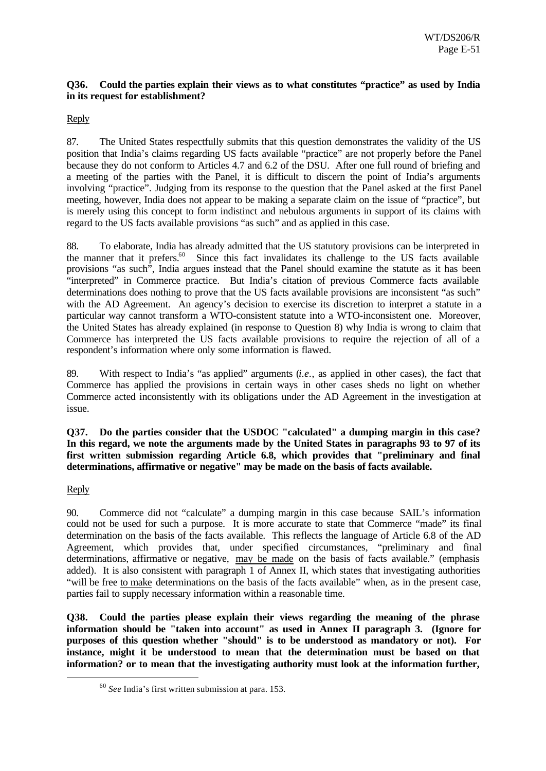**Q36. Could the parties explain their views as to what constitutes "practice" as used by India in its request for establishment?**

Reply

87. The United States respectfully submits that this question demonstrates the validity of the US position that India's claims regarding US facts available "practice" are not properly before the Panel because they do not conform to Articles 4.7 and 6.2 of the DSU. After one full round of briefing and a meeting of the parties with the Panel, it is difficult to discern the point of India's arguments involving "practice". Judging from its response to the question that the Panel asked at the first Panel meeting, however, India does not appear to be making a separate claim on the issue of "practice", but is merely using this concept to form indistinct and nebulous arguments in support of its claims with regard to the US facts available provisions "as such" and as applied in this case.

88. To elaborate, India has already admitted that the US statutory provisions can be interpreted in the manner that it prefers.[60] Since this fact invalidates its challenge to the US facts available provisions "as such", India argues instead that the Panel should examine the statute as it has been "interpreted" in Commerce practice. But India's citation of previous Commerce facts available determinations does nothing to prove that the US facts available provisions are inconsistent "as such" with the AD Agreement. An agency's decision to exercise its discretion to interpret a statute in a particular way cannot transform a WTO-consistent statute into a WTO-inconsistent one. Moreover, the United States has already explained (in response to Question 8) why India is wrong to claim that Commerce has interpreted the US facts available provisions to require the rejection of all of a respondent's information where only some information is flawed.

89. With respect to India's "as applied" arguments (*i.e.*, as applied in other cases), the fact that Commerce has applied the provisions in certain ways in other cases sheds no light on whether Commerce acted inconsistently with its obligations under the AD Agreement in the investigation at issue.

**Q37. Do the parties consider that the USDOC "calculated" a dumping margin in this case? In this regard, we note the arguments made by the United States in paragraphs 93 to 97 of its first written submission regarding Article 6.8, which provides that "preliminary and final determinations, affirmative or negative" may be made on the basis of facts available.**

Reply

90. Commerce did not "calculate" a dumping margin in this case because SAIL's information could not be used for such a purpose. It is more accurate to state that Commerce "made" its final determination on the basis of the facts available. This reflects the language of Article 6.8 of the AD Agreement, which provides that, under specified circumstances, "preliminary and final determinations, affirmative or negative, <u>may be made</u> on the basis of facts available." (emphasis added). It is also consistent with paragraph 1 of Annex II, which states that investigating authorities "will be free <u>to make</u> determinations on the basis of the facts available" when, as in the present case, parties fail to supply necessary information within a reasonable time.

**Q38. Could the parties please explain their views regarding the meaning of the phrase information should be "taken into account" as used in Annex II paragraph 3. (Ignore for purposes of this question whether "should" is to be understood as mandatory or not). For instance, might it be understood to mean that the determination must be based on that information? or to mean that the investigating authority must look at the information further,**

---

[60] *See* India's first written submission at para. 153.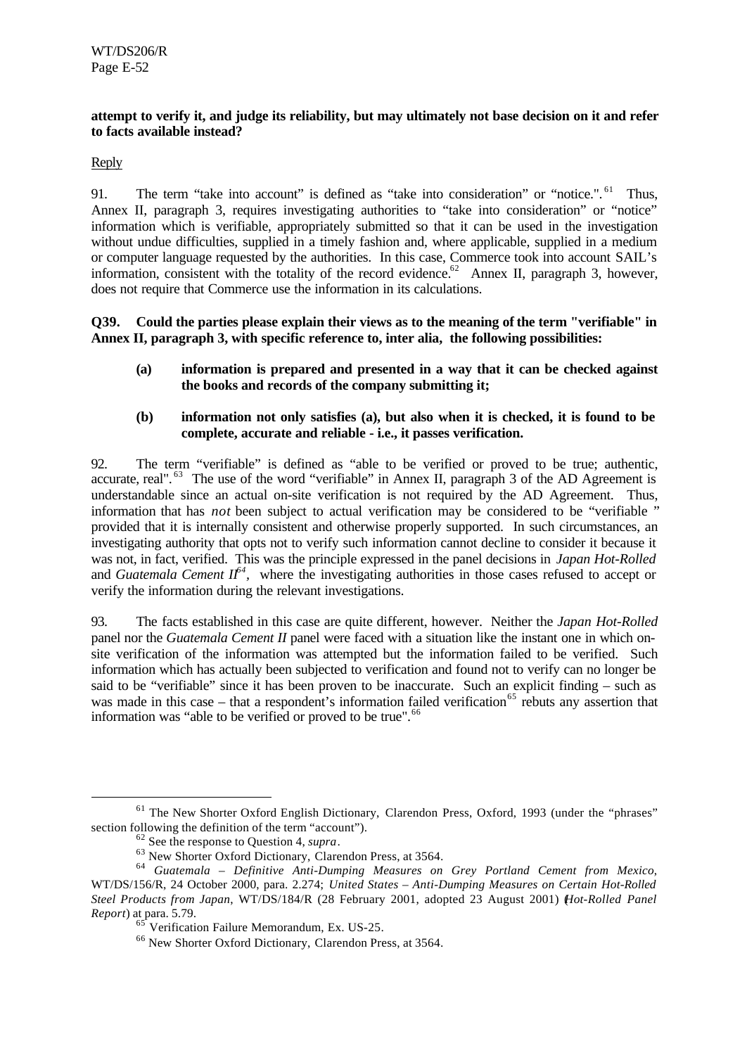**attempt to verify it, and judge its reliability, but may ultimately not base decision on it and refer to facts available instead?**

Reply

91. The term "take into account" is defined as "take into consideration" or "notice.".[61] Thus, Annex II, paragraph 3, requires investigating authorities to "take into consideration" or "notice" information which is verifiable, appropriately submitted so that it can be used in the investigation without undue difficulties, supplied in a timely fashion and, where applicable, supplied in a medium or computer language requested by the authorities. In this case, Commerce took into account SAIL's information, consistent with the totality of the record evidence.[62] Annex II, paragraph 3, however, does not require that Commerce use the information in its calculations.

**Q39. Could the parties please explain their views as to the meaning of the term "verifiable" in Annex II, paragraph 3, with specific reference to, inter alia, the following possibilities:**

**(a) information is prepared and presented in a way that it can be checked against the books and records of the company submitting it;**

**(b) information not only satisfies (a), but also when it is checked, it is found to be complete, accurate and reliable - i.e., it passes verification.**

92. The term "verifiable" is defined as "able to be verified or proved to be true; authentic, accurate, real".[63] The use of the word "verifiable" in Annex II, paragraph 3 of the AD Agreement is understandable since an actual on-site verification is not required by the AD Agreement. Thus, information that has *not* been subject to actual verification may be considered to be "verifiable " provided that it is internally consistent and otherwise properly supported. In such circumstances, an investigating authority that opts not to verify such information cannot decline to consider it because it was not, in fact, verified. This was the principle expressed in the panel decisions in *Japan Hot-Rolled* and *Guatemala Cement II*[64], where the investigating authorities in those cases refused to accept or verify the information during the relevant investigations.

93. The facts established in this case are quite different, however. Neither the *Japan Hot-Rolled* panel nor the *Guatemala Cement II* panel were faced with a situation like the instant one in which on-site verification of the information was attempted but the information failed to be verified. Such information which has actually been subjected to verification and found not to verify can no longer be said to be "verifiable" since it has been proven to be inaccurate. Such an explicit finding – such as was made in this case – that a respondent's information failed verification[65] rebuts any assertion that information was "able to be verified or proved to be true".[66]

---

[61] The New Shorter Oxford English Dictionary, Clarendon Press, Oxford, 1993 (under the "phrases" section following the definition of the term "account").

[62] See the response to Question 4, *supra*.

[63] New Shorter Oxford Dictionary, Clarendon Press, at 3564.

[64] *Guatemala – Definitive Anti-Dumping Measures on Grey Portland Cement from Mexico*, WT/DS/156/R, 24 October 2000, para. 2.274; *United States – Anti-Dumping Measures on Certain Hot-Rolled Steel Products from Japan*, WT/DS/184/R (28 February 2001, adopted 23 August 2001) (*Hot-Rolled Panel Report*) at para. 5.79.

[65] Verification Failure Memorandum, Ex. US-25.

[66] New Shorter Oxford Dictionary, Clarendon Press, at 3564.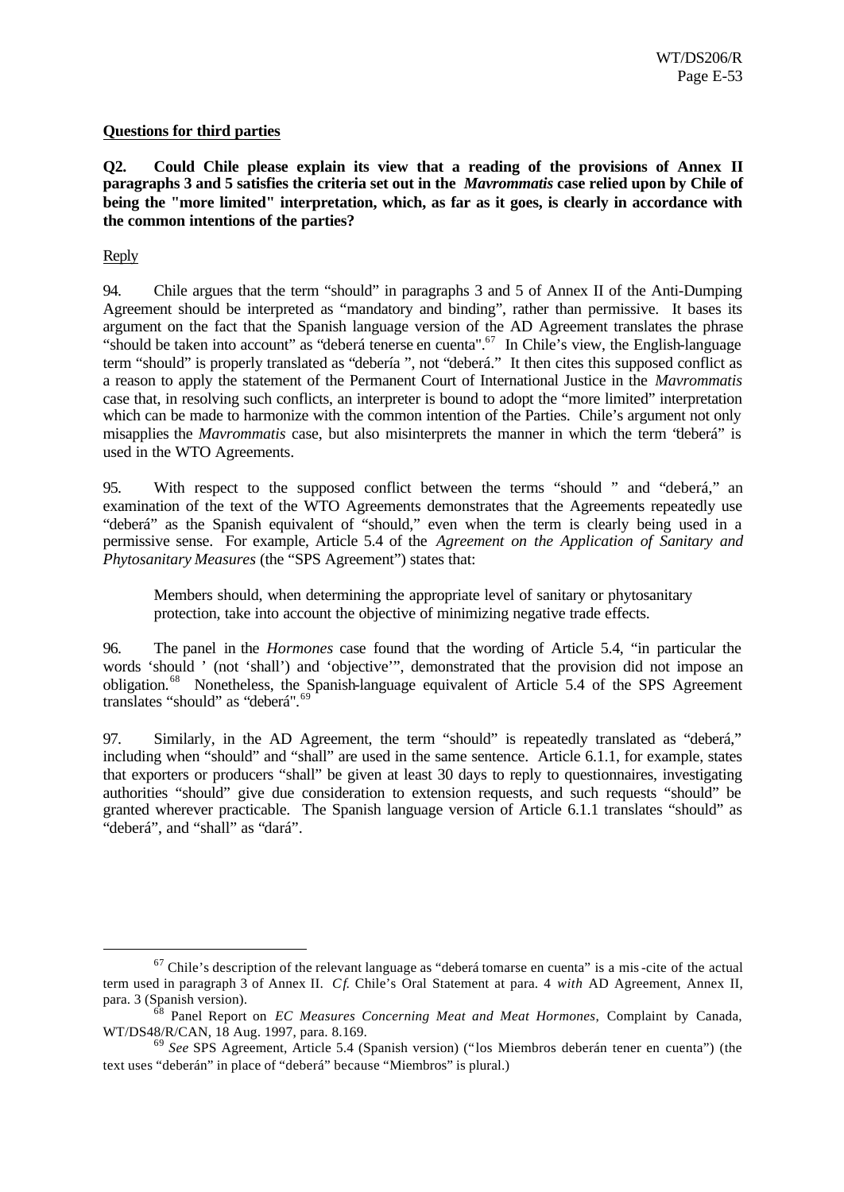**Questions for third parties**

**Q2. Could Chile please explain its view that a reading of the provisions of Annex II paragraphs 3 and 5 satisfies the criteria set out in the *Mavrommatis* case relied upon by Chile of being the "more limited" interpretation, which, as far as it goes, is clearly in accordance with the common intentions of the parties?**

Reply

94. Chile argues that the term "should" in paragraphs 3 and 5 of Annex II of the Anti-Dumping Agreement should be interpreted as "mandatory and binding", rather than permissive. It bases its argument on the fact that the Spanish language version of the AD Agreement translates the phrase "should be taken into account" as "deberá tenerse en cuenta".[67] In Chile's view, the English-language term "should" is properly translated as "debería ", not "deberá." It then cites this supposed conflict as a reason to apply the statement of the Permanent Court of International Justice in the *Mavrommatis* case that, in resolving such conflicts, an interpreter is bound to adopt the "more limited" interpretation which can be made to harmonize with the common intention of the Parties. Chile's argument not only misapplies the *Mavrommatis* case, but also misinterprets the manner in which the term "deberá" is used in the WTO Agreements.

95. With respect to the supposed conflict between the terms "should " and "deberá," an examination of the text of the WTO Agreements demonstrates that the Agreements repeatedly use "deberá" as the Spanish equivalent of "should," even when the term is clearly being used in a permissive sense. For example, Article 5.4 of the *Agreement on the Application of Sanitary and Phytosanitary Measures* (the "SPS Agreement") states that:

> Members should, when determining the appropriate level of sanitary or phytosanitary protection, take into account the objective of minimizing negative trade effects.

96. The panel in the *Hormones* case found that the wording of Article 5.4, "in particular the words 'should ' (not 'shall') and 'objective'", demonstrated that the provision did not impose an obligation.[68] Nonetheless, the Spanish-language equivalent of Article 5.4 of the SPS Agreement translates "should" as "deberá".[69]

97. Similarly, in the AD Agreement, the term "should" is repeatedly translated as "deberá," including when "should" and "shall" are used in the same sentence. Article 6.1.1, for example, states that exporters or producers "shall" be given at least 30 days to reply to questionnaires, investigating authorities "should" give due consideration to extension requests, and such requests "should" be granted wherever practicable. The Spanish language version of Article 6.1.1 translates "should" as "deberá", and "shall" as "dará".

---

[67] Chile's description of the relevant language as "deberá tomarse en cuenta" is a mis-cite of the actual term used in paragraph 3 of Annex II. *Cf.* Chile's Oral Statement at para. 4 *with* AD Agreement, Annex II, para. 3 (Spanish version).

[68] Panel Report on *EC Measures Concerning Meat and Meat Hormones*, Complaint by Canada, WT/DS48/R/CAN, 18 Aug. 1997, para. 8.169.

[69] *See* SPS Agreement, Article 5.4 (Spanish version) ("los Miembros deberán tener en cuenta") (the text uses "deberán" in place of "deberá" because "Miembros" is plural.)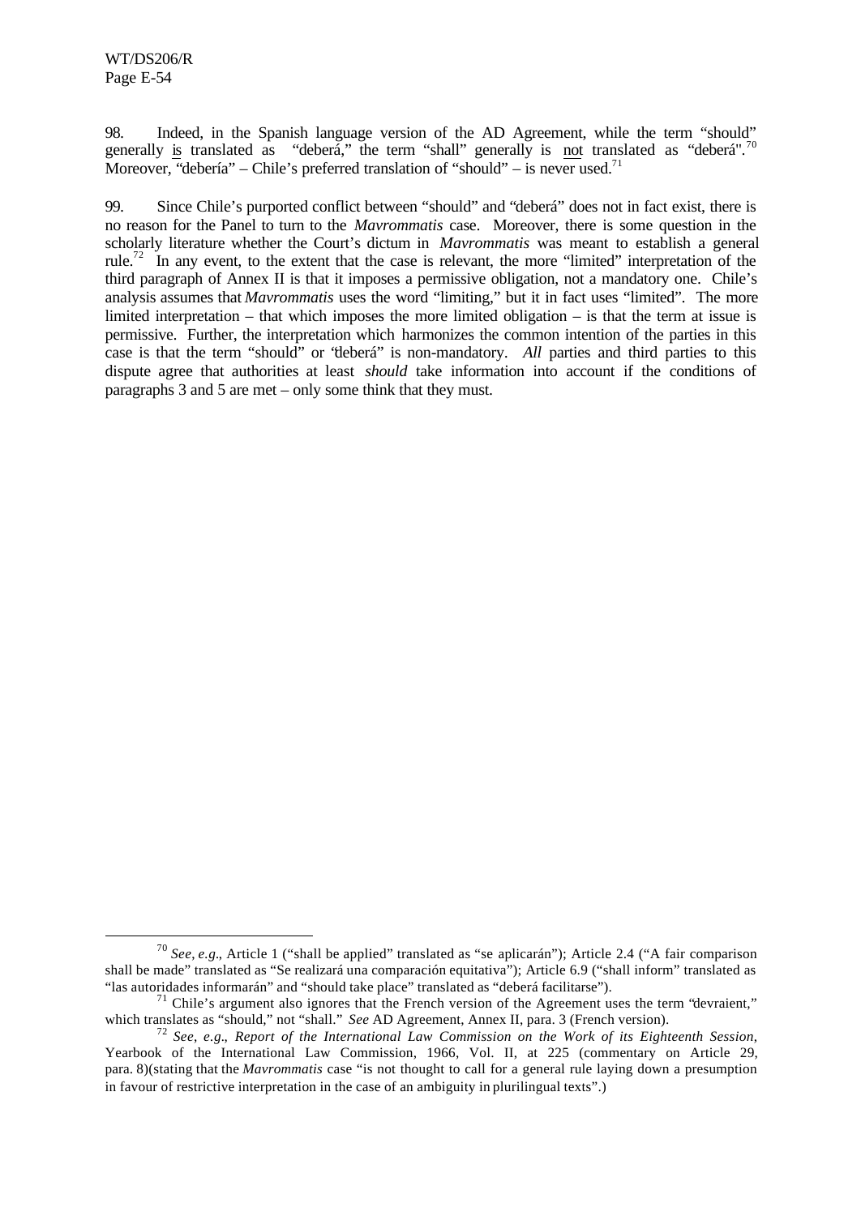98. Indeed, in the Spanish language version of the AD Agreement, while the term "should" generally is translated as "deberá," the term "shall" generally is not translated as "deberá".[70] Moreover, "debería" – Chile's preferred translation of "should" – is never used.[71]

99. Since Chile's purported conflict between "should" and "deberá" does not in fact exist, there is no reason for the Panel to turn to the *Mavrommatis* case. Moreover, there is some question in the scholarly literature whether the Court's dictum in *Mavrommatis* was meant to establish a general rule.[72] In any event, to the extent that the case is relevant, the more "limited" interpretation of the third paragraph of Annex II is that it imposes a permissive obligation, not a mandatory one. Chile's analysis assumes that *Mavrommatis* uses the word "limiting," but it in fact uses "limited". The more limited interpretation – that which imposes the more limited obligation – is that the term at issue is permissive. Further, the interpretation which harmonizes the common intention of the parties in this case is that the term "should" or "deberá" is non-mandatory. *All* parties and third parties to this dispute agree that authorities at least *should* take information into account if the conditions of paragraphs 3 and 5 are met – only some think that they must.

---

[70] *See, e.g.*, Article 1 ("shall be applied" translated as "se aplicarán"); Article 2.4 ("A fair comparison shall be made" translated as "Se realizará una comparación equitativa"); Article 6.9 ("shall inform" translated as "las autoridades informarán" and "should take place" translated as "deberá facilitarse").

[71] Chile's argument also ignores that the French version of the Agreement uses the term "devraient," which translates as "should," not "shall." *See* AD Agreement, Annex II, para. 3 (French version).

[72] *See, e.g., Report of the International Law Commission on the Work of its Eighteenth Session*, Yearbook of the International Law Commission, 1966, Vol. II, at 225 (commentary on Article 29, para. 8)(stating that the *Mavrommatis* case "is not thought to call for a general rule laying down a presumption in favour of restrictive interpretation in the case of an ambiguity in plurilingual texts".)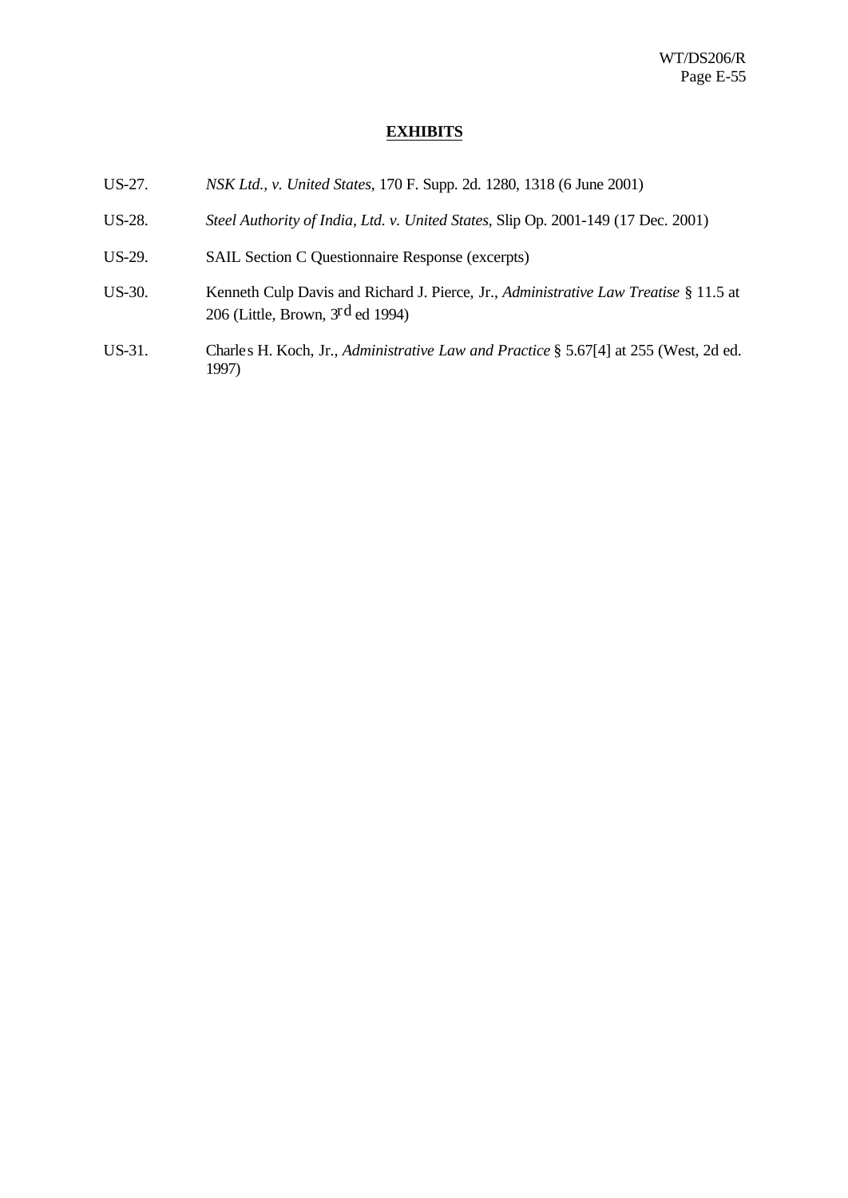**EXHIBITS**

US-27. *NSK Ltd., v. United States*, 170 F. Supp. 2d. 1280, 1318 (6 June 2001)

US-28. *Steel Authority of India, Ltd. v. United States*, Slip Op. 2001-149 (17 Dec. 2001)

US-29. SAIL Section C Questionnaire Response (excerpts)

US-30. Kenneth Culp Davis and Richard J. Pierce, Jr., *Administrative Law Treatise* § 11.5 at 206 (Little, Brown, 3rd ed 1994)

US-31. Charles H. Koch, Jr., *Administrative Law and Practice* § 5.67[4] at 255 (West, 2d ed. 1997)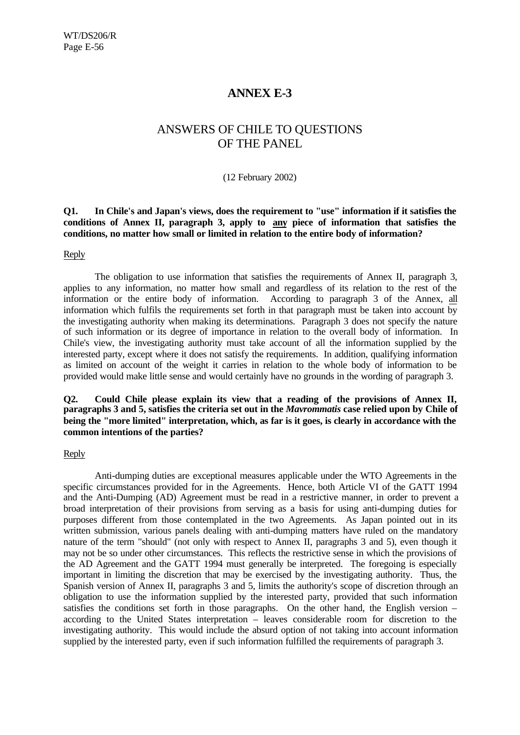# ANNEX E-3

## ANSWERS OF CHILE TO QUESTIONS OF THE PANEL

(12 February 2002)

**Q1. In Chile's and Japan's views, does the requirement to "use" information if it satisfies the conditions of Annex II, paragraph 3, apply to <u>any</u> piece of information that satisfies the conditions, no matter how small or limited in relation to the entire body of information?**

<u>Reply</u>

The obligation to use information that satisfies the requirements of Annex II, paragraph 3, applies to any information, no matter how small and regardless of its relation to the rest of the information or the entire body of information. According to paragraph 3 of the Annex, <u>all</u> information which fulfils the requirements set forth in that paragraph must be taken into account by the investigating authority when making its determinations. Paragraph 3 does not specify the nature of such information or its degree of importance in relation to the overall body of information. In Chile's view, the investigating authority must take account of all the information supplied by the interested party, except where it does not satisfy the requirements. In addition, qualifying information as limited on account of the weight it carries in relation to the whole body of information to be provided would make little sense and would certainly have no grounds in the wording of paragraph 3.

**Q2. Could Chile please explain its view that a reading of the provisions of Annex II, paragraphs 3 and 5, satisfies the criteria set out in the *Mavrommatis* case relied upon by Chile of being the "more limited" interpretation, which, as far as is it goes, is clearly in accordance with the common intentions of the parties?**

<u>Reply</u>

Anti-dumping duties are exceptional measures applicable under the WTO Agreements in the specific circumstances provided for in the Agreements. Hence, both Article VI of the GATT 1994 and the Anti-Dumping (AD) Agreement must be read in a restrictive manner, in order to prevent a broad interpretation of their provisions from serving as a basis for using anti-dumping duties for purposes different from those contemplated in the two Agreements. As Japan pointed out in its written submission, various panels dealing with anti-dumping matters have ruled on the mandatory nature of the term "should" (not only with respect to Annex II, paragraphs 3 and 5), even though it may not be so under other circumstances. This reflects the restrictive sense in which the provisions of the AD Agreement and the GATT 1994 must generally be interpreted. The foregoing is especially important in limiting the discretion that may be exercised by the investigating authority. Thus, the Spanish version of Annex II, paragraphs 3 and 5, limits the authority's scope of discretion through an obligation to use the information supplied by the interested party, provided that such information satisfies the conditions set forth in those paragraphs. On the other hand, the English version – according to the United States interpretation – leaves considerable room for discretion to the investigating authority. This would include the absurd option of not taking into account information supplied by the interested party, even if such information fulfilled the requirements of paragraph 3.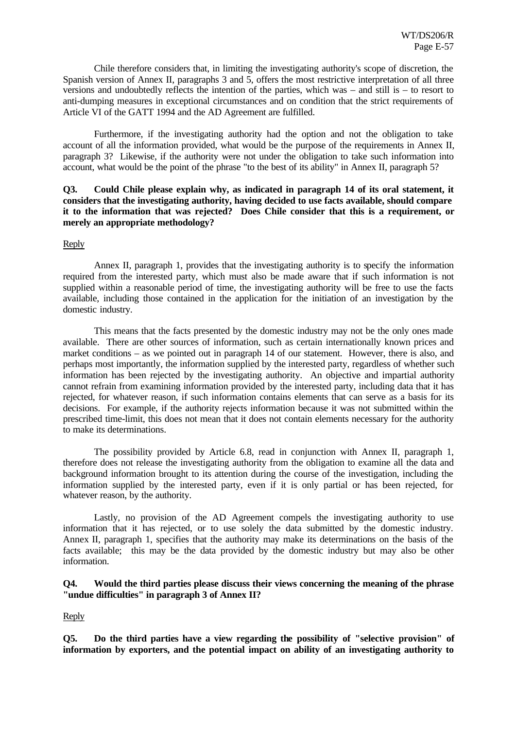Chile therefore considers that, in limiting the investigating authority's scope of discretion, the Spanish version of Annex II, paragraphs 3 and 5, offers the most restrictive interpretation of all three versions and undoubtedly reflects the intention of the parties, which was – and still is – to resort to anti-dumping measures in exceptional circumstances and on condition that the strict requirements of Article VI of the GATT 1994 and the AD Agreement are fulfilled.

Furthermore, if the investigating authority had the option and not the obligation to take account of all the information provided, what would be the purpose of the requirements in Annex II, paragraph 3? Likewise, if the authority were not under the obligation to take such information into account, what would be the point of the phrase "to the best of its ability" in Annex II, paragraph 5?

**Q3. Could Chile please explain why, as indicated in paragraph 14 of its oral statement, it considers that the investigating authority, having decided to use facts available, should compare it to the information that was rejected? Does Chile consider that this is a requirement, or merely an appropriate methodology?**

Reply

Annex II, paragraph 1, provides that the investigating authority is to specify the information required from the interested party, which must also be made aware that if such information is not supplied within a reasonable period of time, the investigating authority will be free to use the facts available, including those contained in the application for the initiation of an investigation by the domestic industry.

This means that the facts presented by the domestic industry may not be the only ones made available. There are other sources of information, such as certain internationally known prices and market conditions – as we pointed out in paragraph 14 of our statement. However, there is also, and perhaps most importantly, the information supplied by the interested party, regardless of whether such information has been rejected by the investigating authority. An objective and impartial authority cannot refrain from examining information provided by the interested party, including data that it has rejected, for whatever reason, if such information contains elements that can serve as a basis for its decisions. For example, if the authority rejects information because it was not submitted within the prescribed time-limit, this does not mean that it does not contain elements necessary for the authority to make its determinations.

The possibility provided by Article 6.8, read in conjunction with Annex II, paragraph 1, therefore does not release the investigating authority from the obligation to examine all the data and background information brought to its attention during the course of the investigation, including the information supplied by the interested party, even if it is only partial or has been rejected, for whatever reason, by the authority.

Lastly, no provision of the AD Agreement compels the investigating authority to use information that it has rejected, or to use solely the data submitted by the domestic industry. Annex II, paragraph 1, specifies that the authority may make its determinations on the basis of the facts available; this may be the data provided by the domestic industry but may also be other information.

**Q4. Would the third parties please discuss their views concerning the meaning of the phrase "undue difficulties" in paragraph 3 of Annex II?**

Reply

**Q5. Do the third parties have a view regarding the possibility of "selective provision" of information by exporters, and the potential impact on ability of an investigating authority to**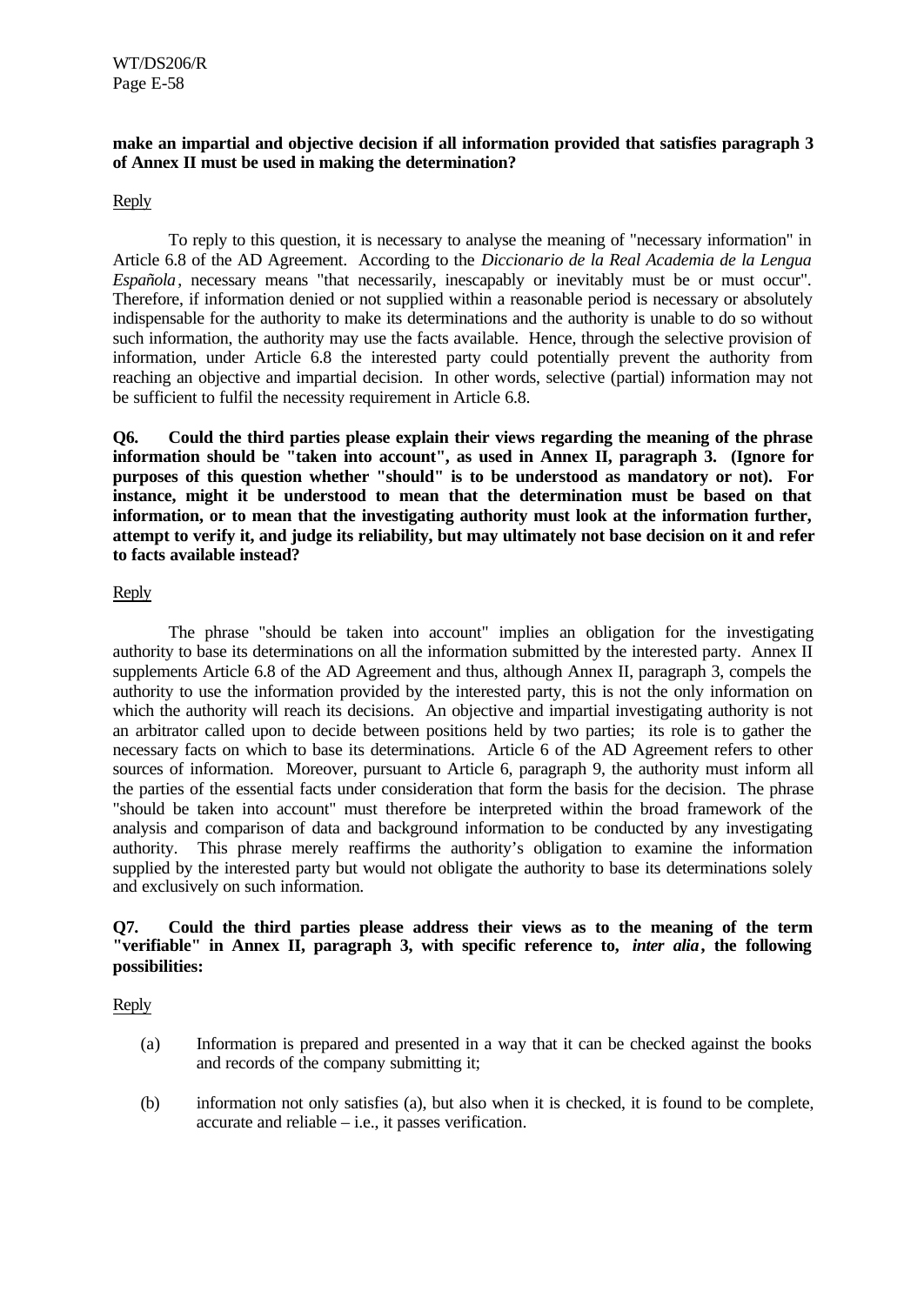**make an impartial and objective decision if all information provided that satisfies paragraph 3 of Annex II must be used in making the determination?**

Reply

To reply to this question, it is necessary to analyse the meaning of "necessary information" in Article 6.8 of the AD Agreement. According to the *Diccionario de la Real Academia de la Lengua Española*, necessary means "that necessarily, inescapably or inevitably must be or must occur". Therefore, if information denied or not supplied within a reasonable period is necessary or absolutely indispensable for the authority to make its determinations and the authority is unable to do so without such information, the authority may use the facts available. Hence, through the selective provision of information, under Article 6.8 the interested party could potentially prevent the authority from reaching an objective and impartial decision. In other words, selective (partial) information may not be sufficient to fulfil the necessity requirement in Article 6.8.

**Q6. Could the third parties please explain their views regarding the meaning of the phrase information should be "taken into account", as used in Annex II, paragraph 3. (Ignore for purposes of this question whether "should" is to be understood as mandatory or not). For instance, might it be understood to mean that the determination must be based on that information, or to mean that the investigating authority must look at the information further, attempt to verify it, and judge its reliability, but may ultimately not base decision on it and refer to facts available instead?**

Reply

The phrase "should be taken into account" implies an obligation for the investigating authority to base its determinations on all the information submitted by the interested party. Annex II supplements Article 6.8 of the AD Agreement and thus, although Annex II, paragraph 3, compels the authority to use the information provided by the interested party, this is not the only information on which the authority will reach its decisions. An objective and impartial investigating authority is not an arbitrator called upon to decide between positions held by two parties; its role is to gather the necessary facts on which to base its determinations. Article 6 of the AD Agreement refers to other sources of information. Moreover, pursuant to Article 6, paragraph 9, the authority must inform all the parties of the essential facts under consideration that form the basis for the decision. The phrase "should be taken into account" must therefore be interpreted within the broad framework of the analysis and comparison of data and background information to be conducted by any investigating authority. This phrase merely reaffirms the authority's obligation to examine the information supplied by the interested party but would not obligate the authority to base its determinations solely and exclusively on such information.

**Q7. Could the third parties please address their views as to the meaning of the term "verifiable" in Annex II, paragraph 3, with specific reference to, *inter alia*, the following possibilities:**

Reply

(a) Information is prepared and presented in a way that it can be checked against the books and records of the company submitting it;

(b) information not only satisfies (a), but also when it is checked, it is found to be complete, accurate and reliable – i.e., it passes verification.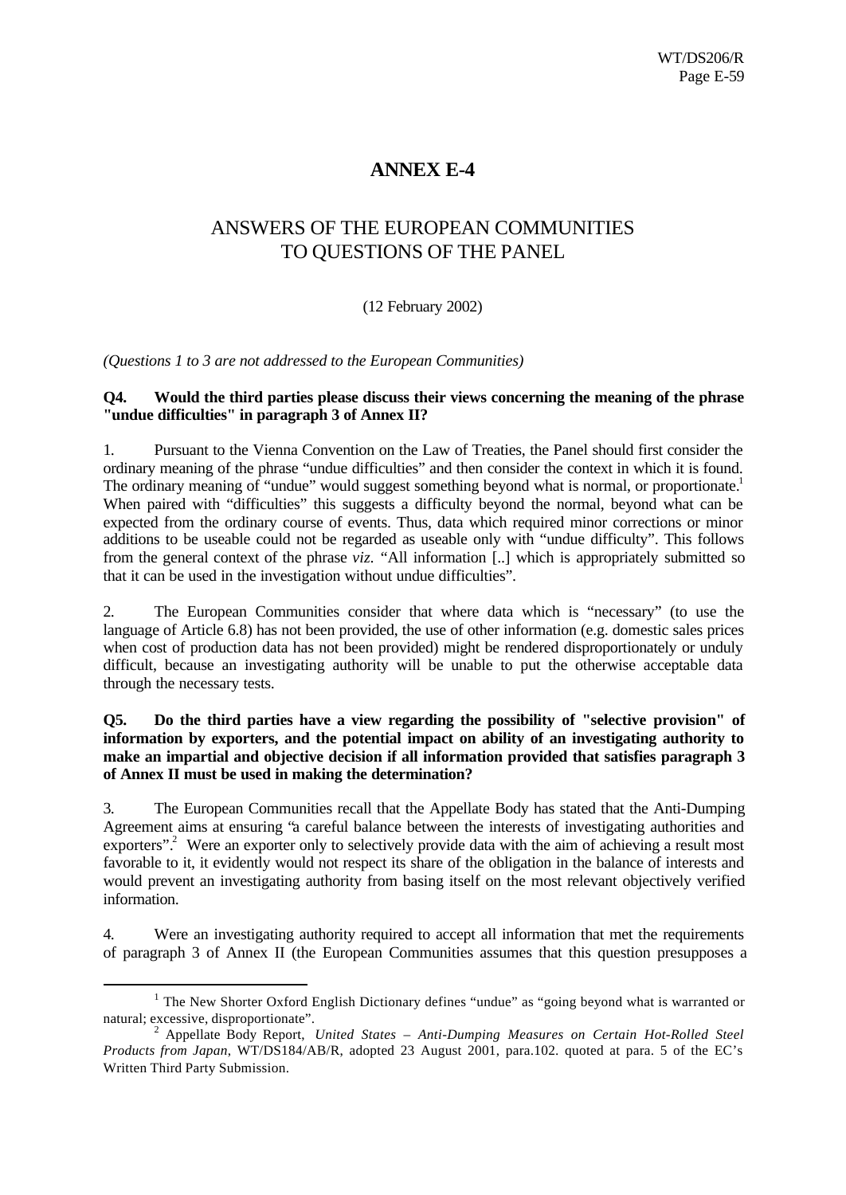# ANNEX E-4

## ANSWERS OF THE EUROPEAN COMMUNITIES TO QUESTIONS OF THE PANEL

(12 February 2002)

*(Questions 1 to 3 are not addressed to the European Communities)*

**Q4. Would the third parties please discuss their views concerning the meaning of the phrase "undue difficulties" in paragraph 3 of Annex II?**

1. Pursuant to the Vienna Convention on the Law of Treaties, the Panel should first consider the ordinary meaning of the phrase "undue difficulties" and then consider the context in which it is found. The ordinary meaning of "undue" would suggest something beyond what is normal, or proportionate.[1] When paired with "difficulties" this suggests a difficulty beyond the normal, beyond what can be expected from the ordinary course of events. Thus, data which required minor corrections or minor additions to be useable could not be regarded as useable only with "undue difficulty". This follows from the general context of the phrase *viz.* "All information [..] which is appropriately submitted so that it can be used in the investigation without undue difficulties".

2. The European Communities consider that where data which is "necessary" (to use the language of Article 6.8) has not been provided, the use of other information (e.g. domestic sales prices when cost of production data has not been provided) might be rendered disproportionately or unduly difficult, because an investigating authority will be unable to put the otherwise acceptable data through the necessary tests.

**Q5. Do the third parties have a view regarding the possibility of "selective provision" of information by exporters, and the potential impact on ability of an investigating authority to make an impartial and objective decision if all information provided that satisfies paragraph 3 of Annex II must be used in making the determination?**

3. The European Communities recall that the Appellate Body has stated that the Anti-Dumping Agreement aims at ensuring "a careful balance between the interests of investigating authorities and exporters".[2] Were an exporter only to selectively provide data with the aim of achieving a result most favorable to it, it evidently would not respect its share of the obligation in the balance of interests and would prevent an investigating authority from basing itself on the most relevant objectively verified information.

4. Were an investigating authority required to accept all information that met the requirements of paragraph 3 of Annex II (the European Communities assumes that this question presupposes a

---

[1] The New Shorter Oxford English Dictionary defines "undue" as "going beyond what is warranted or natural; excessive, disproportionate".

[2] Appellate Body Report, *United States – Anti-Dumping Measures on Certain Hot-Rolled Steel Products from Japan*, WT/DS184/AB/R, adopted 23 August 2001, para.102. quoted at para. 5 of the EC's Written Third Party Submission.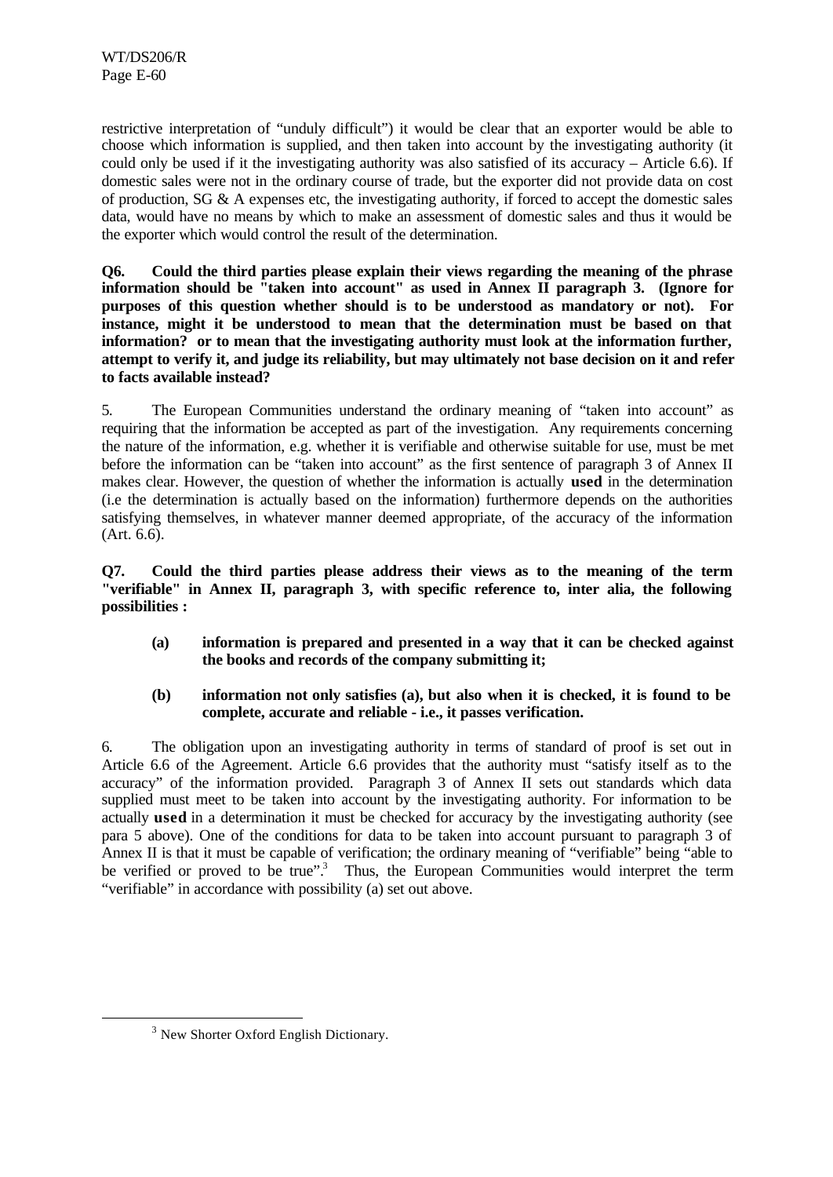restrictive interpretation of "unduly difficult") it would be clear that an exporter would be able to choose which information is supplied, and then taken into account by the investigating authority (it could only be used if it the investigating authority was also satisfied of its accuracy – Article 6.6). If domestic sales were not in the ordinary course of trade, but the exporter did not provide data on cost of production, SG & A expenses etc, the investigating authority, if forced to accept the domestic sales data, would have no means by which to make an assessment of domestic sales and thus it would be the exporter which would control the result of the determination.

**Q6. Could the third parties please explain their views regarding the meaning of the phrase information should be "taken into account" as used in Annex II paragraph 3. (Ignore for purposes of this question whether should is to be understood as mandatory or not). For instance, might it be understood to mean that the determination must be based on that information? or to mean that the investigating authority must look at the information further, attempt to verify it, and judge its reliability, but may ultimately not base decision on it and refer to facts available instead?**

5. The European Communities understand the ordinary meaning of "taken into account" as requiring that the information be accepted as part of the investigation. Any requirements concerning the nature of the information, e.g. whether it is verifiable and otherwise suitable for use, must be met before the information can be "taken into account" as the first sentence of paragraph 3 of Annex II makes clear. However, the question of whether the information is actually **used** in the determination (i.e the determination is actually based on the information) furthermore depends on the authorities satisfying themselves, in whatever manner deemed appropriate, of the accuracy of the information (Art. 6.6).

**Q7. Could the third parties please address their views as to the meaning of the term "verifiable" in Annex II, paragraph 3, with specific reference to, inter alia, the following possibilities :**

> **(a) information is prepared and presented in a way that it can be checked against the books and records of the company submitting it;**
>
> **(b) information not only satisfies (a), but also when it is checked, it is found to be complete, accurate and reliable - i.e., it passes verification.**

6. The obligation upon an investigating authority in terms of standard of proof is set out in Article 6.6 of the Agreement. Article 6.6 provides that the authority must "satisfy itself as to the accuracy" of the information provided. Paragraph 3 of Annex II sets out standards which data supplied must meet to be taken into account by the investigating authority. For information to be actually **used** in a determination it must be checked for accuracy by the investigating authority (see para 5 above). One of the conditions for data to be taken into account pursuant to paragraph 3 of Annex II is that it must be capable of verification; the ordinary meaning of "verifiable" being "able to be verified or proved to be true".[3] Thus, the European Communities would interpret the term "verifiable" in accordance with possibility (a) set out above.

[3] New Shorter Oxford English Dictionary.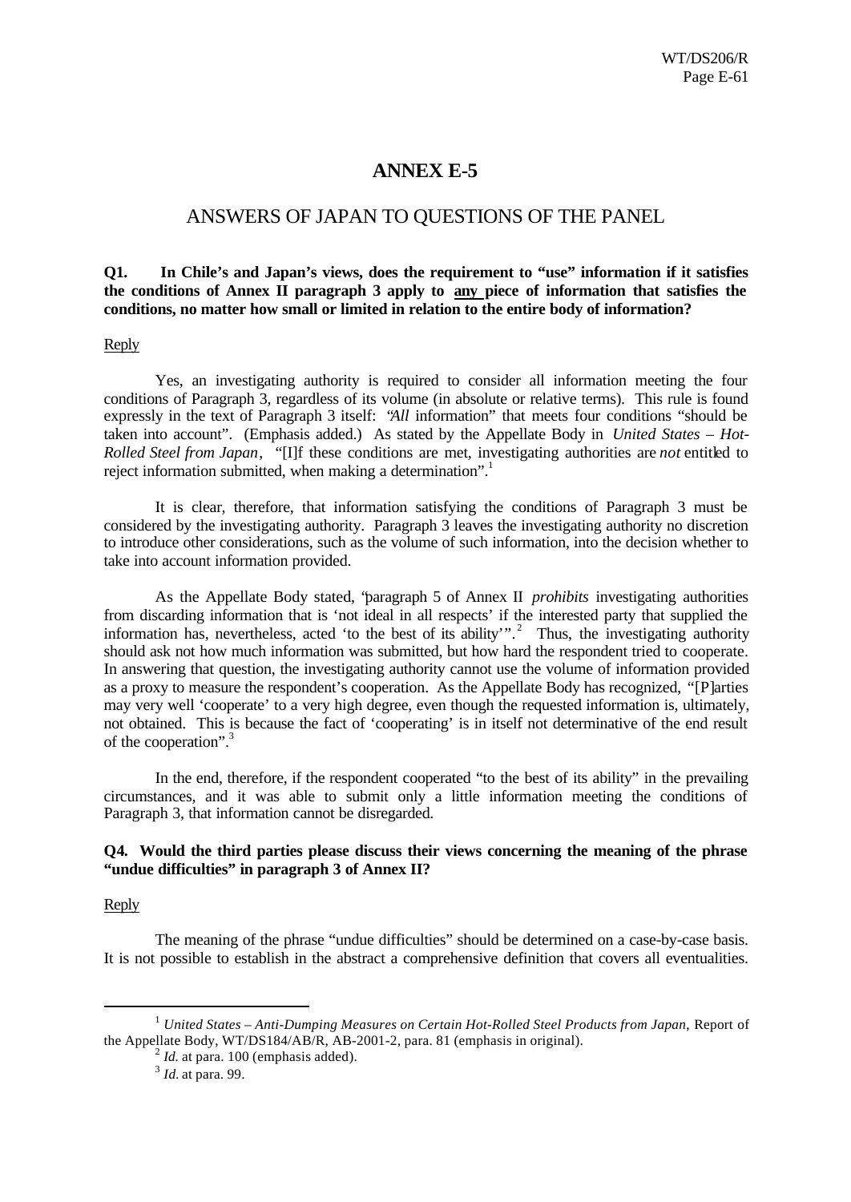# ANNEX E-5

## ANSWERS OF JAPAN TO QUESTIONS OF THE PANEL

**Q1. In Chile's and Japan's views, does the requirement to "use" information if it satisfies the conditions of Annex II paragraph 3 apply to any piece of information that satisfies the conditions, no matter how small or limited in relation to the entire body of information?**

Reply

Yes, an investigating authority is required to consider all information meeting the four conditions of Paragraph 3, regardless of its volume (in absolute or relative terms). This rule is found expressly in the text of Paragraph 3 itself: "*All* information" that meets four conditions "should be taken into account". (Emphasis added.) As stated by the Appellate Body in *United States – Hot-Rolled Steel from Japan*, "[I]f these conditions are met, investigating authorities are *not* entitled to reject information submitted, when making a determination".[1]

It is clear, therefore, that information satisfying the conditions of Paragraph 3 must be considered by the investigating authority. Paragraph 3 leaves the investigating authority no discretion to introduce other considerations, such as the volume of such information, into the decision whether to take into account information provided.

As the Appellate Body stated, "paragraph 5 of Annex II *prohibits* investigating authorities from discarding information that is 'not ideal in all respects' if the interested party that supplied the information has, nevertheless, acted 'to the best of its ability'".[2] Thus, the investigating authority should ask not how much information was submitted, but how hard the respondent tried to cooperate. In answering that question, the investigating authority cannot use the volume of information provided as a proxy to measure the respondent's cooperation. As the Appellate Body has recognized, "[P]arties may very well 'cooperate' to a very high degree, even though the requested information is, ultimately, not obtained. This is because the fact of 'cooperating' is in itself not determinative of the end result of the cooperation".[3]

In the end, therefore, if the respondent cooperated "to the best of its ability" in the prevailing circumstances, and it was able to submit only a little information meeting the conditions of Paragraph 3, that information cannot be disregarded.

**Q4. Would the third parties please discuss their views concerning the meaning of the phrase "undue difficulties" in paragraph 3 of Annex II?**

Reply

The meaning of the phrase "undue difficulties" should be determined on a case-by-case basis. It is not possible to establish in the abstract a comprehensive definition that covers all eventualities.

---

[1] *United States – Anti-Dumping Measures on Certain Hot-Rolled Steel Products from Japan*, Report of the Appellate Body, WT/DS184/AB/R, AB-2001-2, para. 81 (emphasis in original).

[2] *Id.* at para. 100 (emphasis added).

[3] *Id.* at para. 99.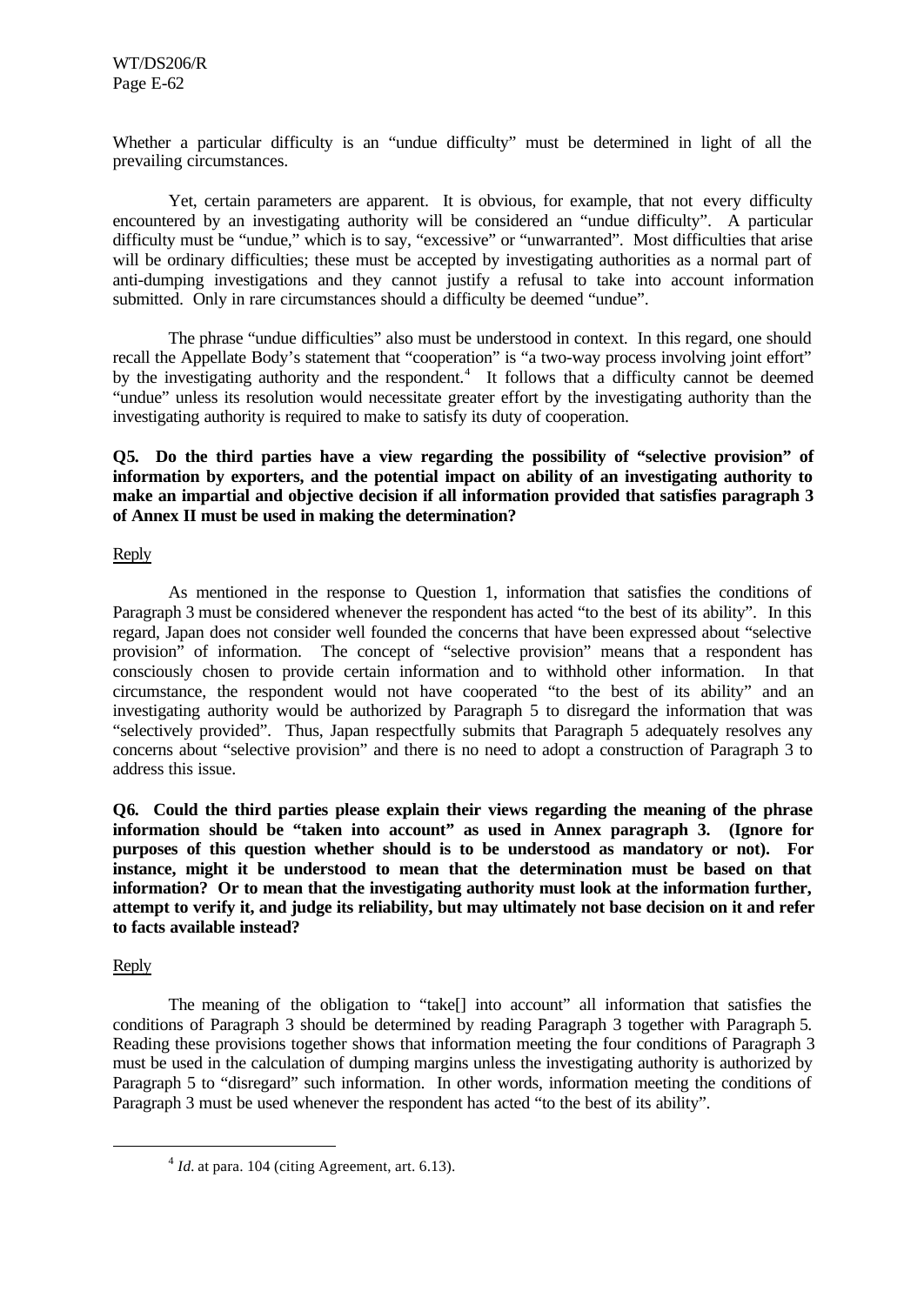Whether a particular difficulty is an "undue difficulty" must be determined in light of all the prevailing circumstances.

Yet, certain parameters are apparent. It is obvious, for example, that not every difficulty encountered by an investigating authority will be considered an "undue difficulty". A particular difficulty must be "undue," which is to say, "excessive" or "unwarranted". Most difficulties that arise will be ordinary difficulties; these must be accepted by investigating authorities as a normal part of anti-dumping investigations and they cannot justify a refusal to take into account information submitted. Only in rare circumstances should a difficulty be deemed "undue".

The phrase "undue difficulties" also must be understood in context. In this regard, one should recall the Appellate Body's statement that "cooperation" is "a two-way process involving joint effort" by the investigating authority and the respondent.[4] It follows that a difficulty cannot be deemed "undue" unless its resolution would necessitate greater effort by the investigating authority than the investigating authority is required to make to satisfy its duty of cooperation.

**Q5. Do the third parties have a view regarding the possibility of "selective provision" of information by exporters, and the potential impact on ability of an investigating authority to make an impartial and objective decision if all information provided that satisfies paragraph 3 of Annex II must be used in making the determination?**

Reply

As mentioned in the response to Question 1, information that satisfies the conditions of Paragraph 3 must be considered whenever the respondent has acted "to the best of its ability". In this regard, Japan does not consider well founded the concerns that have been expressed about "selective provision" of information. The concept of "selective provision" means that a respondent has consciously chosen to provide certain information and to withhold other information. In that circumstance, the respondent would not have cooperated "to the best of its ability" and an investigating authority would be authorized by Paragraph 5 to disregard the information that was "selectively provided". Thus, Japan respectfully submits that Paragraph 5 adequately resolves any concerns about "selective provision" and there is no need to adopt a construction of Paragraph 3 to address this issue.

**Q6. Could the third parties please explain their views regarding the meaning of the phrase information should be "taken into account" as used in Annex paragraph 3. (Ignore for purposes of this question whether should is to be understood as mandatory or not). For instance, might it be understood to mean that the determination must be based on that information? Or to mean that the investigating authority must look at the information further, attempt to verify it, and judge its reliability, but may ultimately not base decision on it and refer to facts available instead?**

Reply

The meaning of the obligation to "take[] into account" all information that satisfies the conditions of Paragraph 3 should be determined by reading Paragraph 3 together with Paragraph 5. Reading these provisions together shows that information meeting the four conditions of Paragraph 3 must be used in the calculation of dumping margins unless the investigating authority is authorized by Paragraph 5 to "disregard" such information. In other words, information meeting the conditions of Paragraph 3 must be used whenever the respondent has acted "to the best of its ability".

[4] *Id*. at para. 104 (citing Agreement, art. 6.13).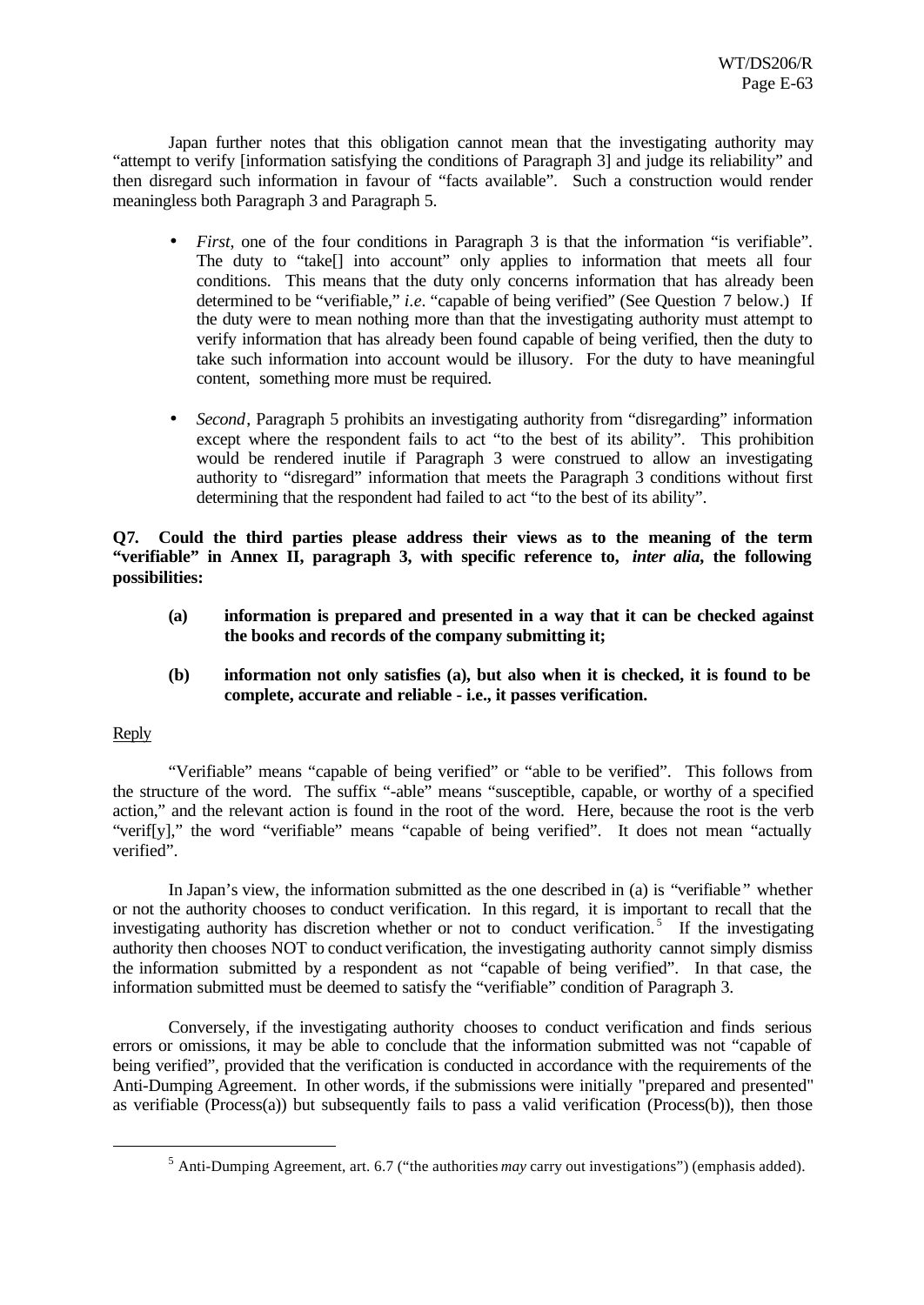Japan further notes that this obligation cannot mean that the investigating authority may "attempt to verify [information satisfying the conditions of Paragraph 3] and judge its reliability" and then disregard such information in favour of "facts available". Such a construction would render meaningless both Paragraph 3 and Paragraph 5.

- *First*, one of the four conditions in Paragraph 3 is that the information "is verifiable". The duty to "take[] into account" only applies to information that meets all four conditions. This means that the duty only concerns information that has already been determined to be "verifiable," *i.e.* "capable of being verified" (See Question 7 below.) If the duty were to mean nothing more than that the investigating authority must attempt to verify information that has already been found capable of being verified, then the duty to take such information into account would be illusory. For the duty to have meaningful content, something more must be required.

- *Second*, Paragraph 5 prohibits an investigating authority from "disregarding" information except where the respondent fails to act "to the best of its ability". This prohibition would be rendered inutile if Paragraph 3 were construed to allow an investigating authority to "disregard" information that meets the Paragraph 3 conditions without first determining that the respondent had failed to act "to the best of its ability".

**Q7. Could the third parties please address their views as to the meaning of the term "verifiable" in Annex II, paragraph 3, with specific reference to, *inter alia*, the following possibilities:**

> **(a) information is prepared and presented in a way that it can be checked against the books and records of the company submitting it;**
>
> **(b) information not only satisfies (a), but also when it is checked, it is found to be complete, accurate and reliable - i.e., it passes verification.**

Reply

"Verifiable" means "capable of being verified" or "able to be verified". This follows from the structure of the word. The suffix "-able" means "susceptible, capable, or worthy of a specified action," and the relevant action is found in the root of the word. Here, because the root is the verb "verif[y]," the word "verifiable" means "capable of being verified". It does not mean "actually verified".

In Japan's view, the information submitted as the one described in (a) is "verifiable" whether or not the authority chooses to conduct verification. In this regard, it is important to recall that the investigating authority has discretion whether or not to conduct verification.[5] If the investigating authority then chooses NOT to conduct verification, the investigating authority cannot simply dismiss the information submitted by a respondent as not "capable of being verified". In that case, the information submitted must be deemed to satisfy the "verifiable" condition of Paragraph 3.

Conversely, if the investigating authority chooses to conduct verification and finds serious errors or omissions, it may be able to conclude that the information submitted was not "capable of being verified", provided that the verification is conducted in accordance with the requirements of the Anti-Dumping Agreement. In other words, if the submissions were initially "prepared and presented" as verifiable (Process(a)) but subsequently fails to pass a valid verification (Process(b)), then those

---

[5] Anti-Dumping Agreement, art. 6.7 ("the authorities *may* carry out investigations") (emphasis added).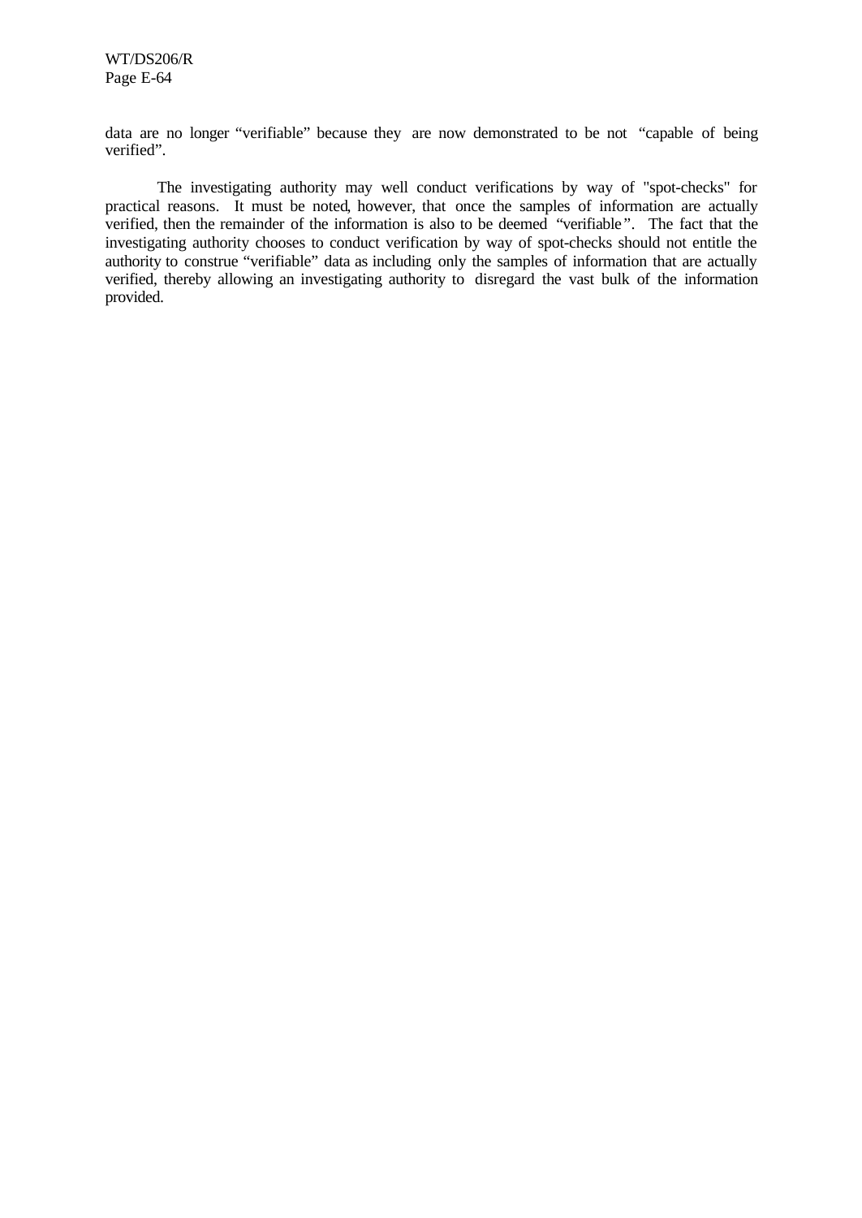data are no longer “verifiable” because they are now demonstrated to be not “capable of being verified”.

The investigating authority may well conduct verifications by way of "spot-checks" for practical reasons. It must be noted, however, that once the samples of information are actually verified, then the remainder of the information is also to be deemed “verifiable”. The fact that the investigating authority chooses to conduct verification by way of spot-checks should not entitle the authority to construe “verifiable” data as including only the samples of information that are actually verified, thereby allowing an investigating authority to disregard the vast bulk of the information provided.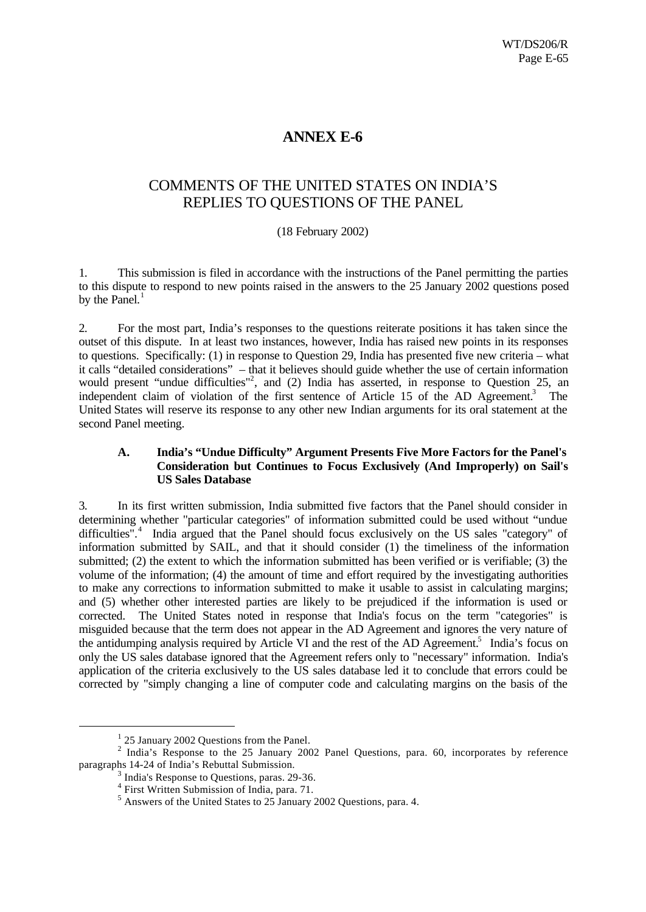# ANNEX E-6

## COMMENTS OF THE UNITED STATES ON INDIA'S REPLIES TO QUESTIONS OF THE PANEL

(18 February 2002)

1. This submission is filed in accordance with the instructions of the Panel permitting the parties to this dispute to respond to new points raised in the answers to the 25 January 2002 questions posed by the Panel.[1]

2. For the most part, India's responses to the questions reiterate positions it has taken since the outset of this dispute. In at least two instances, however, India has raised new points in its responses to questions. Specifically: (1) in response to Question 29, India has presented five new criteria – what it calls "detailed considerations" – that it believes should guide whether the use of certain information would present "undue difficulties"[2], and (2) India has asserted, in response to Question 25, an independent claim of violation of the first sentence of Article 15 of the AD Agreement.[3] The United States will reserve its response to any other new Indian arguments for its oral statement at the second Panel meeting.

### A. India's "Undue Difficulty" Argument Presents Five More Factors for the Panel's Consideration but Continues to Focus Exclusively (And Improperly) on Sail's US Sales Database

3. In its first written submission, India submitted five factors that the Panel should consider in determining whether "particular categories" of information submitted could be used without "undue difficulties".[4] India argued that the Panel should focus exclusively on the US sales "category" of information submitted by SAIL, and that it should consider (1) the timeliness of the information submitted; (2) the extent to which the information submitted has been verified or is verifiable; (3) the volume of the information; (4) the amount of time and effort required by the investigating authorities to make any corrections to information submitted to make it usable to assist in calculating margins; and (5) whether other interested parties are likely to be prejudiced if the information is used or corrected. The United States noted in response that India's focus on the term "categories" is misguided because that the term does not appear in the AD Agreement and ignores the very nature of the antidumping analysis required by Article VI and the rest of the AD Agreement.[5] India's focus on only the US sales database ignored that the Agreement refers only to "necessary" information. India's application of the criteria exclusively to the US sales database led it to conclude that errors could be corrected by "simply changing a line of computer code and calculating margins on the basis of the

[1] 25 January 2002 Questions from the Panel.

[2] India's Response to the 25 January 2002 Panel Questions, para. 60, incorporates by reference paragraphs 14-24 of India's Rebuttal Submission.

[3] India's Response to Questions, paras. 29-36.

[4] First Written Submission of India, para. 71.

[5] Answers of the United States to 25 January 2002 Questions, para. 4.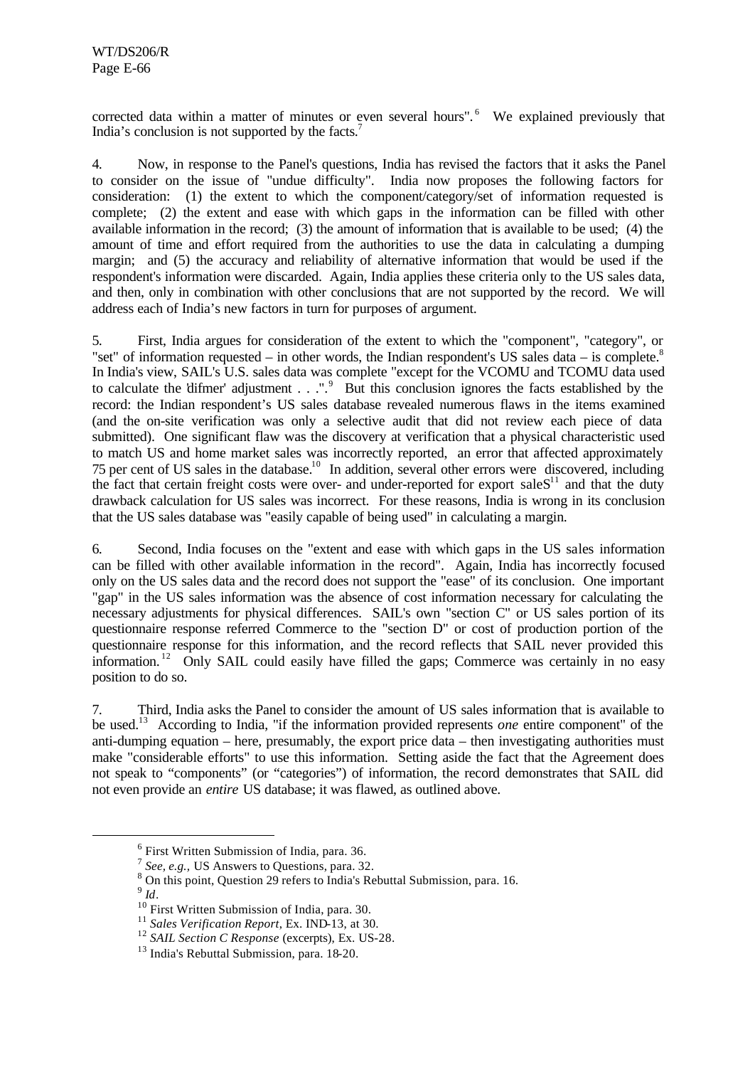corrected data within a matter of minutes or even several hours".[6] We explained previously that India's conclusion is not supported by the facts.[7]

4. Now, in response to the Panel's questions, India has revised the factors that it asks the Panel to consider on the issue of "undue difficulty". India now proposes the following factors for consideration: (1) the extent to which the component/category/set of information requested is complete; (2) the extent and ease with which gaps in the information can be filled with other available information in the record; (3) the amount of information that is available to be used; (4) the amount of time and effort required from the authorities to use the data in calculating a dumping margin; and (5) the accuracy and reliability of alternative information that would be used if the respondent's information were discarded. Again, India applies these criteria only to the US sales data, and then, only in combination with other conclusions that are not supported by the record. We will address each of India's new factors in turn for purposes of argument.

5. First, India argues for consideration of the extent to which the "component", "category", or "set" of information requested – in other words, the Indian respondent's US sales data – is complete.[8] In India's view, SAIL's U.S. sales data was complete "except for the VCOMU and TCOMU data used to calculate the 'difmer' adjustment . . .".[9] But this conclusion ignores the facts established by the record: the Indian respondent's US sales database revealed numerous flaws in the items examined (and the on-site verification was only a selective audit that did not review each piece of data submitted). One significant flaw was the discovery at verification that a physical characteristic used to match US and home market sales was incorrectly reported, an error that affected approximately 75 per cent of US sales in the database.[10] In addition, several other errors were discovered, including the fact that certain freight costs were over- and under-reported for export saleS[11] and that the duty drawback calculation for US sales was incorrect. For these reasons, India is wrong in its conclusion that the US sales database was "easily capable of being used" in calculating a margin.

6. Second, India focuses on the "extent and ease with which gaps in the US sales information can be filled with other available information in the record". Again, India has incorrectly focused only on the US sales data and the record does not support the "ease" of its conclusion. One important "gap" in the US sales information was the absence of cost information necessary for calculating the necessary adjustments for physical differences. SAIL's own "section C" or US sales portion of its questionnaire response referred Commerce to the "section D" or cost of production portion of the questionnaire response for this information, and the record reflects that SAIL never provided this information.[12] Only SAIL could easily have filled the gaps; Commerce was certainly in no easy position to do so.

7. Third, India asks the Panel to consider the amount of US sales information that is available to be used.[13] According to India, "if the information provided represents *one* entire component" of the anti-dumping equation – here, presumably, the export price data – then investigating authorities must make "considerable efforts" to use this information. Setting aside the fact that the Agreement does not speak to "components" (or "categories") of information, the record demonstrates that SAIL did not even provide an *entire* US database; it was flawed, as outlined above.

---

[6] First Written Submission of India, para. 36.

[7] *See, e.g.,* US Answers to Questions, para. 32.

[8] On this point, Question 29 refers to India's Rebuttal Submission, para. 16.

[9] *Id*.

[10] First Written Submission of India, para. 30.

[11] *Sales Verification Report*, Ex. IND-13, at 30.

[12] *SAIL Section C Response* (excerpts), Ex. US-28.

[13] India's Rebuttal Submission, para. 18-20.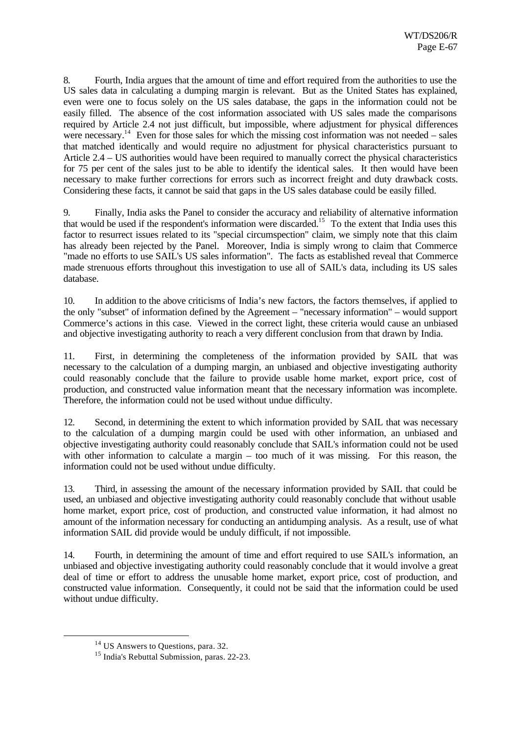8. Fourth, India argues that the amount of time and effort required from the authorities to use the US sales data in calculating a dumping margin is relevant. But as the United States has explained, even were one to focus solely on the US sales database, the gaps in the information could not be easily filled. The absence of the cost information associated with US sales made the comparisons required by Article 2.4 not just difficult, but impossible, where adjustment for physical differences were necessary.[14] Even for those sales for which the missing cost information was not needed – sales that matched identically and would require no adjustment for physical characteristics pursuant to Article 2.4 – US authorities would have been required to manually correct the physical characteristics for 75 per cent of the sales just to be able to identify the identical sales. It then would have been necessary to make further corrections for errors such as incorrect freight and duty drawback costs. Considering these facts, it cannot be said that gaps in the US sales database could be easily filled.

9. Finally, India asks the Panel to consider the accuracy and reliability of alternative information that would be used if the respondent's information were discarded.[15] To the extent that India uses this factor to resurrect issues related to its "special circumspection" claim, we simply note that this claim has already been rejected by the Panel. Moreover, India is simply wrong to claim that Commerce "made no efforts to use SAIL's US sales information". The facts as established reveal that Commerce made strenuous efforts throughout this investigation to use all of SAIL's data, including its US sales database.

10. In addition to the above criticisms of India's new factors, the factors themselves, if applied to the only "subset" of information defined by the Agreement – "necessary information" – would support Commerce's actions in this case. Viewed in the correct light, these criteria would cause an unbiased and objective investigating authority to reach a very different conclusion from that drawn by India.

11. First, in determining the completeness of the information provided by SAIL that was necessary to the calculation of a dumping margin, an unbiased and objective investigating authority could reasonably conclude that the failure to provide usable home market, export price, cost of production, and constructed value information meant that the necessary information was incomplete. Therefore, the information could not be used without undue difficulty.

12. Second, in determining the extent to which information provided by SAIL that was necessary to the calculation of a dumping margin could be used with other information, an unbiased and objective investigating authority could reasonably conclude that SAIL's information could not be used with other information to calculate a margin – too much of it was missing. For this reason, the information could not be used without undue difficulty.

13. Third, in assessing the amount of the necessary information provided by SAIL that could be used, an unbiased and objective investigating authority could reasonably conclude that without usable home market, export price, cost of production, and constructed value information, it had almost no amount of the information necessary for conducting an antidumping analysis. As a result, use of what information SAIL did provide would be unduly difficult, if not impossible.

14. Fourth, in determining the amount of time and effort required to use SAIL's information, an unbiased and objective investigating authority could reasonably conclude that it would involve a great deal of time or effort to address the unusable home market, export price, cost of production, and constructed value information. Consequently, it could not be said that the information could be used without undue difficulty.

---

[14] US Answers to Questions, para. 32.

[15] India's Rebuttal Submission, paras. 22-23.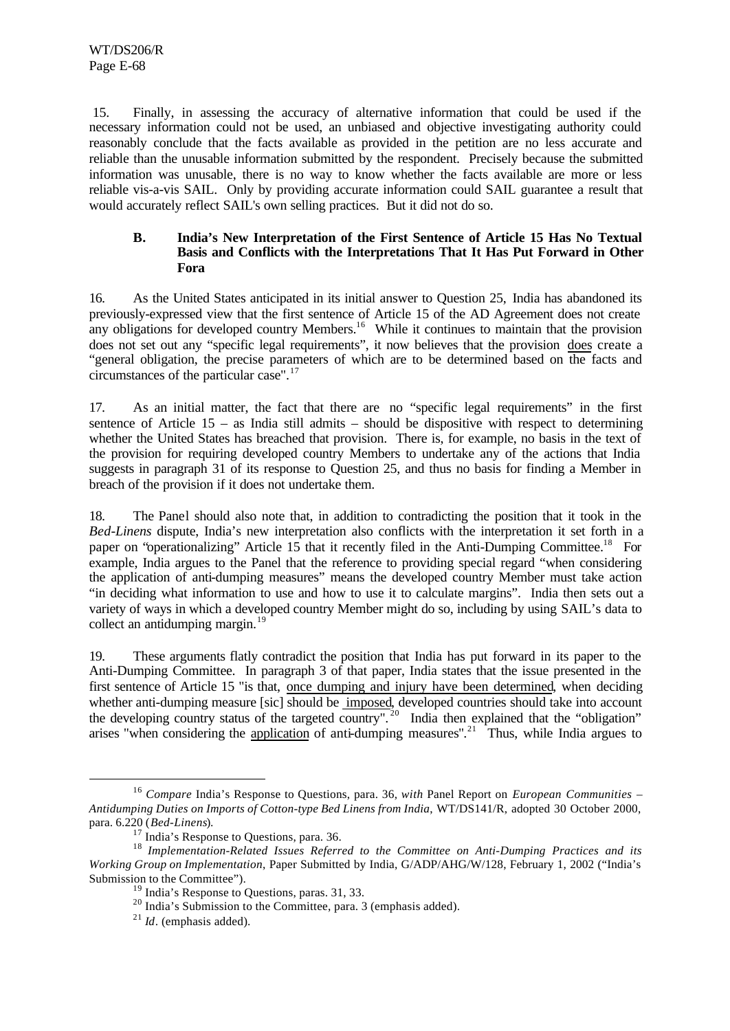15. Finally, in assessing the accuracy of alternative information that could be used if the necessary information could not be used, an unbiased and objective investigating authority could reasonably conclude that the facts available as provided in the petition are no less accurate and reliable than the unusable information submitted by the respondent. Precisely because the submitted information was unusable, there is no way to know whether the facts available are more or less reliable vis-a-vis SAIL. Only by providing accurate information could SAIL guarantee a result that would accurately reflect SAIL's own selling practices. But it did not do so.

### B. India's New Interpretation of the First Sentence of Article 15 Has No Textual Basis and Conflicts with the Interpretations That It Has Put Forward in Other Fora

16. As the United States anticipated in its initial answer to Question 25, India has abandoned its previously-expressed view that the first sentence of Article 15 of the AD Agreement does not create any obligations for developed country Members.[16] While it continues to maintain that the provision does not set out any "specific legal requirements", it now believes that the provision does create a "general obligation, the precise parameters of which are to be determined based on the facts and circumstances of the particular case".[17]

17. As an initial matter, the fact that there are no "specific legal requirements" in the first sentence of Article 15 – as India still admits – should be dispositive with respect to determining whether the United States has breached that provision. There is, for example, no basis in the text of the provision for requiring developed country Members to undertake any of the actions that India suggests in paragraph 31 of its response to Question 25, and thus no basis for finding a Member in breach of the provision if it does not undertake them.

18. The Panel should also note that, in addition to contradicting the position that it took in the *Bed-Linens* dispute, India's new interpretation also conflicts with the interpretation it set forth in a paper on "operationalizing" Article 15 that it recently filed in the Anti-Dumping Committee.[18] For example, India argues to the Panel that the reference to providing special regard "when considering the application of anti-dumping measures" means the developed country Member must take action "in deciding what information to use and how to use it to calculate margins". India then sets out a variety of ways in which a developed country Member might do so, including by using SAIL's data to collect an antidumping margin.[19]

19. These arguments flatly contradict the position that India has put forward in its paper to the Anti-Dumping Committee. In paragraph 3 of that paper, India states that the issue presented in the first sentence of Article 15 "is that, once dumping and injury have been determined, when deciding whether anti-dumping measure [sic] should be imposed, developed countries should take into account the developing country status of the targeted country".[20] India then explained that the "obligation" arises "when considering the application of anti-dumping measures".[21] Thus, while India argues to

---

[16] *Compare* India's Response to Questions, para. 36, *with* Panel Report on *European Communities – Antidumping Duties on Imports of Cotton-type Bed Linens from India,* WT/DS141/R, adopted 30 October 2000, para. 6.220 (*Bed-Linens*).

[17] India's Response to Questions, para. 36.

[18] *Implementation-Related Issues Referred to the Committee on Anti-Dumping Practices and its Working Group on Implementation*, Paper Submitted by India, G/ADP/AHG/W/128, February 1, 2002 ("India's Submission to the Committee").

[19] India's Response to Questions, paras. 31, 33.

[20] India's Submission to the Committee, para. 3 (emphasis added).

[21] *Id*. (emphasis added).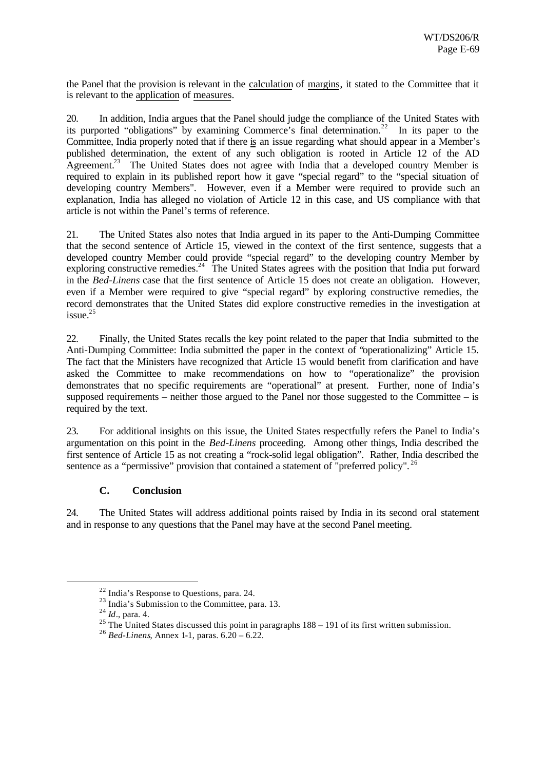the Panel that the provision is relevant in the calculation of margins, it stated to the Committee that it is relevant to the application of measures.

20. In addition, India argues that the Panel should judge the compliance of the United States with its purported "obligations" by examining Commerce's final determination.[22] In its paper to the Committee, India properly noted that if there is an issue regarding what should appear in a Member's published determination, the extent of any such obligation is rooted in Article 12 of the AD Agreement.[23] The United States does not agree with India that a developed country Member is required to explain in its published report how it gave "special regard" to the "special situation of developing country Members". However, even if a Member were required to provide such an explanation, India has alleged no violation of Article 12 in this case, and US compliance with that article is not within the Panel's terms of reference.

21. The United States also notes that India argued in its paper to the Anti-Dumping Committee that the second sentence of Article 15, viewed in the context of the first sentence, suggests that a developed country Member could provide "special regard" to the developing country Member by exploring constructive remedies.[24] The United States agrees with the position that India put forward in the *Bed-Linens* case that the first sentence of Article 15 does not create an obligation. However, even if a Member were required to give "special regard" by exploring constructive remedies, the record demonstrates that the United States did explore constructive remedies in the investigation at issue.[25]

22. Finally, the United States recalls the key point related to the paper that India submitted to the Anti-Dumping Committee: India submitted the paper in the context of "operationalizing" Article 15. The fact that the Ministers have recognized that Article 15 would benefit from clarification and have asked the Committee to make recommendations on how to "operationalize" the provision demonstrates that no specific requirements are "operational" at present. Further, none of India's supposed requirements – neither those argued to the Panel nor those suggested to the Committee – is required by the text.

23. For additional insights on this issue, the United States respectfully refers the Panel to India's argumentation on this point in the *Bed-Linens* proceeding. Among other things, India described the first sentence of Article 15 as not creating a "rock-solid legal obligation". Rather, India described the sentence as a "permissive" provision that contained a statement of "preferred policy".[26]

### C. Conclusion

24. The United States will address additional points raised by India in its second oral statement and in response to any questions that the Panel may have at the second Panel meeting.

---

[22] India's Response to Questions, para. 24.

[23] India's Submission to the Committee, para. 13.

[24] *Id*., para. 4.

[25] The United States discussed this point in paragraphs 188 – 191 of its first written submission.

[26] *Bed-Linens*, Annex 1-1, paras. 6.20 – 6.22.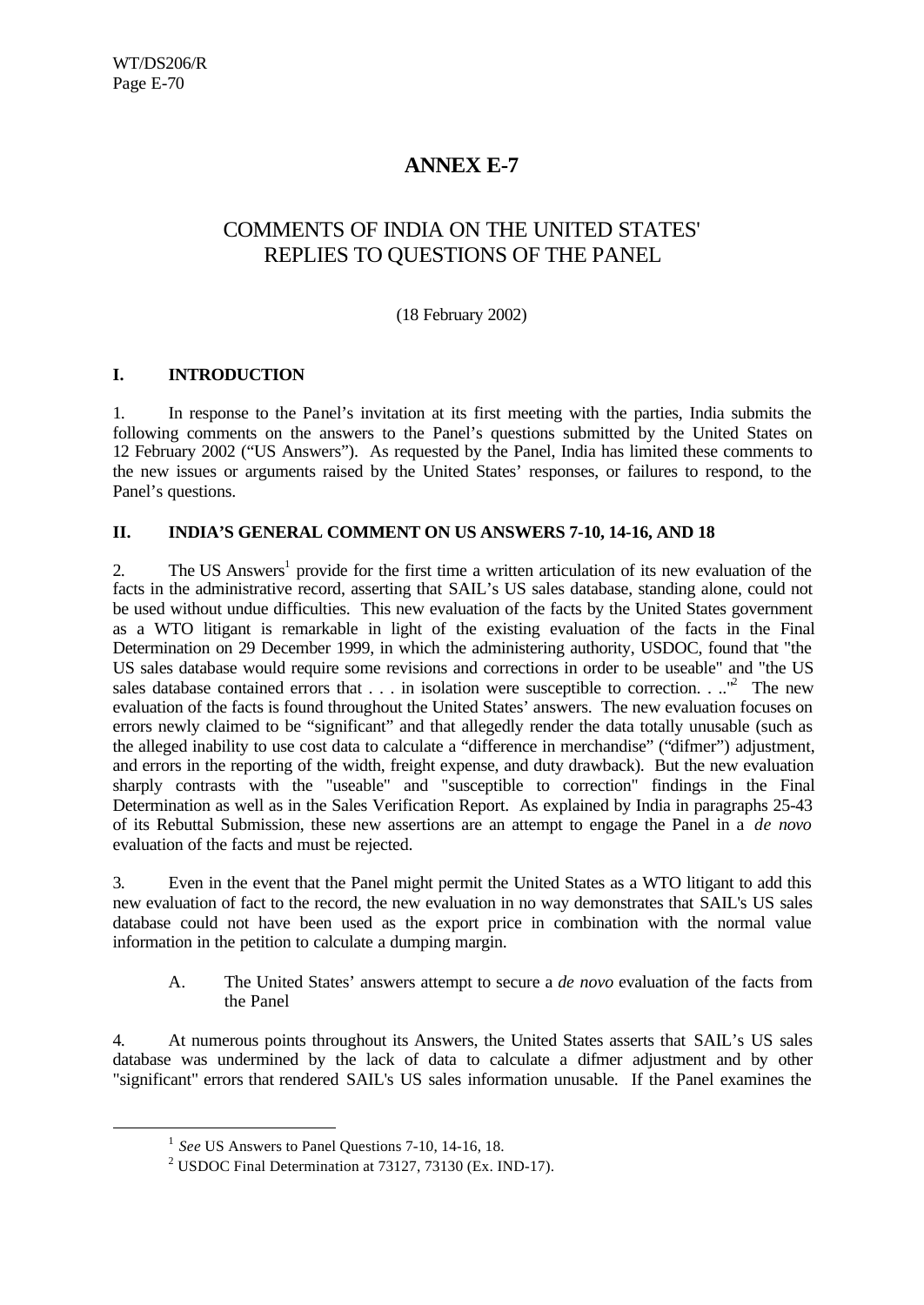# ANNEX E-7

## COMMENTS OF INDIA ON THE UNITED STATES' REPLIES TO QUESTIONS OF THE PANEL

(18 February 2002)

### I. INTRODUCTION

1. In response to the Panel's invitation at its first meeting with the parties, India submits the following comments on the answers to the Panel's questions submitted by the United States on 12 February 2002 ("US Answers"). As requested by the Panel, India has limited these comments to the new issues or arguments raised by the United States' responses, or failures to respond, to the Panel's questions.

### II. INDIA'S GENERAL COMMENT ON US ANSWERS 7-10, 14-16, AND 18

2. The US Answers[1] provide for the first time a written articulation of its new evaluation of the facts in the administrative record, asserting that SAIL's US sales database, standing alone, could not be used without undue difficulties. This new evaluation of the facts by the United States government as a WTO litigant is remarkable in light of the existing evaluation of the facts in the Final Determination on 29 December 1999, in which the administering authority, USDOC, found that "the US sales database would require some revisions and corrections in order to be useable" and "the US sales database contained errors that . . . in isolation were susceptible to correction. . .."[2] The new evaluation of the facts is found throughout the United States' answers. The new evaluation focuses on errors newly claimed to be "significant" and that allegedly render the data totally unusable (such as the alleged inability to use cost data to calculate a "difference in merchandise" ("difmer") adjustment, and errors in the reporting of the width, freight expense, and duty drawback). But the new evaluation sharply contrasts with the "useable" and "susceptible to correction" findings in the Final Determination as well as in the Sales Verification Report. As explained by India in paragraphs 25-43 of its Rebuttal Submission, these new assertions are an attempt to engage the Panel in a *de novo* evaluation of the facts and must be rejected.

3. Even in the event that the Panel might permit the United States as a WTO litigant to add this new evaluation of fact to the record, the new evaluation in no way demonstrates that SAIL's US sales database could not have been used as the export price in combination with the normal value information in the petition to calculate a dumping margin.

A. The United States' answers attempt to secure a *de novo* evaluation of the facts from the Panel

4. At numerous points throughout its Answers, the United States asserts that SAIL's US sales database was undermined by the lack of data to calculate a difmer adjustment and by other "significant" errors that rendered SAIL's US sales information unusable. If the Panel examines the

[1] *See* US Answers to Panel Questions 7-10, 14-16, 18.

[2] USDOC Final Determination at 73127, 73130 (Ex. IND-17).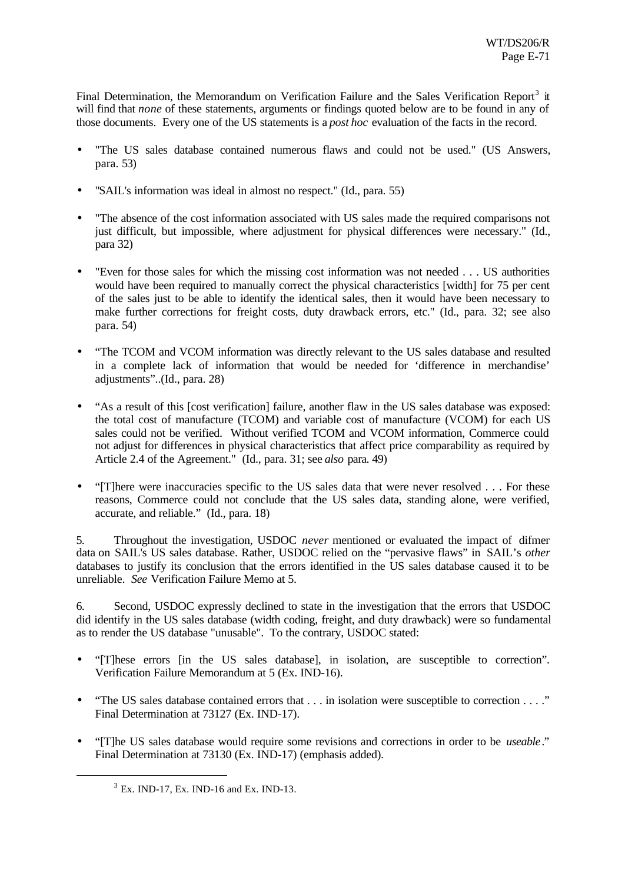Final Determination, the Memorandum on Verification Failure and the Sales Verification Report[3] it will find that *none* of these statements, arguments or findings quoted below are to be found in any of those documents. Every one of the US statements is a *post hoc* evaluation of the facts in the record.

- "The US sales database contained numerous flaws and could not be used." (US Answers, para. 53)
- "SAIL's information was ideal in almost no respect." (Id., para. 55)
- "The absence of the cost information associated with US sales made the required comparisons not just difficult, but impossible, where adjustment for physical differences were necessary." (Id., para 32)
- "Even for those sales for which the missing cost information was not needed . . . US authorities would have been required to manually correct the physical characteristics [width] for 75 per cent of the sales just to be able to identify the identical sales, then it would have been necessary to make further corrections for freight costs, duty drawback errors, etc." (Id., para. 32; see also para. 54)
- "The TCOM and VCOM information was directly relevant to the US sales database and resulted in a complete lack of information that would be needed for 'difference in merchandise' adjustments"..(Id., para. 28)
- "As a result of this [cost verification] failure, another flaw in the US sales database was exposed: the total cost of manufacture (TCOM) and variable cost of manufacture (VCOM) for each US sales could not be verified. Without verified TCOM and VCOM information, Commerce could not adjust for differences in physical characteristics that affect price comparability as required by Article 2.4 of the Agreement." (Id., para. 31; see *also* para. 49)
- "[T]here were inaccuracies specific to the US sales data that were never resolved . . . For these reasons, Commerce could not conclude that the US sales data, standing alone, were verified, accurate, and reliable." (Id., para. 18)

5. Throughout the investigation, USDOC *never* mentioned or evaluated the impact of difmer data on SAIL's US sales database. Rather, USDOC relied on the "pervasive flaws" in SAIL's *other* databases to justify its conclusion that the errors identified in the US sales database caused it to be unreliable. *See* Verification Failure Memo at 5.

6. Second, USDOC expressly declined to state in the investigation that the errors that USDOC did identify in the US sales database (width coding, freight, and duty drawback) were so fundamental as to render the US database "unusable". To the contrary, USDOC stated:

- "[T]hese errors [in the US sales database], in isolation, are susceptible to correction". Verification Failure Memorandum at 5 (Ex. IND-16).
- "The US sales database contained errors that . . . in isolation were susceptible to correction . . . ." Final Determination at 73127 (Ex. IND-17).
- "[T]he US sales database would require some revisions and corrections in order to be *useable*." Final Determination at 73130 (Ex. IND-17) (emphasis added).

[3] Ex. IND-17, Ex. IND-16 and Ex. IND-13.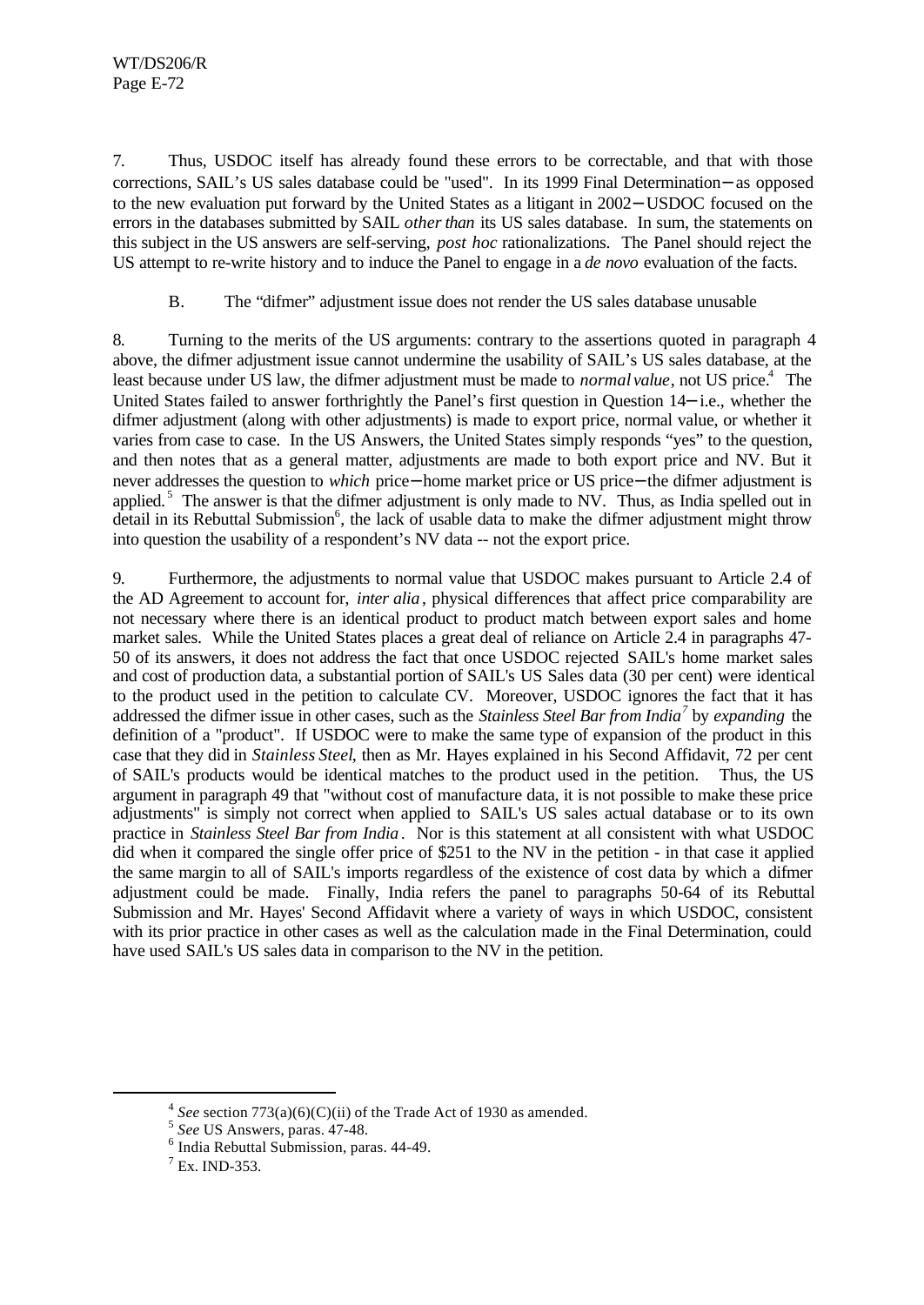7. Thus, USDOC itself has already found these errors to be correctable, and that with those corrections, SAIL's US sales database could be "used". In its 1999 Final Determination – as opposed to the new evaluation put forward by the United States as a litigant in 2002 – USDOC focused on the errors in the databases submitted by SAIL *other than* its US sales database. In sum, the statements on this subject in the US answers are self-serving, *post hoc* rationalizations. The Panel should reject the US attempt to re-write history and to induce the Panel to engage in a *de novo* evaluation of the facts.

### B. The "difmer" adjustment issue does not render the US sales database unusable

8. Turning to the merits of the US arguments: contrary to the assertions quoted in paragraph 4 above, the difmer adjustment issue cannot undermine the usability of SAIL's US sales database, at the least because under US law, the difmer adjustment must be made to *normal value*, not US price.[4] The United States failed to answer forthrightly the Panel's first question in Question 14 – i.e., whether the difmer adjustment (along with other adjustments) is made to export price, normal value, or whether it varies from case to case. In the US Answers, the United States simply responds "yes" to the question, and then notes that as a general matter, adjustments are made to both export price and NV. But it never addresses the question to *which* price – home market price or US price – the difmer adjustment is applied.[5] The answer is that the difmer adjustment is only made to NV. Thus, as India spelled out in detail in its Rebuttal Submission[6], the lack of usable data to make the difmer adjustment might throw into question the usability of a respondent's NV data -- not the export price.

9. Furthermore, the adjustments to normal value that USDOC makes pursuant to Article 2.4 of the AD Agreement to account for, *inter alia*, physical differences that affect price comparability are not necessary where there is an identical product to product match between export sales and home market sales. While the United States places a great deal of reliance on Article 2.4 in paragraphs 47-50 of its answers, it does not address the fact that once USDOC rejected SAIL's home market sales and cost of production data, a substantial portion of SAIL's US Sales data (30 per cent) were identical to the product used in the petition to calculate CV. Moreover, USDOC ignores the fact that it has addressed the difmer issue in other cases, such as the *Stainless Steel Bar from India*[7] by *expanding* the definition of a "product". If USDOC were to make the same type of expansion of the product in this case that they did in *Stainless Steel*, then as Mr. Hayes explained in his Second Affidavit, 72 per cent of SAIL's products would be identical matches to the product used in the petition. Thus, the US argument in paragraph 49 that "without cost of manufacture data, it is not possible to make these price adjustments" is simply not correct when applied to SAIL's US sales actual database or to its own practice in *Stainless Steel Bar from India*. Nor is this statement at all consistent with what USDOC did when it compared the single offer price of $251 to the NV in the petition - in that case it applied the same margin to all of SAIL's imports regardless of the existence of cost data by which a difmer adjustment could be made. Finally, India refers the panel to paragraphs 50-64 of its Rebuttal Submission and Mr. Hayes' Second Affidavit where a variety of ways in which USDOC, consistent with its prior practice in other cases as well as the calculation made in the Final Determination, could have used SAIL's US sales data in comparison to the NV in the petition.

---

[4] *See* section 773(a)(6)(C)(ii) of the Trade Act of 1930 as amended.

[5] *See* US Answers, paras. 47-48.

[6] India Rebuttal Submission, paras. 44-49.

[7] Ex. IND-353.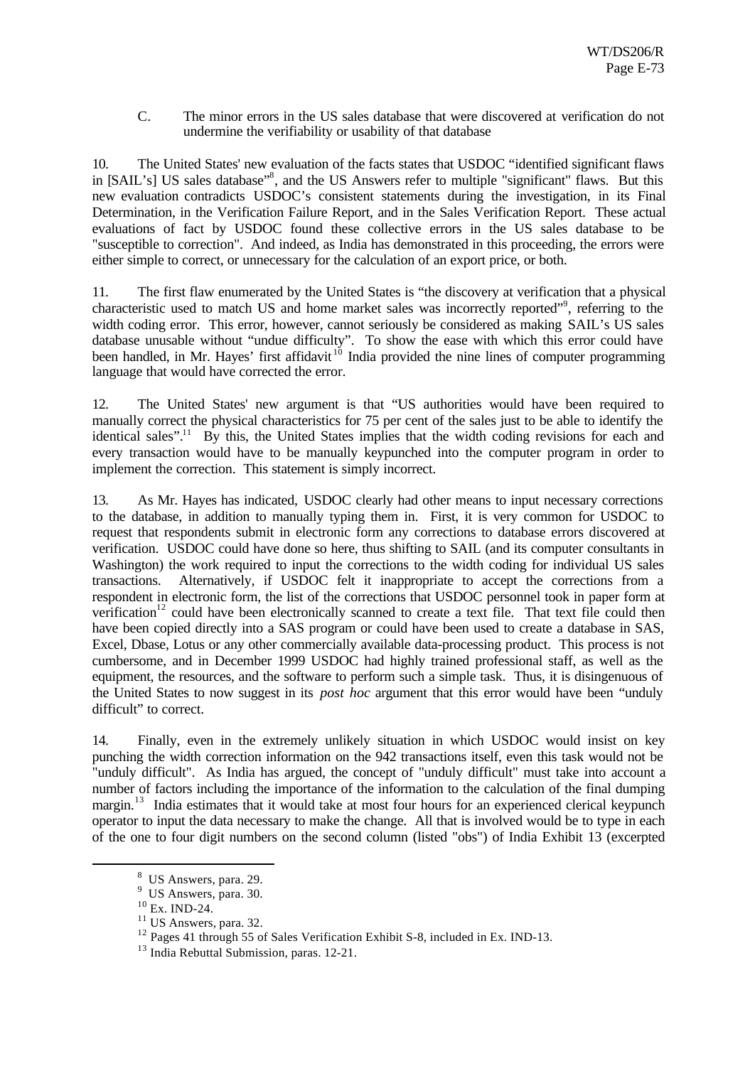C. The minor errors in the US sales database that were discovered at verification do not undermine the verifiability or usability of that database

10. The United States' new evaluation of the facts states that USDOC "identified significant flaws in [SAIL's] US sales database"[8], and the US Answers refer to multiple "significant" flaws. But this new evaluation contradicts USDOC's consistent statements during the investigation, in its Final Determination, in the Verification Failure Report, and in the Sales Verification Report. These actual evaluations of fact by USDOC found these collective errors in the US sales database to be "susceptible to correction". And indeed, as India has demonstrated in this proceeding, the errors were either simple to correct, or unnecessary for the calculation of an export price, or both.

11. The first flaw enumerated by the United States is "the discovery at verification that a physical characteristic used to match US and home market sales was incorrectly reported"[9], referring to the width coding error. This error, however, cannot seriously be considered as making SAIL's US sales database unusable without "undue difficulty". To show the ease with which this error could have been handled, in Mr. Hayes' first affidavit[10] India provided the nine lines of computer programming language that would have corrected the error.

12. The United States' new argument is that "US authorities would have been required to manually correct the physical characteristics for 75 per cent of the sales just to be able to identify the identical sales".[11] By this, the United States implies that the width coding revisions for each and every transaction would have to be manually keypunched into the computer program in order to implement the correction. This statement is simply incorrect.

13. As Mr. Hayes has indicated, USDOC clearly had other means to input necessary corrections to the database, in addition to manually typing them in. First, it is very common for USDOC to request that respondents submit in electronic form any corrections to database errors discovered at verification. USDOC could have done so here, thus shifting to SAIL (and its computer consultants in Washington) the work required to input the corrections to the width coding for individual US sales transactions. Alternatively, if USDOC felt it inappropriate to accept the corrections from a respondent in electronic form, the list of the corrections that USDOC personnel took in paper form at verification[12] could have been electronically scanned to create a text file. That text file could then have been copied directly into a SAS program or could have been used to create a database in SAS, Excel, Dbase, Lotus or any other commercially available data-processing product. This process is not cumbersome, and in December 1999 USDOC had highly trained professional staff, as well as the equipment, the resources, and the software to perform such a simple task. Thus, it is disingenuous of the United States to now suggest in its *post hoc* argument that this error would have been "unduly difficult" to correct.

14. Finally, even in the extremely unlikely situation in which USDOC would insist on key punching the width correction information on the 942 transactions itself, even this task would not be "unduly difficult". As India has argued, the concept of "unduly difficult" must take into account a number of factors including the importance of the information to the calculation of the final dumping margin.[13] India estimates that it would take at most four hours for an experienced clerical keypunch operator to input the data necessary to make the change. All that is involved would be to type in each of the one to four digit numbers on the second column (listed "obs") of India Exhibit 13 (excerpted

---

[8] US Answers, para. 29.
[9] US Answers, para. 30.
[10] Ex. IND-24.
[11] US Answers, para. 32.
[12] Pages 41 through 55 of Sales Verification Exhibit S-8, included in Ex. IND-13.
[13] India Rebuttal Submission, paras. 12-21.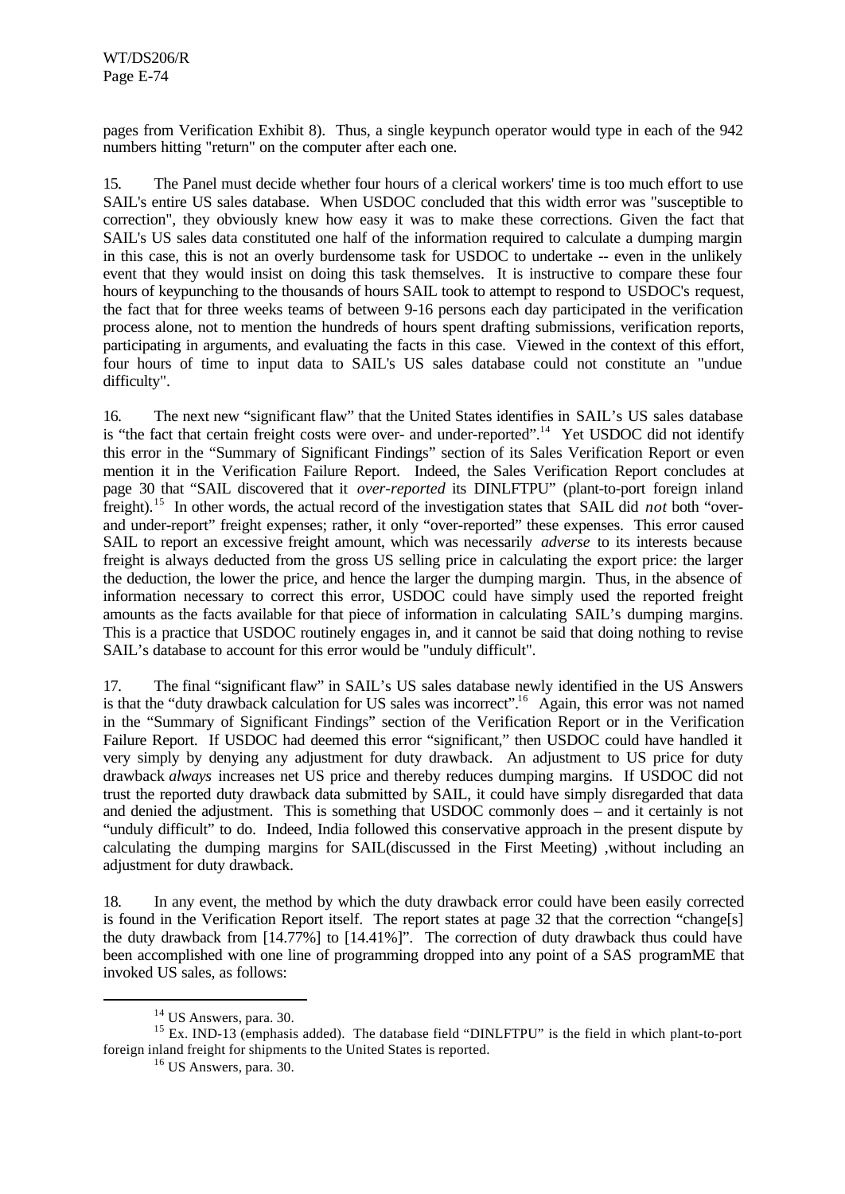pages from Verification Exhibit 8). Thus, a single keypunch operator would type in each of the 942 numbers hitting "return" on the computer after each one.

15. The Panel must decide whether four hours of a clerical workers' time is too much effort to use SAIL's entire US sales database. When USDOC concluded that this width error was "susceptible to correction", they obviously knew how easy it was to make these corrections. Given the fact that SAIL's US sales data constituted one half of the information required to calculate a dumping margin in this case, this is not an overly burdensome task for USDOC to undertake -- even in the unlikely event that they would insist on doing this task themselves. It is instructive to compare these four hours of keypunching to the thousands of hours SAIL took to attempt to respond to USDOC's request, the fact that for three weeks teams of between 9-16 persons each day participated in the verification process alone, not to mention the hundreds of hours spent drafting submissions, verification reports, participating in arguments, and evaluating the facts in this case. Viewed in the context of this effort, four hours of time to input data to SAIL's US sales database could not constitute an "undue difficulty".

16. The next new "significant flaw" that the United States identifies in SAIL's US sales database is "the fact that certain freight costs were over- and under-reported".[14] Yet USDOC did not identify this error in the "Summary of Significant Findings" section of its Sales Verification Report or even mention it in the Verification Failure Report. Indeed, the Sales Verification Report concludes at page 30 that "SAIL discovered that it *over-reported* its DINLFTPU" (plant-to-port foreign inland freight).[15] In other words, the actual record of the investigation states that SAIL did *not* both "over- and under-report" freight expenses; rather, it only "over-reported" these expenses. This error caused SAIL to report an excessive freight amount, which was necessarily *adverse* to its interests because freight is always deducted from the gross US selling price in calculating the export price: the larger the deduction, the lower the price, and hence the larger the dumping margin. Thus, in the absence of information necessary to correct this error, USDOC could have simply used the reported freight amounts as the facts available for that piece of information in calculating SAIL's dumping margins. This is a practice that USDOC routinely engages in, and it cannot be said that doing nothing to revise SAIL's database to account for this error would be "unduly difficult".

17. The final "significant flaw" in SAIL's US sales database newly identified in the US Answers is that the "duty drawback calculation for US sales was incorrect".[16] Again, this error was not named in the "Summary of Significant Findings" section of the Verification Report or in the Verification Failure Report. If USDOC had deemed this error "significant," then USDOC could have handled it very simply by denying any adjustment for duty drawback. An adjustment to US price for duty drawback *always* increases net US price and thereby reduces dumping margins. If USDOC did not trust the reported duty drawback data submitted by SAIL, it could have simply disregarded that data and denied the adjustment. This is something that USDOC commonly does – and it certainly is not "unduly difficult" to do. Indeed, India followed this conservative approach in the present dispute by calculating the dumping margins for SAIL(discussed in the First Meeting) ,without including an adjustment for duty drawback.

18. In any event, the method by which the duty drawback error could have been easily corrected is found in the Verification Report itself. The report states at page 32 that the correction "change[s] the duty drawback from [14.77%] to [14.41%]". The correction of duty drawback thus could have been accomplished with one line of programming dropped into any point of a SAS programME that invoked US sales, as follows:

---

[14] US Answers, para. 30.

[15] Ex. IND-13 (emphasis added). The database field "DINLFTPU" is the field in which plant-to-port foreign inland freight for shipments to the United States is reported.

[16] US Answers, para. 30.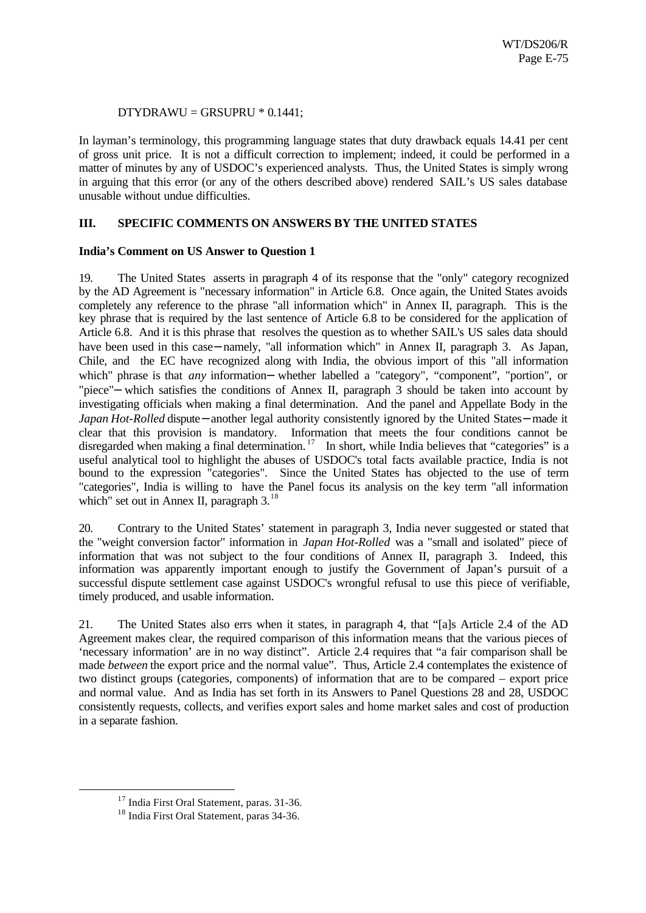```
DTYDRAWU = GRSUPRU * 0.1441;
```

In layman's terminology, this programming language states that duty drawback equals 14.41 per cent of gross unit price. It is not a difficult correction to implement; indeed, it could be performed in a matter of minutes by any of USDOC's experienced analysts. Thus, the United States is simply wrong in arguing that this error (or any of the others described above) rendered SAIL's US sales database unusable without undue difficulties.

## III. SPECIFIC COMMENTS ON ANSWERS BY THE UNITED STATES

**India's Comment on US Answer to Question 1**

19. The United States asserts in paragraph 4 of its response that the "only" category recognized by the AD Agreement is "necessary information" in Article 6.8. Once again, the United States avoids completely any reference to the phrase "all information which" in Annex II, paragraph. This is the key phrase that is required by the last sentence of Article 6.8 to be considered for the application of Article 6.8. And it is this phrase that resolves the question as to whether SAIL's US sales data should have been used in this case—namely, "all information which" in Annex II, paragraph 3. As Japan, Chile, and the EC have recognized along with India, the obvious import of this "all information which" phrase is that *any* information—whether labelled a "category", "component", "portion", or "piece"—which satisfies the conditions of Annex II, paragraph 3 should be taken into account by investigating officials when making a final determination. And the panel and Appellate Body in the *Japan Hot-Rolled* dispute—another legal authority consistently ignored by the United States—made it clear that this provision is mandatory. Information that meets the four conditions cannot be disregarded when making a final determination.[17] In short, while India believes that "categories" is a useful analytical tool to highlight the abuses of USDOC's total facts available practice, India is not bound to the expression "categories". Since the United States has objected to the use of term "categories", India is willing to have the Panel focus its analysis on the key term "all information which" set out in Annex II, paragraph 3.[18]

20. Contrary to the United States' statement in paragraph 3, India never suggested or stated that the "weight conversion factor" information in *Japan Hot-Rolled* was a "small and isolated" piece of information that was not subject to the four conditions of Annex II, paragraph 3. Indeed, this information was apparently important enough to justify the Government of Japan's pursuit of a successful dispute settlement case against USDOC's wrongful refusal to use this piece of verifiable, timely produced, and usable information.

21. The United States also errs when it states, in paragraph 4, that "[a]s Article 2.4 of the AD Agreement makes clear, the required comparison of this information means that the various pieces of 'necessary information' are in no way distinct". Article 2.4 requires that "a fair comparison shall be made *between* the export price and the normal value". Thus, Article 2.4 contemplates the existence of two distinct groups (categories, components) of information that are to be compared – export price and normal value. And as India has set forth in its Answers to Panel Questions 28 and 28, USDOC consistently requests, collects, and verifies export sales and home market sales and cost of production in a separate fashion.

---

[17] India First Oral Statement, paras. 31-36.

[18] India First Oral Statement, paras 34-36.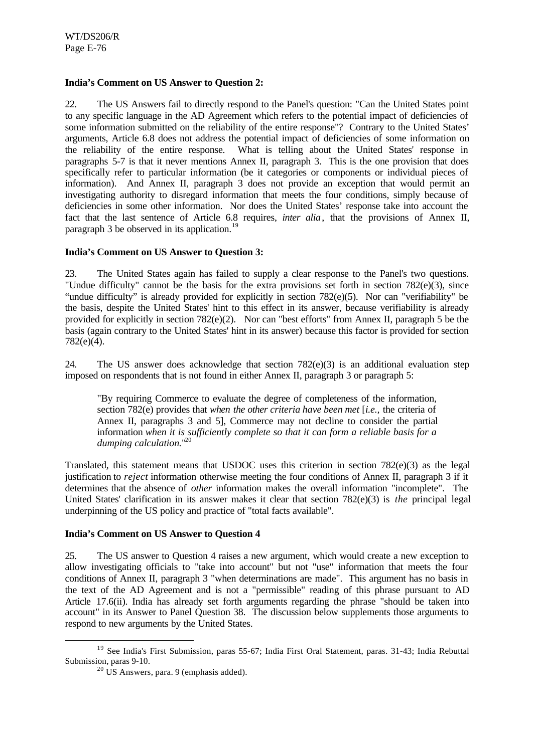**India's Comment on US Answer to Question 2:**

22. The US Answers fail to directly respond to the Panel's question: "Can the United States point to any specific language in the AD Agreement which refers to the potential impact of deficiencies of some information submitted on the reliability of the entire response"? Contrary to the United States' arguments, Article 6.8 does not address the potential impact of deficiencies of some information on the reliability of the entire response. What is telling about the United States' response in paragraphs 5-7 is that it never mentions Annex II, paragraph 3. This is the one provision that does specifically refer to particular information (be it categories or components or individual pieces of information). And Annex II, paragraph 3 does not provide an exception that would permit an investigating authority to disregard information that meets the four conditions, simply because of deficiencies in some other information. Nor does the United States' response take into account the fact that the last sentence of Article 6.8 requires, *inter alia*, that the provisions of Annex II, paragraph 3 be observed in its application.[19]

**India's Comment on US Answer to Question 3:**

23. The United States again has failed to supply a clear response to the Panel's two questions. "Undue difficulty" cannot be the basis for the extra provisions set forth in section 782(e)(3), since "undue difficulty" is already provided for explicitly in section 782(e)(5). Nor can "verifiability" be the basis, despite the United States' hint to this effect in its answer, because verifiability is already provided for explicitly in section 782(e)(2). Nor can "best efforts" from Annex II, paragraph 5 be the basis (again contrary to the United States' hint in its answer) because this factor is provided for section 782(e)(4).

24. The US answer does acknowledge that section 782(e)(3) is an additional evaluation step imposed on respondents that is not found in either Annex II, paragraph 3 or paragraph 5:

> "By requiring Commerce to evaluate the degree of completeness of the information, section 782(e) provides that *when the other criteria have been met* [*i.e.,* the criteria of Annex II, paragraphs 3 and 5], Commerce may not decline to consider the partial information *when it is sufficiently complete so that it can form a reliable basis for a dumping calculation.*"[20]

Translated, this statement means that USDOC uses this criterion in section 782(e)(3) as the legal justification to *reject* information otherwise meeting the four conditions of Annex II, paragraph 3 if it determines that the absence of *other* information makes the overall information "incomplete". The United States' clarification in its answer makes it clear that section 782(e)(3) is *the* principal legal underpinning of the US policy and practice of "total facts available".

**India's Comment on US Answer to Question 4**

25. The US answer to Question 4 raises a new argument, which would create a new exception to allow investigating officials to "take into account" but not "use" information that meets the four conditions of Annex II, paragraph 3 "when determinations are made". This argument has no basis in the text of the AD Agreement and is not a "permissible" reading of this phrase pursuant to AD Article 17.6(ii). India has already set forth arguments regarding the phrase "should be taken into account" in its Answer to Panel Question 38. The discussion below supplements those arguments to respond to new arguments by the United States.

---

[19] See India's First Submission, paras 55-67; India First Oral Statement, paras. 31-43; India Rebuttal Submission, paras 9-10.

[20] US Answers, para. 9 (emphasis added).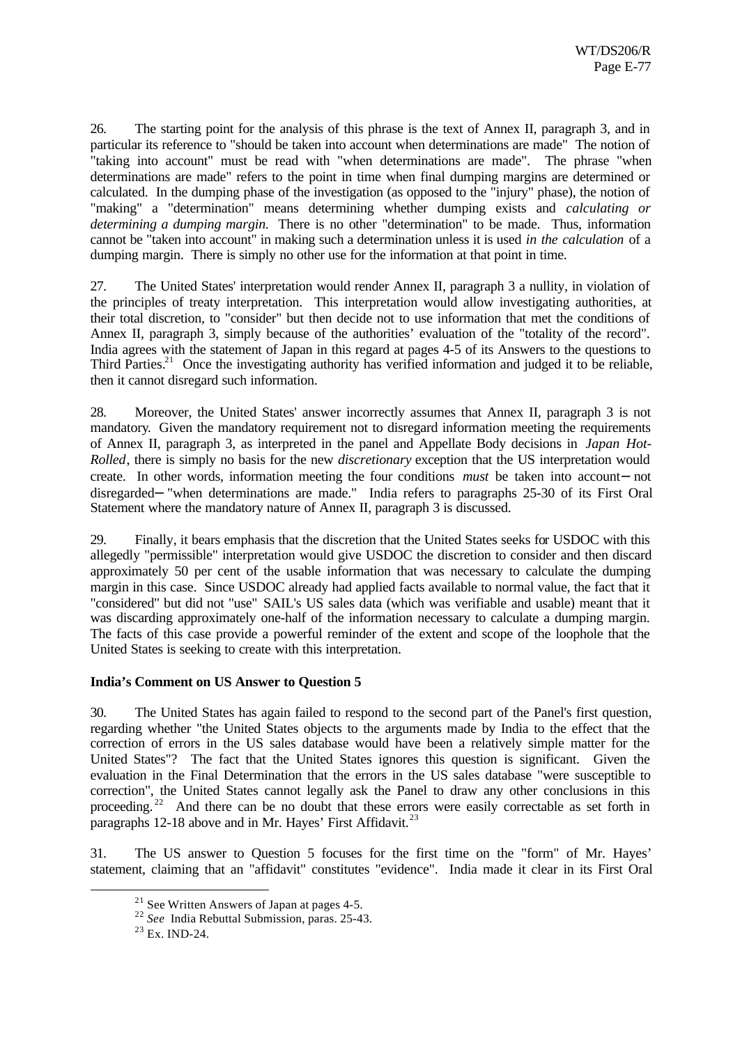26. The starting point for the analysis of this phrase is the text of Annex II, paragraph 3, and in particular its reference to "should be taken into account when determinations are made" The notion of "taking into account" must be read with "when determinations are made". The phrase "when determinations are made" refers to the point in time when final dumping margins are determined or calculated. In the dumping phase of the investigation (as opposed to the "injury" phase), the notion of "making" a "determination" means determining whether dumping exists and *calculating or determining a dumping margin.* There is no other "determination" to be made. Thus, information cannot be "taken into account" in making such a determination unless it is used *in the calculation* of a dumping margin. There is simply no other use for the information at that point in time.

27. The United States' interpretation would render Annex II, paragraph 3 a nullity, in violation of the principles of treaty interpretation. This interpretation would allow investigating authorities, at their total discretion, to "consider" but then decide not to use information that met the conditions of Annex II, paragraph 3, simply because of the authorities' evaluation of the "totality of the record". India agrees with the statement of Japan in this regard at pages 4-5 of its Answers to the questions to Third Parties.[21] Once the investigating authority has verified information and judged it to be reliable, then it cannot disregard such information.

28. Moreover, the United States' answer incorrectly assumes that Annex II, paragraph 3 is not mandatory. Given the mandatory requirement not to disregard information meeting the requirements of Annex II, paragraph 3, as interpreted in the panel and Appellate Body decisions in *Japan Hot-Rolled*, there is simply no basis for the new *discretionary* exception that the US interpretation would create. In other words, information meeting the four conditions *must* be taken into account – not disregarded – "when determinations are made." India refers to paragraphs 25-30 of its First Oral Statement where the mandatory nature of Annex II, paragraph 3 is discussed.

29. Finally, it bears emphasis that the discretion that the United States seeks for USDOC with this allegedly "permissible" interpretation would give USDOC the discretion to consider and then discard approximately 50 per cent of the usable information that was necessary to calculate the dumping margin in this case. Since USDOC already had applied facts available to normal value, the fact that it "considered" but did not "use" SAIL's US sales data (which was verifiable and usable) meant that it was discarding approximately one-half of the information necessary to calculate a dumping margin. The facts of this case provide a powerful reminder of the extent and scope of the loophole that the United States is seeking to create with this interpretation.

**India's Comment on US Answer to Question 5**

30. The United States has again failed to respond to the second part of the Panel's first question, regarding whether "the United States objects to the arguments made by India to the effect that the correction of errors in the US sales database would have been a relatively simple matter for the United States"? The fact that the United States ignores this question is significant. Given the evaluation in the Final Determination that the errors in the US sales database "were susceptible to correction", the United States cannot legally ask the Panel to draw any other conclusions in this proceeding.[22] And there can be no doubt that these errors were easily correctable as set forth in paragraphs 12-18 above and in Mr. Hayes' First Affidavit.[23]

31. The US answer to Question 5 focuses for the first time on the "form" of Mr. Hayes' statement, claiming that an "affidavit" constitutes "evidence". India made it clear in its First Oral

[21] See Written Answers of Japan at pages 4-5.

[22] *See* India Rebuttal Submission, paras. 25-43.

[23] Ex. IND-24.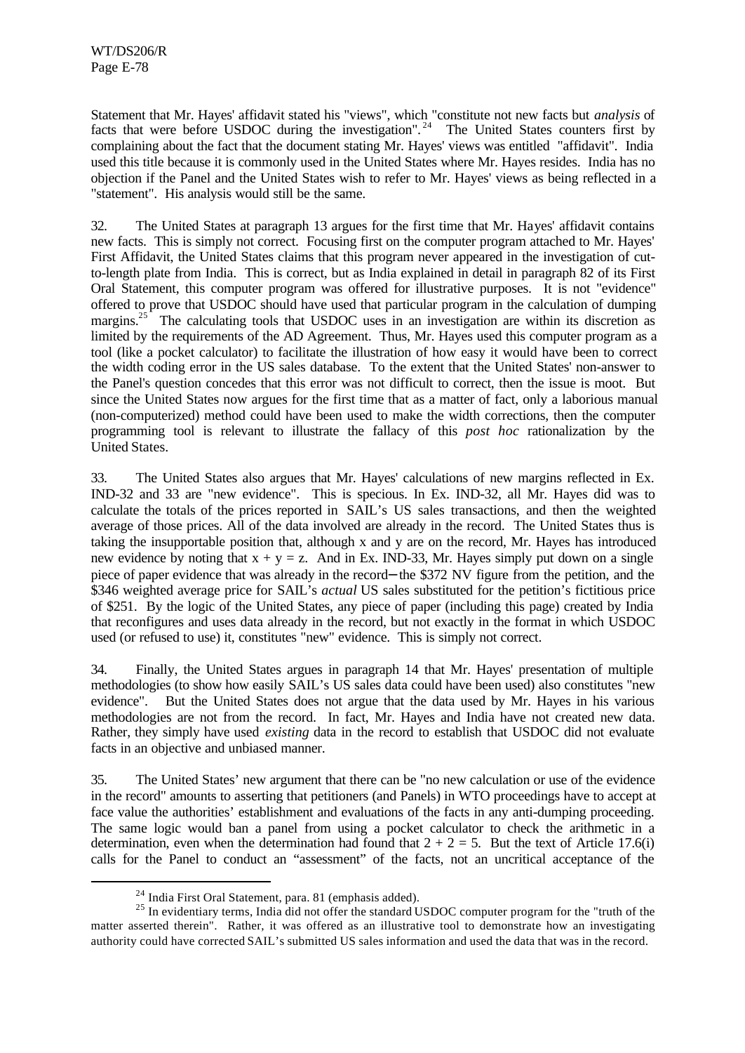Statement that Mr. Hayes' affidavit stated his "views", which "constitute not new facts but *analysis* of facts that were before USDOC during the investigation".[24] The United States counters first by complaining about the fact that the document stating Mr. Hayes' views was entitled "affidavit". India used this title because it is commonly used in the United States where Mr. Hayes resides. India has no objection if the Panel and the United States wish to refer to Mr. Hayes' views as being reflected in a "statement". His analysis would still be the same.

32. The United States at paragraph 13 argues for the first time that Mr. Hayes' affidavit contains new facts. This is simply not correct. Focusing first on the computer program attached to Mr. Hayes' First Affidavit, the United States claims that this program never appeared in the investigation of cut-to-length plate from India. This is correct, but as India explained in detail in paragraph 82 of its First Oral Statement, this computer program was offered for illustrative purposes. It is not "evidence" offered to prove that USDOC should have used that particular program in the calculation of dumping margins.[25] The calculating tools that USDOC uses in an investigation are within its discretion as limited by the requirements of the AD Agreement. Thus, Mr. Hayes used this computer program as a tool (like a pocket calculator) to facilitate the illustration of how easy it would have been to correct the width coding error in the US sales database. To the extent that the United States' non-answer to the Panel's question concedes that this error was not difficult to correct, then the issue is moot. But since the United States now argues for the first time that as a matter of fact, only a laborious manual (non-computerized) method could have been used to make the width corrections, then the computer programming tool is relevant to illustrate the fallacy of this *post hoc* rationalization by the United States.

33. The United States also argues that Mr. Hayes' calculations of new margins reflected in Ex. IND-32 and 33 are "new evidence". This is specious. In Ex. IND-32, all Mr. Hayes did was to calculate the totals of the prices reported in SAIL's US sales transactions, and then the weighted average of those prices. All of the data involved are already in the record. The United States thus is taking the insupportable position that, although x and y are on the record, Mr. Hayes has introduced new evidence by noting that $x + y = z$. And in Ex. IND-33, Mr. Hayes simply put down on a single piece of paper evidence that was already in the record—the \$372 NV figure from the petition, and the \$346 weighted average price for SAIL's *actual* US sales substituted for the petition's fictitious price of \$251. By the logic of the United States, any piece of paper (including this page) created by India that reconfigures and uses data already in the record, but not exactly in the format in which USDOC used (or refused to use) it, constitutes "new" evidence. This is simply not correct.

34. Finally, the United States argues in paragraph 14 that Mr. Hayes' presentation of multiple methodologies (to show how easily SAIL's US sales data could have been used) also constitutes "new evidence". But the United States does not argue that the data used by Mr. Hayes in his various methodologies are not from the record. In fact, Mr. Hayes and India have not created new data. Rather, they simply have used *existing* data in the record to establish that USDOC did not evaluate facts in an objective and unbiased manner.

35. The United States' new argument that there can be "no new calculation or use of the evidence in the record" amounts to asserting that petitioners (and Panels) in WTO proceedings have to accept at face value the authorities' establishment and evaluations of the facts in any anti-dumping proceeding. The same logic would ban a panel from using a pocket calculator to check the arithmetic in a determination, even when the determination had found that $2 + 2 = 5$. But the text of Article 17.6(i) calls for the Panel to conduct an "assessment" of the facts, not an uncritical acceptance of the

---

[24] India First Oral Statement, para. 81 (emphasis added).

[25] In evidentiary terms, India did not offer the standard USDOC computer program for the "truth of the matter asserted therein". Rather, it was offered as an illustrative tool to demonstrate how an investigating authority could have corrected SAIL's submitted US sales information and used the data that was in the record.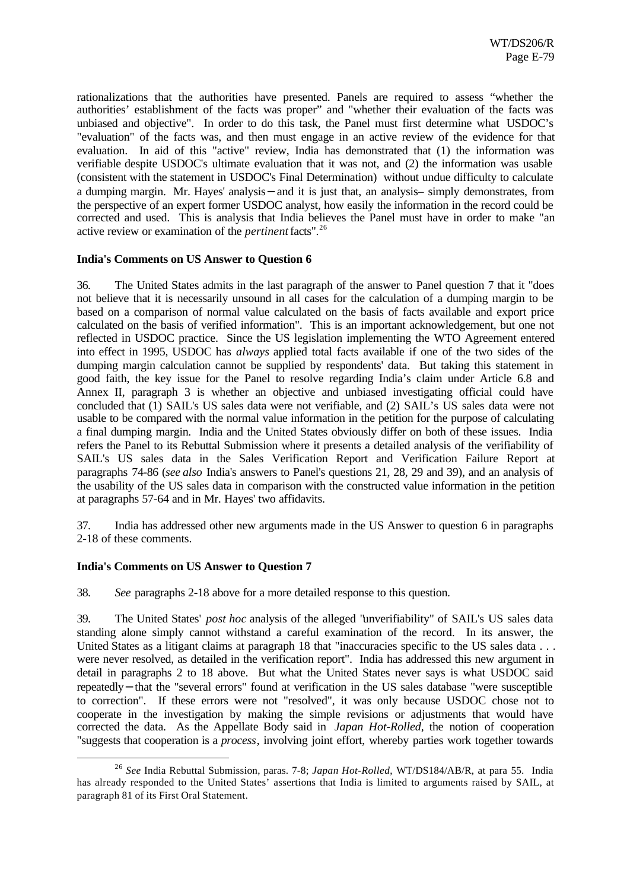rationalizations that the authorities have presented. Panels are required to assess "whether the authorities' establishment of the facts was proper" and "whether their evaluation of the facts was unbiased and objective". In order to do this task, the Panel must first determine what USDOC's "evaluation" of the facts was, and then must engage in an active review of the evidence for that evaluation. In aid of this "active" review, India has demonstrated that (1) the information was verifiable despite USDOC's ultimate evaluation that it was not, and (2) the information was usable (consistent with the statement in USDOC's Final Determination) without undue difficulty to calculate a dumping margin. Mr. Hayes' analysis – and it is just that, an analysis– simply demonstrates, from the perspective of an expert former USDOC analyst, how easily the information in the record could be corrected and used. This is analysis that India believes the Panel must have in order to make "an active review or examination of the *pertinent* facts".[26]

**India's Comments on US Answer to Question 6**

36. The United States admits in the last paragraph of the answer to Panel question 7 that it "does not believe that it is necessarily unsound in all cases for the calculation of a dumping margin to be based on a comparison of normal value calculated on the basis of facts available and export price calculated on the basis of verified information". This is an important acknowledgement, but one not reflected in USDOC practice. Since the US legislation implementing the WTO Agreement entered into effect in 1995, USDOC has *always* applied total facts available if one of the two sides of the dumping margin calculation cannot be supplied by respondents' data. But taking this statement in good faith, the key issue for the Panel to resolve regarding India's claim under Article 6.8 and Annex II, paragraph 3 is whether an objective and unbiased investigating official could have concluded that (1) SAIL's US sales data were not verifiable, and (2) SAIL's US sales data were not usable to be compared with the normal value information in the petition for the purpose of calculating a final dumping margin. India and the United States obviously differ on both of these issues. India refers the Panel to its Rebuttal Submission where it presents a detailed analysis of the verifiability of SAIL's US sales data in the Sales Verification Report and Verification Failure Report at paragraphs 74-86 (*see also* India's answers to Panel's questions 21, 28, 29 and 39), and an analysis of the usability of the US sales data in comparison with the constructed value information in the petition at paragraphs 57-64 and in Mr. Hayes' two affidavits.

37. India has addressed other new arguments made in the US Answer to question 6 in paragraphs 2-18 of these comments.

**India's Comments on US Answer to Question 7**

38. *See* paragraphs 2-18 above for a more detailed response to this question.

39. The United States' *post hoc* analysis of the alleged "unverifiability" of SAIL's US sales data standing alone simply cannot withstand a careful examination of the record. In its answer, the United States as a litigant claims at paragraph 18 that "inaccuracies specific to the US sales data . . . were never resolved, as detailed in the verification report". India has addressed this new argument in detail in paragraphs 2 to 18 above. But what the United States never says is what USDOC said repeatedly – that the "several errors" found at verification in the US sales database "were susceptible to correction". If these errors were not "resolved", it was only because USDOC chose not to cooperate in the investigation by making the simple revisions or adjustments that would have corrected the data. As the Appellate Body said in *Japan Hot-Rolled*, the notion of cooperation "suggests that cooperation is a *process*, involving joint effort, whereby parties work together towards

[26] *See* India Rebuttal Submission, paras. 7-8; *Japan Hot-Rolled*, WT/DS184/AB/R, at para 55. India has already responded to the United States' assertions that India is limited to arguments raised by SAIL, at paragraph 81 of its First Oral Statement.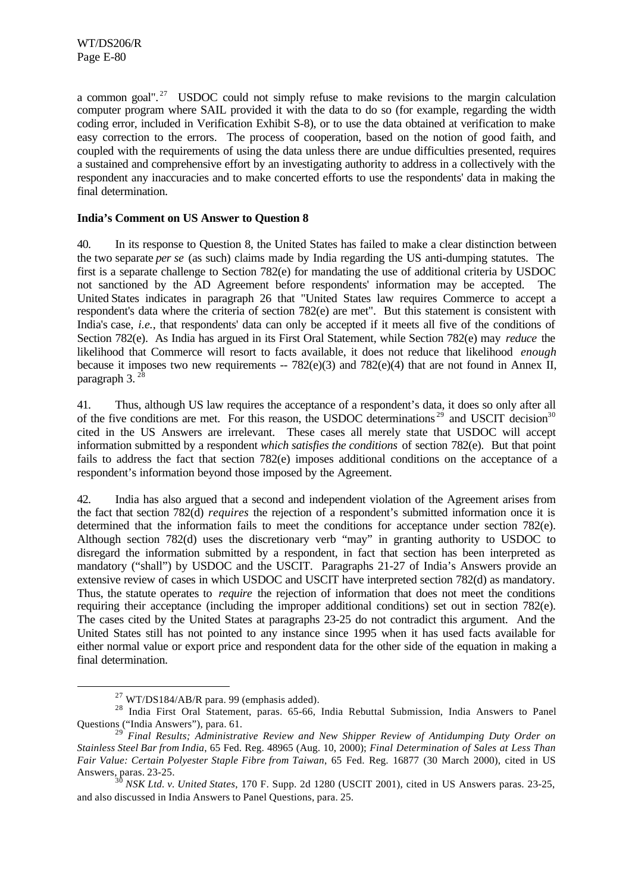a common goal".[27] USDOC could not simply refuse to make revisions to the margin calculation computer program where SAIL provided it with the data to do so (for example, regarding the width coding error, included in Verification Exhibit S-8), or to use the data obtained at verification to make easy correction to the errors. The process of cooperation, based on the notion of good faith, and coupled with the requirements of using the data unless there are undue difficulties presented, requires a sustained and comprehensive effort by an investigating authority to address in a collectively with the respondent any inaccuracies and to make concerted efforts to use the respondents' data in making the final determination.

**India's Comment on US Answer to Question 8**

40. In its response to Question 8, the United States has failed to make a clear distinction between the two separate *per se* (as such) claims made by India regarding the US anti-dumping statutes. The first is a separate challenge to Section 782(e) for mandating the use of additional criteria by USDOC not sanctioned by the AD Agreement before respondents' information may be accepted. The United States indicates in paragraph 26 that "United States law requires Commerce to accept a respondent's data where the criteria of section 782(e) are met". But this statement is consistent with India's case, *i.e.*, that respondents' data can only be accepted if it meets all five of the conditions of Section 782(e). As India has argued in its First Oral Statement, while Section 782(e) may *reduce* the likelihood that Commerce will resort to facts available, it does not reduce that likelihood *enough* because it imposes two new requirements -- 782(e)(3) and 782(e)(4) that are not found in Annex II, paragraph 3.[28]

41. Thus, although US law requires the acceptance of a respondent's data, it does so only after all of the five conditions are met. For this reason, the USDOC determinations[29] and USCIT decision[30] cited in the US Answers are irrelevant. These cases all merely state that USDOC will accept information submitted by a respondent *which satisfies the conditions* of section 782(e). But that point fails to address the fact that section 782(e) imposes additional conditions on the acceptance of a respondent's information beyond those imposed by the Agreement.

42. India has also argued that a second and independent violation of the Agreement arises from the fact that section 782(d) *requires* the rejection of a respondent's submitted information once it is determined that the information fails to meet the conditions for acceptance under section 782(e). Although section 782(d) uses the discretionary verb "may" in granting authority to USDOC to disregard the information submitted by a respondent, in fact that section has been interpreted as mandatory ("shall") by USDOC and the USCIT. Paragraphs 21-27 of India's Answers provide an extensive review of cases in which USDOC and USCIT have interpreted section 782(d) as mandatory. Thus, the statute operates to *require* the rejection of information that does not meet the conditions requiring their acceptance (including the improper additional conditions) set out in section 782(e). The cases cited by the United States at paragraphs 23-25 do not contradict this argument. And the United States still has not pointed to any instance since 1995 when it has used facts available for either normal value or export price and respondent data for the other side of the equation in making a final determination.

---

[27] WT/DS184/AB/R para. 99 (emphasis added).

[28] India First Oral Statement, paras. 65-66, India Rebuttal Submission, India Answers to Panel Questions ("India Answers"), para. 61.

[29] *Final Results; Administrative Review and New Shipper Review of Antidumping Duty Order on Stainless Steel Bar from India*, 65 Fed. Reg. 48965 (Aug. 10, 2000); *Final Determination of Sales at Less Than Fair Value: Certain Polyester Staple Fibre from Taiwan*, 65 Fed. Reg. 16877 (30 March 2000), cited in US Answers, paras. 23-25.

[30] *NSK Ltd. v. United States*, 170 F. Supp. 2d 1280 (USCIT 2001), cited in US Answers paras. 23-25, and also discussed in India Answers to Panel Questions, para. 25.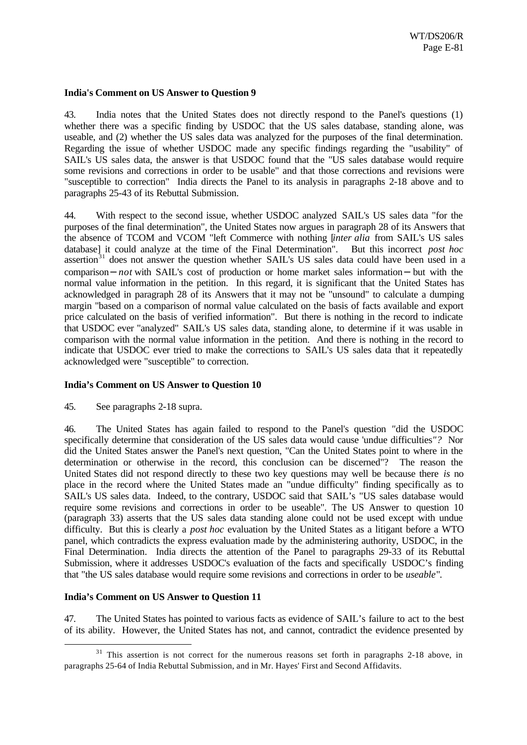**India's Comment on US Answer to Question 9**

43. India notes that the United States does not directly respond to the Panel's questions (1) whether there was a specific finding by USDOC that the US sales database, standing alone, was useable, and (2) whether the US sales data was analyzed for the purposes of the final determination. Regarding the issue of whether USDOC made any specific findings regarding the "usability" of SAIL's US sales data, the answer is that USDOC found that the "US sales database would require some revisions and corrections in order to be usable" and that those corrections and revisions were "susceptible to correction" India directs the Panel to its analysis in paragraphs 2-18 above and to paragraphs 25-43 of its Rebuttal Submission.

44. With respect to the second issue, whether USDOC analyzed SAIL's US sales data "for the purposes of the final determination", the United States now argues in paragraph 28 of its Answers that the absence of TCOM and VCOM "left Commerce with nothing [*inter alia* from SAIL's US sales database] it could analyze at the time of the Final Determination". But this incorrect *post hoc* assertion[31] does not answer the question whether SAIL's US sales data could have been used in a comparison – *not* with SAIL's cost of production or home market sales information – but with the normal value information in the petition. In this regard, it is significant that the United States has acknowledged in paragraph 28 of its Answers that it may not be "unsound" to calculate a dumping margin "based on a comparison of normal value calculated on the basis of facts available and export price calculated on the basis of verified information". But there is nothing in the record to indicate that USDOC ever "analyzed" SAIL's US sales data, standing alone, to determine if it was usable in comparison with the normal value information in the petition. And there is nothing in the record to indicate that USDOC ever tried to make the corrections to SAIL's US sales data that it repeatedly acknowledged were "susceptible" to correction.

**India's Comment on US Answer to Question 10**

45. See paragraphs 2-18 supra.

46. The United States has again failed to respond to the Panel's question *"*did the USDOC specifically determine that consideration of the US sales data would cause 'undue difficulties*"?* Nor did the United States answer the Panel's next question, "Can the United States point to where in the determination or otherwise in the record, this conclusion can be discerned"? The reason the United States did not respond directly to these two key questions may well be because there *is* no place in the record where the United States made an "undue difficulty" finding specifically as to SAIL's US sales data. Indeed, to the contrary, USDOC said that SAIL's "US sales database would require some revisions and corrections in order to be useable". The US Answer to question 10 (paragraph 33) asserts that the US sales data standing alone could not be used except with undue difficulty. But this is clearly a *post hoc* evaluation by the United States as a litigant before a WTO panel, which contradicts the express evaluation made by the administering authority, USDOC, in the Final Determination. India directs the attention of the Panel to paragraphs 29-33 of its Rebuttal Submission, where it addresses USDOC's evaluation of the facts and specifically USDOC's finding that "the US sales database would require some revisions and corrections in order to be *useable*".

**India's Comment on US Answer to Question 11**

47. The United States has pointed to various facts as evidence of SAIL's failure to act to the best of its ability. However, the United States has not, and cannot, contradict the evidence presented by

[31] This assertion is not correct for the numerous reasons set forth in paragraphs 2-18 above, in paragraphs 25-64 of India Rebuttal Submission, and in Mr. Hayes' First and Second Affidavits.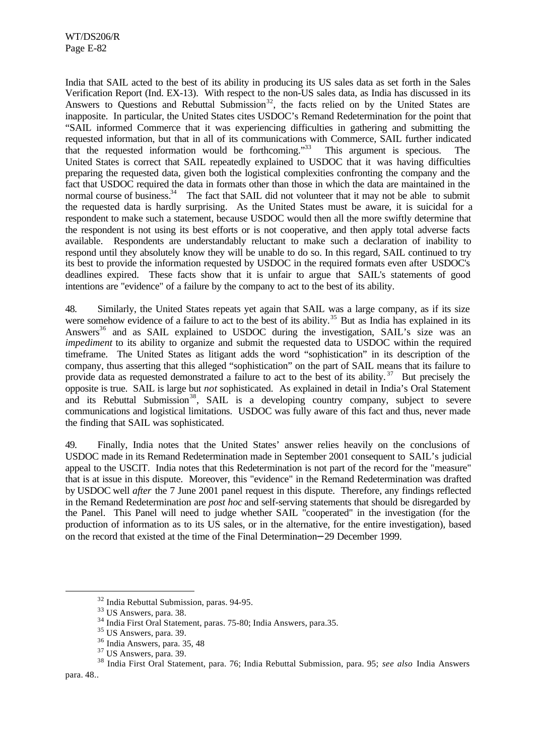India that SAIL acted to the best of its ability in producing its US sales data as set forth in the Sales Verification Report (Ind. EX-13). With respect to the non-US sales data, as India has discussed in its Answers to Questions and Rebuttal Submission[32], the facts relied on by the United States are inapposite. In particular, the United States cites USDOC's Remand Redetermination for the point that "SAIL informed Commerce that it was experiencing difficulties in gathering and submitting the requested information, but that in all of its communications with Commerce, SAIL further indicated that the requested information would be forthcoming."[33] This argument is specious. The United States is correct that SAIL repeatedly explained to USDOC that it was having difficulties preparing the requested data, given both the logistical complexities confronting the company and the fact that USDOC required the data in formats other than those in which the data are maintained in the normal course of business.[34] The fact that SAIL did not volunteer that it may not be able to submit the requested data is hardly surprising. As the United States must be aware, it is suicidal for a respondent to make such a statement, because USDOC would then all the more swiftly determine that the respondent is not using its best efforts or is not cooperative, and then apply total adverse facts available. Respondents are understandably reluctant to make such a declaration of inability to respond until they absolutely know they will be unable to do so. In this regard, SAIL continued to try its best to provide the information requested by USDOC in the required formats even after USDOC's deadlines expired. These facts show that it is unfair to argue that SAIL's statements of good intentions are "evidence" of a failure by the company to act to the best of its ability.

48. Similarly, the United States repeats yet again that SAIL was a large company, as if its size were somehow evidence of a failure to act to the best of its ability.[35] But as India has explained in its Answers[36] and as SAIL explained to USDOC during the investigation, SAIL's size was an *impediment* to its ability to organize and submit the requested data to USDOC within the required timeframe. The United States as litigant adds the word "sophistication" in its description of the company, thus asserting that this alleged "sophistication" on the part of SAIL means that its failure to provide data as requested demonstrated a failure to act to the best of its ability.[37] But precisely the opposite is true. SAIL is large but *not* sophisticated. As explained in detail in India's Oral Statement and its Rebuttal Submission[38], SAIL is a developing country company, subject to severe communications and logistical limitations. USDOC was fully aware of this fact and thus, never made the finding that SAIL was sophisticated.

49. Finally, India notes that the United States' answer relies heavily on the conclusions of USDOC made in its Remand Redetermination made in September 2001 consequent to SAIL's judicial appeal to the USCIT. India notes that this Redetermination is not part of the record for the "measure" that is at issue in this dispute. Moreover, this "evidence" in the Remand Redetermination was drafted by USDOC well *after* the 7 June 2001 panel request in this dispute. Therefore, any findings reflected in the Remand Redetermination are *post hoc* and self-serving statements that should be disregarded by the Panel. This Panel will need to judge whether SAIL "cooperated" in the investigation (for the production of information as to its US sales, or in the alternative, for the entire investigation), based on the record that existed at the time of the Final Determination—29 December 1999.

---

[32] India Rebuttal Submission, paras. 94-95.

[33] US Answers, para. 38.

[34] India First Oral Statement, paras. 75-80; India Answers, para.35.

[35] US Answers, para. 39.

[36] India Answers, para. 35, 48

[37] US Answers, para. 39.

[38] India First Oral Statement, para. 76; India Rebuttal Submission, para. 95; *see also* India Answers para. 48..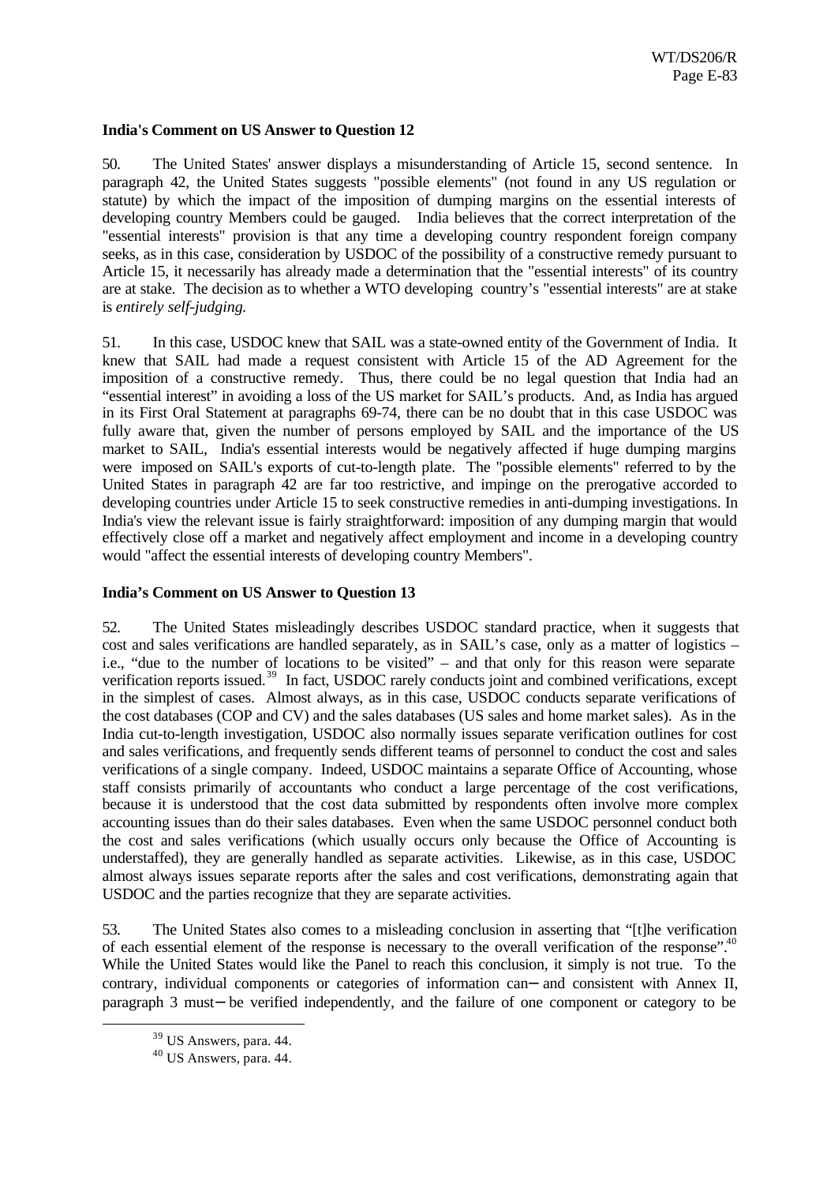**India's Comment on US Answer to Question 12**

50. The United States' answer displays a misunderstanding of Article 15, second sentence. In paragraph 42, the United States suggests "possible elements" (not found in any US regulation or statute) by which the impact of the imposition of dumping margins on the essential interests of developing country Members could be gauged. India believes that the correct interpretation of the "essential interests" provision is that any time a developing country respondent foreign company seeks, as in this case, consideration by USDOC of the possibility of a constructive remedy pursuant to Article 15, it necessarily has already made a determination that the "essential interests" of its country are at stake. The decision as to whether a WTO developing country's "essential interests" are at stake is *entirely self-judging.*

51. In this case, USDOC knew that SAIL was a state-owned entity of the Government of India. It knew that SAIL had made a request consistent with Article 15 of the AD Agreement for the imposition of a constructive remedy. Thus, there could be no legal question that India had an "essential interest" in avoiding a loss of the US market for SAIL's products. And, as India has argued in its First Oral Statement at paragraphs 69-74, there can be no doubt that in this case USDOC was fully aware that, given the number of persons employed by SAIL and the importance of the US market to SAIL, India's essential interests would be negatively affected if huge dumping margins were imposed on SAIL's exports of cut-to-length plate. The "possible elements" referred to by the United States in paragraph 42 are far too restrictive, and impinge on the prerogative accorded to developing countries under Article 15 to seek constructive remedies in anti-dumping investigations. In India's view the relevant issue is fairly straightforward: imposition of any dumping margin that would effectively close off a market and negatively affect employment and income in a developing country would "affect the essential interests of developing country Members".

**India's Comment on US Answer to Question 13**

52. The United States misleadingly describes USDOC standard practice, when it suggests that cost and sales verifications are handled separately, as in SAIL's case, only as a matter of logistics – i.e., "due to the number of locations to be visited" – and that only for this reason were separate verification reports issued.[39] In fact, USDOC rarely conducts joint and combined verifications, except in the simplest of cases. Almost always, as in this case, USDOC conducts separate verifications of the cost databases (COP and CV) and the sales databases (US sales and home market sales). As in the India cut-to-length investigation, USDOC also normally issues separate verification outlines for cost and sales verifications, and frequently sends different teams of personnel to conduct the cost and sales verifications of a single company. Indeed, USDOC maintains a separate Office of Accounting, whose staff consists primarily of accountants who conduct a large percentage of the cost verifications, because it is understood that the cost data submitted by respondents often involve more complex accounting issues than do their sales databases. Even when the same USDOC personnel conduct both the cost and sales verifications (which usually occurs only because the Office of Accounting is understaffed), they are generally handled as separate activities. Likewise, as in this case, USDOC almost always issues separate reports after the sales and cost verifications, demonstrating again that USDOC and the parties recognize that they are separate activities.

53. The United States also comes to a misleading conclusion in asserting that "[t]he verification of each essential element of the response is necessary to the overall verification of the response".[40] While the United States would like the Panel to reach this conclusion, it simply is not true. To the contrary, individual components or categories of information can– and consistent with Annex II, paragraph 3 must– be verified independently, and the failure of one component or category to be

---

[39] US Answers, para. 44.

[40] US Answers, para. 44.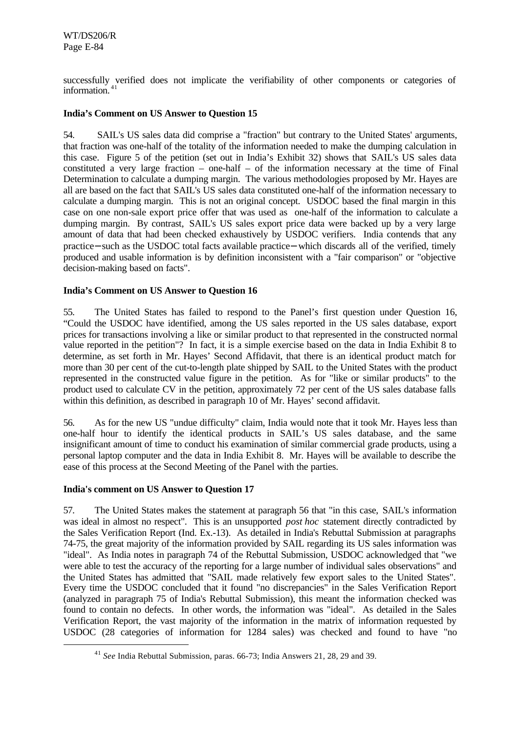successfully verified does not implicate the verifiability of other components or categories of information.[41]

**India's Comment on US Answer to Question 15**

54. SAIL's US sales data did comprise a "fraction" but contrary to the United States' arguments, that fraction was one-half of the totality of the information needed to make the dumping calculation in this case. Figure 5 of the petition (set out in India's Exhibit 32) shows that SAIL's US sales data constituted a very large fraction – one-half – of the information necessary at the time of Final Determination to calculate a dumping margin. The various methodologies proposed by Mr. Hayes are all are based on the fact that SAIL's US sales data constituted one-half of the information necessary to calculate a dumping margin. This is not an original concept. USDOC based the final margin in this case on one non-sale export price offer that was used as one-half of the information to calculate a dumping margin. By contrast, SAIL's US sales export price data were backed up by a very large amount of data that had been checked exhaustively by USDOC verifiers. India contends that any practice—such as the USDOC total facts available practice—which discards all of the verified, timely produced and usable information is by definition inconsistent with a "fair comparison" or "objective decision-making based on facts".

**India's Comment on US Answer to Question 16**

55. The United States has failed to respond to the Panel's first question under Question 16, "Could the USDOC have identified, among the US sales reported in the US sales database, export prices for transactions involving a like or similar product to that represented in the constructed normal value reported in the petition"? In fact, it is a simple exercise based on the data in India Exhibit 8 to determine, as set forth in Mr. Hayes' Second Affidavit, that there is an identical product match for more than 30 per cent of the cut-to-length plate shipped by SAIL to the United States with the product represented in the constructed value figure in the petition. As for "like or similar products" to the product used to calculate CV in the petition, approximately 72 per cent of the US sales database falls within this definition, as described in paragraph 10 of Mr. Hayes' second affidavit.

56. As for the new US "undue difficulty" claim, India would note that it took Mr. Hayes less than one-half hour to identify the identical products in SAIL's US sales database, and the same insignificant amount of time to conduct his examination of similar commercial grade products, using a personal laptop computer and the data in India Exhibit 8. Mr. Hayes will be available to describe the ease of this process at the Second Meeting of the Panel with the parties.

**India's comment on US Answer to Question 17**

57. The United States makes the statement at paragraph 56 that "in this case, SAIL's information was ideal in almost no respect". This is an unsupported *post hoc* statement directly contradicted by the Sales Verification Report (Ind. Ex.-13). As detailed in India's Rebuttal Submission at paragraphs 74-75, the great majority of the information provided by SAIL regarding its US sales information was "ideal". As India notes in paragraph 74 of the Rebuttal Submission, USDOC acknowledged that "we were able to test the accuracy of the reporting for a large number of individual sales observations" and the United States has admitted that "SAIL made relatively few export sales to the United States". Every time the USDOC concluded that it found "no discrepancies" in the Sales Verification Report (analyzed in paragraph 75 of India's Rebuttal Submission), this meant the information checked was found to contain no defects. In other words, the information was "ideal". As detailed in the Sales Verification Report, the vast majority of the information in the matrix of information requested by USDOC (28 categories of information for 1284 sales) was checked and found to have "no

[41] *See* India Rebuttal Submission, paras. 66-73; India Answers 21, 28, 29 and 39.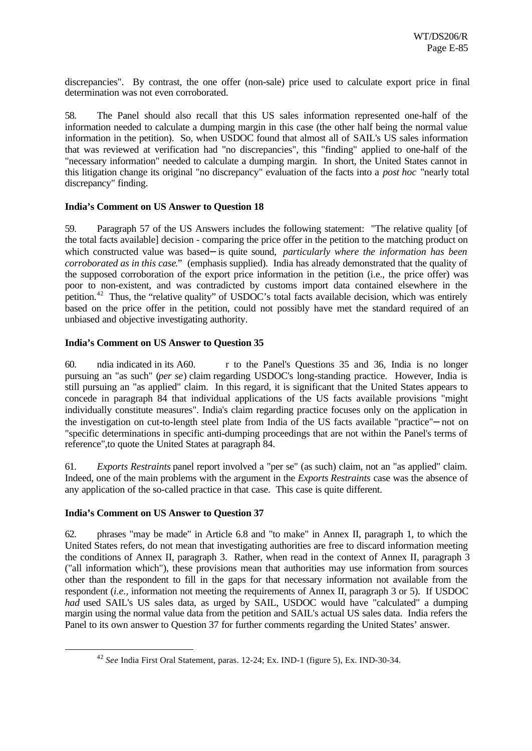discrepancies". By contrast, the one offer (non-sale) price used to calculate export price in final determination was not even corroborated.

58. The Panel should also recall that this US sales information represented one-half of the information needed to calculate a dumping margin in this case (the other half being the normal value information in the petition). So, when USDOC found that almost all of SAIL's US sales information that was reviewed at verification had "no discrepancies", this "finding" applied to one-half of the "necessary information" needed to calculate a dumping margin. In short, the United States cannot in this litigation change its original "no discrepancy" evaluation of the facts into a *post hoc* "nearly total discrepancy" finding.

**India's Comment on US Answer to Question 18**

59. Paragraph 57 of the US Answers includes the following statement: "The relative quality [of the total facts available] decision - comparing the price offer in the petition to the matching product on which constructed value was based – is quite sound, *particularly where the information has been corroborated as in this case*." (emphasis supplied). India has already demonstrated that the quality of the supposed corroboration of the export price information in the petition (i.e., the price offer) was poor to non-existent, and was contradicted by customs import data contained elsewhere in the petition.[42] Thus, the "relative quality" of USDOC's total facts available decision, which was entirely based on the price offer in the petition, could not possibly have met the standard required of an unbiased and objective investigating authority.

**India's Comment on US Answer to Question 35**

60. ndia indicated in its A60. r to the Panel's Questions 35 and 36, India is no longer pursuing an "as such" (*per se*) claim regarding USDOC's long-standing practice. However, India is still pursuing an "as applied" claim. In this regard, it is significant that the United States appears to concede in paragraph 84 that individual applications of the US facts available provisions "might individually constitute measures". India's claim regarding practice focuses only on the application in the investigation on cut-to-length steel plate from India of the US facts available "practice" – not on "specific determinations in specific anti-dumping proceedings that are not within the Panel's terms of reference",to quote the United States at paragraph 84.

61. *Exports Restraints* panel report involved a "per se" (as such) claim, not an "as applied" claim. Indeed, one of the main problems with the argument in the *Exports Restraints* case was the absence of any application of the so-called practice in that case. This case is quite different.

**India's Comment on US Answer to Question 37**

62. phrases "may be made" in Article 6.8 and "to make" in Annex II, paragraph 1, to which the United States refers, do not mean that investigating authorities are free to discard information meeting the conditions of Annex II, paragraph 3. Rather, when read in the context of Annex II, paragraph 3 ("all information which"), these provisions mean that authorities may use information from sources other than the respondent to fill in the gaps for that necessary information not available from the respondent (*i.e.*, information not meeting the requirements of Annex II, paragraph 3 or 5). If USDOC *had* used SAIL's US sales data, as urged by SAIL, USDOC would have "calculated" a dumping margin using the normal value data from the petition and SAIL's actual US sales data. India refers the Panel to its own answer to Question 37 for further comments regarding the United States' answer.

---

[42] *See* India First Oral Statement, paras. 12-24; Ex. IND-1 (figure 5), Ex. IND-30-34.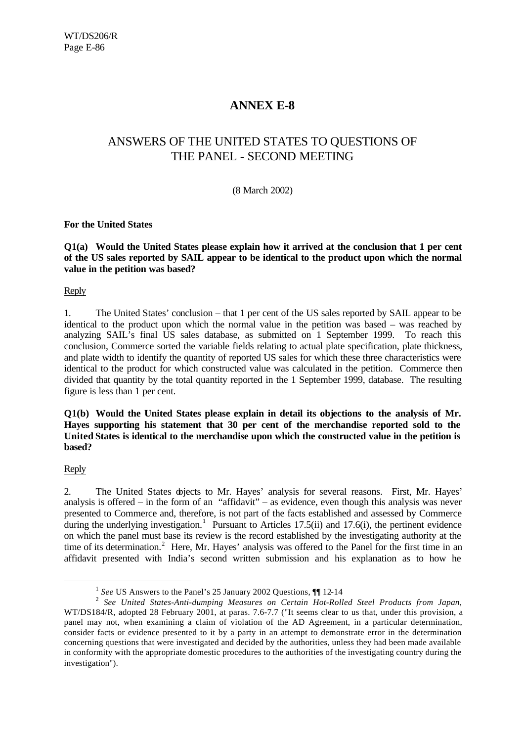# ANNEX E-8

## ANSWERS OF THE UNITED STATES TO QUESTIONS OF THE PANEL - SECOND MEETING

(8 March 2002)

**For the United States**

**Q1(a) Would the United States please explain how it arrived at the conclusion that 1 per cent of the US sales reported by SAIL appear to be identical to the product upon which the normal value in the petition was based?**

Reply

1. The United States' conclusion – that 1 per cent of the US sales reported by SAIL appear to be identical to the product upon which the normal value in the petition was based – was reached by analyzing SAIL's final US sales database, as submitted on 1 September 1999. To reach this conclusion, Commerce sorted the variable fields relating to actual plate specification, plate thickness, and plate width to identify the quantity of reported US sales for which these three characteristics were identical to the product for which constructed value was calculated in the petition. Commerce then divided that quantity by the total quantity reported in the 1 September 1999, database. The resulting figure is less than 1 per cent.

**Q1(b) Would the United States please explain in detail its objections to the analysis of Mr. Hayes supporting his statement that 30 per cent of the merchandise reported sold to the United States is identical to the merchandise upon which the constructed value in the petition is based?**

Reply

2. The United States objects to Mr. Hayes' analysis for several reasons. First, Mr. Hayes' analysis is offered – in the form of an "affidavit" – as evidence, even though this analysis was never presented to Commerce and, therefore, is not part of the facts established and assessed by Commerce during the underlying investigation.[1] Pursuant to Articles 17.5(ii) and 17.6(i), the pertinent evidence on which the panel must base its review is the record established by the investigating authority at the time of its determination.[2] Here, Mr. Hayes' analysis was offered to the Panel for the first time in an affidavit presented with India's second written submission and his explanation as to how he

---

[1] *See* US Answers to the Panel's 25 January 2002 Questions, ¶¶ 12-14

[2] *See United States-Anti-dumping Measures on Certain Hot-Rolled Steel Products from Japan*, WT/DS184/R, adopted 28 February 2001, at paras. 7.6-7.7 ("It seems clear to us that, under this provision, a panel may not, when examining a claim of violation of the AD Agreement, in a particular determination, consider facts or evidence presented to it by a party in an attempt to demonstrate error in the determination concerning questions that were investigated and decided by the authorities, unless they had been made available in conformity with the appropriate domestic procedures to the authorities of the investigating country during the investigation").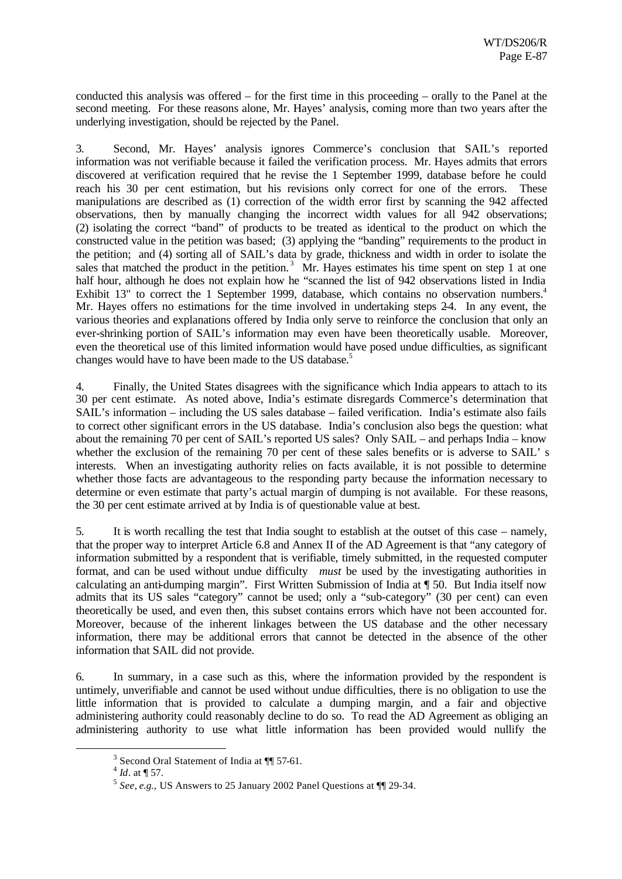conducted this analysis was offered – for the first time in this proceeding – orally to the Panel at the second meeting. For these reasons alone, Mr. Hayes' analysis, coming more than two years after the underlying investigation, should be rejected by the Panel.

3. Second, Mr. Hayes' analysis ignores Commerce's conclusion that SAIL's reported information was not verifiable because it failed the verification process. Mr. Hayes admits that errors discovered at verification required that he revise the 1 September 1999, database before he could reach his 30 per cent estimation, but his revisions only correct for one of the errors. These manipulations are described as (1) correction of the width error first by scanning the 942 affected observations, then by manually changing the incorrect width values for all 942 observations; (2) isolating the correct "band" of products to be treated as identical to the product on which the constructed value in the petition was based; (3) applying the "banding" requirements to the product in the petition; and (4) sorting all of SAIL's data by grade, thickness and width in order to isolate the sales that matched the product in the petition.[3] Mr. Hayes estimates his time spent on step 1 at one half hour, although he does not explain how he "scanned the list of 942 observations listed in India Exhibit 13" to correct the 1 September 1999, database, which contains no observation numbers.[4] Mr. Hayes offers no estimations for the time involved in undertaking steps 2-4. In any event, the various theories and explanations offered by India only serve to reinforce the conclusion that only an ever-shrinking portion of SAIL's information may even have been theoretically usable. Moreover, even the theoretical use of this limited information would have posed undue difficulties, as significant changes would have to have been made to the US database.[5]

4. Finally, the United States disagrees with the significance which India appears to attach to its 30 per cent estimate. As noted above, India's estimate disregards Commerce's determination that SAIL's information – including the US sales database – failed verification. India's estimate also fails to correct other significant errors in the US database. India's conclusion also begs the question: what about the remaining 70 per cent of SAIL's reported US sales? Only SAIL – and perhaps India – know whether the exclusion of the remaining 70 per cent of these sales benefits or is adverse to SAIL's interests. When an investigating authority relies on facts available, it is not possible to determine whether those facts are advantageous to the responding party because the information necessary to determine or even estimate that party's actual margin of dumping is not available. For these reasons, the 30 per cent estimate arrived at by India is of questionable value at best.

5. It is worth recalling the test that India sought to establish at the outset of this case – namely, that the proper way to interpret Article 6.8 and Annex II of the AD Agreement is that "any category of information submitted by a respondent that is verifiable, timely submitted, in the requested computer format, and can be used without undue difficulty *must* be used by the investigating authorities in calculating an anti-dumping margin". First Written Submission of India at ¶ 50. But India itself now admits that its US sales "category" cannot be used; only a "sub-category" (30 per cent) can even theoretically be used, and even then, this subset contains errors which have not been accounted for. Moreover, because of the inherent linkages between the US database and the other necessary information, there may be additional errors that cannot be detected in the absence of the other information that SAIL did not provide.

6. In summary, in a case such as this, where the information provided by the respondent is untimely, unverifiable and cannot be used without undue difficulties, there is no obligation to use the little information that is provided to calculate a dumping margin, and a fair and objective administering authority could reasonably decline to do so. To read the AD Agreement as obliging an administering authority to use what little information has been provided would nullify the

---

[3] Second Oral Statement of India at ¶¶ 57-61.

[4] *Id*. at ¶ 57.

[5] *See, e.g.,* US Answers to 25 January 2002 Panel Questions at ¶¶ 29-34.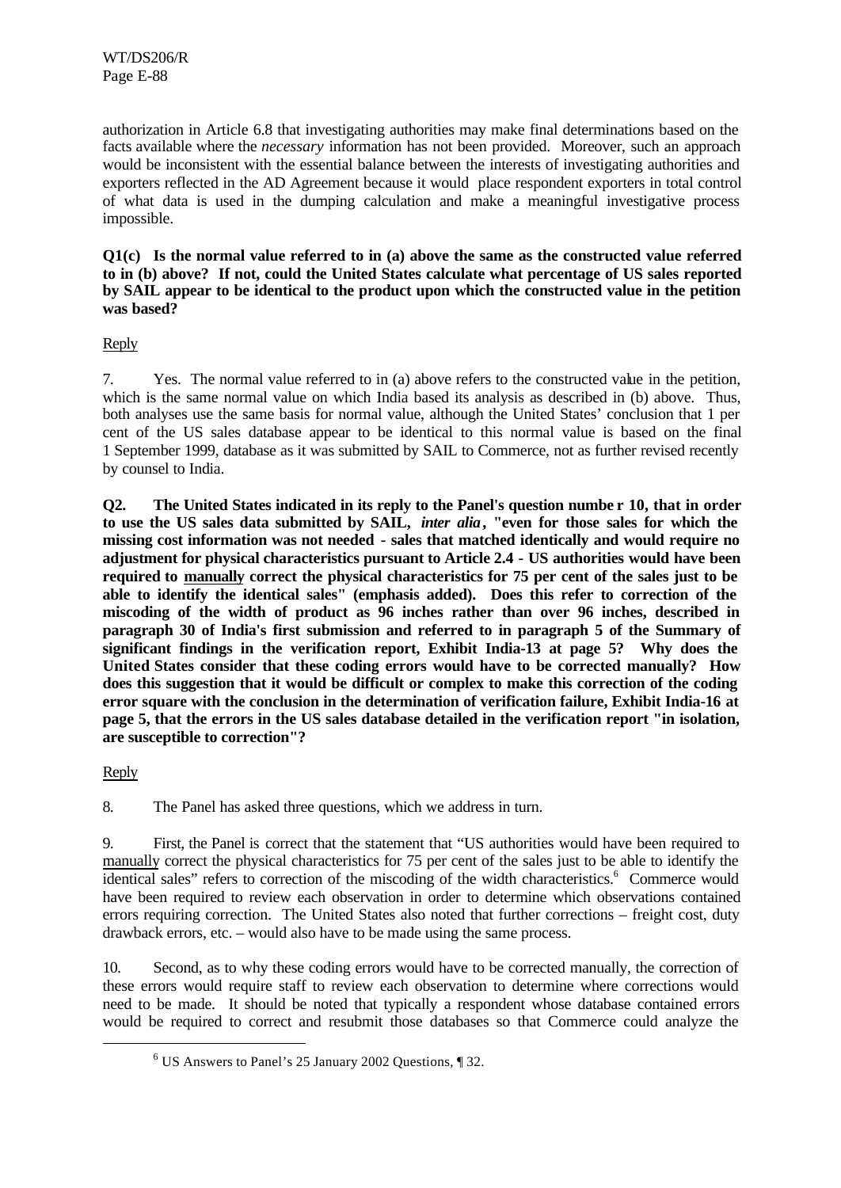authorization in Article 6.8 that investigating authorities may make final determinations based on the facts available where the *necessary* information has not been provided. Moreover, such an approach would be inconsistent with the essential balance between the interests of investigating authorities and exporters reflected in the AD Agreement because it would place respondent exporters in total control of what data is used in the dumping calculation and make a meaningful investigative process impossible.

**Q1(c) Is the normal value referred to in (a) above the same as the constructed value referred to in (b) above? If not, could the United States calculate what percentage of US sales reported by SAIL appear to be identical to the product upon which the constructed value in the petition was based?**

Reply

7. Yes. The normal value referred to in (a) above refers to the constructed value in the petition, which is the same normal value on which India based its analysis as described in (b) above. Thus, both analyses use the same basis for normal value, although the United States' conclusion that 1 per cent of the US sales database appear to be identical to this normal value is based on the final 1 September 1999, database as it was submitted by SAIL to Commerce, not as further revised recently by counsel to India.

**Q2. The United States indicated in its reply to the Panel's question number 10, that in order to use the US sales data submitted by SAIL, *inter alia*, "even for those sales for which the missing cost information was not needed - sales that matched identically and would require no adjustment for physical characteristics pursuant to Article 2.4 - US authorities would have been required to <u>manually</u> correct the physical characteristics for 75 per cent of the sales just to be able to identify the identical sales" (emphasis added). Does this refer to correction of the miscoding of the width of product as 96 inches rather than over 96 inches, described in paragraph 30 of India's first submission and referred to in paragraph 5 of the Summary of significant findings in the verification report, Exhibit India-13 at page 5? Why does the United States consider that these coding errors would have to be corrected manually? How does this suggestion that it would be difficult or complex to make this correction of the coding error square with the conclusion in the determination of verification failure, Exhibit India-16 at page 5, that the errors in the US sales database detailed in the verification report "in isolation, are susceptible to correction"?**

Reply

8. The Panel has asked three questions, which we address in turn.

9. First, the Panel is correct that the statement that "US authorities would have been required to <u>manually</u> correct the physical characteristics for 75 per cent of the sales just to be able to identify the identical sales" refers to correction of the miscoding of the width characteristics.[6] Commerce would have been required to review each observation in order to determine which observations contained errors requiring correction. The United States also noted that further corrections – freight cost, duty drawback errors, etc. – would also have to be made using the same process.

10. Second, as to why these coding errors would have to be corrected manually, the correction of these errors would require staff to review each observation to determine where corrections would need to be made. It should be noted that typically a respondent whose database contained errors would be required to correct and resubmit those databases so that Commerce could analyze the

---

[6] US Answers to Panel's 25 January 2002 Questions, ¶ 32.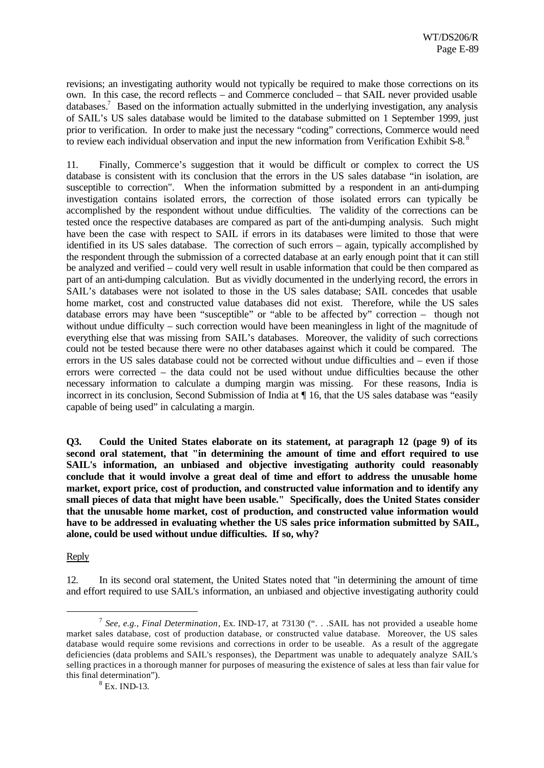revisions; an investigating authority would not typically be required to make those corrections on its own. In this case, the record reflects – and Commerce concluded – that SAIL never provided usable databases.[7] Based on the information actually submitted in the underlying investigation, any analysis of SAIL's US sales database would be limited to the database submitted on 1 September 1999, just prior to verification. In order to make just the necessary "coding" corrections, Commerce would need to review each individual observation and input the new information from Verification Exhibit S-8.[8]

11. Finally, Commerce's suggestion that it would be difficult or complex to correct the US database is consistent with its conclusion that the errors in the US sales database "in isolation, are susceptible to correction". When the information submitted by a respondent in an anti-dumping investigation contains isolated errors, the correction of those isolated errors can typically be accomplished by the respondent without undue difficulties. The validity of the corrections can be tested once the respective databases are compared as part of the anti-dumping analysis. Such might have been the case with respect to SAIL if errors in its databases were limited to those that were identified in its US sales database. The correction of such errors – again, typically accomplished by the respondent through the submission of a corrected database at an early enough point that it can still be analyzed and verified – could very well result in usable information that could be then compared as part of an anti-dumping calculation. But as vividly documented in the underlying record, the errors in SAIL's databases were not isolated to those in the US sales database; SAIL concedes that usable home market, cost and constructed value databases did not exist. Therefore, while the US sales database errors may have been "susceptible" or "able to be affected by" correction – though not without undue difficulty – such correction would have been meaningless in light of the magnitude of everything else that was missing from SAIL's databases. Moreover, the validity of such corrections could not be tested because there were no other databases against which it could be compared. The errors in the US sales database could not be corrected without undue difficulties and – even if those errors were corrected – the data could not be used without undue difficulties because the other necessary information to calculate a dumping margin was missing. For these reasons, India is incorrect in its conclusion, Second Submission of India at ¶ 16, that the US sales database was "easily capable of being used" in calculating a margin.

**Q3. Could the United States elaborate on its statement, at paragraph 12 (page 9) of its second oral statement, that "in determining the amount of time and effort required to use SAIL's information, an unbiased and objective investigating authority could reasonably conclude that it would involve a great deal of time and effort to address the unusable home market, export price, cost of production, and constructed value information and to identify any small pieces of data that might have been usable." Specifically, does the United States consider that the unusable home market, cost of production, and constructed value information would have to be addressed in evaluating whether the US sales price information submitted by SAIL, alone, could be used without undue difficulties. If so, why?**

Reply

12. In its second oral statement, the United States noted that "in determining the amount of time and effort required to use SAIL's information, an unbiased and objective investigating authority could

---

[7] *See, e.g., Final Determination*, Ex. IND-17, at 73130 (". . .SAIL has not provided a useable home market sales database, cost of production database, or constructed value database. Moreover, the US sales database would require some revisions and corrections in order to be useable. As a result of the aggregate deficiencies (data problems and SAIL's responses), the Department was unable to adequately analyze SAIL's selling practices in a thorough manner for purposes of measuring the existence of sales at less than fair value for this final determination").

[8] Ex. IND-13.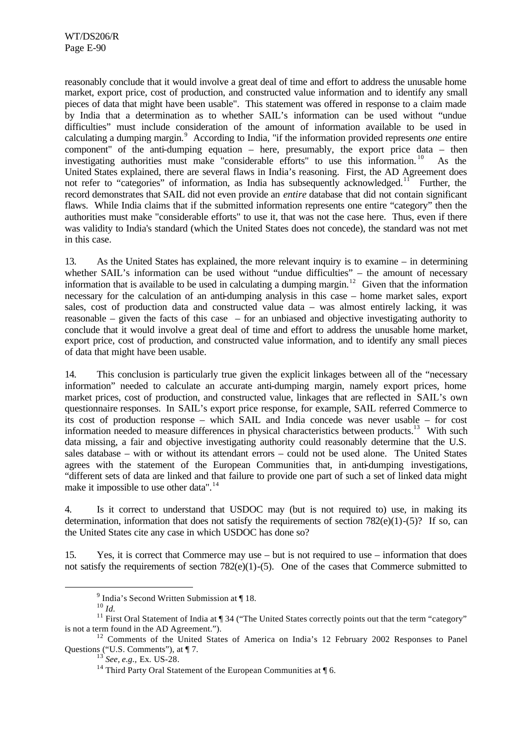reasonably conclude that it would involve a great deal of time and effort to address the unusable home market, export price, cost of production, and constructed value information and to identify any small pieces of data that might have been usable". This statement was offered in response to a claim made by India that a determination as to whether SAIL's information can be used without "undue difficulties" must include consideration of the amount of information available to be used in calculating a dumping margin.[9] According to India, "if the information provided represents *one* entire component" of the anti-dumping equation – here, presumably, the export price data – then investigating authorities must make "considerable efforts" to use this information.[10] As the United States explained, there are several flaws in India's reasoning. First, the AD Agreement does not refer to "categories" of information, as India has subsequently acknowledged.[11] Further, the record demonstrates that SAIL did not even provide an *entire* database that did not contain significant flaws. While India claims that if the submitted information represents one entire "category" then the authorities must make "considerable efforts" to use it, that was not the case here. Thus, even if there was validity to India's standard (which the United States does not concede), the standard was not met in this case.

13. As the United States has explained, the more relevant inquiry is to examine – in determining whether SAIL's information can be used without "undue difficulties" – the amount of necessary information that is available to be used in calculating a dumping margin.[12] Given that the information necessary for the calculation of an anti-dumping analysis in this case – home market sales, export sales, cost of production data and constructed value data – was almost entirely lacking, it was reasonable – given the facts of this case – for an unbiased and objective investigating authority to conclude that it would involve a great deal of time and effort to address the unusable home market, export price, cost of production, and constructed value information, and to identify any small pieces of data that might have been usable.

14. This conclusion is particularly true given the explicit linkages between all of the "necessary information" needed to calculate an accurate anti-dumping margin, namely export prices, home market prices, cost of production, and constructed value, linkages that are reflected in SAIL's own questionnaire responses. In SAIL's export price response, for example, SAIL referred Commerce to its cost of production response – which SAIL and India concede was never usable – for cost information needed to measure differences in physical characteristics between products.[13] With such data missing, a fair and objective investigating authority could reasonably determine that the U.S. sales database – with or without its attendant errors – could not be used alone. The United States agrees with the statement of the European Communities that, in anti-dumping investigations, "different sets of data are linked and that failure to provide one part of such a set of linked data might make it impossible to use other data".[14]

4. Is it correct to understand that USDOC may (but is not required to) use, in making its determination, information that does not satisfy the requirements of section 782(e)(1)-(5)? If so, can the United States cite any case in which USDOC has done so?

15. Yes, it is correct that Commerce may use – but is not required to use – information that does not satisfy the requirements of section 782(e)(1)-(5). One of the cases that Commerce submitted to

---

[9] India's Second Written Submission at ¶ 18.

[10] *Id.*

[11] First Oral Statement of India at ¶ 34 ("The United States correctly points out that the term "category" is not a term found in the AD Agreement.").

[12] Comments of the United States of America on India's 12 February 2002 Responses to Panel Questions ("U.S. Comments"), at ¶ 7.

[13] *See, e.g.,* Ex. US-28.

[14] Third Party Oral Statement of the European Communities at ¶ 6.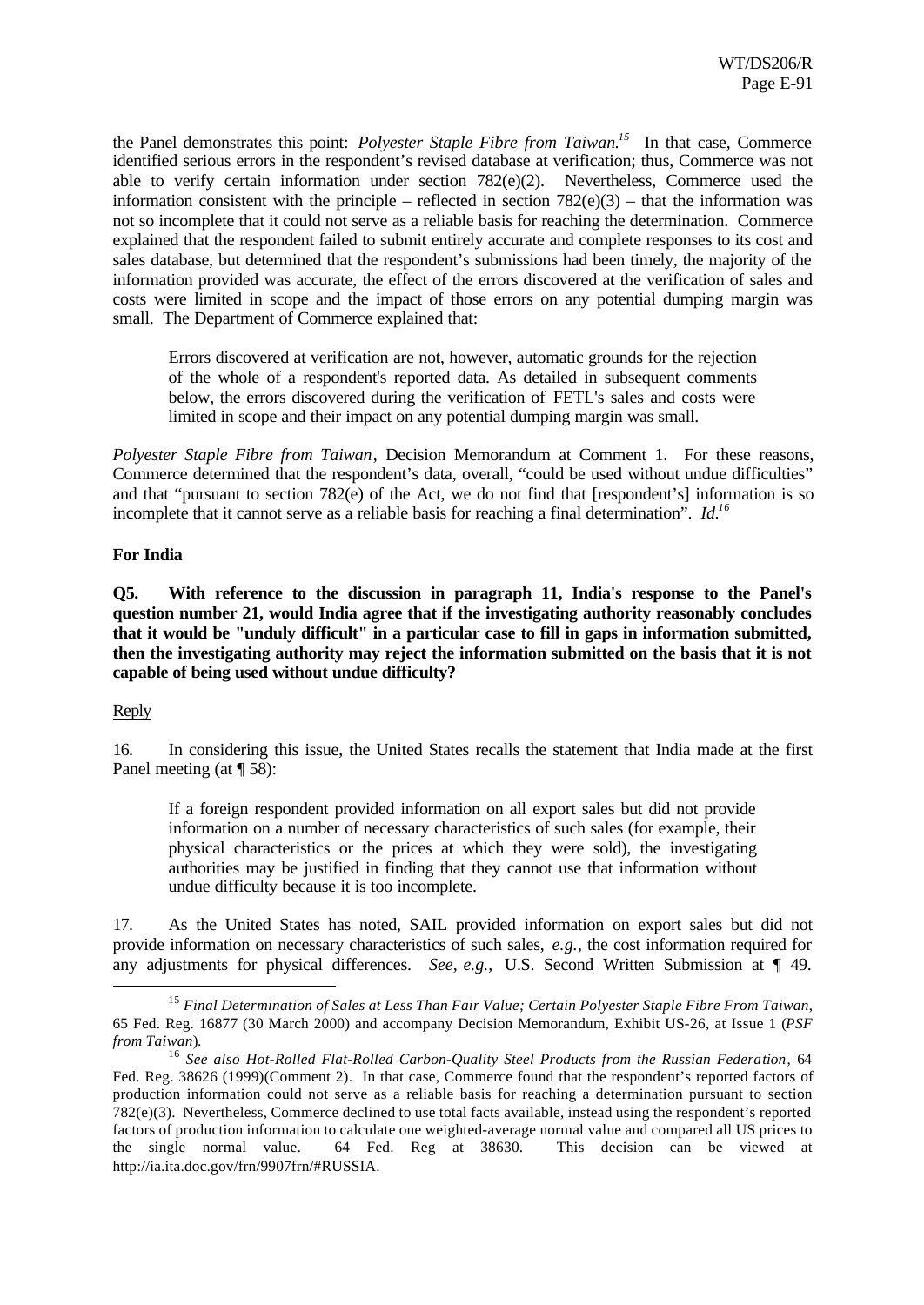the Panel demonstrates this point: *Polyester Staple Fibre from Taiwan.*[15] In that case, Commerce identified serious errors in the respondent's revised database at verification; thus, Commerce was not able to verify certain information under section 782(e)(2). Nevertheless, Commerce used the information consistent with the principle – reflected in section 782(e)(3) – that the information was not so incomplete that it could not serve as a reliable basis for reaching the determination. Commerce explained that the respondent failed to submit entirely accurate and complete responses to its cost and sales database, but determined that the respondent's submissions had been timely, the majority of the information provided was accurate, the effect of the errors discovered at the verification of sales and costs were limited in scope and the impact of those errors on any potential dumping margin was small. The Department of Commerce explained that:

> Errors discovered at verification are not, however, automatic grounds for the rejection of the whole of a respondent's reported data. As detailed in subsequent comments below, the errors discovered during the verification of FETL's sales and costs were limited in scope and their impact on any potential dumping margin was small.

*Polyester Staple Fibre from Taiwan*, Decision Memorandum at Comment 1. For these reasons, Commerce determined that the respondent's data, overall, "could be used without undue difficulties" and that "pursuant to section 782(e) of the Act, we do not find that [respondent's] information is so incomplete that it cannot serve as a reliable basis for reaching a final determination". *Id.*[16]

**For India**

**Q5. With reference to the discussion in paragraph 11, India's response to the Panel's question number 21, would India agree that if the investigating authority reasonably concludes that it would be "unduly difficult" in a particular case to fill in gaps in information submitted, then the investigating authority may reject the information submitted on the basis that it is not capable of being used without undue difficulty?**

Reply

16. In considering this issue, the United States recalls the statement that India made at the first Panel meeting (at ¶ 58):

> If a foreign respondent provided information on all export sales but did not provide information on a number of necessary characteristics of such sales (for example, their physical characteristics or the prices at which they were sold), the investigating authorities may be justified in finding that they cannot use that information without undue difficulty because it is too incomplete.

17. As the United States has noted, SAIL provided information on export sales but did not provide information on necessary characteristics of such sales, *e.g.*, the cost information required for any adjustments for physical differences. *See, e.g.,* U.S. Second Written Submission at ¶ 49.

---

[15] *Final Determination of Sales at Less Than Fair Value; Certain Polyester Staple Fibre From Taiwan*, 65 Fed. Reg. 16877 (30 March 2000) and accompany Decision Memorandum, Exhibit US-26, at Issue 1 (*PSF from Taiwan*).

[16] *See also Hot-Rolled Flat-Rolled Carbon-Quality Steel Products from the Russian Federation*, 64 Fed. Reg. 38626 (1999)(Comment 2). In that case, Commerce found that the respondent's reported factors of production information could not serve as a reliable basis for reaching a determination pursuant to section 782(e)(3). Nevertheless, Commerce declined to use total facts available, instead using the respondent's reported factors of production information to calculate one weighted-average normal value and compared all US prices to the single normal value. 64 Fed. Reg at 38630. This decision can be viewed at http://ia.ita.doc.gov/frn/9907frn/#RUSSIA.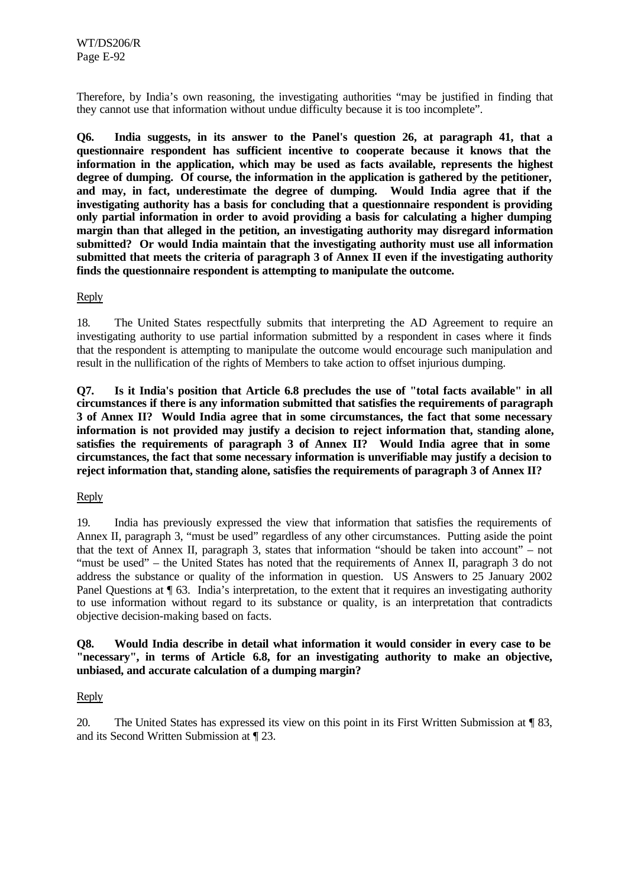Therefore, by India's own reasoning, the investigating authorities "may be justified in finding that they cannot use that information without undue difficulty because it is too incomplete".

**Q6. India suggests, in its answer to the Panel's question 26, at paragraph 41, that a questionnaire respondent has sufficient incentive to cooperate because it knows that the information in the application, which may be used as facts available, represents the highest degree of dumping. Of course, the information in the application is gathered by the petitioner, and may, in fact, underestimate the degree of dumping. Would India agree that if the investigating authority has a basis for concluding that a questionnaire respondent is providing only partial information in order to avoid providing a basis for calculating a higher dumping margin than that alleged in the petition, an investigating authority may disregard information submitted? Or would India maintain that the investigating authority must use all information submitted that meets the criteria of paragraph 3 of Annex II even if the investigating authority finds the questionnaire respondent is attempting to manipulate the outcome.**

Reply

18. The United States respectfully submits that interpreting the AD Agreement to require an investigating authority to use partial information submitted by a respondent in cases where it finds that the respondent is attempting to manipulate the outcome would encourage such manipulation and result in the nullification of the rights of Members to take action to offset injurious dumping.

**Q7. Is it India's position that Article 6.8 precludes the use of "total facts available" in all circumstances if there is any information submitted that satisfies the requirements of paragraph 3 of Annex II? Would India agree that in some circumstances, the fact that some necessary information is not provided may justify a decision to reject information that, standing alone, satisfies the requirements of paragraph 3 of Annex II? Would India agree that in some circumstances, the fact that some necessary information is unverifiable may justify a decision to reject information that, standing alone, satisfies the requirements of paragraph 3 of Annex II?**

Reply

19. India has previously expressed the view that information that satisfies the requirements of Annex II, paragraph 3, "must be used" regardless of any other circumstances. Putting aside the point that the text of Annex II, paragraph 3, states that information "should be taken into account" – not "must be used" – the United States has noted that the requirements of Annex II, paragraph 3 do not address the substance or quality of the information in question. US Answers to 25 January 2002 Panel Questions at ¶ 63. India's interpretation, to the extent that it requires an investigating authority to use information without regard to its substance or quality, is an interpretation that contradicts objective decision-making based on facts.

**Q8. Would India describe in detail what information it would consider in every case to be "necessary", in terms of Article 6.8, for an investigating authority to make an objective, unbiased, and accurate calculation of a dumping margin?**

Reply

20. The United States has expressed its view on this point in its First Written Submission at ¶ 83, and its Second Written Submission at ¶ 23.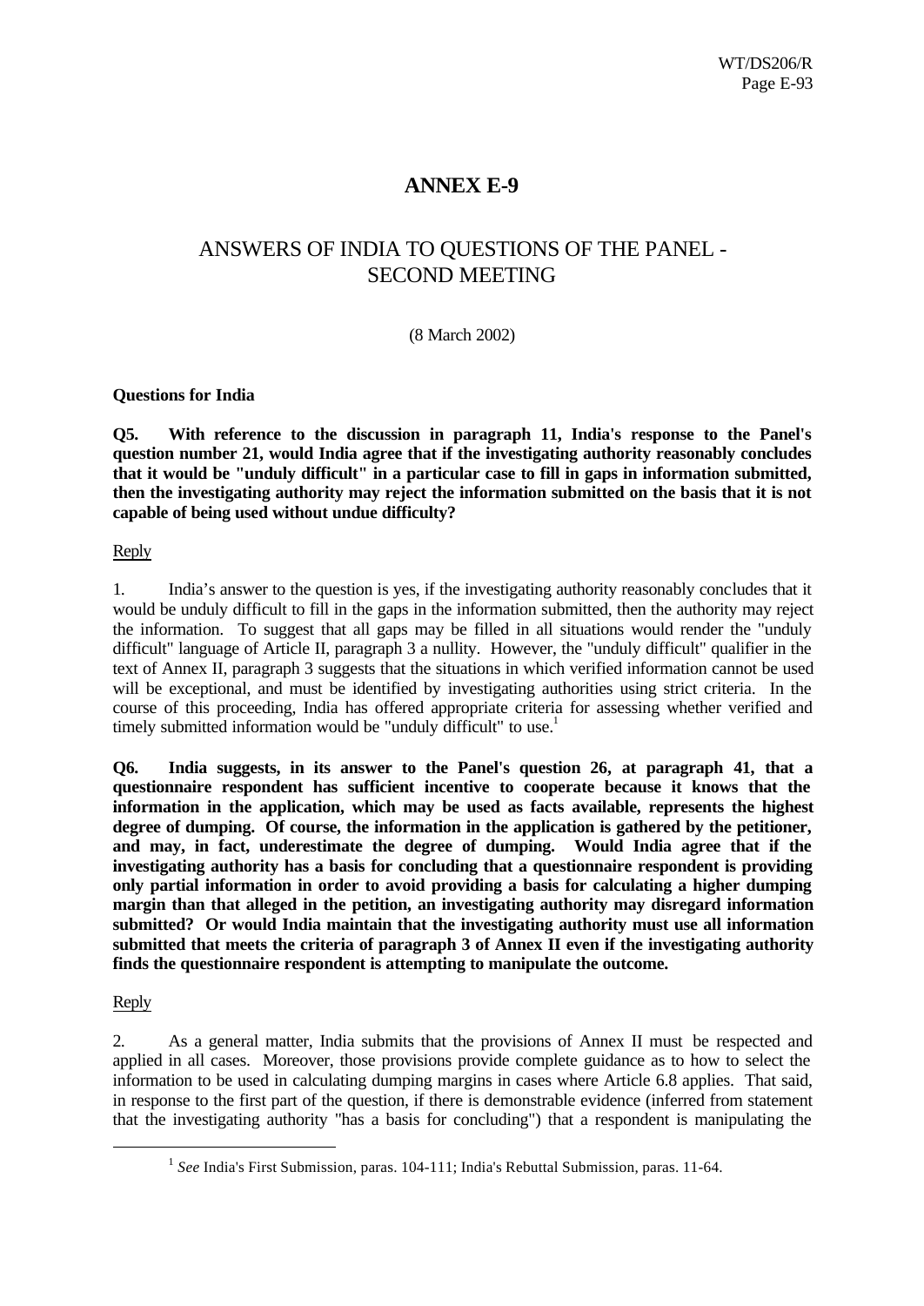# ANNEX E-9

## ANSWERS OF INDIA TO QUESTIONS OF THE PANEL - SECOND MEETING

(8 March 2002)

**Questions for India**

**Q5. With reference to the discussion in paragraph 11, India's response to the Panel's question number 21, would India agree that if the investigating authority reasonably concludes that it would be "unduly difficult" in a particular case to fill in gaps in information submitted, then the investigating authority may reject the information submitted on the basis that it is not capable of being used without undue difficulty?**

Reply

1. India's answer to the question is yes, if the investigating authority reasonably concludes that it would be unduly difficult to fill in the gaps in the information submitted, then the authority may reject the information. To suggest that all gaps may be filled in all situations would render the "unduly difficult" language of Article II, paragraph 3 a nullity. However, the "unduly difficult" qualifier in the text of Annex II, paragraph 3 suggests that the situations in which verified information cannot be used will be exceptional, and must be identified by investigating authorities using strict criteria. In the course of this proceeding, India has offered appropriate criteria for assessing whether verified and timely submitted information would be "unduly difficult" to use.[1]

**Q6. India suggests, in its answer to the Panel's question 26, at paragraph 41, that a questionnaire respondent has sufficient incentive to cooperate because it knows that the information in the application, which may be used as facts available, represents the highest degree of dumping. Of course, the information in the application is gathered by the petitioner, and may, in fact, underestimate the degree of dumping. Would India agree that if the investigating authority has a basis for concluding that a questionnaire respondent is providing only partial information in order to avoid providing a basis for calculating a higher dumping margin than that alleged in the petition, an investigating authority may disregard information submitted? Or would India maintain that the investigating authority must use all information submitted that meets the criteria of paragraph 3 of Annex II even if the investigating authority finds the questionnaire respondent is attempting to manipulate the outcome.**

Reply

2. As a general matter, India submits that the provisions of Annex II must be respected and applied in all cases. Moreover, those provisions provide complete guidance as to how to select the information to be used in calculating dumping margins in cases where Article 6.8 applies. That said, in response to the first part of the question, if there is demonstrable evidence (inferred from statement that the investigating authority "has a basis for concluding") that a respondent is manipulating the

---

[1] *See* India's First Submission, paras. 104-111; India's Rebuttal Submission, paras. 11-64.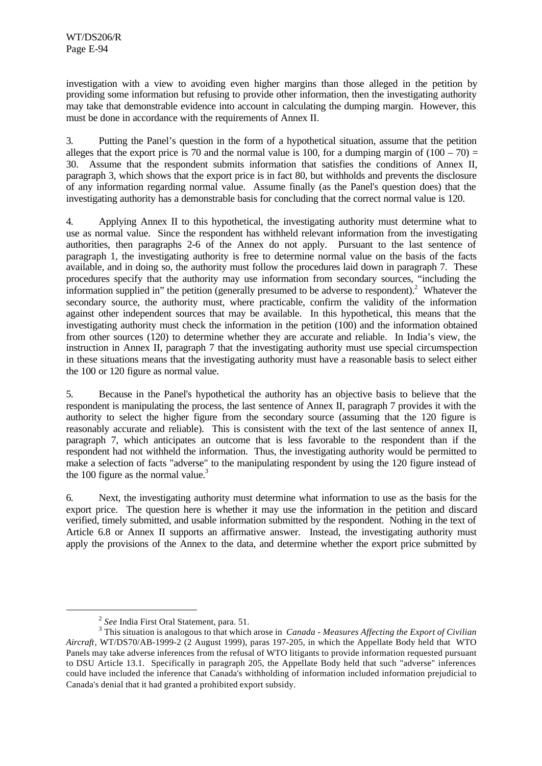investigation with a view to avoiding even higher margins than those alleged in the petition by providing some information but refusing to provide other information, then the investigating authority may take that demonstrable evidence into account in calculating the dumping margin. However, this must be done in accordance with the requirements of Annex II.

3. Putting the Panel's question in the form of a hypothetical situation, assume that the petition alleges that the export price is 70 and the normal value is 100, for a dumping margin of $(100 - 70) = 30$. Assume that the respondent submits information that satisfies the conditions of Annex II, paragraph 3, which shows that the export price is in fact 80, but withholds and prevents the disclosure of any information regarding normal value. Assume finally (as the Panel's question does) that the investigating authority has a demonstrable basis for concluding that the correct normal value is 120.

4. Applying Annex II to this hypothetical, the investigating authority must determine what to use as normal value. Since the respondent has withheld relevant information from the investigating authorities, then paragraphs 2-6 of the Annex do not apply. Pursuant to the last sentence of paragraph 1, the investigating authority is free to determine normal value on the basis of the facts available, and in doing so, the authority must follow the procedures laid down in paragraph 7. These procedures specify that the authority may use information from secondary sources, "including the information supplied in" the petition (generally presumed to be adverse to respondent).[2] Whatever the secondary source, the authority must, where practicable, confirm the validity of the information against other independent sources that may be available. In this hypothetical, this means that the investigating authority must check the information in the petition (100) and the information obtained from other sources (120) to determine whether they are accurate and reliable. In India's view, the instruction in Annex II, paragraph 7 that the investigating authority must use special circumspection in these situations means that the investigating authority must have a reasonable basis to select either the 100 or 120 figure as normal value.

5. Because in the Panel's hypothetical the authority has an objective basis to believe that the respondent is manipulating the process, the last sentence of Annex II, paragraph 7 provides it with the authority to select the higher figure from the secondary source (assuming that the 120 figure is reasonably accurate and reliable). This is consistent with the text of the last sentence of annex II, paragraph 7, which anticipates an outcome that is less favorable to the respondent than if the respondent had not withheld the information. Thus, the investigating authority would be permitted to make a selection of facts "adverse" to the manipulating respondent by using the 120 figure instead of the 100 figure as the normal value.[3]

6. Next, the investigating authority must determine what information to use as the basis for the export price. The question here is whether it may use the information in the petition and discard verified, timely submitted, and usable information submitted by the respondent. Nothing in the text of Article 6.8 or Annex II supports an affirmative answer. Instead, the investigating authority must apply the provisions of the Annex to the data, and determine whether the export price submitted by

---

[2] *See* India First Oral Statement, para. 51.

[3] This situation is analogous to that which arose in *Canada - Measures Affecting the Export of Civilian Aircraft*, WT/DS70/AB-1999-2 (2 August 1999), paras 197-205, in which the Appellate Body held that WTO Panels may take adverse inferences from the refusal of WTO litigants to provide information requested pursuant to DSU Article 13.1. Specifically in paragraph 205, the Appellate Body held that such "adverse" inferences could have included the inference that Canada's withholding of information included information prejudicial to Canada's denial that it had granted a prohibited export subsidy.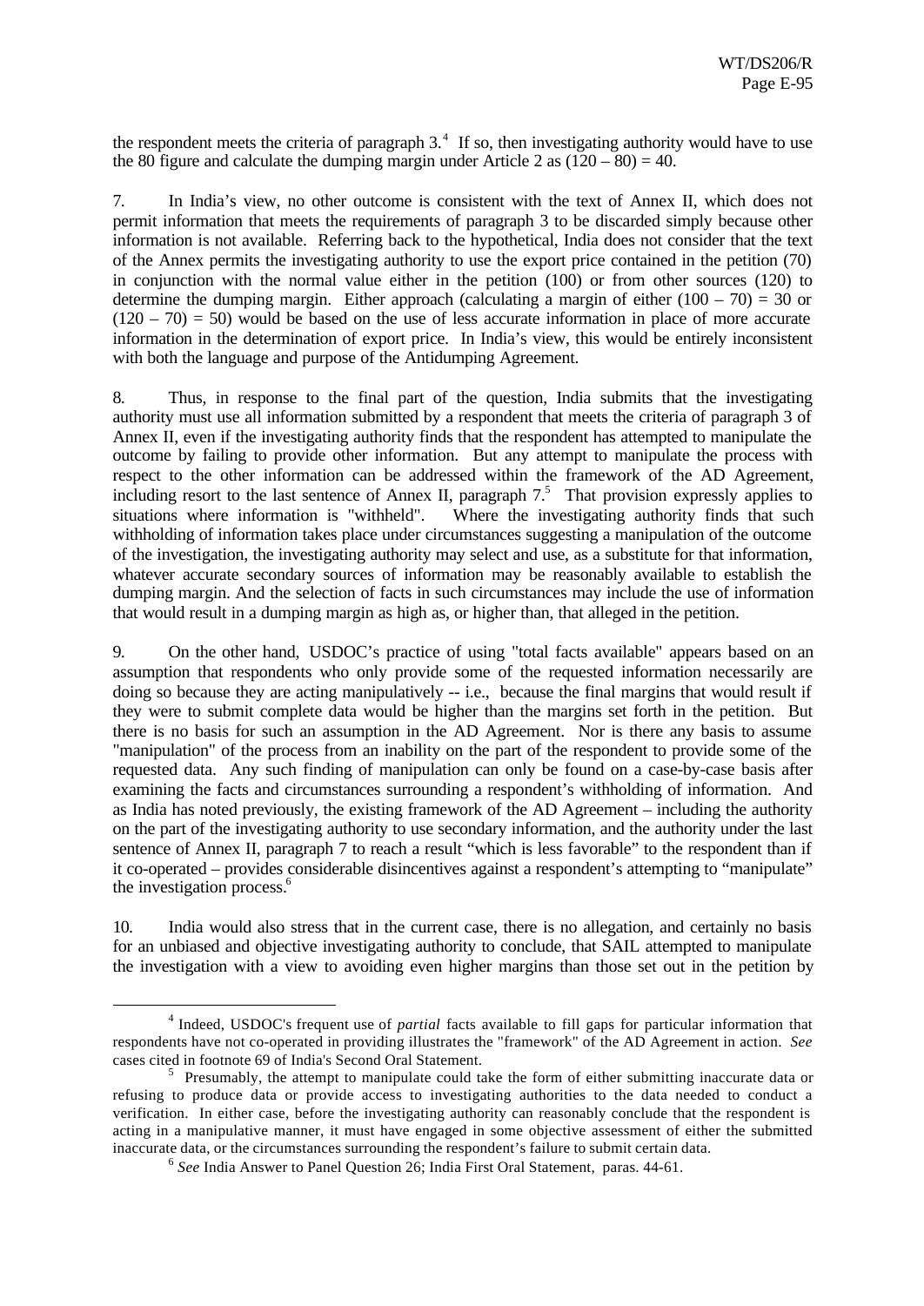the respondent meets the criteria of paragraph 3.[4] If so, then investigating authority would have to use the 80 figure and calculate the dumping margin under Article 2 as $(120 - 80) = 40$.

7. In India's view, no other outcome is consistent with the text of Annex II, which does not permit information that meets the requirements of paragraph 3 to be discarded simply because other information is not available. Referring back to the hypothetical, India does not consider that the text of the Annex permits the investigating authority to use the export price contained in the petition (70) in conjunction with the normal value either in the petition (100) or from other sources (120) to determine the dumping margin. Either approach (calculating a margin of either $(100 - 70) = 30$ or $(120 - 70) = 50$) would be based on the use of less accurate information in place of more accurate information in the determination of export price. In India's view, this would be entirely inconsistent with both the language and purpose of the Antidumping Agreement.

8. Thus, in response to the final part of the question, India submits that the investigating authority must use all information submitted by a respondent that meets the criteria of paragraph 3 of Annex II, even if the investigating authority finds that the respondent has attempted to manipulate the outcome by failing to provide other information. But any attempt to manipulate the process with respect to the other information can be addressed within the framework of the AD Agreement, including resort to the last sentence of Annex II, paragraph 7.[5] That provision expressly applies to situations where information is "withheld". Where the investigating authority finds that such withholding of information takes place under circumstances suggesting a manipulation of the outcome of the investigation, the investigating authority may select and use, as a substitute for that information, whatever accurate secondary sources of information may be reasonably available to establish the dumping margin. And the selection of facts in such circumstances may include the use of information that would result in a dumping margin as high as, or higher than, that alleged in the petition.

9. On the other hand, USDOC's practice of using "total facts available" appears based on an assumption that respondents who only provide some of the requested information necessarily are doing so because they are acting manipulatively -- i.e., because the final margins that would result if they were to submit complete data would be higher than the margins set forth in the petition. But there is no basis for such an assumption in the AD Agreement. Nor is there any basis to assume "manipulation" of the process from an inability on the part of the respondent to provide some of the requested data. Any such finding of manipulation can only be found on a case-by-case basis after examining the facts and circumstances surrounding a respondent's withholding of information. And as India has noted previously, the existing framework of the AD Agreement – including the authority on the part of the investigating authority to use secondary information, and the authority under the last sentence of Annex II, paragraph 7 to reach a result "which is less favorable" to the respondent than if it co-operated – provides considerable disincentives against a respondent's attempting to "manipulate" the investigation process.[6]

10. India would also stress that in the current case, there is no allegation, and certainly no basis for an unbiased and objective investigating authority to conclude, that SAIL attempted to manipulate the investigation with a view to avoiding even higher margins than those set out in the petition by

---

[4] Indeed, USDOC's frequent use of *partial* facts available to fill gaps for particular information that respondents have not co-operated in providing illustrates the "framework" of the AD Agreement in action. *See* cases cited in footnote 69 of India's Second Oral Statement.

[5] Presumably, the attempt to manipulate could take the form of either submitting inaccurate data or refusing to produce data or provide access to investigating authorities to the data needed to conduct a verification. In either case, before the investigating authority can reasonably conclude that the respondent is acting in a manipulative manner, it must have engaged in some objective assessment of either the submitted inaccurate data, or the circumstances surrounding the respondent's failure to submit certain data.

[6] *See* India Answer to Panel Question 26; India First Oral Statement, paras. 44-61.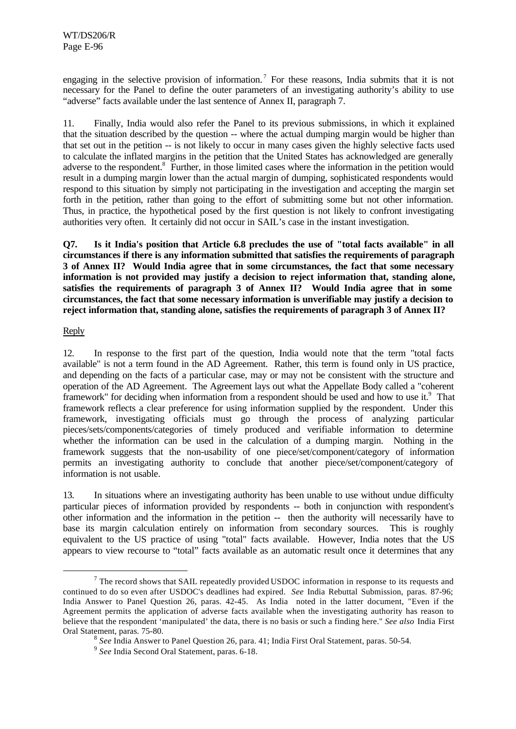engaging in the selective provision of information.[7] For these reasons, India submits that it is not necessary for the Panel to define the outer parameters of an investigating authority's ability to use "adverse" facts available under the last sentence of Annex II, paragraph 7.

11. Finally, India would also refer the Panel to its previous submissions, in which it explained that the situation described by the question -- where the actual dumping margin would be higher than that set out in the petition -- is not likely to occur in many cases given the highly selective facts used to calculate the inflated margins in the petition that the United States has acknowledged are generally adverse to the respondent.[8] Further, in those limited cases where the information in the petition would result in a dumping margin lower than the actual margin of dumping, sophisticated respondents would respond to this situation by simply not participating in the investigation and accepting the margin set forth in the petition, rather than going to the effort of submitting some but not other information. Thus, in practice, the hypothetical posed by the first question is not likely to confront investigating authorities very often. It certainly did not occur in SAIL's case in the instant investigation.

**Q7. Is it India's position that Article 6.8 precludes the use of "total facts available" in all circumstances if there is any information submitted that satisfies the requirements of paragraph 3 of Annex II? Would India agree that in some circumstances, the fact that some necessary information is not provided may justify a decision to reject information that, standing alone, satisfies the requirements of paragraph 3 of Annex II? Would India agree that in some circumstances, the fact that some necessary information is unverifiable may justify a decision to reject information that, standing alone, satisfies the requirements of paragraph 3 of Annex II?**

Reply

12. In response to the first part of the question, India would note that the term "total facts available" is not a term found in the AD Agreement. Rather, this term is found only in US practice, and depending on the facts of a particular case, may or may not be consistent with the structure and operation of the AD Agreement. The Agreement lays out what the Appellate Body called a "coherent framework" for deciding when information from a respondent should be used and how to use it.[9] That framework reflects a clear preference for using information supplied by the respondent. Under this framework, investigating officials must go through the process of analyzing particular pieces/sets/components/categories of timely produced and verifiable information to determine whether the information can be used in the calculation of a dumping margin. Nothing in the framework suggests that the non-usability of one piece/set/component/category of information permits an investigating authority to conclude that another piece/set/component/category of information is not usable.

13. In situations where an investigating authority has been unable to use without undue difficulty particular pieces of information provided by respondents -- both in conjunction with respondent's other information and the information in the petition -- then the authority will necessarily have to base its margin calculation entirely on information from secondary sources. This is roughly equivalent to the US practice of using "total" facts available. However, India notes that the US appears to view recourse to "total" facts available as an automatic result once it determines that any

[7] The record shows that SAIL repeatedly provided USDOC information in response to its requests and continued to do so even after USDOC's deadlines had expired. *See* India Rebuttal Submission, paras. 87-96; India Answer to Panel Question 26, paras. 42-45. As India noted in the latter document, "Even if the Agreement permits the application of adverse facts available when the investigating authority has reason to believe that the respondent 'manipulated' the data, there is no basis or such a finding here." *See also* India First Oral Statement, paras. 75-80.

[8] *See* India Answer to Panel Question 26, para. 41; India First Oral Statement, paras. 50-54.

[9] *See* India Second Oral Statement, paras. 6-18.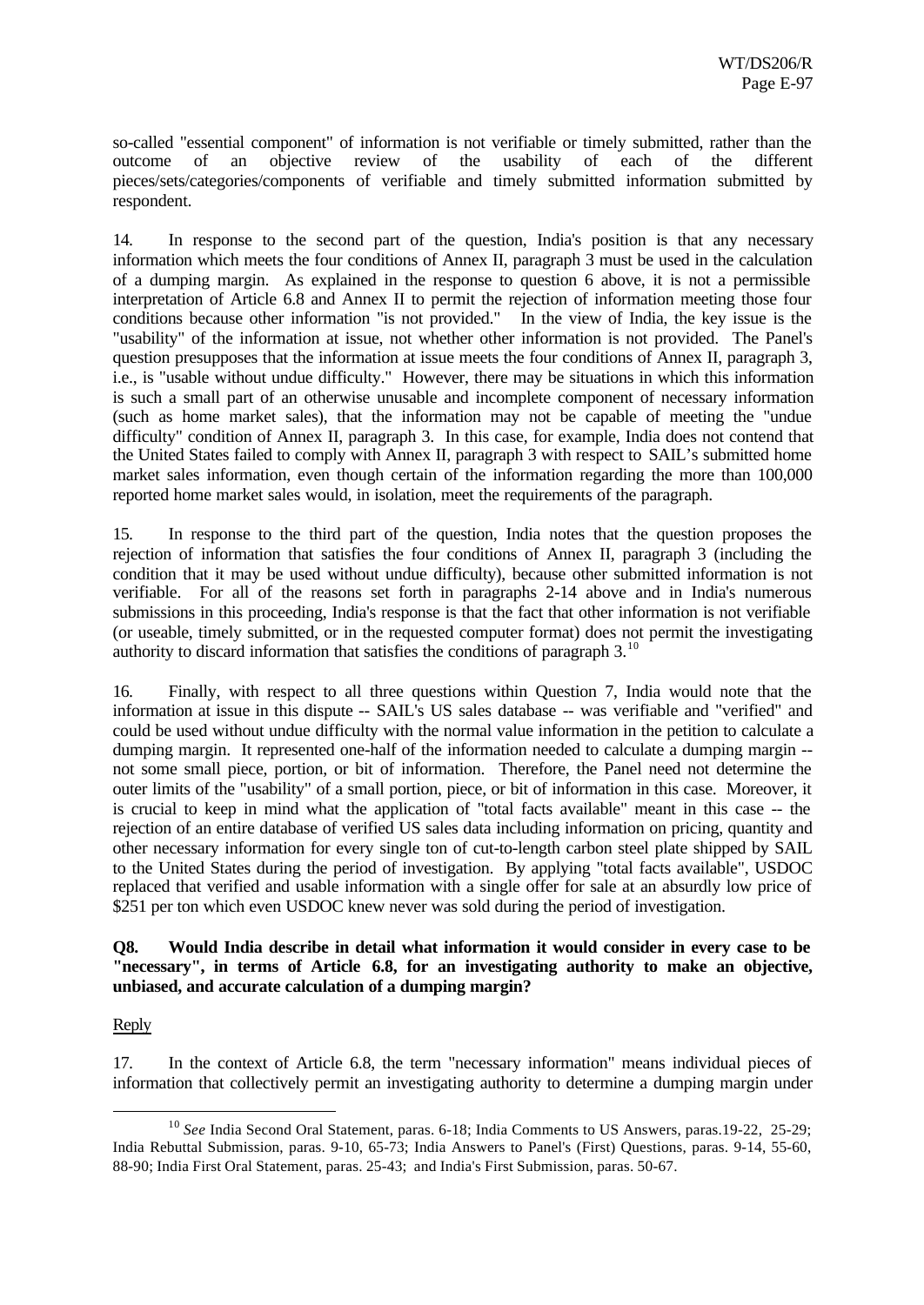so-called "essential component" of information is not verifiable or timely submitted, rather than the outcome of an objective review of the usability of each of the different pieces/sets/categories/components of verifiable and timely submitted information submitted by respondent.

14. In response to the second part of the question, India's position is that any necessary information which meets the four conditions of Annex II, paragraph 3 must be used in the calculation of a dumping margin. As explained in the response to question 6 above, it is not a permissible interpretation of Article 6.8 and Annex II to permit the rejection of information meeting those four conditions because other information "is not provided." In the view of India, the key issue is the "usability" of the information at issue, not whether other information is not provided. The Panel's question presupposes that the information at issue meets the four conditions of Annex II, paragraph 3, i.e., is "usable without undue difficulty." However, there may be situations in which this information is such a small part of an otherwise unusable and incomplete component of necessary information (such as home market sales), that the information may not be capable of meeting the "undue difficulty" condition of Annex II, paragraph 3. In this case, for example, India does not contend that the United States failed to comply with Annex II, paragraph 3 with respect to SAIL's submitted home market sales information, even though certain of the information regarding the more than 100,000 reported home market sales would, in isolation, meet the requirements of the paragraph.

15. In response to the third part of the question, India notes that the question proposes the rejection of information that satisfies the four conditions of Annex II, paragraph 3 (including the condition that it may be used without undue difficulty), because other submitted information is not verifiable. For all of the reasons set forth in paragraphs 2-14 above and in India's numerous submissions in this proceeding, India's response is that the fact that other information is not verifiable (or useable, timely submitted, or in the requested computer format) does not permit the investigating authority to discard information that satisfies the conditions of paragraph 3.[10]

16. Finally, with respect to all three questions within Question 7, India would note that the information at issue in this dispute -- SAIL's US sales database -- was verifiable and "verified" and could be used without undue difficulty with the normal value information in the petition to calculate a dumping margin. It represented one-half of the information needed to calculate a dumping margin -- not some small piece, portion, or bit of information. Therefore, the Panel need not determine the outer limits of the "usability" of a small portion, piece, or bit of information in this case. Moreover, it is crucial to keep in mind what the application of "total facts available" meant in this case -- the rejection of an entire database of verified US sales data including information on pricing, quantity and other necessary information for every single ton of cut-to-length carbon steel plate shipped by SAIL to the United States during the period of investigation. By applying "total facts available", USDOC replaced that verified and usable information with a single offer for sale at an absurdly low price of \$251 per ton which even USDOC knew never was sold during the period of investigation.

**Q8. Would India describe in detail what information it would consider in every case to be "necessary", in terms of Article 6.8, for an investigating authority to make an objective, unbiased, and accurate calculation of a dumping margin?**

Reply

17. In the context of Article 6.8, the term "necessary information" means individual pieces of information that collectively permit an investigating authority to determine a dumping margin under

[10] *See* India Second Oral Statement, paras. 6-18; India Comments to US Answers, paras.19-22, 25-29; India Rebuttal Submission, paras. 9-10, 65-73; India Answers to Panel's (First) Questions, paras. 9-14, 55-60, 88-90; India First Oral Statement, paras. 25-43; and India's First Submission, paras. 50-67.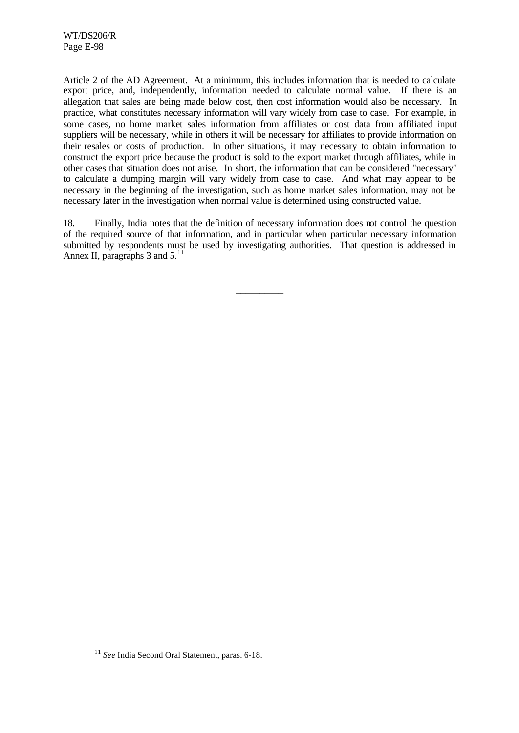Article 2 of the AD Agreement. At a minimum, this includes information that is needed to calculate export price, and, independently, information needed to calculate normal value. If there is an allegation that sales are being made below cost, then cost information would also be necessary. In practice, what constitutes necessary information will vary widely from case to case. For example, in some cases, no home market sales information from affiliates or cost data from affiliated input suppliers will be necessary, while in others it will be necessary for affiliates to provide information on their resales or costs of production. In other situations, it may necessary to obtain information to construct the export price because the product is sold to the export market through affiliates, while in other cases that situation does not arise. In short, the information that can be considered "necessary" to calculate a dumping margin will vary widely from case to case. And what may appear to be necessary in the beginning of the investigation, such as home market sales information, may not be necessary later in the investigation when normal value is determined using constructed value.

18. Finally, India notes that the definition of necessary information does not control the question of the required source of that information, and in particular when particular necessary information submitted by respondents must be used by investigating authorities. That question is addressed in Annex II, paragraphs 3 and 5.[11]

---

[11] *See* India Second Oral Statement, paras. 6-18.